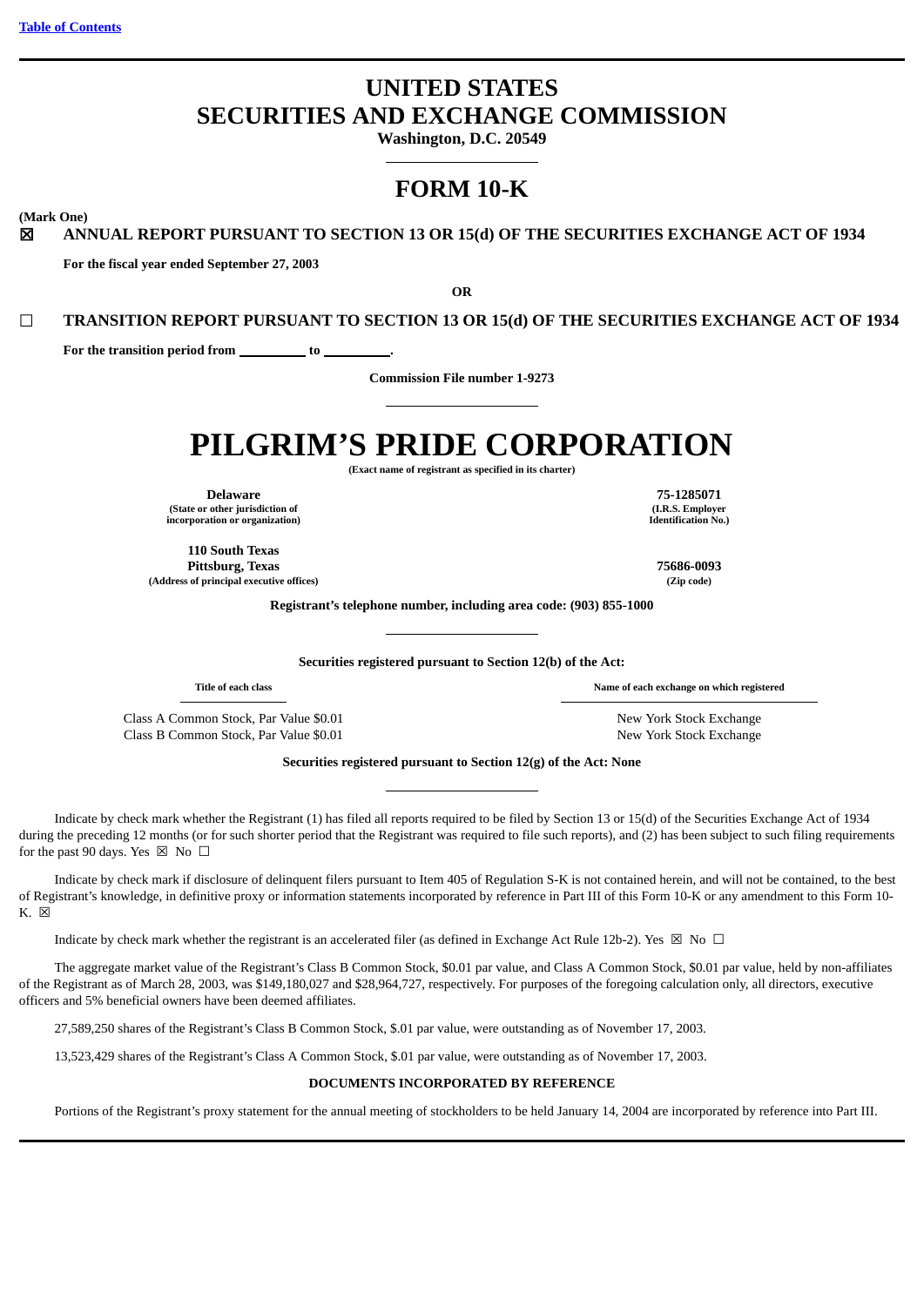Table of Contents

# UNITED STATES
# SECURITIES AND EXCHANGE COMMISSION

**Washington, D.C. 20549**

## FORM 10-K

**(Mark One)**

☒ **ANNUAL REPORT PURSUANT TO SECTION 13 OR 15(d) OF THE SECURITIES EXCHANGE ACT OF 1934**

**For the fiscal year ended September 27, 2003**

**OR**

☐ **TRANSITION REPORT PURSUANT TO SECTION 13 OR 15(d) OF THE SECURITIES EXCHANGE ACT OF 1934**

**For the transition period from \_\_\_\_\_\_\_\_\_ to \_\_\_\_\_\_\_\_\_.**

**Commission File number 1-9273**

# PILGRIM'S PRIDE CORPORATION

**(Exact name of registrant as specified in its charter)**

| | |
|---|---|
| **Delaware**<br>**(State or other jurisdiction of incorporation or organization)** | **75-1285071**<br>**(I.R.S. Employer Identification No.)** |
| **110 South Texas**<br>**Pittsburg, Texas**<br>**(Address of principal executive offices)** | **75686-0093**<br>**(Zip code)** |

**Registrant's telephone number, including area code: (903) 855-1000**

**Securities registered pursuant to Section 12(b) of the Act:**

| Title of each class | Name of each exchange on which registered |
|---|---|
| Class A Common Stock, Par Value $0.01 | New York Stock Exchange |
| Class B Common Stock, Par Value $0.01 | New York Stock Exchange |

**Securities registered pursuant to Section 12(g) of the Act: None**

Indicate by check mark whether the Registrant (1) has filed all reports required to be filed by Section 13 or 15(d) of the Securities Exchange Act of 1934 during the preceding 12 months (or for such shorter period that the Registrant was required to file such reports), and (2) has been subject to such filing requirements for the past 90 days. Yes ☒ No ☐

Indicate by check mark if disclosure of delinquent filers pursuant to Item 405 of Regulation S-K is not contained herein, and will not be contained, to the best of Registrant's knowledge, in definitive proxy or information statements incorporated by reference in Part III of this Form 10-K or any amendment to this Form 10-K. ☒

Indicate by check mark whether the registrant is an accelerated filer (as defined in Exchange Act Rule 12b-2). Yes ☒ No ☐

The aggregate market value of the Registrant's Class B Common Stock, $0.01 par value, and Class A Common Stock, $0.01 par value, held by non-affiliates of the Registrant as of March 28, 2003, was $149,180,027 and $28,964,727, respectively. For purposes of the foregoing calculation only, all directors, executive officers and 5% beneficial owners have been deemed affiliates.

27,589,250 shares of the Registrant's Class B Common Stock, $.01 par value, were outstanding as of November 17, 2003.

13,523,429 shares of the Registrant's Class A Common Stock, $.01 par value, were outstanding as of November 17, 2003.

**DOCUMENTS INCORPORATED BY REFERENCE**

Portions of the Registrant's proxy statement for the annual meeting of stockholders to be held January 14, 2004 are incorporated by reference into Part III.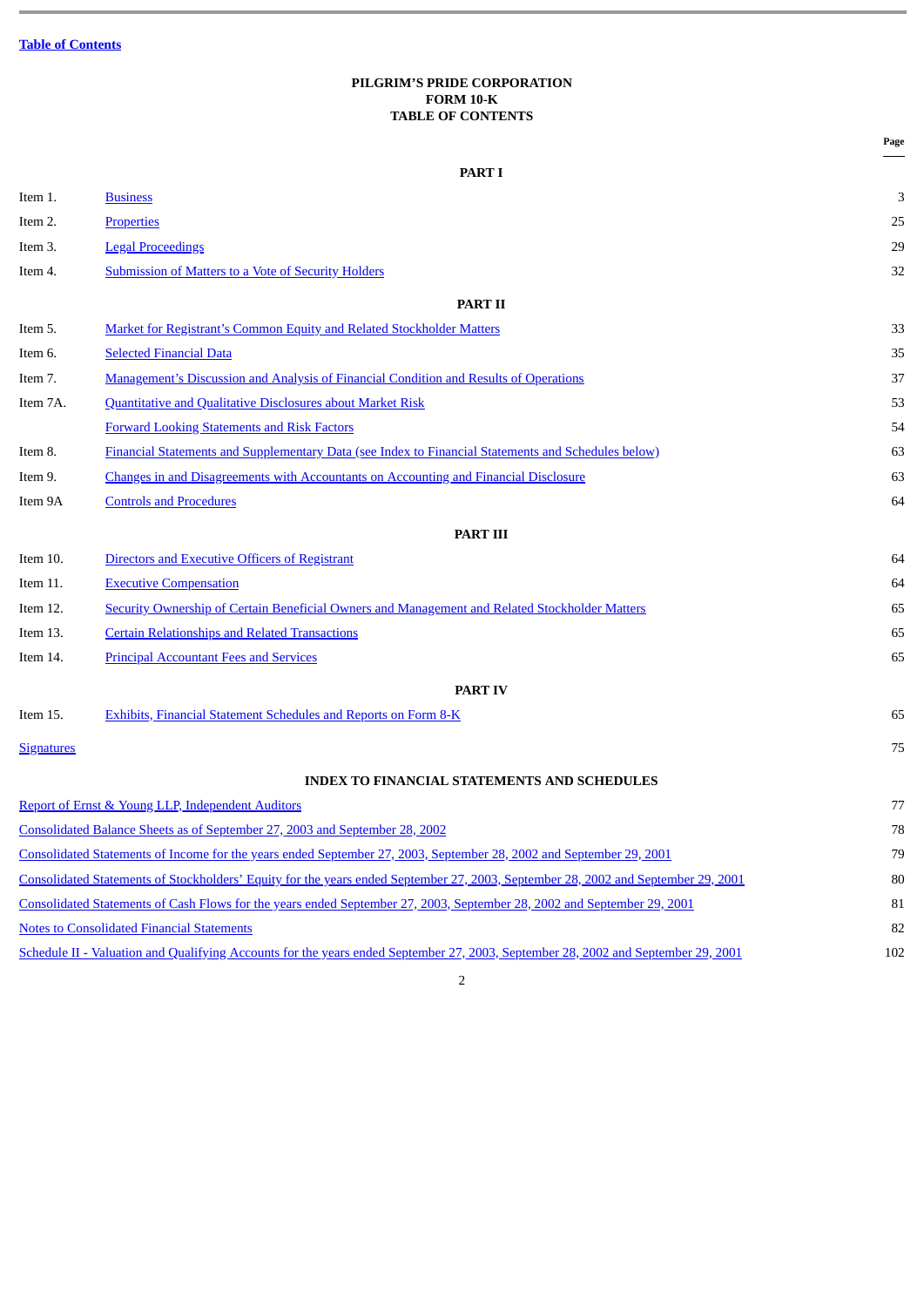Table of Contents

**PILGRIM'S PRIDE CORPORATION**
**FORM 10-K**
**TABLE OF CONTENTS**

| | | Page |
|---|---|---|
| | **PART I** | |
| Item 1. | Business | 3 |
| Item 2. | Properties | 25 |
| Item 3. | Legal Proceedings | 29 |
| Item 4. | Submission of Matters to a Vote of Security Holders | 32 |
| | **PART II** | |
| Item 5. | Market for Registrant's Common Equity and Related Stockholder Matters | 33 |
| Item 6. | Selected Financial Data | 35 |
| Item 7. | Management's Discussion and Analysis of Financial Condition and Results of Operations | 37 |
| Item 7A. | Quantitative and Qualitative Disclosures about Market Risk | 53 |
| | Forward Looking Statements and Risk Factors | 54 |
| Item 8. | Financial Statements and Supplementary Data (see Index to Financial Statements and Schedules below) | 63 |
| Item 9. | Changes in and Disagreements with Accountants on Accounting and Financial Disclosure | 63 |
| Item 9A | Controls and Procedures | 64 |
| | **PART III** | |
| Item 10. | Directors and Executive Officers of Registrant | 64 |
| Item 11. | Executive Compensation | 64 |
| Item 12. | Security Ownership of Certain Beneficial Owners and Management and Related Stockholder Matters | 65 |
| Item 13. | Certain Relationships and Related Transactions | 65 |
| Item 14. | Principal Accountant Fees and Services | 65 |
| | **PART IV** | |
| Item 15. | Exhibits, Financial Statement Schedules and Reports on Form 8-K | 65 |
| Signatures | | 75 |

**INDEX TO FINANCIAL STATEMENTS AND SCHEDULES**

| | |
|---|---|
| Report of Ernst & Young LLP, Independent Auditors | 77 |
| Consolidated Balance Sheets as of September 27, 2003 and September 28, 2002 | 78 |
| Consolidated Statements of Income for the years ended September 27, 2003, September 28, 2002 and September 29, 2001 | 79 |
| Consolidated Statements of Stockholders' Equity for the years ended September 27, 2003, September 28, 2002 and September 29, 2001 | 80 |
| Consolidated Statements of Cash Flows for the years ended September 27, 2003, September 28, 2002 and September 29, 2001 | 81 |
| Notes to Consolidated Financial Statements | 82 |
| Schedule II - Valuation and Qualifying Accounts for the years ended September 27, 2003, September 28, 2002 and September 29, 2001 | 102 |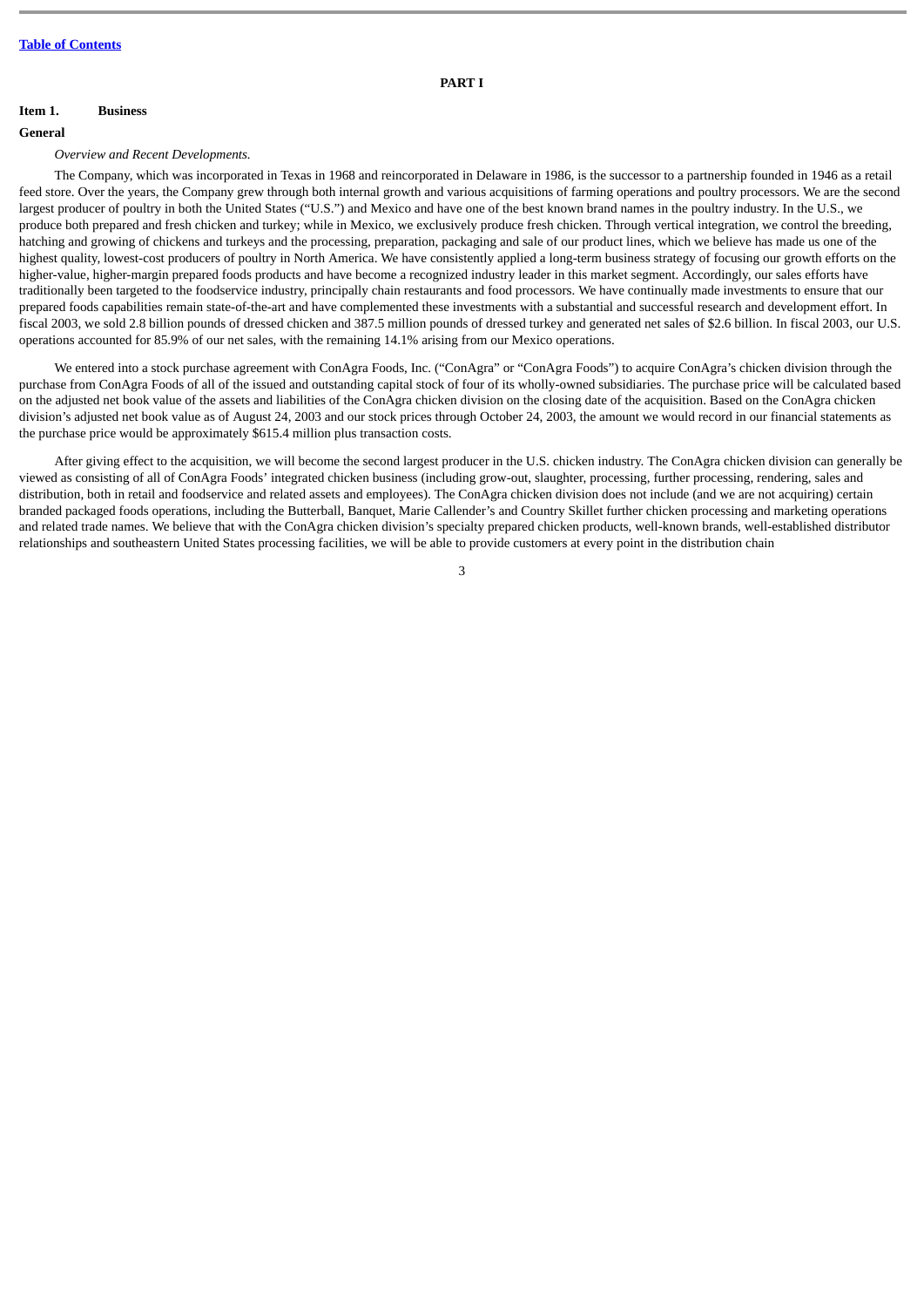[Table of Contents](#)

# PART I

## Item 1. Business

### General

*Overview and Recent Developments.*

The Company, which was incorporated in Texas in 1968 and reincorporated in Delaware in 1986, is the successor to a partnership founded in 1946 as a retail feed store. Over the years, the Company grew through both internal growth and various acquisitions of farming operations and poultry processors. We are the second largest producer of poultry in both the United States ("U.S.") and Mexico and have one of the best known brand names in the poultry industry. In the U.S., we produce both prepared and fresh chicken and turkey; while in Mexico, we exclusively produce fresh chicken. Through vertical integration, we control the breeding, hatching and growing of chickens and turkeys and the processing, preparation, packaging and sale of our product lines, which we believe has made us one of the highest quality, lowest-cost producers of poultry in North America. We have consistently applied a long-term business strategy of focusing our growth efforts on the higher-value, higher-margin prepared foods products and have become a recognized industry leader in this market segment. Accordingly, our sales efforts have traditionally been targeted to the foodservice industry, principally chain restaurants and food processors. We have continually made investments to ensure that our prepared foods capabilities remain state-of-the-art and have complemented these investments with a substantial and successful research and development effort. In fiscal 2003, we sold 2.8 billion pounds of dressed chicken and 387.5 million pounds of dressed turkey and generated net sales of $2.6 billion. In fiscal 2003, our U.S. operations accounted for 85.9% of our net sales, with the remaining 14.1% arising from our Mexico operations.

We entered into a stock purchase agreement with ConAgra Foods, Inc. ("ConAgra" or "ConAgra Foods") to acquire ConAgra's chicken division through the purchase from ConAgra Foods of all of the issued and outstanding capital stock of four of its wholly-owned subsidiaries. The purchase price will be calculated based on the adjusted net book value of the assets and liabilities of the ConAgra chicken division on the closing date of the acquisition. Based on the ConAgra chicken division's adjusted net book value as of August 24, 2003 and our stock prices through October 24, 2003, the amount we would record in our financial statements as the purchase price would be approximately $615.4 million plus transaction costs.

After giving effect to the acquisition, we will become the second largest producer in the U.S. chicken industry. The ConAgra chicken division can generally be viewed as consisting of all of ConAgra Foods' integrated chicken business (including grow-out, slaughter, processing, further processing, rendering, sales and distribution, both in retail and foodservice and related assets and employees). The ConAgra chicken division does not include (and we are not acquiring) certain branded packaged foods operations, including the Butterball, Banquet, Marie Callender's and Country Skillet further chicken processing and marketing operations and related trade names. We believe that with the ConAgra chicken division's specialty prepared chicken products, well-known brands, well-established distributor relationships and southeastern United States processing facilities, we will be able to provide customers at every point in the distribution chain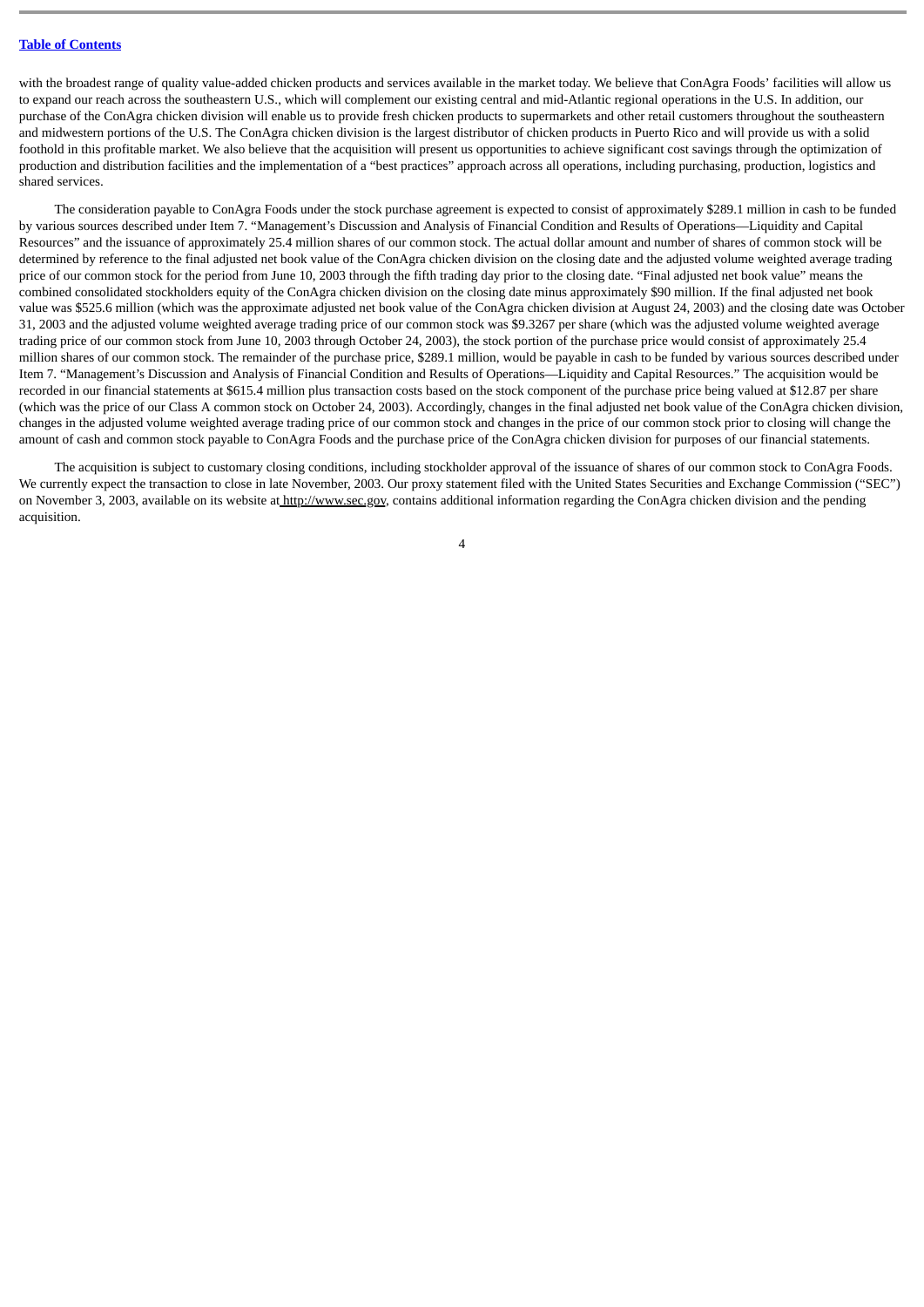with the broadest range of quality value-added chicken products and services available in the market today. We believe that ConAgra Foods' facilities will allow us to expand our reach across the southeastern U.S., which will complement our existing central and mid-Atlantic regional operations in the U.S. In addition, our purchase of the ConAgra chicken division will enable us to provide fresh chicken products to supermarkets and other retail customers throughout the southeastern and midwestern portions of the U.S. The ConAgra chicken division is the largest distributor of chicken products in Puerto Rico and will provide us with a solid foothold in this profitable market. We also believe that the acquisition will present us opportunities to achieve significant cost savings through the optimization of production and distribution facilities and the implementation of a "best practices" approach across all operations, including purchasing, production, logistics and shared services.

The consideration payable to ConAgra Foods under the stock purchase agreement is expected to consist of approximately $289.1 million in cash to be funded by various sources described under Item 7. "Management's Discussion and Analysis of Financial Condition and Results of Operations—Liquidity and Capital Resources" and the issuance of approximately 25.4 million shares of our common stock. The actual dollar amount and number of shares of common stock will be determined by reference to the final adjusted net book value of the ConAgra chicken division on the closing date and the adjusted volume weighted average trading price of our common stock for the period from June 10, 2003 through the fifth trading day prior to the closing date. "Final adjusted net book value" means the combined consolidated stockholders equity of the ConAgra chicken division on the closing date minus approximately $90 million. If the final adjusted net book value was $525.6 million (which was the approximate adjusted net book value of the ConAgra chicken division at August 24, 2003) and the closing date was October 31, 2003 and the adjusted volume weighted average trading price of our common stock was $9.3267 per share (which was the adjusted volume weighted average trading price of our common stock from June 10, 2003 through October 24, 2003), the stock portion of the purchase price would consist of approximately 25.4 million shares of our common stock. The remainder of the purchase price, $289.1 million, would be payable in cash to be funded by various sources described under Item 7. "Management's Discussion and Analysis of Financial Condition and Results of Operations—Liquidity and Capital Resources." The acquisition would be recorded in our financial statements at $615.4 million plus transaction costs based on the stock component of the purchase price being valued at $12.87 per share (which was the price of our Class A common stock on October 24, 2003). Accordingly, changes in the final adjusted net book value of the ConAgra chicken division, changes in the adjusted volume weighted average trading price of our common stock and changes in the price of our common stock prior to closing will change the amount of cash and common stock payable to ConAgra Foods and the purchase price of the ConAgra chicken division for purposes of our financial statements.

The acquisition is subject to customary closing conditions, including stockholder approval of the issuance of shares of our common stock to ConAgra Foods. We currently expect the transaction to close in late November, 2003. Our proxy statement filed with the United States Securities and Exchange Commission ("SEC") on November 3, 2003, available on its website at http://www.sec.gov, contains additional information regarding the ConAgra chicken division and the pending acquisition.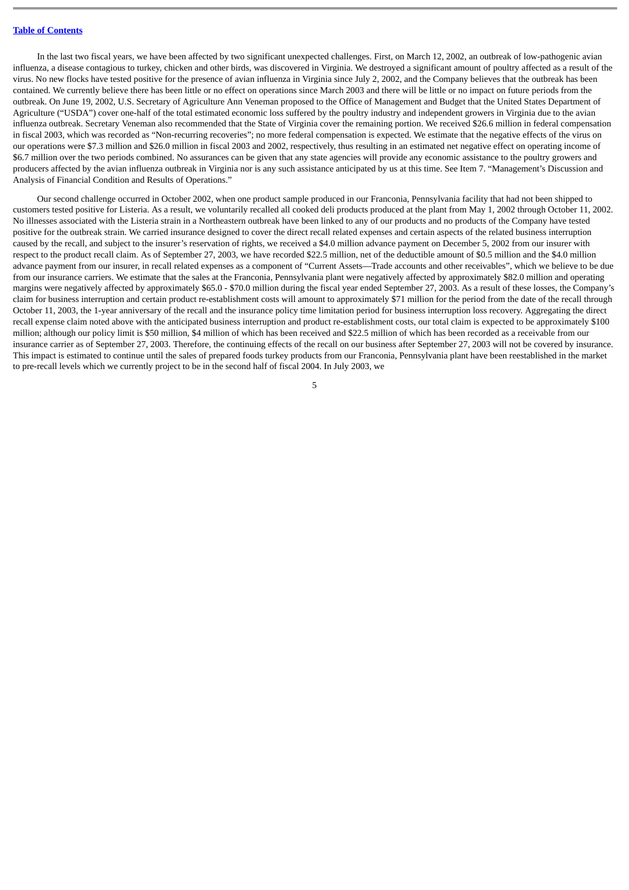In the last two fiscal years, we have been affected by two significant unexpected challenges. First, on March 12, 2002, an outbreak of low-pathogenic avian influenza, a disease contagious to turkey, chicken and other birds, was discovered in Virginia. We destroyed a significant amount of poultry affected as a result of the virus. No new flocks have tested positive for the presence of avian influenza in Virginia since July 2, 2002, and the Company believes that the outbreak has been contained. We currently believe there has been little or no effect on operations since March 2003 and there will be little or no impact on future periods from the outbreak. On June 19, 2002, U.S. Secretary of Agriculture Ann Veneman proposed to the Office of Management and Budget that the United States Department of Agriculture ("USDA") cover one-half of the total estimated economic loss suffered by the poultry industry and independent growers in Virginia due to the avian influenza outbreak. Secretary Veneman also recommended that the State of Virginia cover the remaining portion. We received $26.6 million in federal compensation in fiscal 2003, which was recorded as "Non-recurring recoveries"; no more federal compensation is expected. We estimate that the negative effects of the virus on our operations were $7.3 million and $26.0 million in fiscal 2003 and 2002, respectively, thus resulting in an estimated net negative effect on operating income of $6.7 million over the two periods combined. No assurances can be given that any state agencies will provide any economic assistance to the poultry growers and producers affected by the avian influenza outbreak in Virginia nor is any such assistance anticipated by us at this time. See Item 7. "Management's Discussion and Analysis of Financial Condition and Results of Operations."

Our second challenge occurred in October 2002, when one product sample produced in our Franconia, Pennsylvania facility that had not been shipped to customers tested positive for Listeria. As a result, we voluntarily recalled all cooked deli products produced at the plant from May 1, 2002 through October 11, 2002. No illnesses associated with the Listeria strain in a Northeastern outbreak have been linked to any of our products and no products of the Company have tested positive for the outbreak strain. We carried insurance designed to cover the direct recall related expenses and certain aspects of the related business interruption caused by the recall, and subject to the insurer's reservation of rights, we received a $4.0 million advance payment on December 5, 2002 from our insurer with respect to the product recall claim. As of September 27, 2003, we have recorded $22.5 million, net of the deductible amount of $0.5 million and the $4.0 million advance payment from our insurer, in recall related expenses as a component of "Current Assets—Trade accounts and other receivables", which we believe to be due from our insurance carriers. We estimate that the sales at the Franconia, Pennsylvania plant were negatively affected by approximately $82.0 million and operating margins were negatively affected by approximately $65.0 - $70.0 million during the fiscal year ended September 27, 2003. As a result of these losses, the Company's claim for business interruption and certain product re-establishment costs will amount to approximately $71 million for the period from the date of the recall through October 11, 2003, the 1-year anniversary of the recall and the insurance policy time limitation period for business interruption loss recovery. Aggregating the direct recall expense claim noted above with the anticipated business interruption and product re-establishment costs, our total claim is expected to be approximately $100 million; although our policy limit is $50 million, $4 million of which has been received and $22.5 million of which has been recorded as a receivable from our insurance carrier as of September 27, 2003. Therefore, the continuing effects of the recall on our business after September 27, 2003 will not be covered by insurance. This impact is estimated to continue until the sales of prepared foods turkey products from our Franconia, Pennsylvania plant have been reestablished in the market to pre-recall levels which we currently project to be in the second half of fiscal 2004. In July 2003, we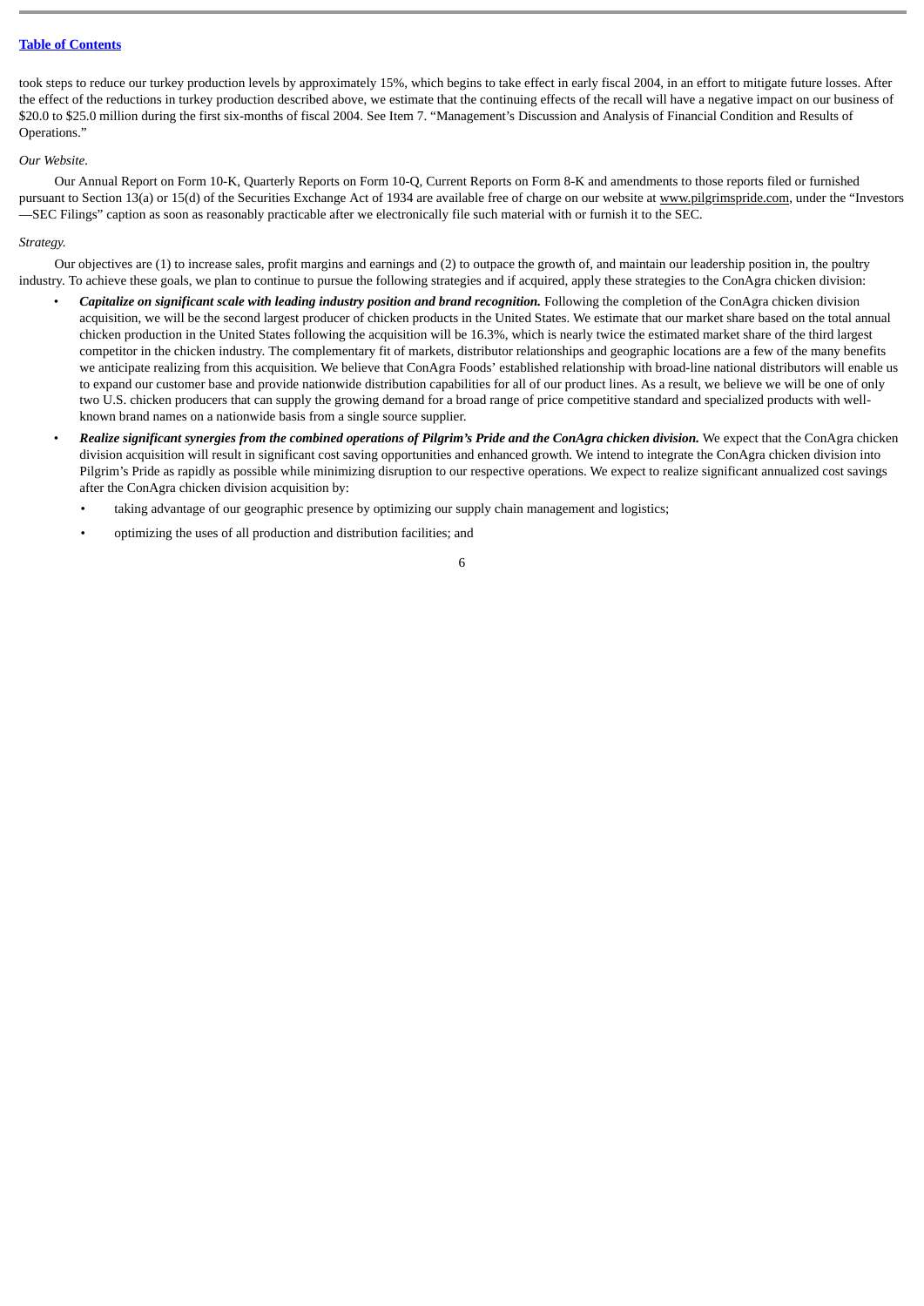took steps to reduce our turkey production levels by approximately 15%, which begins to take effect in early fiscal 2004, in an effort to mitigate future losses. After the effect of the reductions in turkey production described above, we estimate that the continuing effects of the recall will have a negative impact on our business of $20.0 to $25.0 million during the first six-months of fiscal 2004. See Item 7. "Management's Discussion and Analysis of Financial Condition and Results of Operations."

*Our Website*.

Our Annual Report on Form 10-K, Quarterly Reports on Form 10-Q, Current Reports on Form 8-K and amendments to those reports filed or furnished pursuant to Section 13(a) or 15(d) of the Securities Exchange Act of 1934 are available free of charge on our website at www.pilgrimspride.com, under the "Investors —SEC Filings" caption as soon as reasonably practicable after we electronically file such material with or furnish it to the SEC.

*Strategy.*

Our objectives are (1) to increase sales, profit margins and earnings and (2) to outpace the growth of, and maintain our leadership position in, the poultry industry. To achieve these goals, we plan to continue to pursue the following strategies and if acquired, apply these strategies to the ConAgra chicken division:

- ***Capitalize on significant scale with leading industry position and brand recognition.*** Following the completion of the ConAgra chicken division acquisition, we will be the second largest producer of chicken products in the United States. We estimate that our market share based on the total annual chicken production in the United States following the acquisition will be 16.3%, which is nearly twice the estimated market share of the third largest competitor in the chicken industry. The complementary fit of markets, distributor relationships and geographic locations are a few of the many benefits we anticipate realizing from this acquisition. We believe that ConAgra Foods' established relationship with broad-line national distributors will enable us to expand our customer base and provide nationwide distribution capabilities for all of our product lines. As a result, we believe we will be one of only two U.S. chicken producers that can supply the growing demand for a broad range of price competitive standard and specialized products with well-known brand names on a nationwide basis from a single source supplier.
- ***Realize significant synergies from the combined operations of Pilgrim's Pride and the ConAgra chicken division.*** We expect that the ConAgra chicken division acquisition will result in significant cost saving opportunities and enhanced growth. We intend to integrate the ConAgra chicken division into Pilgrim's Pride as rapidly as possible while minimizing disruption to our respective operations. We expect to realize significant annualized cost savings after the ConAgra chicken division acquisition by:
  - taking advantage of our geographic presence by optimizing our supply chain management and logistics;
  - optimizing the uses of all production and distribution facilities; and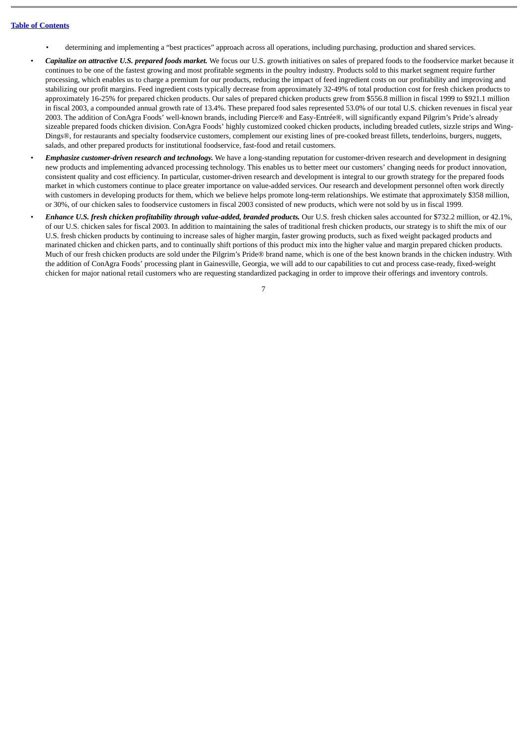- determining and implementing a "best practices" approach across all operations, including purchasing, production and shared services.

- ***Capitalize on attractive U.S. prepared foods market.*** We focus our U.S. growth initiatives on sales of prepared foods to the foodservice market because it continues to be one of the fastest growing and most profitable segments in the poultry industry. Products sold to this market segment require further processing, which enables us to charge a premium for our products, reducing the impact of feed ingredient costs on our profitability and improving and stabilizing our profit margins. Feed ingredient costs typically decrease from approximately 32-49% of total production cost for fresh chicken products to approximately 16-25% for prepared chicken products. Our sales of prepared chicken products grew from $556.8 million in fiscal 1999 to $921.1 million in fiscal 2003, a compounded annual growth rate of 13.4%. These prepared food sales represented 53.0% of our total U.S. chicken revenues in fiscal year 2003. The addition of ConAgra Foods' well-known brands, including Pierce® and Easy-Entrée®, will significantly expand Pilgrim's Pride's already sizeable prepared foods chicken division. ConAgra Foods' highly customized cooked chicken products, including breaded cutlets, sizzle strips and Wing-Dings®, for restaurants and specialty foodservice customers, complement our existing lines of pre-cooked breast fillets, tenderloins, burgers, nuggets, salads, and other prepared products for institutional foodservice, fast-food and retail customers.

- ***Emphasize customer-driven research and technology.*** We have a long-standing reputation for customer-driven research and development in designing new products and implementing advanced processing technology. This enables us to better meet our customers' changing needs for product innovation, consistent quality and cost efficiency. In particular, customer-driven research and development is integral to our growth strategy for the prepared foods market in which customers continue to place greater importance on value-added services. Our research and development personnel often work directly with customers in developing products for them, which we believe helps promote long-term relationships. We estimate that approximately $358 million, or 30%, of our chicken sales to foodservice customers in fiscal 2003 consisted of new products, which were not sold by us in fiscal 1999.

- ***Enhance U.S. fresh chicken profitability through value-added, branded products.*** Our U.S. fresh chicken sales accounted for $732.2 million, or 42.1%, of our U.S. chicken sales for fiscal 2003. In addition to maintaining the sales of traditional fresh chicken products, our strategy is to shift the mix of our U.S. fresh chicken products by continuing to increase sales of higher margin, faster growing products, such as fixed weight packaged products and marinated chicken and chicken parts, and to continually shift portions of this product mix into the higher value and margin prepared chicken products. Much of our fresh chicken products are sold under the Pilgrim's Pride® brand name, which is one of the best known brands in the chicken industry. With the addition of ConAgra Foods' processing plant in Gainesville, Georgia, we will add to our capabilities to cut and process case-ready, fixed-weight chicken for major national retail customers who are requesting standardized packaging in order to improve their offerings and inventory controls.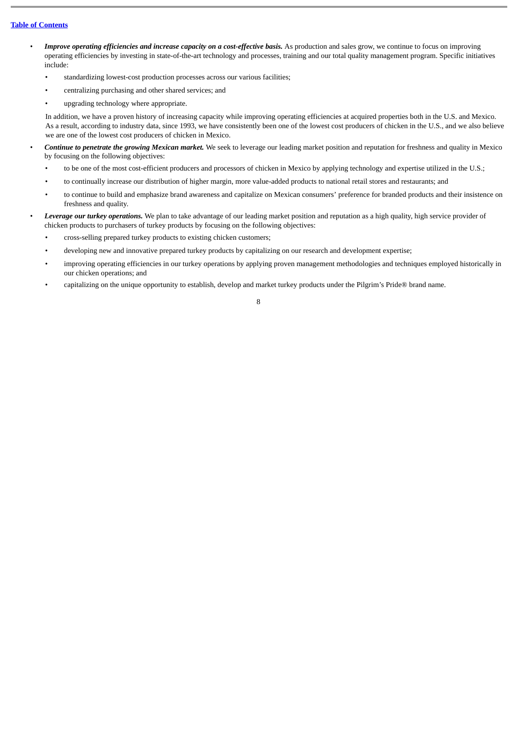- ***Improve operating efficiencies and increase capacity on a cost-effective basis.*** As production and sales grow, we continue to focus on improving operating efficiencies by investing in state-of-the-art technology and processes, training and our total quality management program. Specific initiatives include:
  - standardizing lowest-cost production processes across our various facilities;
  - centralizing purchasing and other shared services; and
  - upgrading technology where appropriate.

  In addition, we have a proven history of increasing capacity while improving operating efficiencies at acquired properties both in the U.S. and Mexico. As a result, according to industry data, since 1993, we have consistently been one of the lowest cost producers of chicken in the U.S., and we also believe we are one of the lowest cost producers of chicken in Mexico.

- ***Continue to penetrate the growing Mexican market.*** We seek to leverage our leading market position and reputation for freshness and quality in Mexico by focusing on the following objectives:
  - to be one of the most cost-efficient producers and processors of chicken in Mexico by applying technology and expertise utilized in the U.S.;
  - to continually increase our distribution of higher margin, more value-added products to national retail stores and restaurants; and
  - to continue to build and emphasize brand awareness and capitalize on Mexican consumers' preference for branded products and their insistence on freshness and quality.

- ***Leverage our turkey operations.*** We plan to take advantage of our leading market position and reputation as a high quality, high service provider of chicken products to purchasers of turkey products by focusing on the following objectives:
  - cross-selling prepared turkey products to existing chicken customers;
  - developing new and innovative prepared turkey products by capitalizing on our research and development expertise;
  - improving operating efficiencies in our turkey operations by applying proven management methodologies and techniques employed historically in our chicken operations; and
  - capitalizing on the unique opportunity to establish, develop and market turkey products under the Pilgrim's Pride® brand name.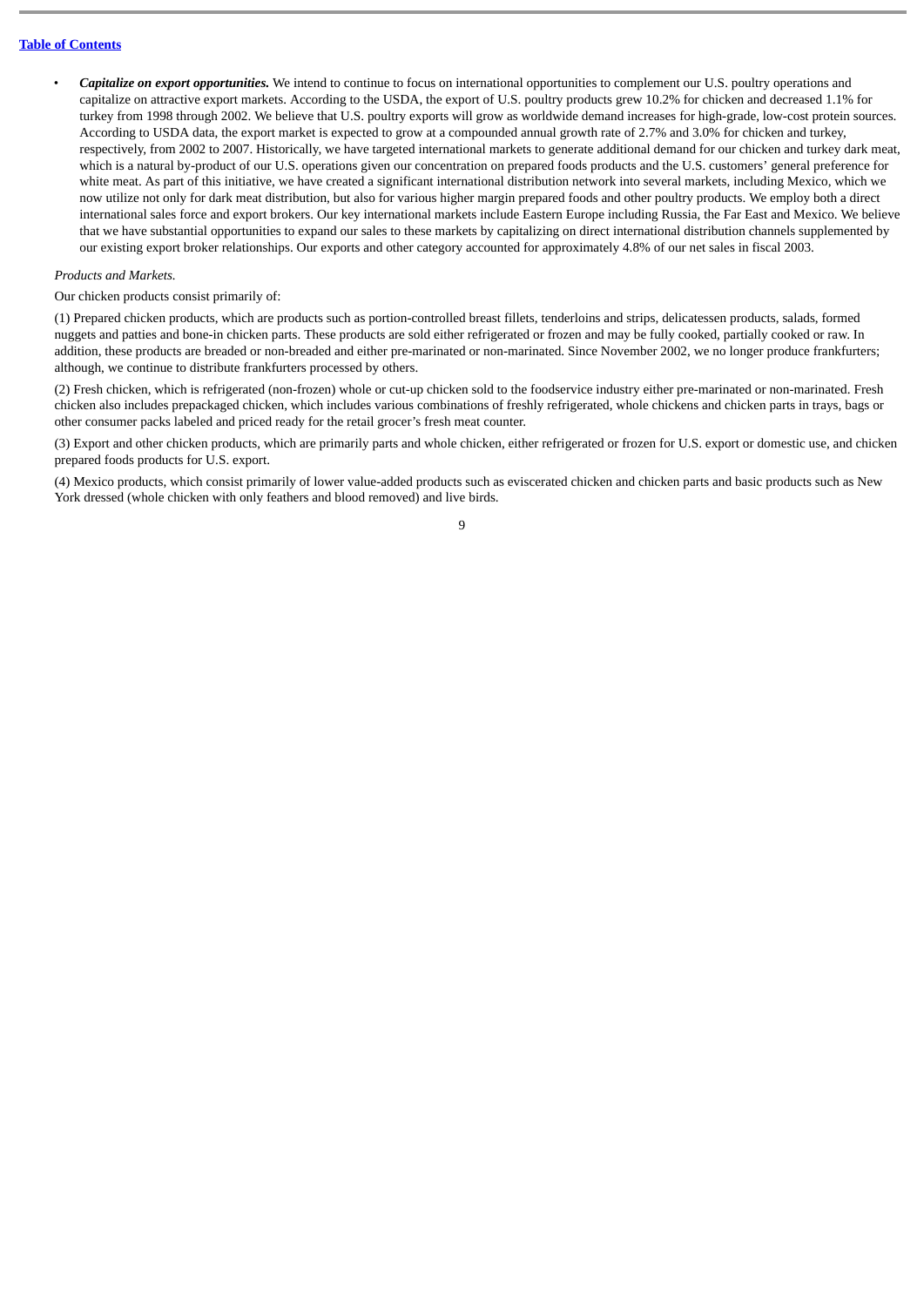- ***Capitalize on export opportunities.*** We intend to continue to focus on international opportunities to complement our U.S. poultry operations and capitalize on attractive export markets. According to the USDA, the export of U.S. poultry products grew 10.2% for chicken and decreased 1.1% for turkey from 1998 through 2002. We believe that U.S. poultry exports will grow as worldwide demand increases for high-grade, low-cost protein sources. According to USDA data, the export market is expected to grow at a compounded annual growth rate of 2.7% and 3.0% for chicken and turkey, respectively, from 2002 to 2007. Historically, we have targeted international markets to generate additional demand for our chicken and turkey dark meat, which is a natural by-product of our U.S. operations given our concentration on prepared foods products and the U.S. customers' general preference for white meat. As part of this initiative, we have created a significant international distribution network into several markets, including Mexico, which we now utilize not only for dark meat distribution, but also for various higher margin prepared foods and other poultry products. We employ both a direct international sales force and export brokers. Our key international markets include Eastern Europe including Russia, the Far East and Mexico. We believe that we have substantial opportunities to expand our sales to these markets by capitalizing on direct international distribution channels supplemented by our existing export broker relationships. Our exports and other category accounted for approximately 4.8% of our net sales in fiscal 2003.

*Products and Markets.*

Our chicken products consist primarily of:

(1) Prepared chicken products, which are products such as portion-controlled breast fillets, tenderloins and strips, delicatessen products, salads, formed nuggets and patties and bone-in chicken parts. These products are sold either refrigerated or frozen and may be fully cooked, partially cooked or raw. In addition, these products are breaded or non-breaded and either pre-marinated or non-marinated. Since November 2002, we no longer produce frankfurters; although, we continue to distribute frankfurters processed by others.

(2) Fresh chicken, which is refrigerated (non-frozen) whole or cut-up chicken sold to the foodservice industry either pre-marinated or non-marinated. Fresh chicken also includes prepackaged chicken, which includes various combinations of freshly refrigerated, whole chickens and chicken parts in trays, bags or other consumer packs labeled and priced ready for the retail grocer's fresh meat counter.

(3) Export and other chicken products, which are primarily parts and whole chicken, either refrigerated or frozen for U.S. export or domestic use, and chicken prepared foods products for U.S. export.

(4) Mexico products, which consist primarily of lower value-added products such as eviscerated chicken and chicken parts and basic products such as New York dressed (whole chicken with only feathers and blood removed) and live birds.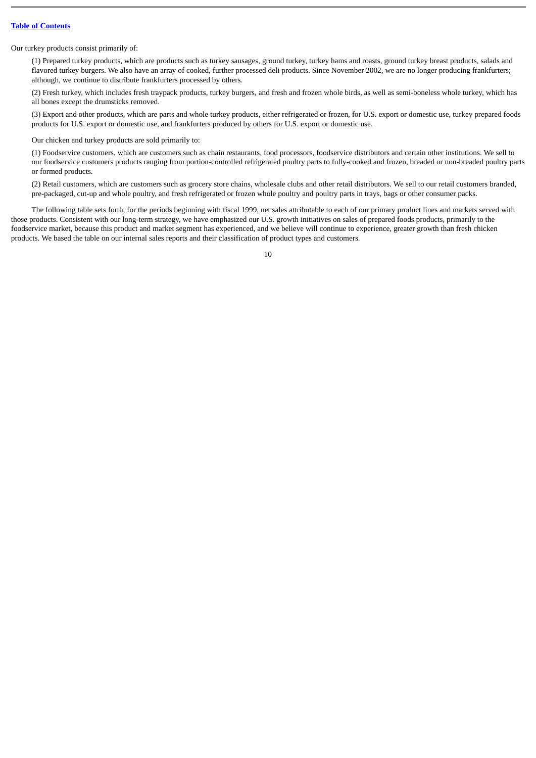Our turkey products consist primarily of:

(1) Prepared turkey products, which are products such as turkey sausages, ground turkey, turkey hams and roasts, ground turkey breast products, salads and flavored turkey burgers. We also have an array of cooked, further processed deli products. Since November 2002, we are no longer producing frankfurters; although, we continue to distribute frankfurters processed by others.

(2) Fresh turkey, which includes fresh traypack products, turkey burgers, and fresh and frozen whole birds, as well as semi-boneless whole turkey, which has all bones except the drumsticks removed.

(3) Export and other products, which are parts and whole turkey products, either refrigerated or frozen, for U.S. export or domestic use, turkey prepared foods products for U.S. export or domestic use, and frankfurters produced by others for U.S. export or domestic use.

Our chicken and turkey products are sold primarily to:

(1) Foodservice customers, which are customers such as chain restaurants, food processors, foodservice distributors and certain other institutions. We sell to our foodservice customers products ranging from portion-controlled refrigerated poultry parts to fully-cooked and frozen, breaded or non-breaded poultry parts or formed products.

(2) Retail customers, which are customers such as grocery store chains, wholesale clubs and other retail distributors. We sell to our retail customers branded, pre-packaged, cut-up and whole poultry, and fresh refrigerated or frozen whole poultry and poultry parts in trays, bags or other consumer packs.

The following table sets forth, for the periods beginning with fiscal 1999, net sales attributable to each of our primary product lines and markets served with those products. Consistent with our long-term strategy, we have emphasized our U.S. growth initiatives on sales of prepared foods products, primarily to the foodservice market, because this product and market segment has experienced, and we believe will continue to experience, greater growth than fresh chicken products. We based the table on our internal sales reports and their classification of product types and customers.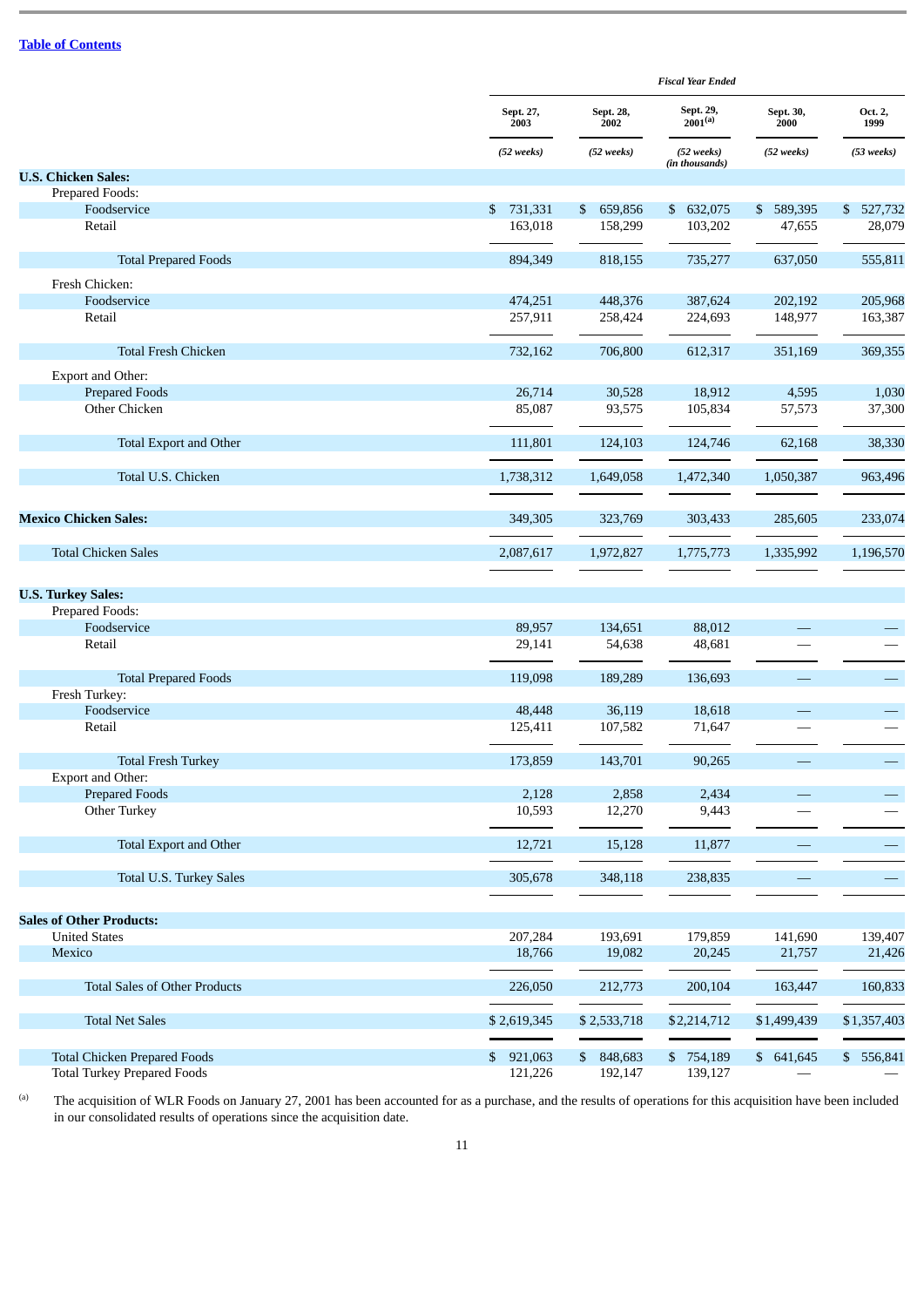[Table of Contents](#)

| | Fiscal Year Ended | | | | |
|---|---|---|---|---|---|
| | Sept. 27, 2003 | Sept. 28, 2002 | Sept. 29, 2001[(a)] | Sept. 30, 2000 | Oct. 2, 1999 |
| | *(52 weeks)* | *(52 weeks)* | *(52 weeks)* *(in thousands)* | *(52 weeks)* | *(53 weeks)* |
| **U.S. Chicken Sales:** | | | | | |
| Prepared Foods: | | | | | |
| Foodservice | $ 731,331 | $ 659,856 | $ 632,075 | $ 589,395 | $ 527,732 |
| Retail | 163,018 | 158,299 | 103,202 | 47,655 | 28,079 |
| Total Prepared Foods | 894,349 | 818,155 | 735,277 | 637,050 | 555,811 |
| Fresh Chicken: | | | | | |
| Foodservice | 474,251 | 448,376 | 387,624 | 202,192 | 205,968 |
| Retail | 257,911 | 258,424 | 224,693 | 148,977 | 163,387 |
| Total Fresh Chicken | 732,162 | 706,800 | 612,317 | 351,169 | 369,355 |
| Export and Other: | | | | | |
| Prepared Foods | 26,714 | 30,528 | 18,912 | 4,595 | 1,030 |
| Other Chicken | 85,087 | 93,575 | 105,834 | 57,573 | 37,300 |
| Total Export and Other | 111,801 | 124,103 | 124,746 | 62,168 | 38,330 |
| Total U.S. Chicken | 1,738,312 | 1,649,058 | 1,472,340 | 1,050,387 | 963,496 |
| **Mexico Chicken Sales:** | 349,305 | 323,769 | 303,433 | 285,605 | 233,074 |
| Total Chicken Sales | 2,087,617 | 1,972,827 | 1,775,773 | 1,335,992 | 1,196,570 |
| **U.S. Turkey Sales:** | | | | | |
| Prepared Foods: | | | | | |
| Foodservice | 89,957 | 134,651 | 88,012 | — | — |
| Retail | 29,141 | 54,638 | 48,681 | — | — |
| Total Prepared Foods | 119,098 | 189,289 | 136,693 | — | — |
| Fresh Turkey: | | | | | |
| Foodservice | 48,448 | 36,119 | 18,618 | — | — |
| Retail | 125,411 | 107,582 | 71,647 | — | — |
| Total Fresh Turkey | 173,859 | 143,701 | 90,265 | — | — |
| Export and Other: | | | | | |
| Prepared Foods | 2,128 | 2,858 | 2,434 | — | — |
| Other Turkey | 10,593 | 12,270 | 9,443 | — | — |
| Total Export and Other | 12,721 | 15,128 | 11,877 | — | — |
| Total U.S. Turkey Sales | 305,678 | 348,118 | 238,835 | — | — |
| **Sales of Other Products:** | | | | | |
| United States | 207,284 | 193,691 | 179,859 | 141,690 | 139,407 |
| Mexico | 18,766 | 19,082 | 20,245 | 21,757 | 21,426 |
| Total Sales of Other Products | 226,050 | 212,773 | 200,104 | 163,447 | 160,833 |
| Total Net Sales | $ 2,619,345 | $ 2,533,718 | $ 2,214,712 | $ 1,499,439 | $ 1,357,403 |
| Total Chicken Prepared Foods | $ 921,063 | $ 848,683 | $ 754,189 | $ 641,645 | $ 556,841 |
| Total Turkey Prepared Foods | 121,226 | 192,147 | 139,127 | — | — |

[(a)] The acquisition of WLR Foods on January 27, 2001 has been accounted for as a purchase, and the results of operations for this acquisition have been included in our consolidated results of operations since the acquisition date.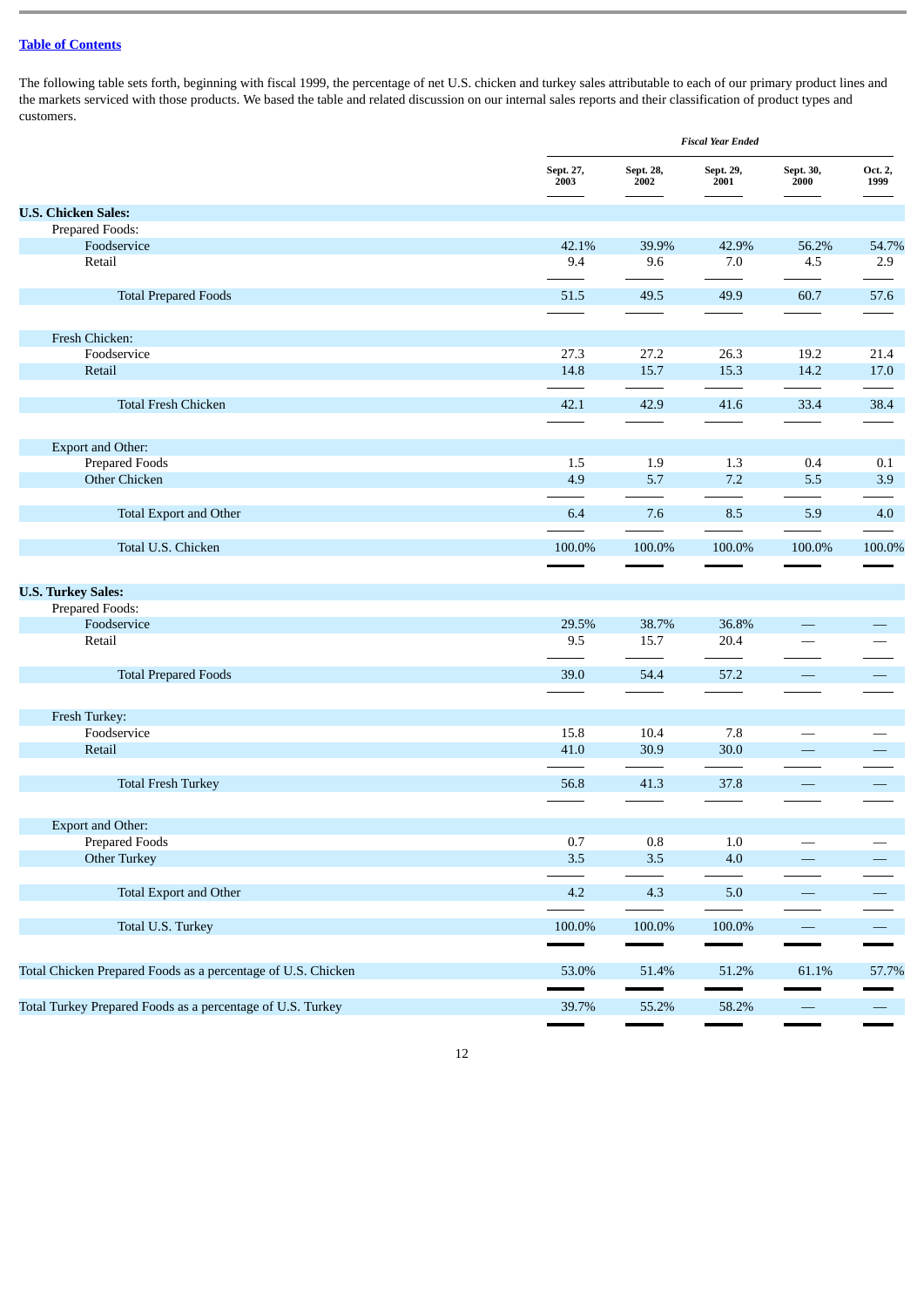[Table of Contents](#)

The following table sets forth, beginning with fiscal 1999, the percentage of net U.S. chicken and turkey sales attributable to each of our primary product lines and the markets serviced with those products. We based the table and related discussion on our internal sales reports and their classification of product types and customers.

| | *Fiscal Year Ended* | | | | |
|---|---|---|---|---|---|
| | **Sept. 27, 2003** | **Sept. 28, 2002** | **Sept. 29, 2001** | **Sept. 30, 2000** | **Oct. 2, 1999** |
| **U.S. Chicken Sales:** | | | | | |
| Prepared Foods: | | | | | |
| Foodservice | 42.1% | 39.9% | 42.9% | 56.2% | 54.7% |
| Retail | 9.4 | 9.6 | 7.0 | 4.5 | 2.9 |
| Total Prepared Foods | 51.5 | 49.5 | 49.9 | 60.7 | 57.6 |
| Fresh Chicken: | | | | | |
| Foodservice | 27.3 | 27.2 | 26.3 | 19.2 | 21.4 |
| Retail | 14.8 | 15.7 | 15.3 | 14.2 | 17.0 |
| Total Fresh Chicken | 42.1 | 42.9 | 41.6 | 33.4 | 38.4 |
| Export and Other: | | | | | |
| Prepared Foods | 1.5 | 1.9 | 1.3 | 0.4 | 0.1 |
| Other Chicken | 4.9 | 5.7 | 7.2 | 5.5 | 3.9 |
| Total Export and Other | 6.4 | 7.6 | 8.5 | 5.9 | 4.0 |
| Total U.S. Chicken | 100.0% | 100.0% | 100.0% | 100.0% | 100.0% |
| **U.S. Turkey Sales:** | | | | | |
| Prepared Foods: | | | | | |
| Foodservice | 29.5% | 38.7% | 36.8% | — | — |
| Retail | 9.5 | 15.7 | 20.4 | — | — |
| Total Prepared Foods | 39.0 | 54.4 | 57.2 | — | — |
| Fresh Turkey: | | | | | |
| Foodservice | 15.8 | 10.4 | 7.8 | — | — |
| Retail | 41.0 | 30.9 | 30.0 | — | — |
| Total Fresh Turkey | 56.8 | 41.3 | 37.8 | — | — |
| Export and Other: | | | | | |
| Prepared Foods | 0.7 | 0.8 | 1.0 | — | — |
| Other Turkey | 3.5 | 3.5 | 4.0 | — | — |
| Total Export and Other | 4.2 | 4.3 | 5.0 | — | — |
| Total U.S. Turkey | 100.0% | 100.0% | 100.0% | — | — |
| Total Chicken Prepared Foods as a percentage of U.S. Chicken | 53.0% | 51.4% | 51.2% | 61.1% | 57.7% |
| Total Turkey Prepared Foods as a percentage of U.S. Turkey | 39.7% | 55.2% | 58.2% | — | — |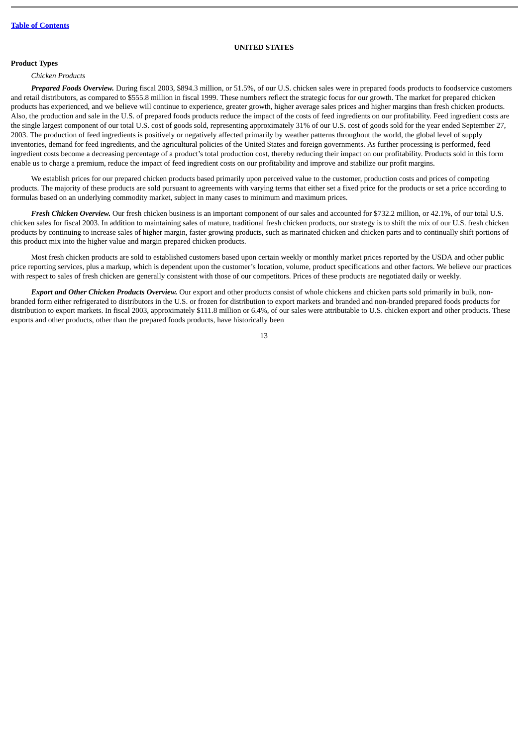[Table of Contents](#)

## UNITED STATES

### Product Types

*Chicken Products*

***Prepared Foods Overview.*** During fiscal 2003, $894.3 million, or 51.5%, of our U.S. chicken sales were in prepared foods products to foodservice customers and retail distributors, as compared to $555.8 million in fiscal 1999. These numbers reflect the strategic focus for our growth. The market for prepared chicken products has experienced, and we believe will continue to experience, greater growth, higher average sales prices and higher margins than fresh chicken products. Also, the production and sale in the U.S. of prepared foods products reduce the impact of the costs of feed ingredients on our profitability. Feed ingredient costs are the single largest component of our total U.S. cost of goods sold, representing approximately 31% of our U.S. cost of goods sold for the year ended September 27, 2003. The production of feed ingredients is positively or negatively affected primarily by weather patterns throughout the world, the global level of supply inventories, demand for feed ingredients, and the agricultural policies of the United States and foreign governments. As further processing is performed, feed ingredient costs become a decreasing percentage of a product's total production cost, thereby reducing their impact on our profitability. Products sold in this form enable us to charge a premium, reduce the impact of feed ingredient costs on our profitability and improve and stabilize our profit margins.

We establish prices for our prepared chicken products based primarily upon perceived value to the customer, production costs and prices of competing products. The majority of these products are sold pursuant to agreements with varying terms that either set a fixed price for the products or set a price according to formulas based on an underlying commodity market, subject in many cases to minimum and maximum prices.

***Fresh Chicken Overview.*** Our fresh chicken business is an important component of our sales and accounted for $732.2 million, or 42.1%, of our total U.S. chicken sales for fiscal 2003. In addition to maintaining sales of mature, traditional fresh chicken products, our strategy is to shift the mix of our U.S. fresh chicken products by continuing to increase sales of higher margin, faster growing products, such as marinated chicken and chicken parts and to continually shift portions of this product mix into the higher value and margin prepared chicken products.

Most fresh chicken products are sold to established customers based upon certain weekly or monthly market prices reported by the USDA and other public price reporting services, plus a markup, which is dependent upon the customer's location, volume, product specifications and other factors. We believe our practices with respect to sales of fresh chicken are generally consistent with those of our competitors. Prices of these products are negotiated daily or weekly.

***Export and Other Chicken Products Overview.*** Our export and other products consist of whole chickens and chicken parts sold primarily in bulk, non-branded form either refrigerated to distributors in the U.S. or frozen for distribution to export markets and branded and non-branded prepared foods products for distribution to export markets. In fiscal 2003, approximately $111.8 million or 6.4%, of our sales were attributable to U.S. chicken export and other products. These exports and other products, other than the prepared foods products, have historically been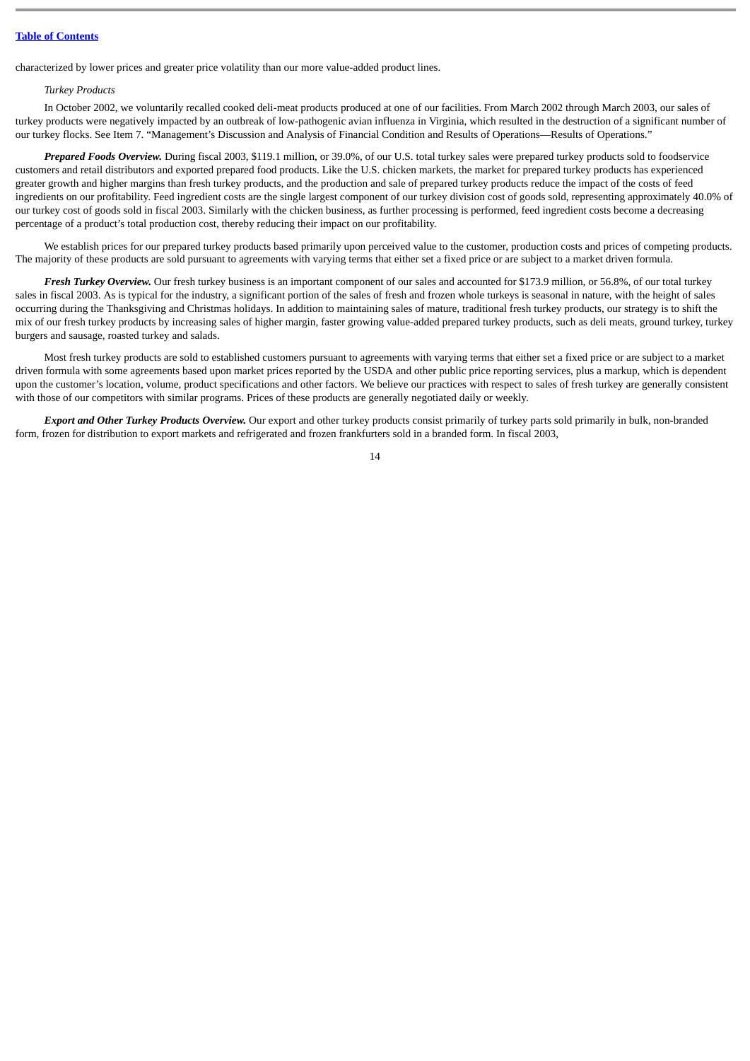characterized by lower prices and greater price volatility than our more value-added product lines.

*Turkey Products*

In October 2002, we voluntarily recalled cooked deli-meat products produced at one of our facilities. From March 2002 through March 2003, our sales of turkey products were negatively impacted by an outbreak of low-pathogenic avian influenza in Virginia, which resulted in the destruction of a significant number of our turkey flocks. See Item 7. "Management's Discussion and Analysis of Financial Condition and Results of Operations—Results of Operations."

***Prepared Foods Overview.*** During fiscal 2003, $119.1 million, or 39.0%, of our U.S. total turkey sales were prepared turkey products sold to foodservice customers and retail distributors and exported prepared food products. Like the U.S. chicken markets, the market for prepared turkey products has experienced greater growth and higher margins than fresh turkey products, and the production and sale of prepared turkey products reduce the impact of the costs of feed ingredients on our profitability. Feed ingredient costs are the single largest component of our turkey division cost of goods sold, representing approximately 40.0% of our turkey cost of goods sold in fiscal 2003. Similarly with the chicken business, as further processing is performed, feed ingredient costs become a decreasing percentage of a product's total production cost, thereby reducing their impact on our profitability.

We establish prices for our prepared turkey products based primarily upon perceived value to the customer, production costs and prices of competing products. The majority of these products are sold pursuant to agreements with varying terms that either set a fixed price or are subject to a market driven formula.

***Fresh Turkey Overview.*** Our fresh turkey business is an important component of our sales and accounted for $173.9 million, or 56.8%, of our total turkey sales in fiscal 2003. As is typical for the industry, a significant portion of the sales of fresh and frozen whole turkeys is seasonal in nature, with the height of sales occurring during the Thanksgiving and Christmas holidays. In addition to maintaining sales of mature, traditional fresh turkey products, our strategy is to shift the mix of our fresh turkey products by increasing sales of higher margin, faster growing value-added prepared turkey products, such as deli meats, ground turkey, turkey burgers and sausage, roasted turkey and salads.

Most fresh turkey products are sold to established customers pursuant to agreements with varying terms that either set a fixed price or are subject to a market driven formula with some agreements based upon market prices reported by the USDA and other public price reporting services, plus a markup, which is dependent upon the customer's location, volume, product specifications and other factors. We believe our practices with respect to sales of fresh turkey are generally consistent with those of our competitors with similar programs. Prices of these products are generally negotiated daily or weekly.

***Export and Other Turkey Products Overview.*** Our export and other turkey products consist primarily of turkey parts sold primarily in bulk, non-branded form, frozen for distribution to export markets and refrigerated and frozen frankfurters sold in a branded form. In fiscal 2003,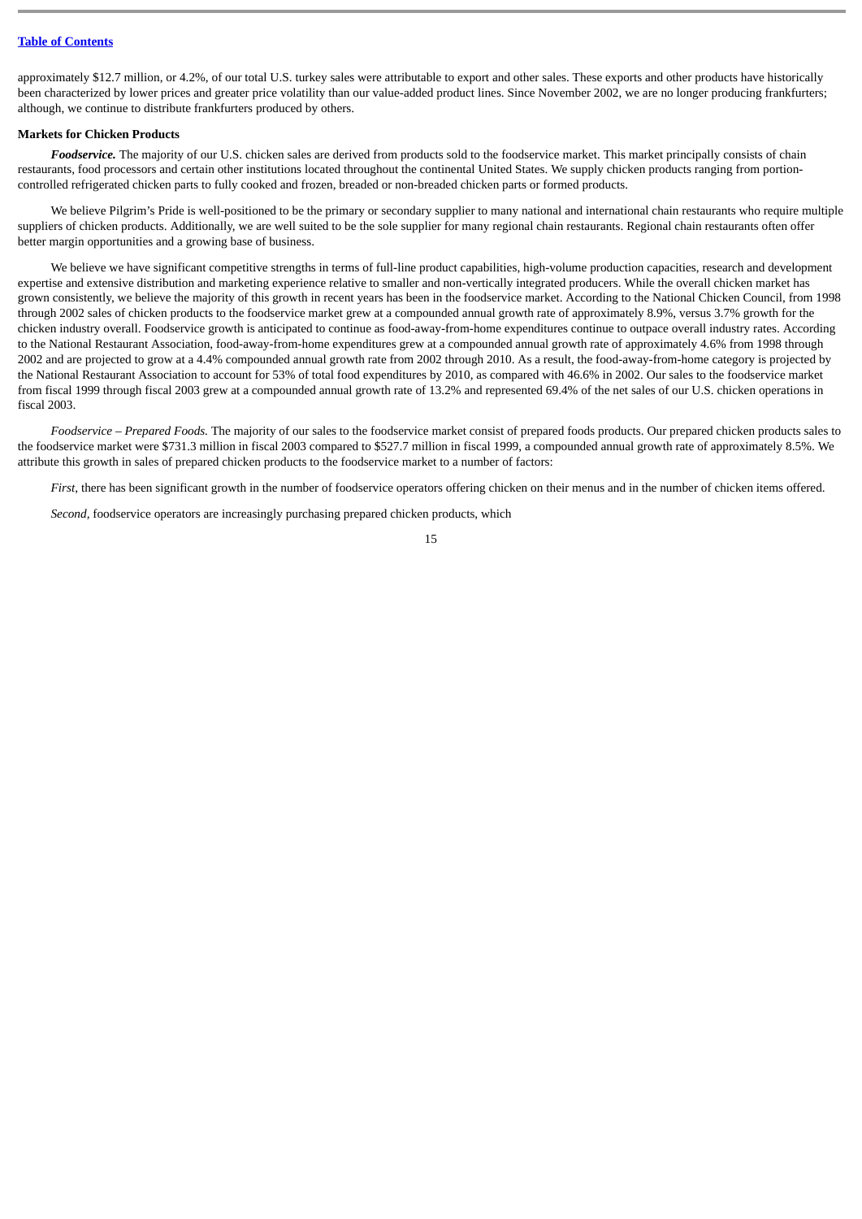approximately $12.7 million, or 4.2%, of our total U.S. turkey sales were attributable to export and other sales. These exports and other products have historically been characterized by lower prices and greater price volatility than our value-added product lines. Since November 2002, we are no longer producing frankfurters; although, we continue to distribute frankfurters produced by others.

**Markets for Chicken Products**

***Foodservice.*** The majority of our U.S. chicken sales are derived from products sold to the foodservice market. This market principally consists of chain restaurants, food processors and certain other institutions located throughout the continental United States. We supply chicken products ranging from portion-controlled refrigerated chicken parts to fully cooked and frozen, breaded or non-breaded chicken parts or formed products.

We believe Pilgrim's Pride is well-positioned to be the primary or secondary supplier to many national and international chain restaurants who require multiple suppliers of chicken products. Additionally, we are well suited to be the sole supplier for many regional chain restaurants. Regional chain restaurants often offer better margin opportunities and a growing base of business.

We believe we have significant competitive strengths in terms of full-line product capabilities, high-volume production capacities, research and development expertise and extensive distribution and marketing experience relative to smaller and non-vertically integrated producers. While the overall chicken market has grown consistently, we believe the majority of this growth in recent years has been in the foodservice market. According to the National Chicken Council, from 1998 through 2002 sales of chicken products to the foodservice market grew at a compounded annual growth rate of approximately 8.9%, versus 3.7% growth for the chicken industry overall. Foodservice growth is anticipated to continue as food-away-from-home expenditures continue to outpace overall industry rates. According to the National Restaurant Association, food-away-from-home expenditures grew at a compounded annual growth rate of approximately 4.6% from 1998 through 2002 and are projected to grow at a 4.4% compounded annual growth rate from 2002 through 2010. As a result, the food-away-from-home category is projected by the National Restaurant Association to account for 53% of total food expenditures by 2010, as compared with 46.6% in 2002. Our sales to the foodservice market from fiscal 1999 through fiscal 2003 grew at a compounded annual growth rate of 13.2% and represented 69.4% of the net sales of our U.S. chicken operations in fiscal 2003.

*Foodservice – Prepared Foods.* The majority of our sales to the foodservice market consist of prepared foods products. Our prepared chicken products sales to the foodservice market were $731.3 million in fiscal 2003 compared to $527.7 million in fiscal 1999, a compounded annual growth rate of approximately 8.5%. We attribute this growth in sales of prepared chicken products to the foodservice market to a number of factors:

*First*, there has been significant growth in the number of foodservice operators offering chicken on their menus and in the number of chicken items offered.

*Second*, foodservice operators are increasingly purchasing prepared chicken products, which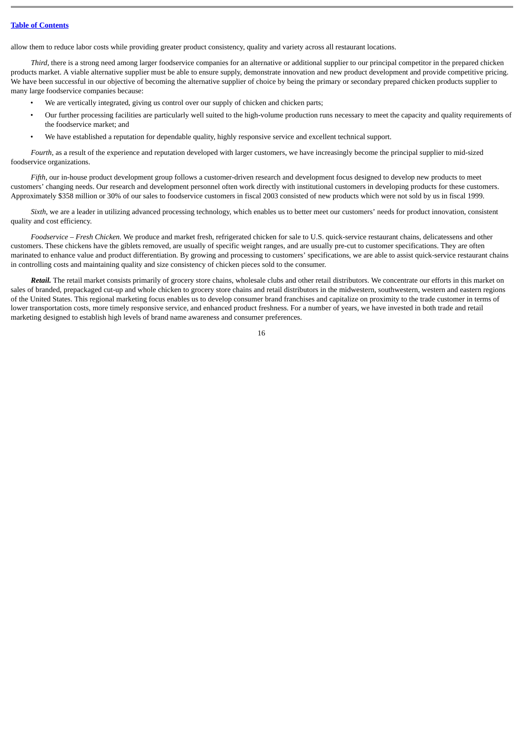allow them to reduce labor costs while providing greater product consistency, quality and variety across all restaurant locations.

*Third*, there is a strong need among larger foodservice companies for an alternative or additional supplier to our principal competitor in the prepared chicken products market. A viable alternative supplier must be able to ensure supply, demonstrate innovation and new product development and provide competitive pricing. We have been successful in our objective of becoming the alternative supplier of choice by being the primary or secondary prepared chicken products supplier to many large foodservice companies because:

- We are vertically integrated, giving us control over our supply of chicken and chicken parts;
- Our further processing facilities are particularly well suited to the high-volume production runs necessary to meet the capacity and quality requirements of the foodservice market; and
- We have established a reputation for dependable quality, highly responsive service and excellent technical support.

*Fourth*, as a result of the experience and reputation developed with larger customers, we have increasingly become the principal supplier to mid-sized foodservice organizations.

*Fifth*, our in-house product development group follows a customer-driven research and development focus designed to develop new products to meet customers' changing needs. Our research and development personnel often work directly with institutional customers in developing products for these customers. Approximately $358 million or 30% of our sales to foodservice customers in fiscal 2003 consisted of new products which were not sold by us in fiscal 1999.

*Sixth*, we are a leader in utilizing advanced processing technology, which enables us to better meet our customers' needs for product innovation, consistent quality and cost efficiency.

*Foodservice – Fresh Chicken.* We produce and market fresh, refrigerated chicken for sale to U.S. quick-service restaurant chains, delicatessens and other customers. These chickens have the giblets removed, are usually of specific weight ranges, and are usually pre-cut to customer specifications. They are often marinated to enhance value and product differentiation. By growing and processing to customers' specifications, we are able to assist quick-service restaurant chains in controlling costs and maintaining quality and size consistency of chicken pieces sold to the consumer.

***Retail.*** The retail market consists primarily of grocery store chains, wholesale clubs and other retail distributors. We concentrate our efforts in this market on sales of branded, prepackaged cut-up and whole chicken to grocery store chains and retail distributors in the midwestern, southwestern, western and eastern regions of the United States. This regional marketing focus enables us to develop consumer brand franchises and capitalize on proximity to the trade customer in terms of lower transportation costs, more timely responsive service, and enhanced product freshness. For a number of years, we have invested in both trade and retail marketing designed to establish high levels of brand name awareness and consumer preferences.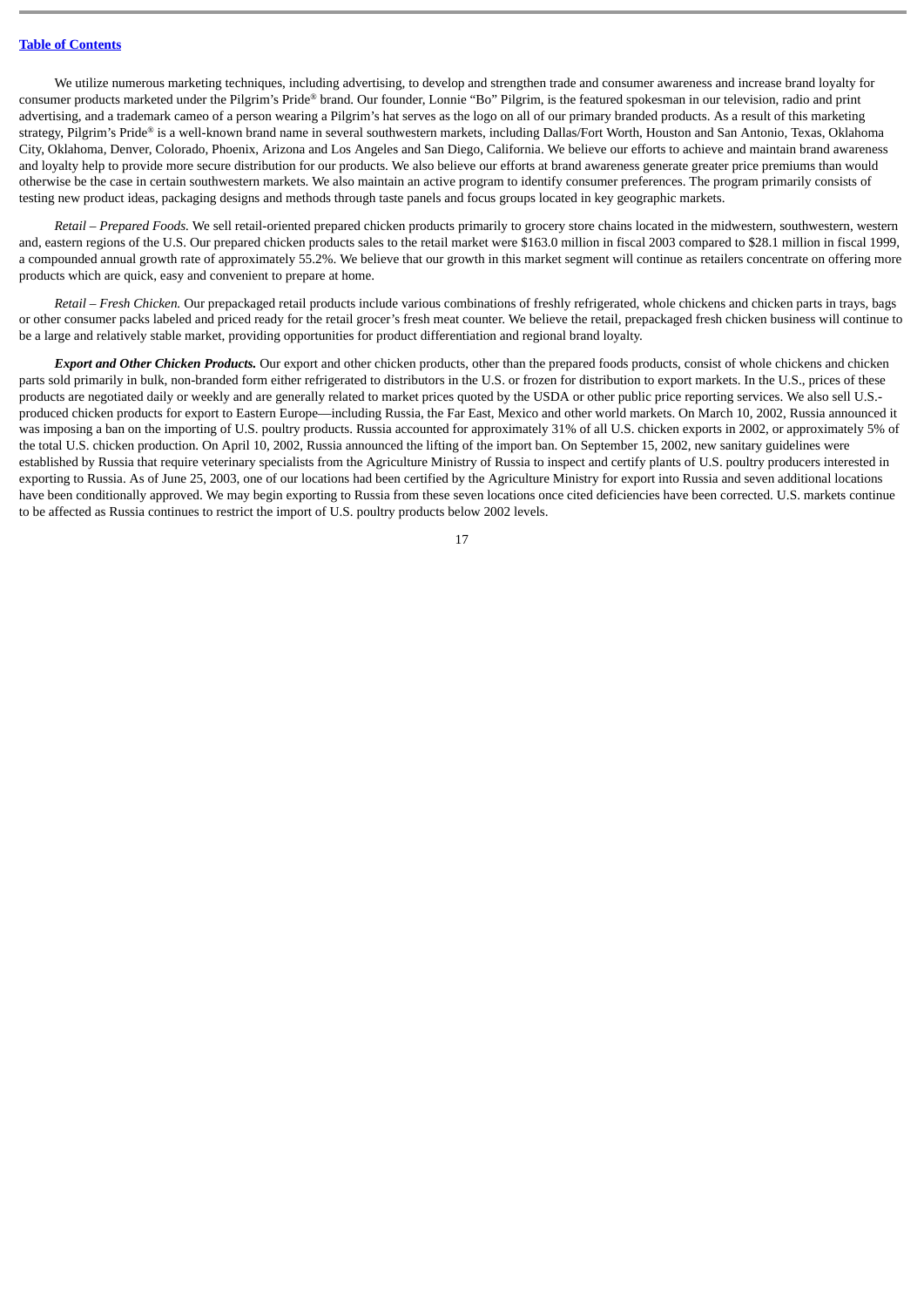We utilize numerous marketing techniques, including advertising, to develop and strengthen trade and consumer awareness and increase brand loyalty for consumer products marketed under the Pilgrim's Pride® brand. Our founder, Lonnie "Bo" Pilgrim, is the featured spokesman in our television, radio and print advertising, and a trademark cameo of a person wearing a Pilgrim's hat serves as the logo on all of our primary branded products. As a result of this marketing strategy, Pilgrim's Pride® is a well-known brand name in several southwestern markets, including Dallas/Fort Worth, Houston and San Antonio, Texas, Oklahoma City, Oklahoma, Denver, Colorado, Phoenix, Arizona and Los Angeles and San Diego, California. We believe our efforts to achieve and maintain brand awareness and loyalty help to provide more secure distribution for our products. We also believe our efforts at brand awareness generate greater price premiums than would otherwise be the case in certain southwestern markets. We also maintain an active program to identify consumer preferences. The program primarily consists of testing new product ideas, packaging designs and methods through taste panels and focus groups located in key geographic markets.

*Retail – Prepared Foods.* We sell retail-oriented prepared chicken products primarily to grocery store chains located in the midwestern, southwestern, western and, eastern regions of the U.S. Our prepared chicken products sales to the retail market were $163.0 million in fiscal 2003 compared to $28.1 million in fiscal 1999, a compounded annual growth rate of approximately 55.2%. We believe that our growth in this market segment will continue as retailers concentrate on offering more products which are quick, easy and convenient to prepare at home.

*Retail – Fresh Chicken.* Our prepackaged retail products include various combinations of freshly refrigerated, whole chickens and chicken parts in trays, bags or other consumer packs labeled and priced ready for the retail grocer's fresh meat counter. We believe the retail, prepackaged fresh chicken business will continue to be a large and relatively stable market, providing opportunities for product differentiation and regional brand loyalty.

***Export and Other Chicken Products.*** Our export and other chicken products, other than the prepared foods products, consist of whole chickens and chicken parts sold primarily in bulk, non-branded form either refrigerated to distributors in the U.S. or frozen for distribution to export markets. In the U.S., prices of these products are negotiated daily or weekly and are generally related to market prices quoted by the USDA or other public price reporting services. We also sell U.S.-produced chicken products for export to Eastern Europe—including Russia, the Far East, Mexico and other world markets. On March 10, 2002, Russia announced it was imposing a ban on the importing of U.S. poultry products. Russia accounted for approximately 31% of all U.S. chicken exports in 2002, or approximately 5% of the total U.S. chicken production. On April 10, 2002, Russia announced the lifting of the import ban. On September 15, 2002, new sanitary guidelines were established by Russia that require veterinary specialists from the Agriculture Ministry of Russia to inspect and certify plants of U.S. poultry producers interested in exporting to Russia. As of June 25, 2003, one of our locations had been certified by the Agriculture Ministry for export into Russia and seven additional locations have been conditionally approved. We may begin exporting to Russia from these seven locations once cited deficiencies have been corrected. U.S. markets continue to be affected as Russia continues to restrict the import of U.S. poultry products below 2002 levels.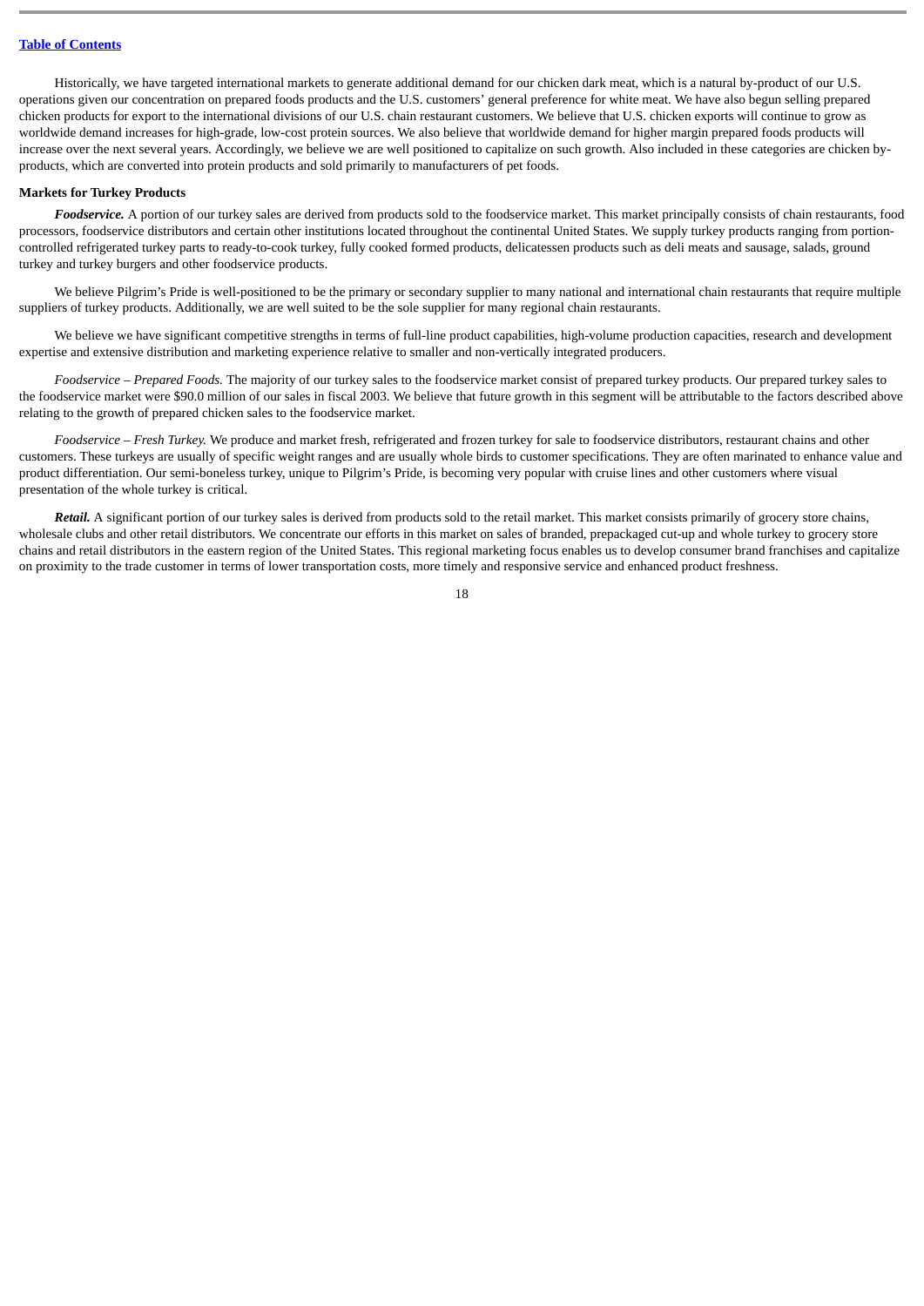Historically, we have targeted international markets to generate additional demand for our chicken dark meat, which is a natural by-product of our U.S. operations given our concentration on prepared foods products and the U.S. customers' general preference for white meat. We have also begun selling prepared chicken products for export to the international divisions of our U.S. chain restaurant customers. We believe that U.S. chicken exports will continue to grow as worldwide demand increases for high-grade, low-cost protein sources. We also believe that worldwide demand for higher margin prepared foods products will increase over the next several years. Accordingly, we believe we are well positioned to capitalize on such growth. Also included in these categories are chicken by-products, which are converted into protein products and sold primarily to manufacturers of pet foods.

**Markets for Turkey Products**

***Foodservice.*** A portion of our turkey sales are derived from products sold to the foodservice market. This market principally consists of chain restaurants, food processors, foodservice distributors and certain other institutions located throughout the continental United States. We supply turkey products ranging from portion-controlled refrigerated turkey parts to ready-to-cook turkey, fully cooked formed products, delicatessen products such as deli meats and sausage, salads, ground turkey and turkey burgers and other foodservice products.

We believe Pilgrim's Pride is well-positioned to be the primary or secondary supplier to many national and international chain restaurants that require multiple suppliers of turkey products. Additionally, we are well suited to be the sole supplier for many regional chain restaurants.

We believe we have significant competitive strengths in terms of full-line product capabilities, high-volume production capacities, research and development expertise and extensive distribution and marketing experience relative to smaller and non-vertically integrated producers.

*Foodservice – Prepared Foods.* The majority of our turkey sales to the foodservice market consist of prepared turkey products. Our prepared turkey sales to the foodservice market were $90.0 million of our sales in fiscal 2003. We believe that future growth in this segment will be attributable to the factors described above relating to the growth of prepared chicken sales to the foodservice market.

*Foodservice – Fresh Turkey.* We produce and market fresh, refrigerated and frozen turkey for sale to foodservice distributors, restaurant chains and other customers. These turkeys are usually of specific weight ranges and are usually whole birds to customer specifications. They are often marinated to enhance value and product differentiation. Our semi-boneless turkey, unique to Pilgrim's Pride, is becoming very popular with cruise lines and other customers where visual presentation of the whole turkey is critical.

***Retail.*** A significant portion of our turkey sales is derived from products sold to the retail market. This market consists primarily of grocery store chains, wholesale clubs and other retail distributors. We concentrate our efforts in this market on sales of branded, prepackaged cut-up and whole turkey to grocery store chains and retail distributors in the eastern region of the United States. This regional marketing focus enables us to develop consumer brand franchises and capitalize on proximity to the trade customer in terms of lower transportation costs, more timely and responsive service and enhanced product freshness.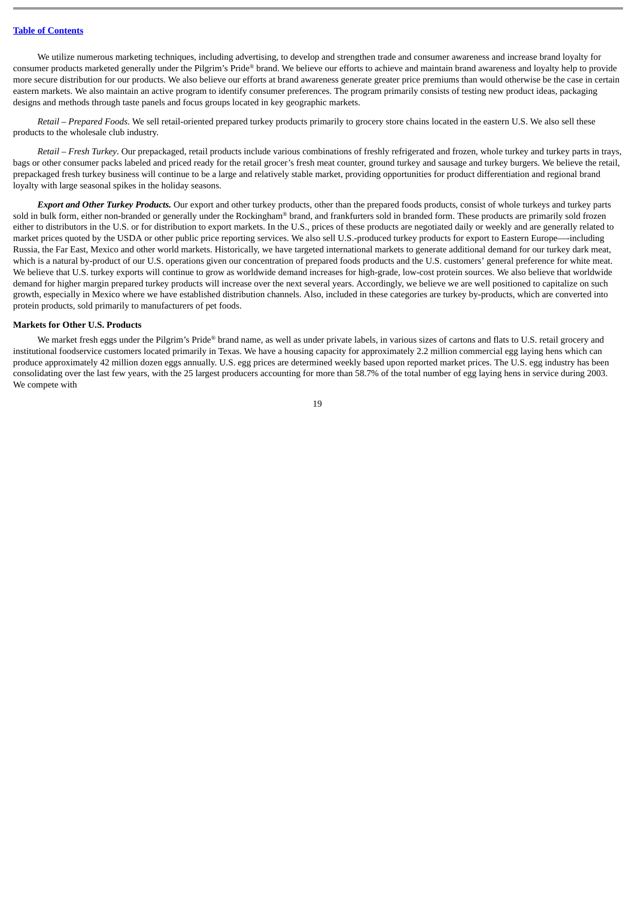We utilize numerous marketing techniques, including advertising, to develop and strengthen trade and consumer awareness and increase brand loyalty for consumer products marketed generally under the Pilgrim's Pride® brand. We believe our efforts to achieve and maintain brand awareness and loyalty help to provide more secure distribution for our products. We also believe our efforts at brand awareness generate greater price premiums than would otherwise be the case in certain eastern markets. We also maintain an active program to identify consumer preferences. The program primarily consists of testing new product ideas, packaging designs and methods through taste panels and focus groups located in key geographic markets.

*Retail – Prepared Foods.* We sell retail-oriented prepared turkey products primarily to grocery store chains located in the eastern U.S. We also sell these products to the wholesale club industry.

*Retail – Fresh Turkey*. Our prepackaged, retail products include various combinations of freshly refrigerated and frozen, whole turkey and turkey parts in trays, bags or other consumer packs labeled and priced ready for the retail grocer's fresh meat counter, ground turkey and sausage and turkey burgers. We believe the retail, prepackaged fresh turkey business will continue to be a large and relatively stable market, providing opportunities for product differentiation and regional brand loyalty with large seasonal spikes in the holiday seasons.

***Export and Other Turkey Products.*** Our export and other turkey products, other than the prepared foods products, consist of whole turkeys and turkey parts sold in bulk form, either non-branded or generally under the Rockingham® brand, and frankfurters sold in branded form. These products are primarily sold frozen either to distributors in the U.S. or for distribution to export markets. In the U.S., prices of these products are negotiated daily or weekly and are generally related to market prices quoted by the USDA or other public price reporting services. We also sell U.S.-produced turkey products for export to Eastern Europe—-including Russia, the Far East, Mexico and other world markets. Historically, we have targeted international markets to generate additional demand for our turkey dark meat, which is a natural by-product of our U.S. operations given our concentration of prepared foods products and the U.S. customers' general preference for white meat. We believe that U.S. turkey exports will continue to grow as worldwide demand increases for high-grade, low-cost protein sources. We also believe that worldwide demand for higher margin prepared turkey products will increase over the next several years. Accordingly, we believe we are well positioned to capitalize on such growth, especially in Mexico where we have established distribution channels. Also, included in these categories are turkey by-products, which are converted into protein products, sold primarily to manufacturers of pet foods.

**Markets for Other U.S. Products**

We market fresh eggs under the Pilgrim's Pride® brand name, as well as under private labels, in various sizes of cartons and flats to U.S. retail grocery and institutional foodservice customers located primarily in Texas. We have a housing capacity for approximately 2.2 million commercial egg laying hens which can produce approximately 42 million dozen eggs annually. U.S. egg prices are determined weekly based upon reported market prices. The U.S. egg industry has been consolidating over the last few years, with the 25 largest producers accounting for more than 58.7% of the total number of egg laying hens in service during 2003. We compete with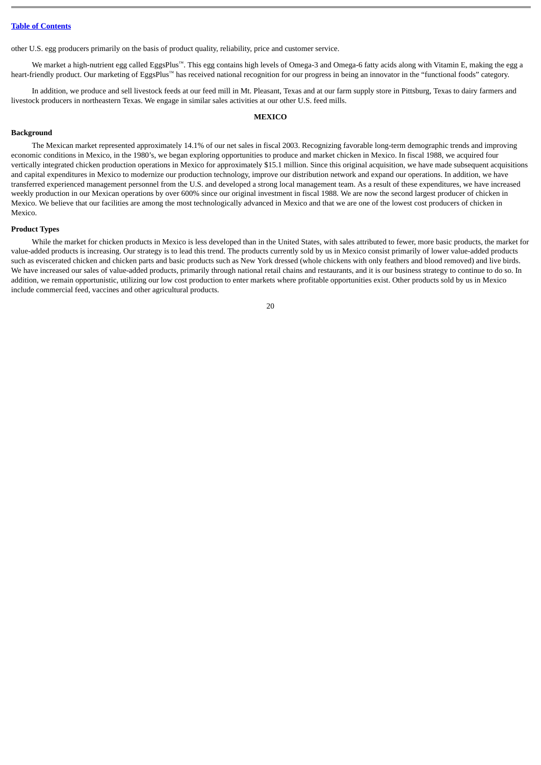other U.S. egg producers primarily on the basis of product quality, reliability, price and customer service.

We market a high-nutrient egg called EggsPlus™. This egg contains high levels of Omega-3 and Omega-6 fatty acids along with Vitamin E, making the egg a heart-friendly product. Our marketing of EggsPlus™ has received national recognition for our progress in being an innovator in the "functional foods" category.

In addition, we produce and sell livestock feeds at our feed mill in Mt. Pleasant, Texas and at our farm supply store in Pittsburg, Texas to dairy farmers and livestock producers in northeastern Texas. We engage in similar sales activities at our other U.S. feed mills.

## MEXICO

### Background

The Mexican market represented approximately 14.1% of our net sales in fiscal 2003. Recognizing favorable long-term demographic trends and improving economic conditions in Mexico, in the 1980's, we began exploring opportunities to produce and market chicken in Mexico. In fiscal 1988, we acquired four vertically integrated chicken production operations in Mexico for approximately $15.1 million. Since this original acquisition, we have made subsequent acquisitions and capital expenditures in Mexico to modernize our production technology, improve our distribution network and expand our operations. In addition, we have transferred experienced management personnel from the U.S. and developed a strong local management team. As a result of these expenditures, we have increased weekly production in our Mexican operations by over 600% since our original investment in fiscal 1988. We are now the second largest producer of chicken in Mexico. We believe that our facilities are among the most technologically advanced in Mexico and that we are one of the lowest cost producers of chicken in Mexico.

### Product Types

While the market for chicken products in Mexico is less developed than in the United States, with sales attributed to fewer, more basic products, the market for value-added products is increasing. Our strategy is to lead this trend. The products currently sold by us in Mexico consist primarily of lower value-added products such as eviscerated chicken and chicken parts and basic products such as New York dressed (whole chickens with only feathers and blood removed) and live birds. We have increased our sales of value-added products, primarily through national retail chains and restaurants, and it is our business strategy to continue to do so. In addition, we remain opportunistic, utilizing our low cost production to enter markets where profitable opportunities exist. Other products sold by us in Mexico include commercial feed, vaccines and other agricultural products.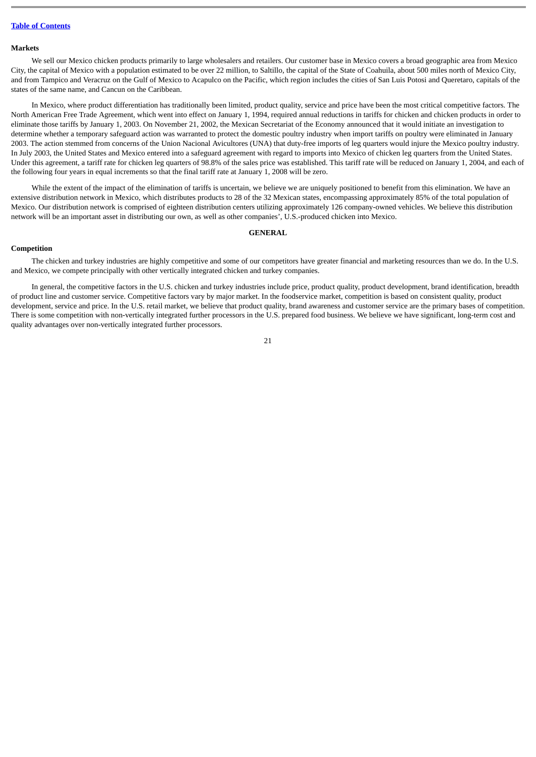Table of Contents

**Markets**

We sell our Mexico chicken products primarily to large wholesalers and retailers. Our customer base in Mexico covers a broad geographic area from Mexico City, the capital of Mexico with a population estimated to be over 22 million, to Saltillo, the capital of the State of Coahuila, about 500 miles north of Mexico City, and from Tampico and Veracruz on the Gulf of Mexico to Acapulco on the Pacific, which region includes the cities of San Luis Potosi and Queretaro, capitals of the states of the same name, and Cancun on the Caribbean.

In Mexico, where product differentiation has traditionally been limited, product quality, service and price have been the most critical competitive factors. The North American Free Trade Agreement, which went into effect on January 1, 1994, required annual reductions in tariffs for chicken and chicken products in order to eliminate those tariffs by January 1, 2003. On November 21, 2002, the Mexican Secretariat of the Economy announced that it would initiate an investigation to determine whether a temporary safeguard action was warranted to protect the domestic poultry industry when import tariffs on poultry were eliminated in January 2003. The action stemmed from concerns of the Union Nacional Avicultores (UNA) that duty-free imports of leg quarters would injure the Mexico poultry industry. In July 2003, the United States and Mexico entered into a safeguard agreement with regard to imports into Mexico of chicken leg quarters from the United States. Under this agreement, a tariff rate for chicken leg quarters of 98.8% of the sales price was established. This tariff rate will be reduced on January 1, 2004, and each of the following four years in equal increments so that the final tariff rate at January 1, 2008 will be zero.

While the extent of the impact of the elimination of tariffs is uncertain, we believe we are uniquely positioned to benefit from this elimination. We have an extensive distribution network in Mexico, which distributes products to 28 of the 32 Mexican states, encompassing approximately 85% of the total population of Mexico. Our distribution network is comprised of eighteen distribution centers utilizing approximately 126 company-owned vehicles. We believe this distribution network will be an important asset in distributing our own, as well as other companies', U.S.-produced chicken into Mexico.

## GENERAL

**Competition**

The chicken and turkey industries are highly competitive and some of our competitors have greater financial and marketing resources than we do. In the U.S. and Mexico, we compete principally with other vertically integrated chicken and turkey companies.

In general, the competitive factors in the U.S. chicken and turkey industries include price, product quality, product development, brand identification, breadth of product line and customer service. Competitive factors vary by major market. In the foodservice market, competition is based on consistent quality, product development, service and price. In the U.S. retail market, we believe that product quality, brand awareness and customer service are the primary bases of competition. There is some competition with non-vertically integrated further processors in the U.S. prepared food business. We believe we have significant, long-term cost and quality advantages over non-vertically integrated further processors.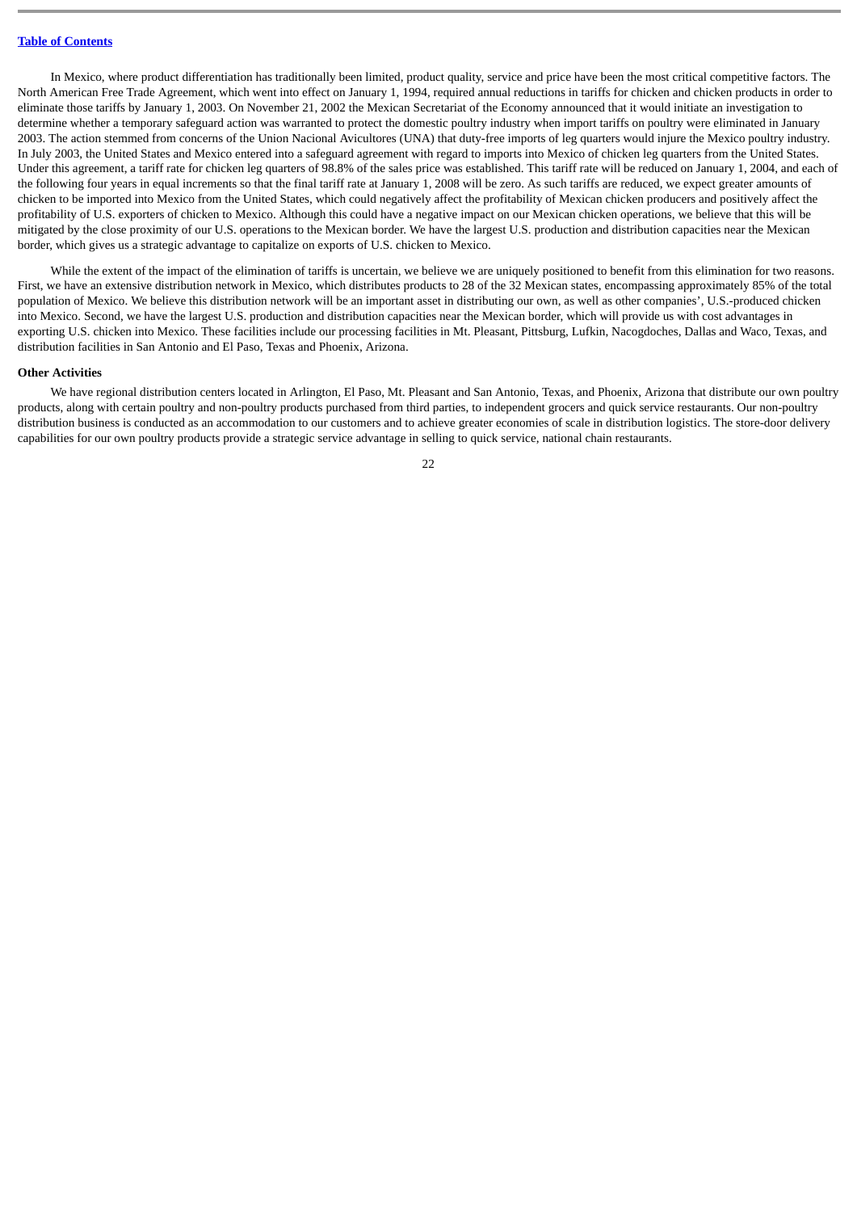In Mexico, where product differentiation has traditionally been limited, product quality, service and price have been the most critical competitive factors. The North American Free Trade Agreement, which went into effect on January 1, 1994, required annual reductions in tariffs for chicken and chicken products in order to eliminate those tariffs by January 1, 2003. On November 21, 2002 the Mexican Secretariat of the Economy announced that it would initiate an investigation to determine whether a temporary safeguard action was warranted to protect the domestic poultry industry when import tariffs on poultry were eliminated in January 2003. The action stemmed from concerns of the Union Nacional Avicultores (UNA) that duty-free imports of leg quarters would injure the Mexico poultry industry. In July 2003, the United States and Mexico entered into a safeguard agreement with regard to imports into Mexico of chicken leg quarters from the United States. Under this agreement, a tariff rate for chicken leg quarters of 98.8% of the sales price was established. This tariff rate will be reduced on January 1, 2004, and each of the following four years in equal increments so that the final tariff rate at January 1, 2008 will be zero. As such tariffs are reduced, we expect greater amounts of chicken to be imported into Mexico from the United States, which could negatively affect the profitability of Mexican chicken producers and positively affect the profitability of U.S. exporters of chicken to Mexico. Although this could have a negative impact on our Mexican chicken operations, we believe that this will be mitigated by the close proximity of our U.S. operations to the Mexican border. We have the largest U.S. production and distribution capacities near the Mexican border, which gives us a strategic advantage to capitalize on exports of U.S. chicken to Mexico.

While the extent of the impact of the elimination of tariffs is uncertain, we believe we are uniquely positioned to benefit from this elimination for two reasons. First, we have an extensive distribution network in Mexico, which distributes products to 28 of the 32 Mexican states, encompassing approximately 85% of the total population of Mexico. We believe this distribution network will be an important asset in distributing our own, as well as other companies', U.S.-produced chicken into Mexico. Second, we have the largest U.S. production and distribution capacities near the Mexican border, which will provide us with cost advantages in exporting U.S. chicken into Mexico. These facilities include our processing facilities in Mt. Pleasant, Pittsburg, Lufkin, Nacogdoches, Dallas and Waco, Texas, and distribution facilities in San Antonio and El Paso, Texas and Phoenix, Arizona.

**Other Activities**

We have regional distribution centers located in Arlington, El Paso, Mt. Pleasant and San Antonio, Texas, and Phoenix, Arizona that distribute our own poultry products, along with certain poultry and non-poultry products purchased from third parties, to independent grocers and quick service restaurants. Our non-poultry distribution business is conducted as an accommodation to our customers and to achieve greater economies of scale in distribution logistics. The store-door delivery capabilities for our own poultry products provide a strategic service advantage in selling to quick service, national chain restaurants.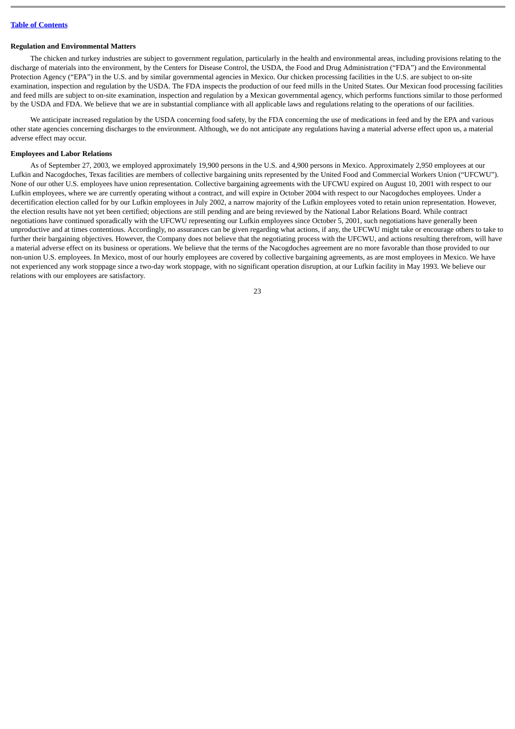**Regulation and Environmental Matters**

The chicken and turkey industries are subject to government regulation, particularly in the health and environmental areas, including provisions relating to the discharge of materials into the environment, by the Centers for Disease Control, the USDA, the Food and Drug Administration ("FDA") and the Environmental Protection Agency ("EPA") in the U.S. and by similar governmental agencies in Mexico. Our chicken processing facilities in the U.S. are subject to on-site examination, inspection and regulation by the USDA. The FDA inspects the production of our feed mills in the United States. Our Mexican food processing facilities and feed mills are subject to on-site examination, inspection and regulation by a Mexican governmental agency, which performs functions similar to those performed by the USDA and FDA. We believe that we are in substantial compliance with all applicable laws and regulations relating to the operations of our facilities.

We anticipate increased regulation by the USDA concerning food safety, by the FDA concerning the use of medications in feed and by the EPA and various other state agencies concerning discharges to the environment. Although, we do not anticipate any regulations having a material adverse effect upon us, a material adverse effect may occur.

**Employees and Labor Relations**

As of September 27, 2003, we employed approximately 19,900 persons in the U.S. and 4,900 persons in Mexico. Approximately 2,950 employees at our Lufkin and Nacogdoches, Texas facilities are members of collective bargaining units represented by the United Food and Commercial Workers Union ("UFCWU"). None of our other U.S. employees have union representation. Collective bargaining agreements with the UFCWU expired on August 10, 2001 with respect to our Lufkin employees, where we are currently operating without a contract, and will expire in October 2004 with respect to our Nacogdoches employees. Under a decertification election called for by our Lufkin employees in July 2002, a narrow majority of the Lufkin employees voted to retain union representation. However, the election results have not yet been certified; objections are still pending and are being reviewed by the National Labor Relations Board. While contract negotiations have continued sporadically with the UFCWU representing our Lufkin employees since October 5, 2001, such negotiations have generally been unproductive and at times contentious. Accordingly, no assurances can be given regarding what actions, if any, the UFCWU might take or encourage others to take to further their bargaining objectives. However, the Company does not believe that the negotiating process with the UFCWU, and actions resulting therefrom, will have a material adverse effect on its business or operations. We believe that the terms of the Nacogdoches agreement are no more favorable than those provided to our non-union U.S. employees. In Mexico, most of our hourly employees are covered by collective bargaining agreements, as are most employees in Mexico. We have not experienced any work stoppage since a two-day work stoppage, with no significant operation disruption, at our Lufkin facility in May 1993. We believe our relations with our employees are satisfactory.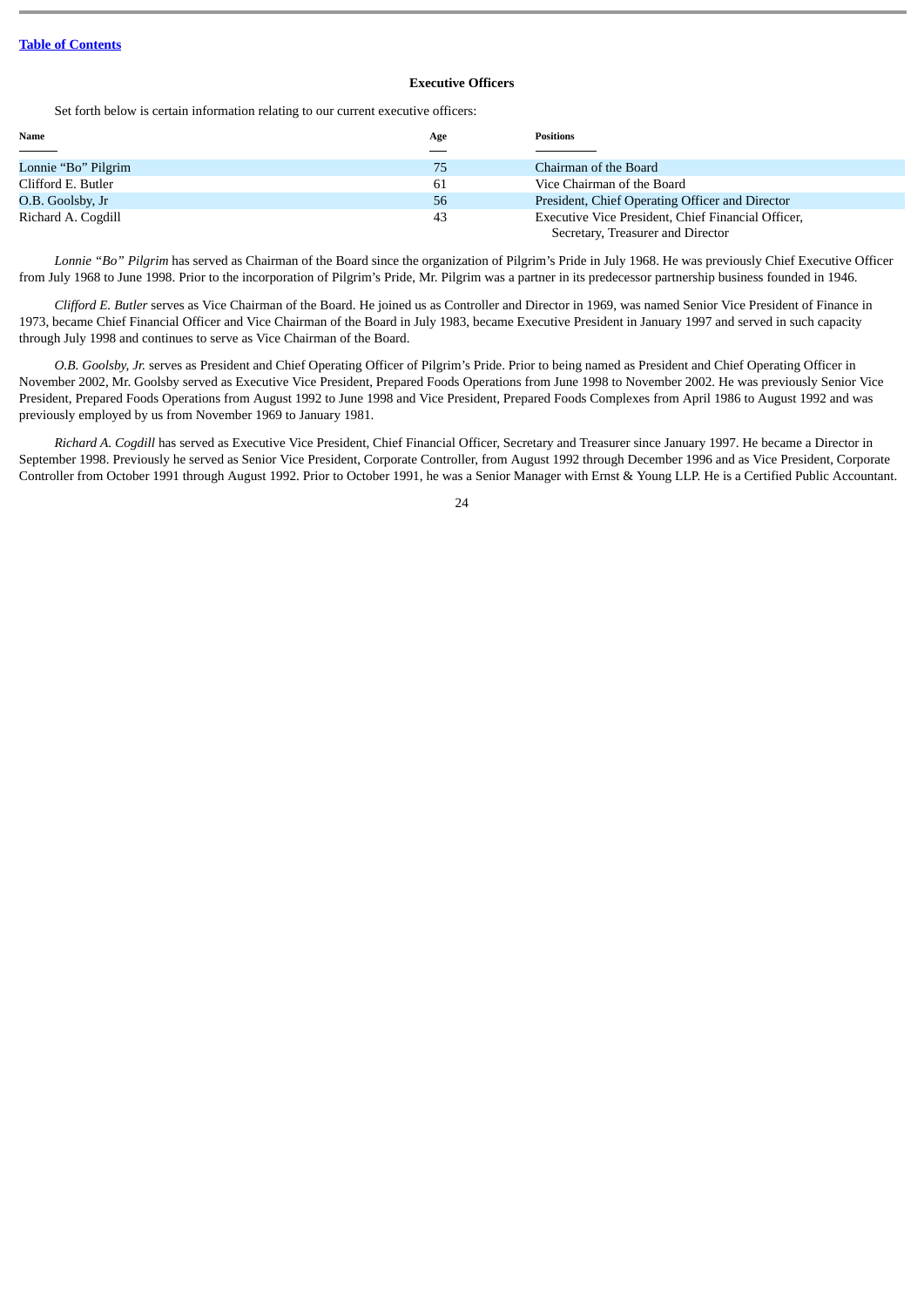[Table of Contents](#)

## Executive Officers

Set forth below is certain information relating to our current executive officers:

| Name | Age | Positions |
|---|---|---|
| Lonnie “Bo” Pilgrim | 75 | Chairman of the Board |
| Clifford E. Butler | 61 | Vice Chairman of the Board |
| O.B. Goolsby, Jr | 56 | President, Chief Operating Officer and Director |
| Richard A. Cogdill | 43 | Executive Vice President, Chief Financial Officer, Secretary, Treasurer and Director |

*Lonnie “Bo” Pilgrim* has served as Chairman of the Board since the organization of Pilgrim’s Pride in July 1968. He was previously Chief Executive Officer from July 1968 to June 1998. Prior to the incorporation of Pilgrim’s Pride, Mr. Pilgrim was a partner in its predecessor partnership business founded in 1946.

*Clifford E. Butler* serves as Vice Chairman of the Board. He joined us as Controller and Director in 1969, was named Senior Vice President of Finance in 1973, became Chief Financial Officer and Vice Chairman of the Board in July 1983, became Executive President in January 1997 and served in such capacity through July 1998 and continues to serve as Vice Chairman of the Board.

*O.B. Goolsby, Jr.* serves as President and Chief Operating Officer of Pilgrim’s Pride. Prior to being named as President and Chief Operating Officer in November 2002, Mr. Goolsby served as Executive Vice President, Prepared Foods Operations from June 1998 to November 2002. He was previously Senior Vice President, Prepared Foods Operations from August 1992 to June 1998 and Vice President, Prepared Foods Complexes from April 1986 to August 1992 and was previously employed by us from November 1969 to January 1981.

*Richard A. Cogdill* has served as Executive Vice President, Chief Financial Officer, Secretary and Treasurer since January 1997. He became a Director in September 1998. Previously he served as Senior Vice President, Corporate Controller, from August 1992 through December 1996 and as Vice President, Corporate Controller from October 1991 through August 1992. Prior to October 1991, he was a Senior Manager with Ernst & Young LLP. He is a Certified Public Accountant.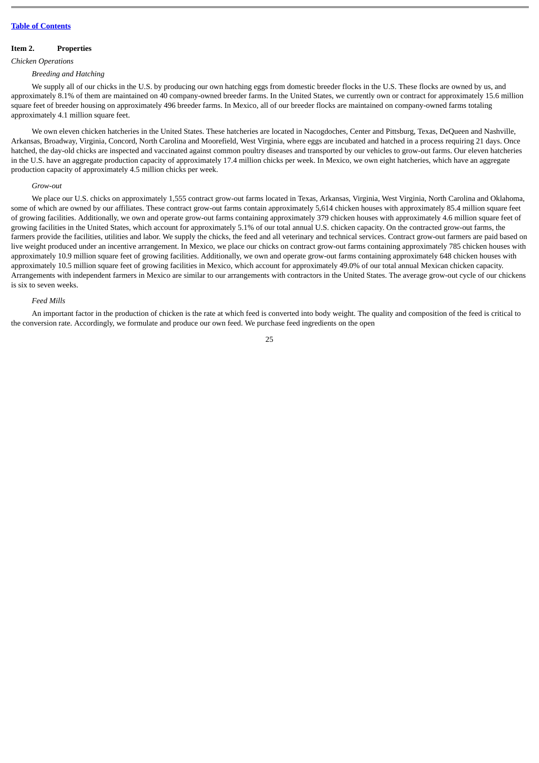## Item 2. Properties

*Chicken Operations*

*Breeding and Hatching*

We supply all of our chicks in the U.S. by producing our own hatching eggs from domestic breeder flocks in the U.S. These flocks are owned by us, and approximately 8.1% of them are maintained on 40 company-owned breeder farms. In the United States, we currently own or contract for approximately 15.6 million square feet of breeder housing on approximately 496 breeder farms. In Mexico, all of our breeder flocks are maintained on company-owned farms totaling approximately 4.1 million square feet.

We own eleven chicken hatcheries in the United States. These hatcheries are located in Nacogdoches, Center and Pittsburg, Texas, DeQueen and Nashville, Arkansas, Broadway, Virginia, Concord, North Carolina and Moorefield, West Virginia, where eggs are incubated and hatched in a process requiring 21 days. Once hatched, the day-old chicks are inspected and vaccinated against common poultry diseases and transported by our vehicles to grow-out farms. Our eleven hatcheries in the U.S. have an aggregate production capacity of approximately 17.4 million chicks per week. In Mexico, we own eight hatcheries, which have an aggregate production capacity of approximately 4.5 million chicks per week.

*Grow-out*

We place our U.S. chicks on approximately 1,555 contract grow-out farms located in Texas, Arkansas, Virginia, West Virginia, North Carolina and Oklahoma, some of which are owned by our affiliates. These contract grow-out farms contain approximately 5,614 chicken houses with approximately 85.4 million square feet of growing facilities. Additionally, we own and operate grow-out farms containing approximately 379 chicken houses with approximately 4.6 million square feet of growing facilities in the United States, which account for approximately 5.1% of our total annual U.S. chicken capacity. On the contracted grow-out farms, the farmers provide the facilities, utilities and labor. We supply the chicks, the feed and all veterinary and technical services. Contract grow-out farmers are paid based on live weight produced under an incentive arrangement. In Mexico, we place our chicks on contract grow-out farms containing approximately 785 chicken houses with approximately 10.9 million square feet of growing facilities. Additionally, we own and operate grow-out farms containing approximately 648 chicken houses with approximately 10.5 million square feet of growing facilities in Mexico, which account for approximately 49.0% of our total annual Mexican chicken capacity. Arrangements with independent farmers in Mexico are similar to our arrangements with contractors in the United States. The average grow-out cycle of our chickens is six to seven weeks.

*Feed Mills*

An important factor in the production of chicken is the rate at which feed is converted into body weight. The quality and composition of the feed is critical to the conversion rate. Accordingly, we formulate and produce our own feed. We purchase feed ingredients on the open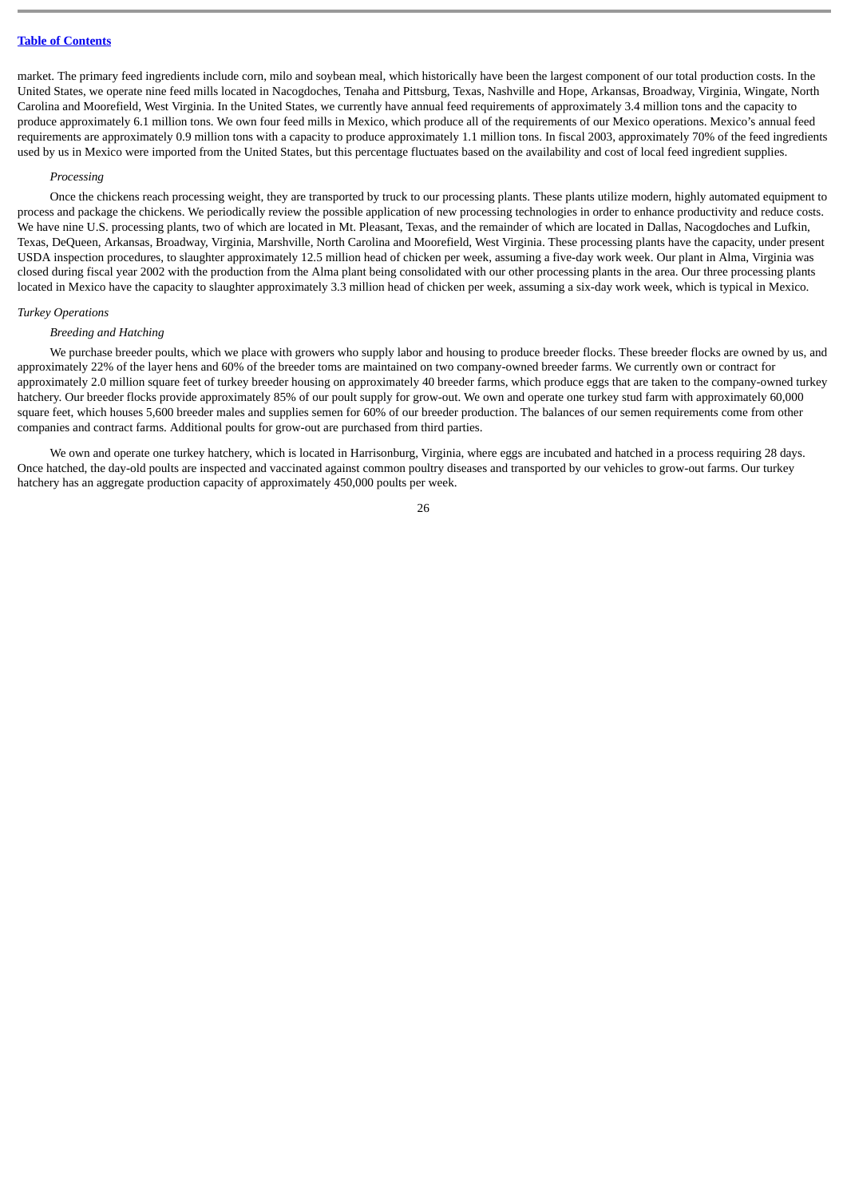market. The primary feed ingredients include corn, milo and soybean meal, which historically have been the largest component of our total production costs. In the United States, we operate nine feed mills located in Nacogdoches, Tenaha and Pittsburg, Texas, Nashville and Hope, Arkansas, Broadway, Virginia, Wingate, North Carolina and Moorefield, West Virginia. In the United States, we currently have annual feed requirements of approximately 3.4 million tons and the capacity to produce approximately 6.1 million tons. We own four feed mills in Mexico, which produce all of the requirements of our Mexico operations. Mexico's annual feed requirements are approximately 0.9 million tons with a capacity to produce approximately 1.1 million tons. In fiscal 2003, approximately 70% of the feed ingredients used by us in Mexico were imported from the United States, but this percentage fluctuates based on the availability and cost of local feed ingredient supplies.

*Processing*

Once the chickens reach processing weight, they are transported by truck to our processing plants. These plants utilize modern, highly automated equipment to process and package the chickens. We periodically review the possible application of new processing technologies in order to enhance productivity and reduce costs. We have nine U.S. processing plants, two of which are located in Mt. Pleasant, Texas, and the remainder of which are located in Dallas, Nacogdoches and Lufkin, Texas, DeQueen, Arkansas, Broadway, Virginia, Marshville, North Carolina and Moorefield, West Virginia. These processing plants have the capacity, under present USDA inspection procedures, to slaughter approximately 12.5 million head of chicken per week, assuming a five-day work week. Our plant in Alma, Virginia was closed during fiscal year 2002 with the production from the Alma plant being consolidated with our other processing plants in the area. Our three processing plants located in Mexico have the capacity to slaughter approximately 3.3 million head of chicken per week, assuming a six-day work week, which is typical in Mexico.

*Turkey Operations*

*Breeding and Hatching*

We purchase breeder poults, which we place with growers who supply labor and housing to produce breeder flocks. These breeder flocks are owned by us, and approximately 22% of the layer hens and 60% of the breeder toms are maintained on two company-owned breeder farms. We currently own or contract for approximately 2.0 million square feet of turkey breeder housing on approximately 40 breeder farms, which produce eggs that are taken to the company-owned turkey hatchery. Our breeder flocks provide approximately 85% of our poult supply for grow-out. We own and operate one turkey stud farm with approximately 60,000 square feet, which houses 5,600 breeder males and supplies semen for 60% of our breeder production. The balances of our semen requirements come from other companies and contract farms. Additional poults for grow-out are purchased from third parties.

We own and operate one turkey hatchery, which is located in Harrisonburg, Virginia, where eggs are incubated and hatched in a process requiring 28 days. Once hatched, the day-old poults are inspected and vaccinated against common poultry diseases and transported by our vehicles to grow-out farms. Our turkey hatchery has an aggregate production capacity of approximately 450,000 poults per week.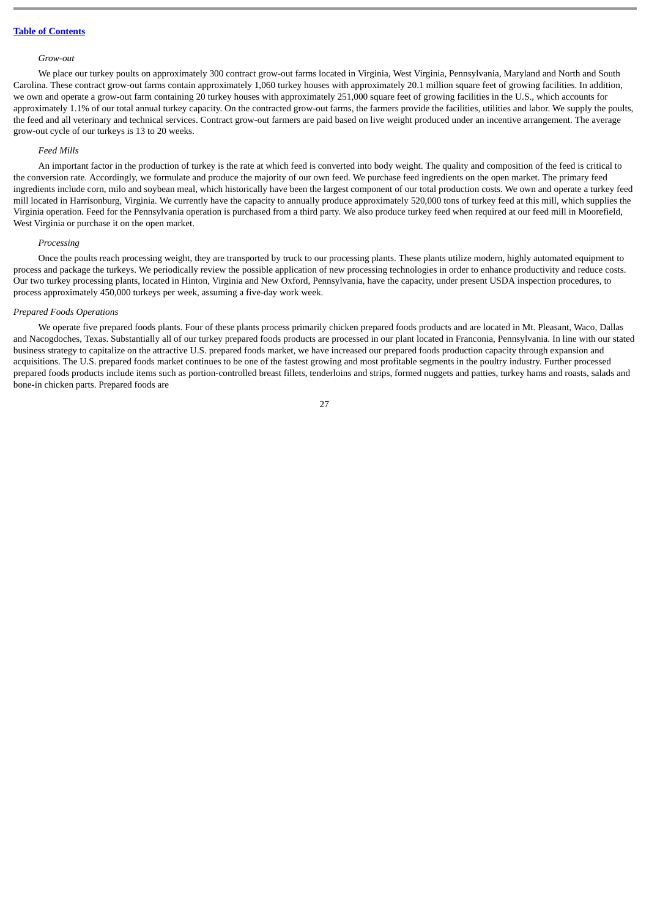*Grow-out*

We place our turkey poults on approximately 300 contract grow-out farms located in Virginia, West Virginia, Pennsylvania, Maryland and North and South Carolina. These contract grow-out farms contain approximately 1,060 turkey houses with approximately 20.1 million square feet of growing facilities. In addition, we own and operate a grow-out farm containing 20 turkey houses with approximately 251,000 square feet of growing facilities in the U.S., which accounts for approximately 1.1% of our total annual turkey capacity. On the contracted grow-out farms, the farmers provide the facilities, utilities and labor. We supply the poults, the feed and all veterinary and technical services. Contract grow-out farmers are paid based on live weight produced under an incentive arrangement. The average grow-out cycle of our turkeys is 13 to 20 weeks.

*Feed Mills*

An important factor in the production of turkey is the rate at which feed is converted into body weight. The quality and composition of the feed is critical to the conversion rate. Accordingly, we formulate and produce the majority of our own feed. We purchase feed ingredients on the open market. The primary feed ingredients include corn, milo and soybean meal, which historically have been the largest component of our total production costs. We own and operate a turkey feed mill located in Harrisonburg, Virginia. We currently have the capacity to annually produce approximately 520,000 tons of turkey feed at this mill, which supplies the Virginia operation. Feed for the Pennsylvania operation is purchased from a third party. We also produce turkey feed when required at our feed mill in Moorefield, West Virginia or purchase it on the open market.

*Processing*

Once the poults reach processing weight, they are transported by truck to our processing plants. These plants utilize modern, highly automated equipment to process and package the turkeys. We periodically review the possible application of new processing technologies in order to enhance productivity and reduce costs. Our two turkey processing plants, located in Hinton, Virginia and New Oxford, Pennsylvania, have the capacity, under present USDA inspection procedures, to process approximately 450,000 turkeys per week, assuming a five-day work week.

*Prepared Foods Operations*

We operate five prepared foods plants. Four of these plants process primarily chicken prepared foods products and are located in Mt. Pleasant, Waco, Dallas and Nacogdoches, Texas. Substantially all of our turkey prepared foods products are processed in our plant located in Franconia, Pennsylvania. In line with our stated business strategy to capitalize on the attractive U.S. prepared foods market, we have increased our prepared foods production capacity through expansion and acquisitions. The U.S. prepared foods market continues to be one of the fastest growing and most profitable segments in the poultry industry. Further processed prepared foods products include items such as portion-controlled breast fillets, tenderloins and strips, formed nuggets and patties, turkey hams and roasts, salads and bone-in chicken parts. Prepared foods are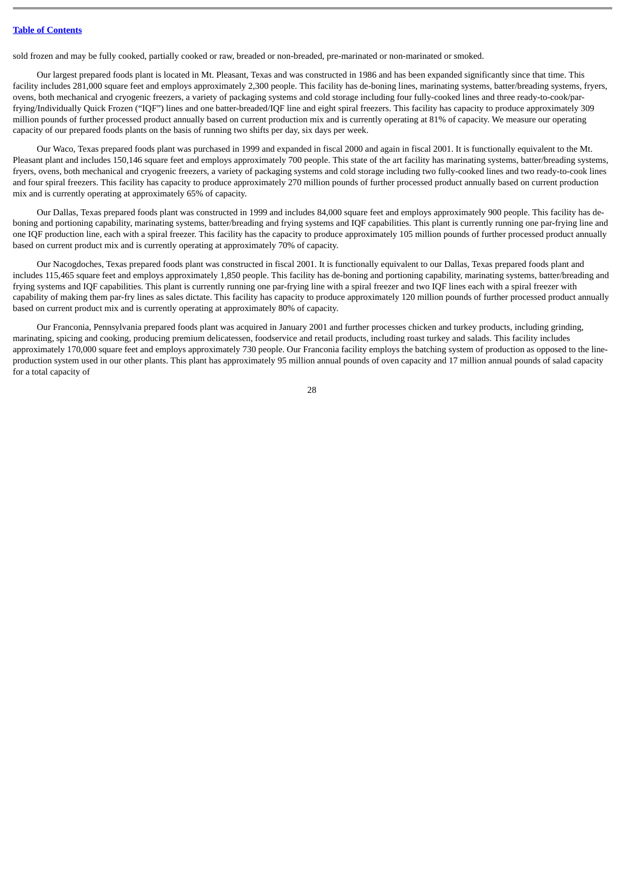sold frozen and may be fully cooked, partially cooked or raw, breaded or non-breaded, pre-marinated or non-marinated or smoked.

Our largest prepared foods plant is located in Mt. Pleasant, Texas and was constructed in 1986 and has been expanded significantly since that time. This facility includes 281,000 square feet and employs approximately 2,300 people. This facility has de-boning lines, marinating systems, batter/breading systems, fryers, ovens, both mechanical and cryogenic freezers, a variety of packaging systems and cold storage including four fully-cooked lines and three ready-to-cook/par-frying/Individually Quick Frozen ("IQF") lines and one batter-breaded/IQF line and eight spiral freezers. This facility has capacity to produce approximately 309 million pounds of further processed product annually based on current production mix and is currently operating at 81% of capacity. We measure our operating capacity of our prepared foods plants on the basis of running two shifts per day, six days per week.

Our Waco, Texas prepared foods plant was purchased in 1999 and expanded in fiscal 2000 and again in fiscal 2001. It is functionally equivalent to the Mt. Pleasant plant and includes 150,146 square feet and employs approximately 700 people. This state of the art facility has marinating systems, batter/breading systems, fryers, ovens, both mechanical and cryogenic freezers, a variety of packaging systems and cold storage including two fully-cooked lines and two ready-to-cook lines and four spiral freezers. This facility has capacity to produce approximately 270 million pounds of further processed product annually based on current production mix and is currently operating at approximately 65% of capacity.

Our Dallas, Texas prepared foods plant was constructed in 1999 and includes 84,000 square feet and employs approximately 900 people. This facility has de-boning and portioning capability, marinating systems, batter/breading and frying systems and IQF capabilities. This plant is currently running one par-frying line and one IQF production line, each with a spiral freezer. This facility has the capacity to produce approximately 105 million pounds of further processed product annually based on current product mix and is currently operating at approximately 70% of capacity.

Our Nacogdoches, Texas prepared foods plant was constructed in fiscal 2001. It is functionally equivalent to our Dallas, Texas prepared foods plant and includes 115,465 square feet and employs approximately 1,850 people. This facility has de-boning and portioning capability, marinating systems, batter/breading and frying systems and IQF capabilities. This plant is currently running one par-frying line with a spiral freezer and two IQF lines each with a spiral freezer with capability of making them par-fry lines as sales dictate. This facility has capacity to produce approximately 120 million pounds of further processed product annually based on current product mix and is currently operating at approximately 80% of capacity.

Our Franconia, Pennsylvania prepared foods plant was acquired in January 2001 and further processes chicken and turkey products, including grinding, marinating, spicing and cooking, producing premium delicatessen, foodservice and retail products, including roast turkey and salads. This facility includes approximately 170,000 square feet and employs approximately 730 people. Our Franconia facility employs the batching system of production as opposed to the line-production system used in our other plants. This plant has approximately 95 million annual pounds of oven capacity and 17 million annual pounds of salad capacity for a total capacity of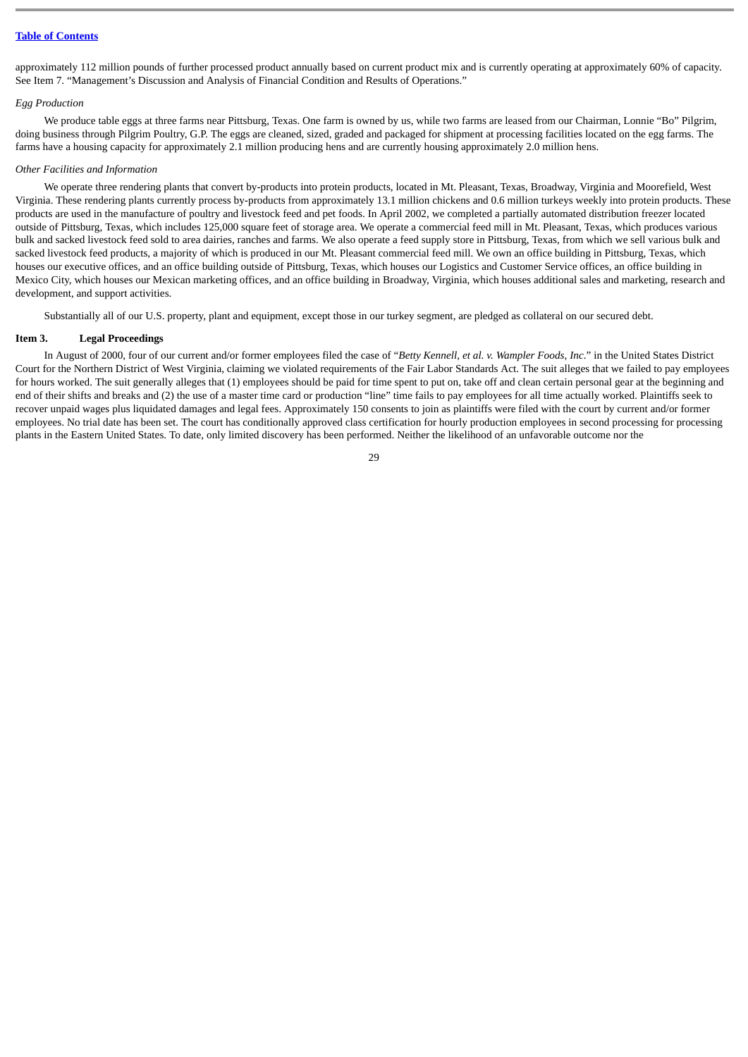approximately 112 million pounds of further processed product annually based on current product mix and is currently operating at approximately 60% of capacity. See Item 7. "Management's Discussion and Analysis of Financial Condition and Results of Operations."

*Egg Production*

We produce table eggs at three farms near Pittsburg, Texas. One farm is owned by us, while two farms are leased from our Chairman, Lonnie "Bo" Pilgrim, doing business through Pilgrim Poultry, G.P. The eggs are cleaned, sized, graded and packaged for shipment at processing facilities located on the egg farms. The farms have a housing capacity for approximately 2.1 million producing hens and are currently housing approximately 2.0 million hens.

*Other Facilities and Information*

We operate three rendering plants that convert by-products into protein products, located in Mt. Pleasant, Texas, Broadway, Virginia and Moorefield, West Virginia. These rendering plants currently process by-products from approximately 13.1 million chickens and 0.6 million turkeys weekly into protein products. These products are used in the manufacture of poultry and livestock feed and pet foods. In April 2002, we completed a partially automated distribution freezer located outside of Pittsburg, Texas, which includes 125,000 square feet of storage area. We operate a commercial feed mill in Mt. Pleasant, Texas, which produces various bulk and sacked livestock feed sold to area dairies, ranches and farms. We also operate a feed supply store in Pittsburg, Texas, from which we sell various bulk and sacked livestock feed products, a majority of which is produced in our Mt. Pleasant commercial feed mill. We own an office building in Pittsburg, Texas, which houses our executive offices, and an office building outside of Pittsburg, Texas, which houses our Logistics and Customer Service offices, an office building in Mexico City, which houses our Mexican marketing offices, and an office building in Broadway, Virginia, which houses additional sales and marketing, research and development, and support activities.

Substantially all of our U.S. property, plant and equipment, except those in our turkey segment, are pledged as collateral on our secured debt.

## Item 3. Legal Proceedings

In August of 2000, four of our current and/or former employees filed the case of "*Betty Kennell, et al. v. Wampler Foods, Inc*." in the United States District Court for the Northern District of West Virginia, claiming we violated requirements of the Fair Labor Standards Act. The suit alleges that we failed to pay employees for hours worked. The suit generally alleges that (1) employees should be paid for time spent to put on, take off and clean certain personal gear at the beginning and end of their shifts and breaks and (2) the use of a master time card or production "line" time fails to pay employees for all time actually worked. Plaintiffs seek to recover unpaid wages plus liquidated damages and legal fees. Approximately 150 consents to join as plaintiffs were filed with the court by current and/or former employees. No trial date has been set. The court has conditionally approved class certification for hourly production employees in second processing for processing plants in the Eastern United States. To date, only limited discovery has been performed. Neither the likelihood of an unfavorable outcome nor the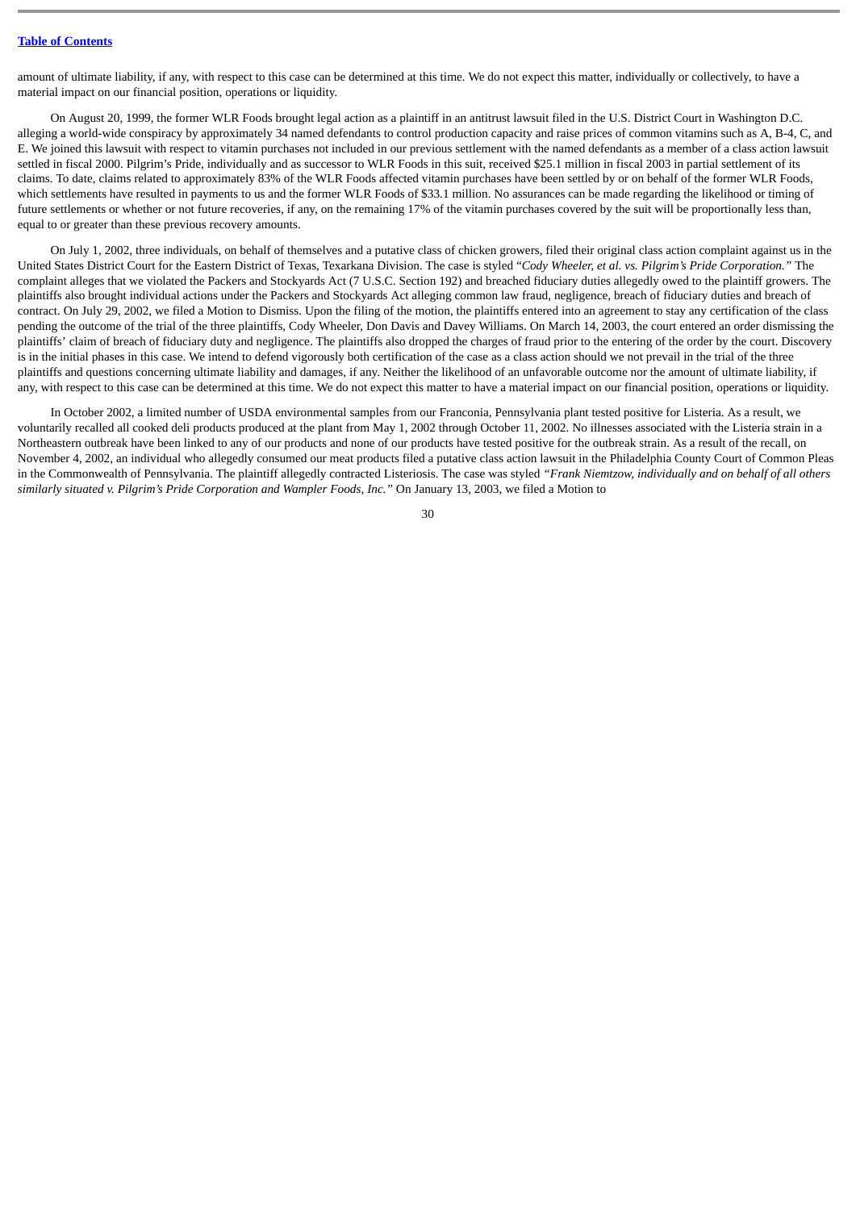amount of ultimate liability, if any, with respect to this case can be determined at this time. We do not expect this matter, individually or collectively, to have a material impact on our financial position, operations or liquidity.

On August 20, 1999, the former WLR Foods brought legal action as a plaintiff in an antitrust lawsuit filed in the U.S. District Court in Washington D.C. alleging a world-wide conspiracy by approximately 34 named defendants to control production capacity and raise prices of common vitamins such as A, B-4, C, and E. We joined this lawsuit with respect to vitamin purchases not included in our previous settlement with the named defendants as a member of a class action lawsuit settled in fiscal 2000. Pilgrim's Pride, individually and as successor to WLR Foods in this suit, received $25.1 million in fiscal 2003 in partial settlement of its claims. To date, claims related to approximately 83% of the WLR Foods affected vitamin purchases have been settled by or on behalf of the former WLR Foods, which settlements have resulted in payments to us and the former WLR Foods of $33.1 million. No assurances can be made regarding the likelihood or timing of future settlements or whether or not future recoveries, if any, on the remaining 17% of the vitamin purchases covered by the suit will be proportionally less than, equal to or greater than these previous recovery amounts.

On July 1, 2002, three individuals, on behalf of themselves and a putative class of chicken growers, filed their original class action complaint against us in the United States District Court for the Eastern District of Texas, Texarkana Division. The case is styled "*Cody Wheeler, et al. vs. Pilgrim's Pride Corporation.*" The complaint alleges that we violated the Packers and Stockyards Act (7 U.S.C. Section 192) and breached fiduciary duties allegedly owed to the plaintiff growers. The plaintiffs also brought individual actions under the Packers and Stockyards Act alleging common law fraud, negligence, breach of fiduciary duties and breach of contract. On July 29, 2002, we filed a Motion to Dismiss. Upon the filing of the motion, the plaintiffs entered into an agreement to stay any certification of the class pending the outcome of the trial of the three plaintiffs, Cody Wheeler, Don Davis and Davey Williams. On March 14, 2003, the court entered an order dismissing the plaintiffs' claim of breach of fiduciary duty and negligence. The plaintiffs also dropped the charges of fraud prior to the entering of the order by the court. Discovery is in the initial phases in this case. We intend to defend vigorously both certification of the case as a class action should we not prevail in the trial of the three plaintiffs and questions concerning ultimate liability and damages, if any. Neither the likelihood of an unfavorable outcome nor the amount of ultimate liability, if any, with respect to this case can be determined at this time. We do not expect this matter to have a material impact on our financial position, operations or liquidity.

In October 2002, a limited number of USDA environmental samples from our Franconia, Pennsylvania plant tested positive for Listeria. As a result, we voluntarily recalled all cooked deli products produced at the plant from May 1, 2002 through October 11, 2002. No illnesses associated with the Listeria strain in a Northeastern outbreak have been linked to any of our products and none of our products have tested positive for the outbreak strain. As a result of the recall, on November 4, 2002, an individual who allegedly consumed our meat products filed a putative class action lawsuit in the Philadelphia County Court of Common Pleas in the Commonwealth of Pennsylvania. The plaintiff allegedly contracted Listeriosis. The case was styled *"Frank Niemtzow, individually and on behalf of all others similarly situated v. Pilgrim's Pride Corporation and Wampler Foods, Inc."* On January 13, 2003, we filed a Motion to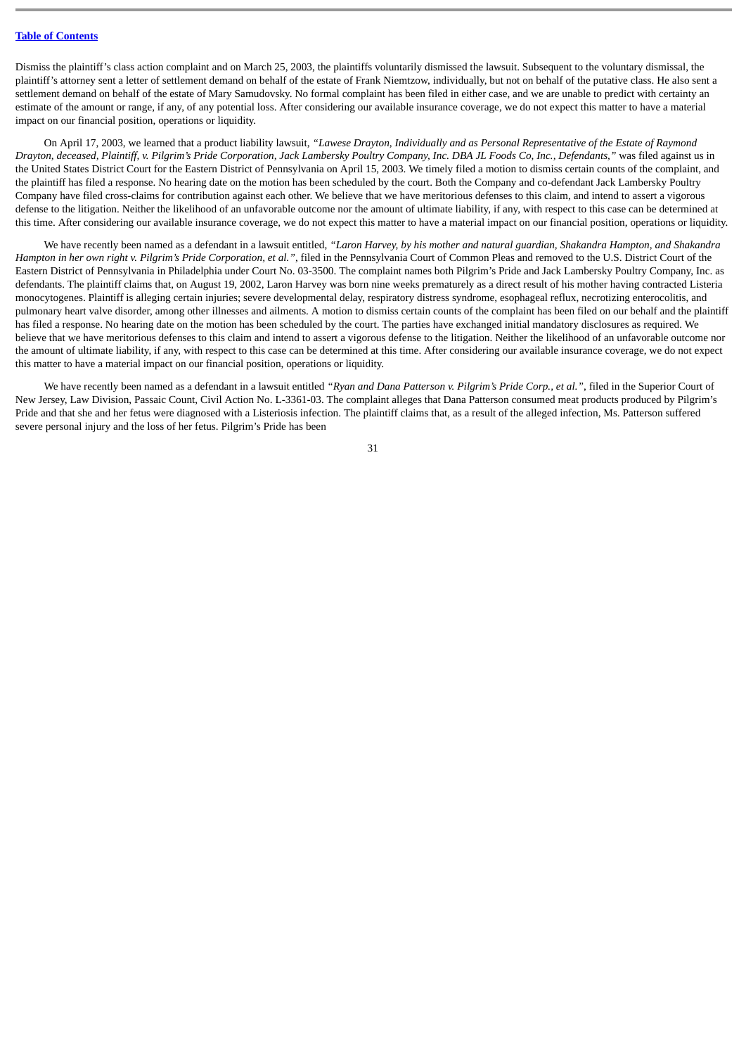Dismiss the plaintiff's class action complaint and on March 25, 2003, the plaintiffs voluntarily dismissed the lawsuit. Subsequent to the voluntary dismissal, the plaintiff's attorney sent a letter of settlement demand on behalf of the estate of Frank Niemtzow, individually, but not on behalf of the putative class. He also sent a settlement demand on behalf of the estate of Mary Samudovsky. No formal complaint has been filed in either case, and we are unable to predict with certainty an estimate of the amount or range, if any, of any potential loss. After considering our available insurance coverage, we do not expect this matter to have a material impact on our financial position, operations or liquidity.

On April 17, 2003, we learned that a product liability lawsuit, *"Lawese Drayton, Individually and as Personal Representative of the Estate of Raymond Drayton, deceased, Plaintiff, v. Pilgrim's Pride Corporation, Jack Lambersky Poultry Company, Inc. DBA JL Foods Co, Inc., Defendants,"* was filed against us in the United States District Court for the Eastern District of Pennsylvania on April 15, 2003. We timely filed a motion to dismiss certain counts of the complaint, and the plaintiff has filed a response. No hearing date on the motion has been scheduled by the court. Both the Company and co-defendant Jack Lambersky Poultry Company have filed cross-claims for contribution against each other. We believe that we have meritorious defenses to this claim, and intend to assert a vigorous defense to the litigation. Neither the likelihood of an unfavorable outcome nor the amount of ultimate liability, if any, with respect to this case can be determined at this time. After considering our available insurance coverage, we do not expect this matter to have a material impact on our financial position, operations or liquidity.

We have recently been named as a defendant in a lawsuit entitled, *"Laron Harvey, by his mother and natural guardian, Shakandra Hampton, and Shakandra Hampton in her own right v. Pilgrim's Pride Corporation, et al."*, filed in the Pennsylvania Court of Common Pleas and removed to the U.S. District Court of the Eastern District of Pennsylvania in Philadelphia under Court No. 03-3500. The complaint names both Pilgrim's Pride and Jack Lambersky Poultry Company, Inc. as defendants. The plaintiff claims that, on August 19, 2002, Laron Harvey was born nine weeks prematurely as a direct result of his mother having contracted Listeria monocytogenes. Plaintiff is alleging certain injuries; severe developmental delay, respiratory distress syndrome, esophageal reflux, necrotizing enterocolitis, and pulmonary heart valve disorder, among other illnesses and ailments. A motion to dismiss certain counts of the complaint has been filed on our behalf and the plaintiff has filed a response. No hearing date on the motion has been scheduled by the court. The parties have exchanged initial mandatory disclosures as required. We believe that we have meritorious defenses to this claim and intend to assert a vigorous defense to the litigation. Neither the likelihood of an unfavorable outcome nor the amount of ultimate liability, if any, with respect to this case can be determined at this time. After considering our available insurance coverage, we do not expect this matter to have a material impact on our financial position, operations or liquidity.

We have recently been named as a defendant in a lawsuit entitled *"Ryan and Dana Patterson v. Pilgrim's Pride Corp., et al."*, filed in the Superior Court of New Jersey, Law Division, Passaic Count, Civil Action No. L-3361-03. The complaint alleges that Dana Patterson consumed meat products produced by Pilgrim's Pride and that she and her fetus were diagnosed with a Listeriosis infection. The plaintiff claims that, as a result of the alleged infection, Ms. Patterson suffered severe personal injury and the loss of her fetus. Pilgrim's Pride has been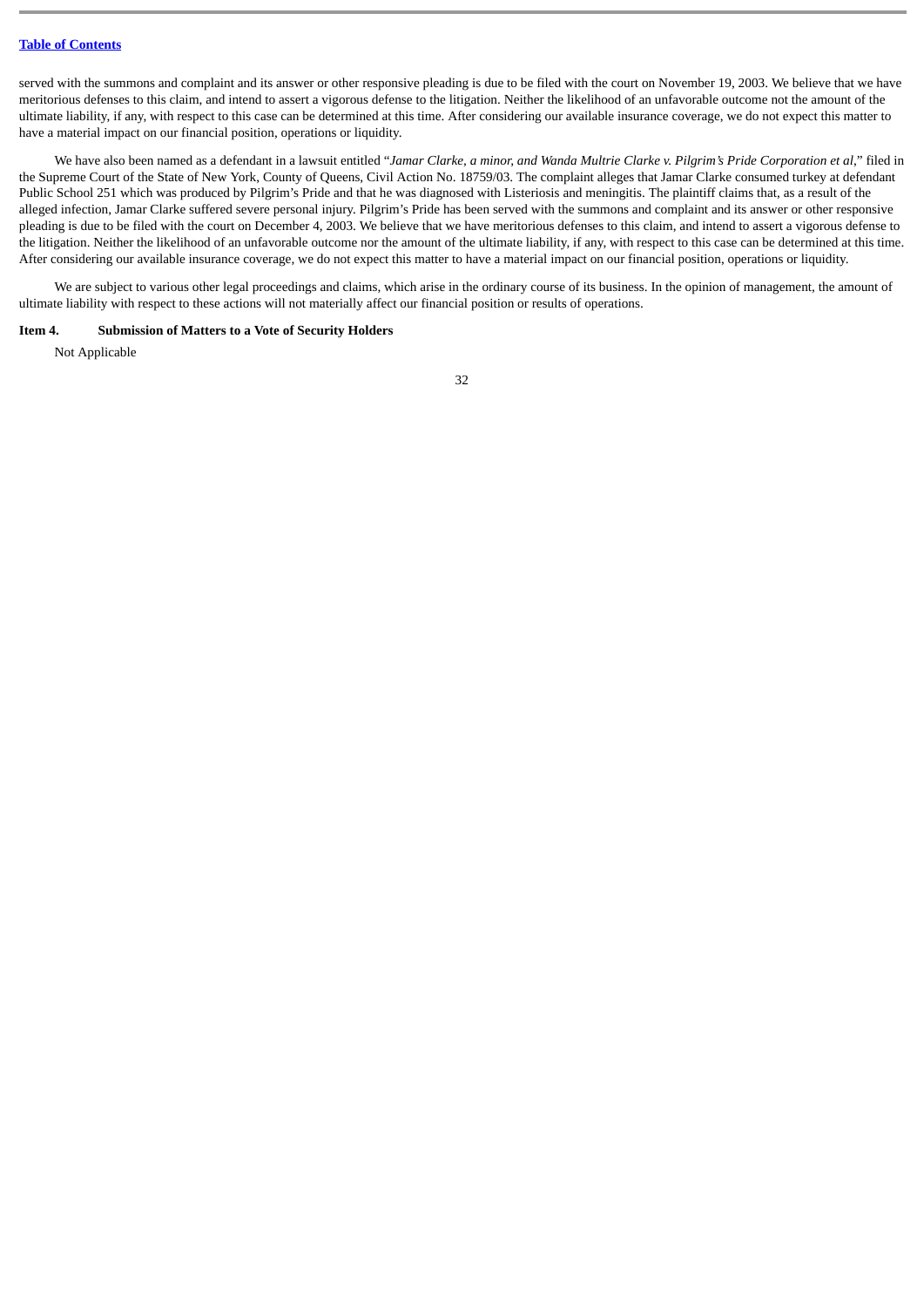served with the summons and complaint and its answer or other responsive pleading is due to be filed with the court on November 19, 2003. We believe that we have meritorious defenses to this claim, and intend to assert a vigorous defense to the litigation. Neither the likelihood of an unfavorable outcome not the amount of the ultimate liability, if any, with respect to this case can be determined at this time. After considering our available insurance coverage, we do not expect this matter to have a material impact on our financial position, operations or liquidity.

We have also been named as a defendant in a lawsuit entitled "*Jamar Clarke, a minor, and Wanda Multrie Clarke v. Pilgrim's Pride Corporation et al*," filed in the Supreme Court of the State of New York, County of Queens, Civil Action No. 18759/03. The complaint alleges that Jamar Clarke consumed turkey at defendant Public School 251 which was produced by Pilgrim's Pride and that he was diagnosed with Listeriosis and meningitis. The plaintiff claims that, as a result of the alleged infection, Jamar Clarke suffered severe personal injury. Pilgrim's Pride has been served with the summons and complaint and its answer or other responsive pleading is due to be filed with the court on December 4, 2003. We believe that we have meritorious defenses to this claim, and intend to assert a vigorous defense to the litigation. Neither the likelihood of an unfavorable outcome nor the amount of the ultimate liability, if any, with respect to this case can be determined at this time. After considering our available insurance coverage, we do not expect this matter to have a material impact on our financial position, operations or liquidity.

We are subject to various other legal proceedings and claims, which arise in the ordinary course of its business. In the opinion of management, the amount of ultimate liability with respect to these actions will not materially affect our financial position or results of operations.

### Item 4. Submission of Matters to a Vote of Security Holders

Not Applicable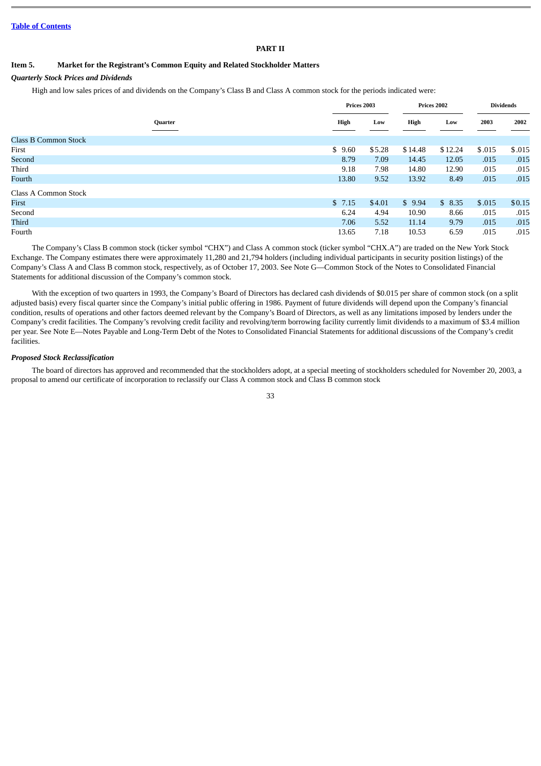[Table of Contents](#)

# PART II

## Item 5. Market for the Registrant's Common Equity and Related Stockholder Matters

***Quarterly Stock Prices and Dividends***

High and low sales prices of and dividends on the Company's Class B and Class A common stock for the periods indicated were:

| | Prices 2003 | | Prices 2002 | | Dividends | |
|---|---|---|---|---|---|---|
| Quarter | High | Low | High | Low | 2003 | 2002 |
| Class B Common Stock | | | | | | |
| First | $ 9.60 | $5.28 | $14.48 | $12.24 | $.015 | $.015 |
| Second | 8.79 | 7.09 | 14.45 | 12.05 | .015 | .015 |
| Third | 9.18 | 7.98 | 14.80 | 12.90 | .015 | .015 |
| Fourth | 13.80 | 9.52 | 13.92 | 8.49 | .015 | .015 |
| Class A Common Stock | | | | | | |
| First | $ 7.15 | $4.01 | $ 9.94 | $ 8.35 | $.015 | $0.15 |
| Second | 6.24 | 4.94 | 10.90 | 8.66 | .015 | .015 |
| Third | 7.06 | 5.52 | 11.14 | 9.79 | .015 | .015 |
| Fourth | 13.65 | 7.18 | 10.53 | 6.59 | .015 | .015 |

The Company's Class B common stock (ticker symbol "CHX") and Class A common stock (ticker symbol "CHX.A") are traded on the New York Stock Exchange. The Company estimates there were approximately 11,280 and 21,794 holders (including individual participants in security position listings) of the Company's Class A and Class B common stock, respectively, as of October 17, 2003. See Note G—Common Stock of the Notes to Consolidated Financial Statements for additional discussion of the Company's common stock.

With the exception of two quarters in 1993, the Company's Board of Directors has declared cash dividends of $0.015 per share of common stock (on a split adjusted basis) every fiscal quarter since the Company's initial public offering in 1986. Payment of future dividends will depend upon the Company's financial condition, results of operations and other factors deemed relevant by the Company's Board of Directors, as well as any limitations imposed by lenders under the Company's credit facilities. The Company's revolving credit facility and revolving/term borrowing facility currently limit dividends to a maximum of $3.4 million per year. See Note E—Notes Payable and Long-Term Debt of the Notes to Consolidated Financial Statements for additional discussions of the Company's credit facilities.

***Proposed Stock Reclassification***

The board of directors has approved and recommended that the stockholders adopt, at a special meeting of stockholders scheduled for November 20, 2003, a proposal to amend our certificate of incorporation to reclassify our Class A common stock and Class B common stock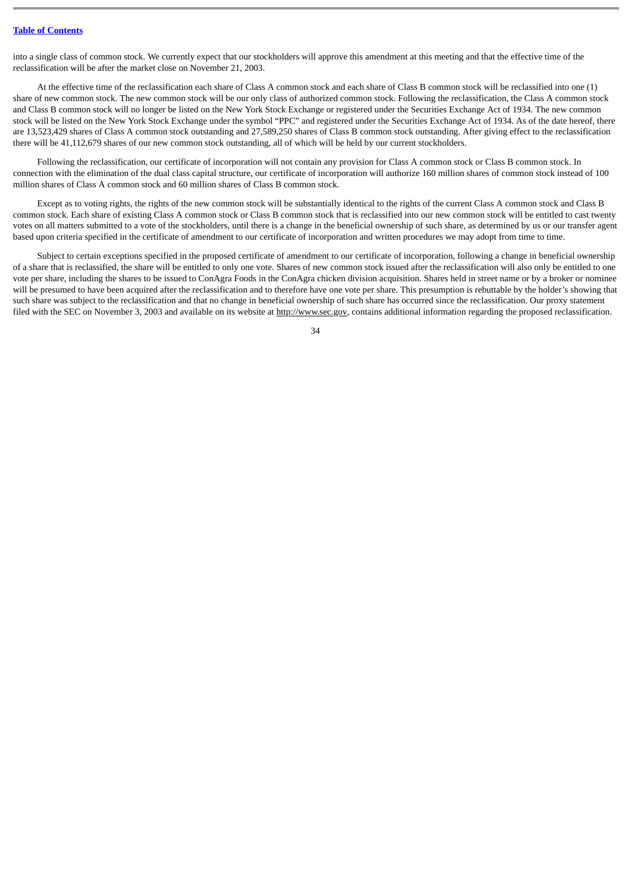into a single class of common stock. We currently expect that our stockholders will approve this amendment at this meeting and that the effective time of the reclassification will be after the market close on November 21, 2003.

At the effective time of the reclassification each share of Class A common stock and each share of Class B common stock will be reclassified into one (1) share of new common stock. The new common stock will be our only class of authorized common stock. Following the reclassification, the Class A common stock and Class B common stock will no longer be listed on the New York Stock Exchange or registered under the Securities Exchange Act of 1934. The new common stock will be listed on the New York Stock Exchange under the symbol "PPC" and registered under the Securities Exchange Act of 1934. As of the date hereof, there are 13,523,429 shares of Class A common stock outstanding and 27,589,250 shares of Class B common stock outstanding. After giving effect to the reclassification there will be 41,112,679 shares of our new common stock outstanding, all of which will be held by our current stockholders.

Following the reclassification, our certificate of incorporation will not contain any provision for Class A common stock or Class B common stock. In connection with the elimination of the dual class capital structure, our certificate of incorporation will authorize 160 million shares of common stock instead of 100 million shares of Class A common stock and 60 million shares of Class B common stock.

Except as to voting rights, the rights of the new common stock will be substantially identical to the rights of the current Class A common stock and Class B common stock. Each share of existing Class A common stock or Class B common stock that is reclassified into our new common stock will be entitled to cast twenty votes on all matters submitted to a vote of the stockholders, until there is a change in the beneficial ownership of such share, as determined by us or our transfer agent based upon criteria specified in the certificate of amendment to our certificate of incorporation and written procedures we may adopt from time to time.

Subject to certain exceptions specified in the proposed certificate of amendment to our certificate of incorporation, following a change in beneficial ownership of a share that is reclassified, the share will be entitled to only one vote. Shares of new common stock issued after the reclassification will also only be entitled to one vote per share, including the shares to be issued to ConAgra Foods in the ConAgra chicken division acquisition. Shares held in street name or by a broker or nominee will be presumed to have been acquired after the reclassification and to therefore have one vote per share. This presumption is rebuttable by the holder's showing that such share was subject to the reclassification and that no change in beneficial ownership of such share has occurred since the reclassification. Our proxy statement filed with the SEC on November 3, 2003 and available on its website at http://www.sec.gov, contains additional information regarding the proposed reclassification.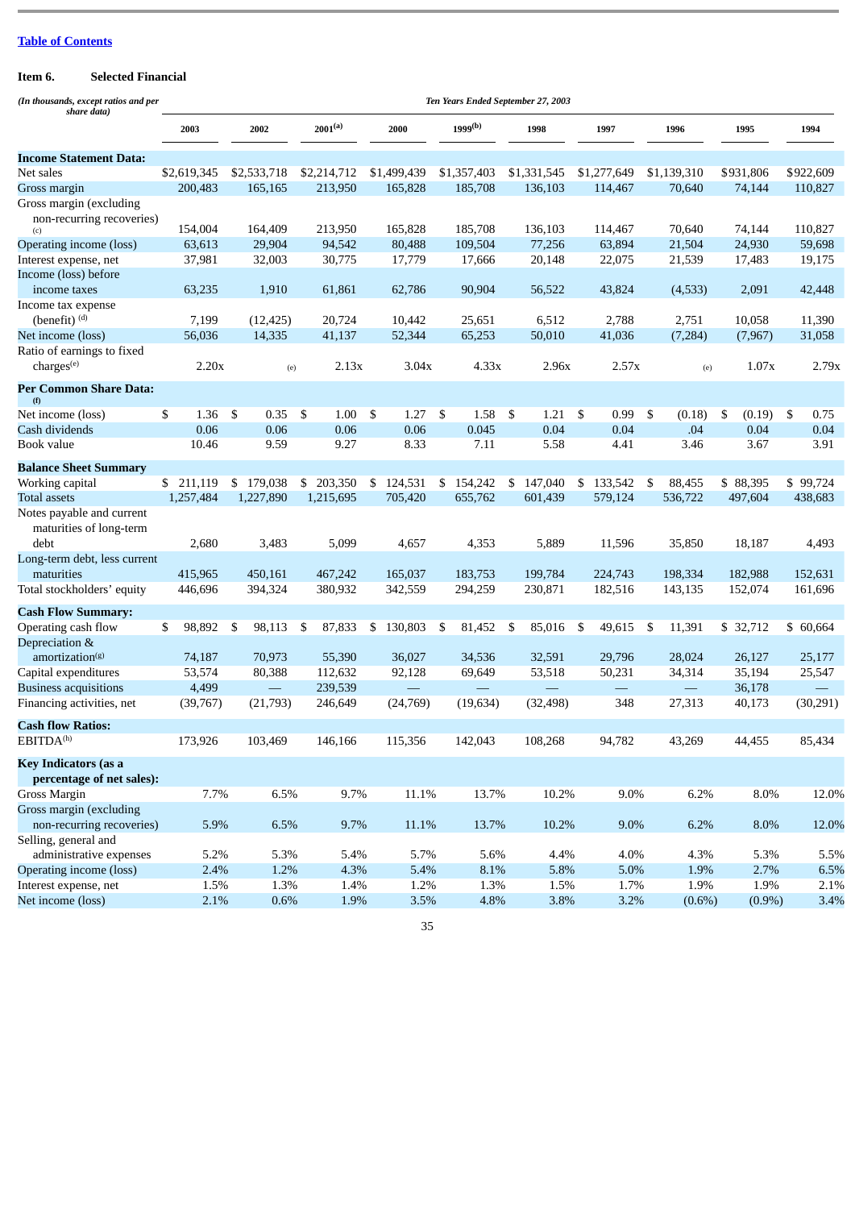[Table of Contents](#)

**Item 6. Selected Financial**

| *(In thousands, except ratios and per share data)* | *Ten Years Ended September 27, 2003* | | | | | | | | | |
|---|---|---|---|---|---|---|---|---|---|---|
| | 2003 | 2002 | 2001[(a)] | 2000 | 1999[(b)] | 1998 | 1997 | 1996 | 1995 | 1994 |
| **Income Statement Data:** | | | | | | | | | | |
| Net sales | $2,619,345 | $2,533,718 | $2,214,712 | $1,499,439 | $1,357,403 | $1,331,545 | $1,277,649 | $1,139,310 | $931,806 | $922,609 |
| Gross margin | 200,483 | 165,165 | 213,950 | 165,828 | 185,708 | 136,103 | 114,467 | 70,640 | 74,144 | 110,827 |
| Gross margin (excluding non-recurring recoveries) [(c)] | 154,004 | 164,409 | 213,950 | 165,828 | 185,708 | 136,103 | 114,467 | 70,640 | 74,144 | 110,827 |
| Operating income (loss) | 63,613 | 29,904 | 94,542 | 80,488 | 109,504 | 77,256 | 63,894 | 21,504 | 24,930 | 59,698 |
| Interest expense, net | 37,981 | 32,003 | 30,775 | 17,779 | 17,666 | 20,148 | 22,075 | 21,539 | 17,483 | 19,175 |
| Income (loss) before income taxes | 63,235 | 1,910 | 61,861 | 62,786 | 90,904 | 56,522 | 43,824 | (4,533) | 2,091 | 42,448 |
| Income tax expense (benefit) [(d)] | 7,199 | (12,425) | 20,724 | 10,442 | 25,651 | 6,512 | 2,788 | 2,751 | 10,058 | 11,390 |
| Net income (loss) | 56,036 | 14,335 | 41,137 | 52,344 | 65,253 | 50,010 | 41,036 | (7,284) | (7,967) | 31,058 |
| Ratio of earnings to fixed charges[(e)] | 2.20x | (e) | 2.13x | 3.04x | 4.33x | 2.96x | 2.57x | (e) | 1.07x | 2.79x |
| **Per Common Share Data:** [(f)] | | | | | | | | | | |
| Net income (loss) | $ 1.36 | $ 0.35 | $ 1.00 | $ 1.27 | $ 1.58 | $ 1.21 | $ 0.99 | $ (0.18) | $ (0.19) | $ 0.75 |
| Cash dividends | 0.06 | 0.06 | 0.06 | 0.06 | 0.045 | 0.04 | 0.04 | .04 | 0.04 | 0.04 |
| Book value | 10.46 | 9.59 | 9.27 | 8.33 | 7.11 | 5.58 | 4.41 | 3.46 | 3.67 | 3.91 |
| **Balance Sheet Summary** | | | | | | | | | | |
| Working capital | $ 211,119 | $ 179,038 | $ 203,350 | $ 124,531 | $ 154,242 | $ 147,040 | $ 133,542 | $ 88,455 | $ 88,395 | $ 99,724 |
| Total assets | 1,257,484 | 1,227,890 | 1,215,695 | 705,420 | 655,762 | 601,439 | 579,124 | 536,722 | 497,604 | 438,683 |
| Notes payable and current maturities of long-term debt | 2,680 | 3,483 | 5,099 | 4,657 | 4,353 | 5,889 | 11,596 | 35,850 | 18,187 | 4,493 |
| Long-term debt, less current maturities | 415,965 | 450,161 | 467,242 | 165,037 | 183,753 | 199,784 | 224,743 | 198,334 | 182,988 | 152,631 |
| Total stockholders' equity | 446,696 | 394,324 | 380,932 | 342,559 | 294,259 | 230,871 | 182,516 | 143,135 | 152,074 | 161,696 |
| **Cash Flow Summary:** | | | | | | | | | | |
| Operating cash flow | $ 98,892 | $ 98,113 | $ 87,833 | $ 130,803 | $ 81,452 | $ 85,016 | $ 49,615 | $ 11,391 | $ 32,712 | $ 60,664 |
| Depreciation & amortization[(g)] | 74,187 | 70,973 | 55,390 | 36,027 | 34,536 | 32,591 | 29,796 | 28,024 | 26,127 | 25,177 |
| Capital expenditures | 53,574 | 80,388 | 112,632 | 92,128 | 69,649 | 53,518 | 50,231 | 34,314 | 35,194 | 25,547 |
| Business acquisitions | 4,499 | — | 239,539 | — | — | — | — | — | 36,178 | — |
| Financing activities, net | (39,767) | (21,793) | 246,649 | (24,769) | (19,634) | (32,498) | 348 | 27,313 | 40,173 | (30,291) |
| **Cash flow Ratios:** | | | | | | | | | | |
| EBITDA[(h)] | 173,926 | 103,469 | 146,166 | 115,356 | 142,043 | 108,268 | 94,782 | 43,269 | 44,455 | 85,434 |
| **Key Indicators (as a percentage of net sales):** | | | | | | | | | | |
| Gross Margin | 7.7% | 6.5% | 9.7% | 11.1% | 13.7% | 10.2% | 9.0% | 6.2% | 8.0% | 12.0% |
| Gross margin (excluding non-recurring recoveries) | 5.9% | 6.5% | 9.7% | 11.1% | 13.7% | 10.2% | 9.0% | 6.2% | 8.0% | 12.0% |
| Selling, general and administrative expenses | 5.2% | 5.3% | 5.4% | 5.7% | 5.6% | 4.4% | 4.0% | 4.3% | 5.3% | 5.5% |
| Operating income (loss) | 2.4% | 1.2% | 4.3% | 5.4% | 8.1% | 5.8% | 5.0% | 1.9% | 2.7% | 6.5% |
| Interest expense, net | 1.5% | 1.3% | 1.4% | 1.2% | 1.3% | 1.5% | 1.7% | 1.9% | 1.9% | 2.1% |
| Net income (loss) | 2.1% | 0.6% | 1.9% | 3.5% | 4.8% | 3.8% | 3.2% | (0.6%) | (0.9%) | 3.4% |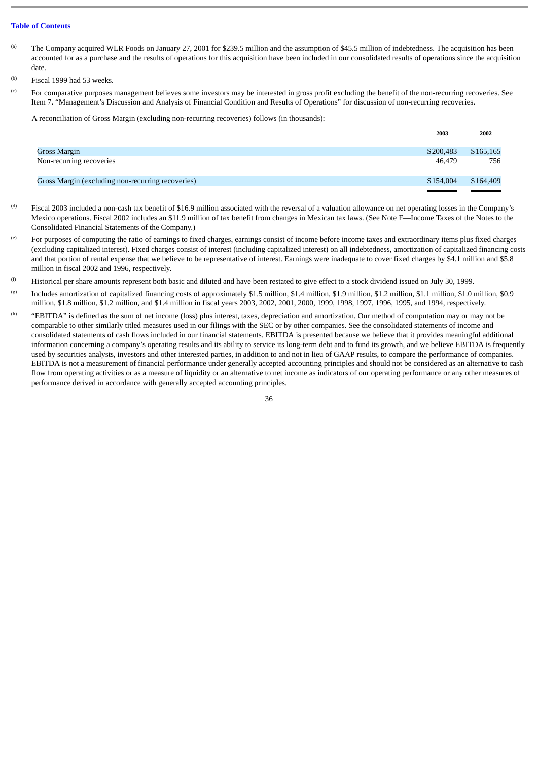[Table of Contents](#)

(a) The Company acquired WLR Foods on January 27, 2001 for $239.5 million and the assumption of $45.5 million of indebtedness. The acquisition has been accounted for as a purchase and the results of operations for this acquisition have been included in our consolidated results of operations since the acquisition date.

(b) Fiscal 1999 had 53 weeks.

(c) For comparative purposes management believes some investors may be interested in gross profit excluding the benefit of the non-recurring recoveries. See Item 7. "Management's Discussion and Analysis of Financial Condition and Results of Operations" for discussion of non-recurring recoveries.

A reconciliation of Gross Margin (excluding non-recurring recoveries) follows (in thousands):

| | 2003 | 2002 |
|---|---|---|
| Gross Margin | $200,483 | $165,165 |
| Non-recurring recoveries | 46,479 | 756 |
| Gross Margin (excluding non-recurring recoveries) | $154,004 | $164,409 |

(d) Fiscal 2003 included a non-cash tax benefit of $16.9 million associated with the reversal of a valuation allowance on net operating losses in the Company's Mexico operations. Fiscal 2002 includes an $11.9 million of tax benefit from changes in Mexican tax laws. (See Note F—Income Taxes of the Notes to the Consolidated Financial Statements of the Company.)

(e) For purposes of computing the ratio of earnings to fixed charges, earnings consist of income before income taxes and extraordinary items plus fixed charges (excluding capitalized interest). Fixed charges consist of interest (including capitalized interest) on all indebtedness, amortization of capitalized financing costs and that portion of rental expense that we believe to be representative of interest. Earnings were inadequate to cover fixed charges by $4.1 million and $5.8 million in fiscal 2002 and 1996, respectively.

(f) Historical per share amounts represent both basic and diluted and have been restated to give effect to a stock dividend issued on July 30, 1999.

(g) Includes amortization of capitalized financing costs of approximately $1.5 million, $1.4 million, $1.9 million, $1.2 million, $1.1 million, $1.0 million, $0.9 million, $1.8 million, $1.2 million, and $1.4 million in fiscal years 2003, 2002, 2001, 2000, 1999, 1998, 1997, 1996, 1995, and 1994, respectively.

(h) "EBITDA" is defined as the sum of net income (loss) plus interest, taxes, depreciation and amortization. Our method of computation may or may not be comparable to other similarly titled measures used in our filings with the SEC or by other companies. See the consolidated statements of income and consolidated statements of cash flows included in our financial statements. EBITDA is presented because we believe that it provides meaningful additional information concerning a company's operating results and its ability to service its long-term debt and to fund its growth, and we believe EBITDA is frequently used by securities analysts, investors and other interested parties, in addition to and not in lieu of GAAP results, to compare the performance of companies. EBITDA is not a measurement of financial performance under generally accepted accounting principles and should not be considered as an alternative to cash flow from operating activities or as a measure of liquidity or an alternative to net income as indicators of our operating performance or any other measures of performance derived in accordance with generally accepted accounting principles.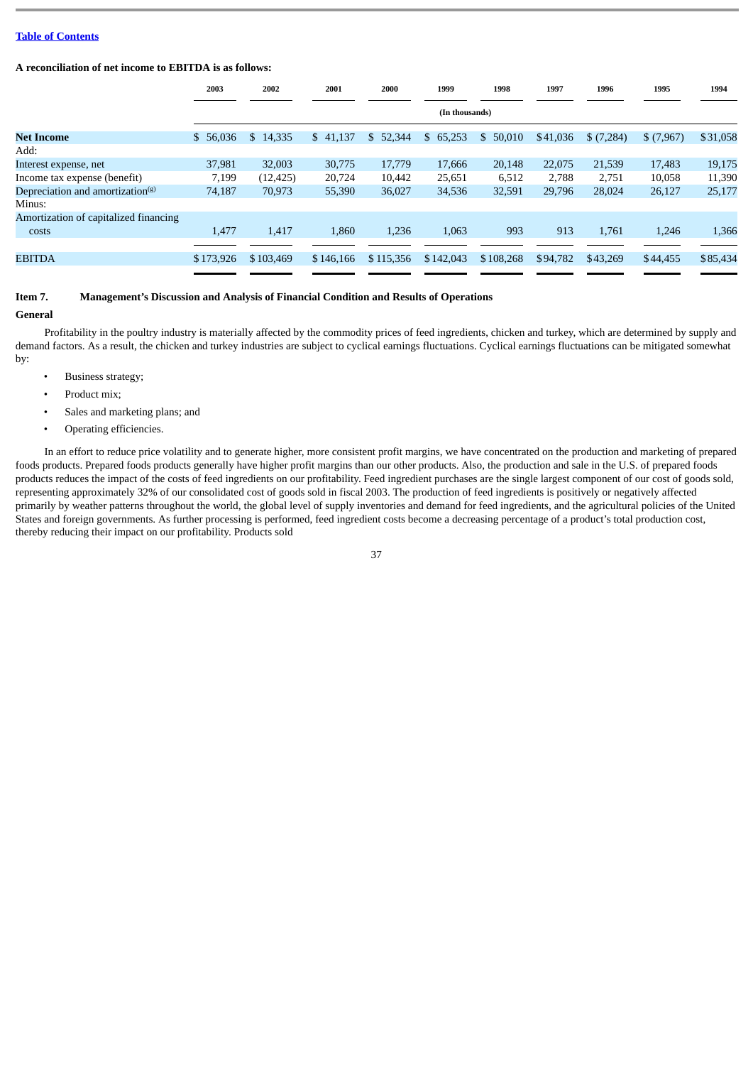[Table of Contents](#)

**A reconciliation of net income to EBITDA is as follows:**

| | 2003 | 2002 | 2001 | 2000 | 1999 | 1998 | 1997 | 1996 | 1995 | 1994 |
|---|---|---|---|---|---|---|---|---|---|---|
| | (In thousands) | | | | | | | | | |
| **Net Income** | $ 56,036 | $ 14,335 | $ 41,137 | $ 52,344 | $ 65,253 | $ 50,010 | $41,036 | $ (7,284) | $ (7,967) | $31,058 |
| Add: | | | | | | | | | | |
| Interest expense, net | 37,981 | 32,003 | 30,775 | 17,779 | 17,666 | 20,148 | 22,075 | 21,539 | 17,483 | 19,175 |
| Income tax expense (benefit) | 7,199 | (12,425) | 20,724 | 10,442 | 25,651 | 6,512 | 2,788 | 2,751 | 10,058 | 11,390 |
| Depreciation and amortization[g] | 74,187 | 70,973 | 55,390 | 36,027 | 34,536 | 32,591 | 29,796 | 28,024 | 26,127 | 25,177 |
| Minus: | | | | | | | | | | |
| Amortization of capitalized financing costs | 1,477 | 1,417 | 1,860 | 1,236 | 1,063 | 993 | 913 | 1,761 | 1,246 | 1,366 |
| EBITDA | $173,926 | $103,469 | $146,166 | $115,356 | $142,043 | $108,268 | $94,782 | $43,269 | $44,455 | $85,434 |

## Item 7. Management's Discussion and Analysis of Financial Condition and Results of Operations

### General

Profitability in the poultry industry is materially affected by the commodity prices of feed ingredients, chicken and turkey, which are determined by supply and demand factors. As a result, the chicken and turkey industries are subject to cyclical earnings fluctuations. Cyclical earnings fluctuations can be mitigated somewhat by:

- Business strategy;
- Product mix;
- Sales and marketing plans; and
- Operating efficiencies.

In an effort to reduce price volatility and to generate higher, more consistent profit margins, we have concentrated on the production and marketing of prepared foods products. Prepared foods products generally have higher profit margins than our other products. Also, the production and sale in the U.S. of prepared foods products reduces the impact of the costs of feed ingredients on our profitability. Feed ingredient purchases are the single largest component of our cost of goods sold, representing approximately 32% of our consolidated cost of goods sold in fiscal 2003. The production of feed ingredients is positively or negatively affected primarily by weather patterns throughout the world, the global level of supply inventories and demand for feed ingredients, and the agricultural policies of the United States and foreign governments. As further processing is performed, feed ingredient costs become a decreasing percentage of a product's total production cost, thereby reducing their impact on our profitability. Products sold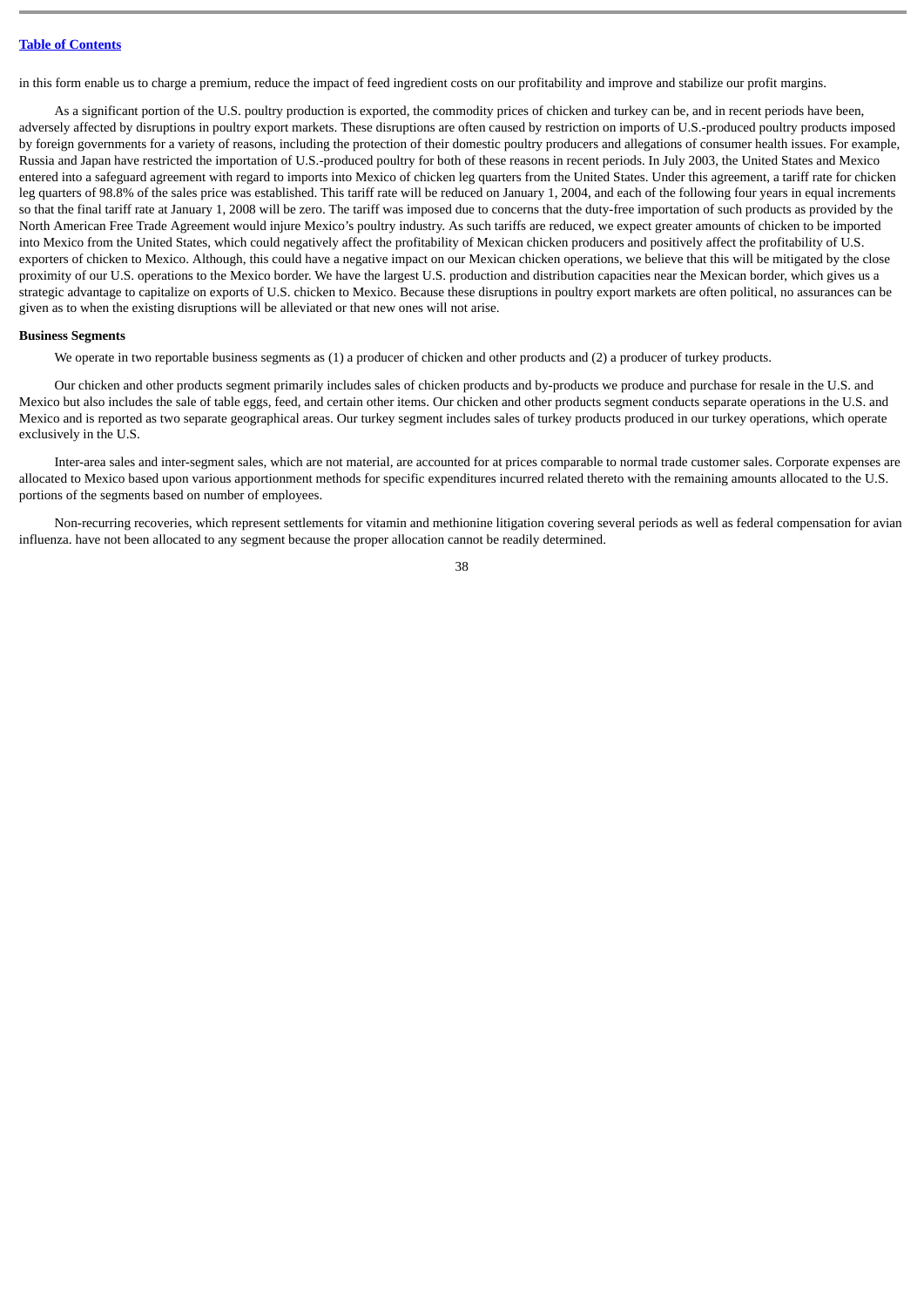in this form enable us to charge a premium, reduce the impact of feed ingredient costs on our profitability and improve and stabilize our profit margins.

As a significant portion of the U.S. poultry production is exported, the commodity prices of chicken and turkey can be, and in recent periods have been, adversely affected by disruptions in poultry export markets. These disruptions are often caused by restriction on imports of U.S.-produced poultry products imposed by foreign governments for a variety of reasons, including the protection of their domestic poultry producers and allegations of consumer health issues. For example, Russia and Japan have restricted the importation of U.S.-produced poultry for both of these reasons in recent periods. In July 2003, the United States and Mexico entered into a safeguard agreement with regard to imports into Mexico of chicken leg quarters from the United States. Under this agreement, a tariff rate for chicken leg quarters of 98.8% of the sales price was established. This tariff rate will be reduced on January 1, 2004, and each of the following four years in equal increments so that the final tariff rate at January 1, 2008 will be zero. The tariff was imposed due to concerns that the duty-free importation of such products as provided by the North American Free Trade Agreement would injure Mexico's poultry industry. As such tariffs are reduced, we expect greater amounts of chicken to be imported into Mexico from the United States, which could negatively affect the profitability of Mexican chicken producers and positively affect the profitability of U.S. exporters of chicken to Mexico. Although, this could have a negative impact on our Mexican chicken operations, we believe that this will be mitigated by the close proximity of our U.S. operations to the Mexico border. We have the largest U.S. production and distribution capacities near the Mexican border, which gives us a strategic advantage to capitalize on exports of U.S. chicken to Mexico. Because these disruptions in poultry export markets are often political, no assurances can be given as to when the existing disruptions will be alleviated or that new ones will not arise.

**Business Segments**

We operate in two reportable business segments as (1) a producer of chicken and other products and (2) a producer of turkey products.

Our chicken and other products segment primarily includes sales of chicken products and by-products we produce and purchase for resale in the U.S. and Mexico but also includes the sale of table eggs, feed, and certain other items. Our chicken and other products segment conducts separate operations in the U.S. and Mexico and is reported as two separate geographical areas. Our turkey segment includes sales of turkey products produced in our turkey operations, which operate exclusively in the U.S.

Inter-area sales and inter-segment sales, which are not material, are accounted for at prices comparable to normal trade customer sales. Corporate expenses are allocated to Mexico based upon various apportionment methods for specific expenditures incurred related thereto with the remaining amounts allocated to the U.S. portions of the segments based on number of employees.

Non-recurring recoveries, which represent settlements for vitamin and methionine litigation covering several periods as well as federal compensation for avian influenza. have not been allocated to any segment because the proper allocation cannot be readily determined.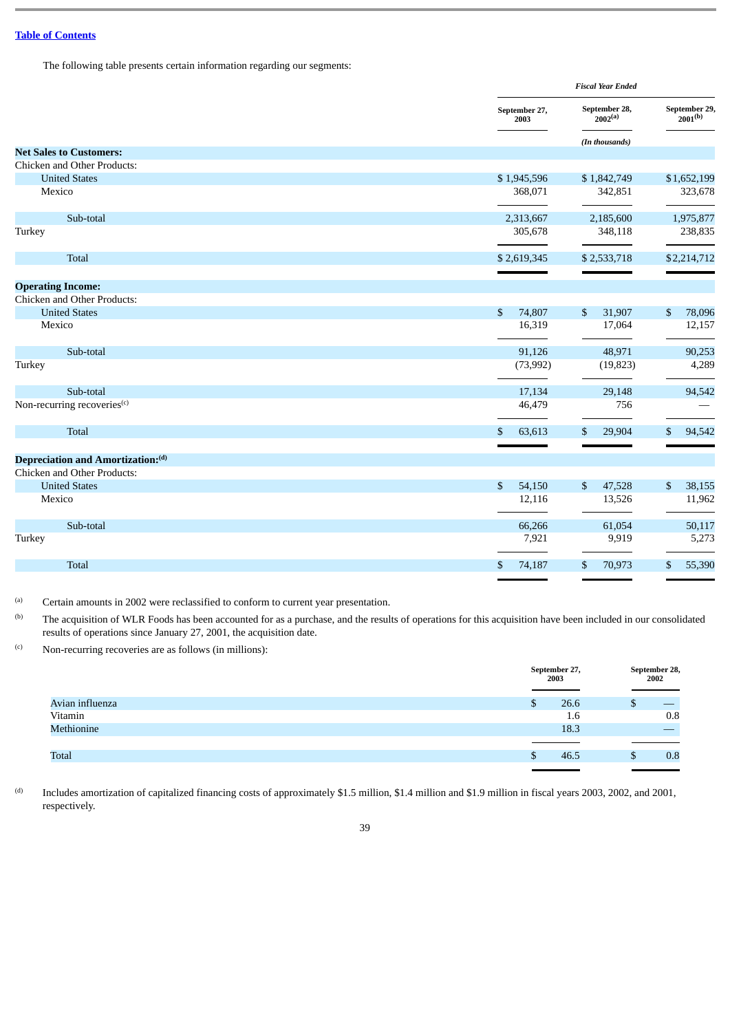[Table of Contents](#)

The following table presents certain information regarding our segments:

| | Fiscal Year Ended | | |
|---|---|---|---|
| | September 27, 2003 | September 28, 2002[(a)] | September 29, 2001[(b)] |
| | | (In thousands) | |
| **Net Sales to Customers:** | | | |
| Chicken and Other Products: | | | |
| United States | $ 1,945,596 | $ 1,842,749 | $ 1,652,199 |
| Mexico | 368,071 | 342,851 | 323,678 |
| Sub-total | 2,313,667 | 2,185,600 | 1,975,877 |
| Turkey | 305,678 | 348,118 | 238,835 |
| Total | $ 2,619,345 | $ 2,533,718 | $ 2,214,712 |
| **Operating Income:** | | | |
| Chicken and Other Products: | | | |
| United States | $ 74,807 | $ 31,907 | $ 78,096 |
| Mexico | 16,319 | 17,064 | 12,157 |
| Sub-total | 91,126 | 48,971 | 90,253 |
| Turkey | (73,992) | (19,823) | 4,289 |
| Sub-total | 17,134 | 29,148 | 94,542 |
| Non-recurring recoveries[(c)] | 46,479 | 756 | — |
| Total | $ 63,613 | $ 29,904 | $ 94,542 |
| **Depreciation and Amortization:[(d)]** | | | |
| Chicken and Other Products: | | | |
| United States | $ 54,150 | $ 47,528 | $ 38,155 |
| Mexico | 12,116 | 13,526 | 11,962 |
| Sub-total | 66,266 | 61,054 | 50,117 |
| Turkey | 7,921 | 9,919 | 5,273 |
| Total | $ 74,187 | $ 70,973 | $ 55,390 |

(a) Certain amounts in 2002 were reclassified to conform to current year presentation.

(b) The acquisition of WLR Foods has been accounted for as a purchase, and the results of operations for this acquisition have been included in our consolidated results of operations since January 27, 2001, the acquisition date.

(c) Non-recurring recoveries are as follows (in millions):

| | September 27, 2003 | September 28, 2002 |
|---|---|---|
| Avian influenza | $ 26.6 | $ — |
| Vitamin | 1.6 | 0.8 |
| Methionine | 18.3 | — |
| Total | $ 46.5 | $ 0.8 |

(d) Includes amortization of capitalized financing costs of approximately $1.5 million, $1.4 million and $1.9 million in fiscal years 2003, 2002, and 2001, respectively.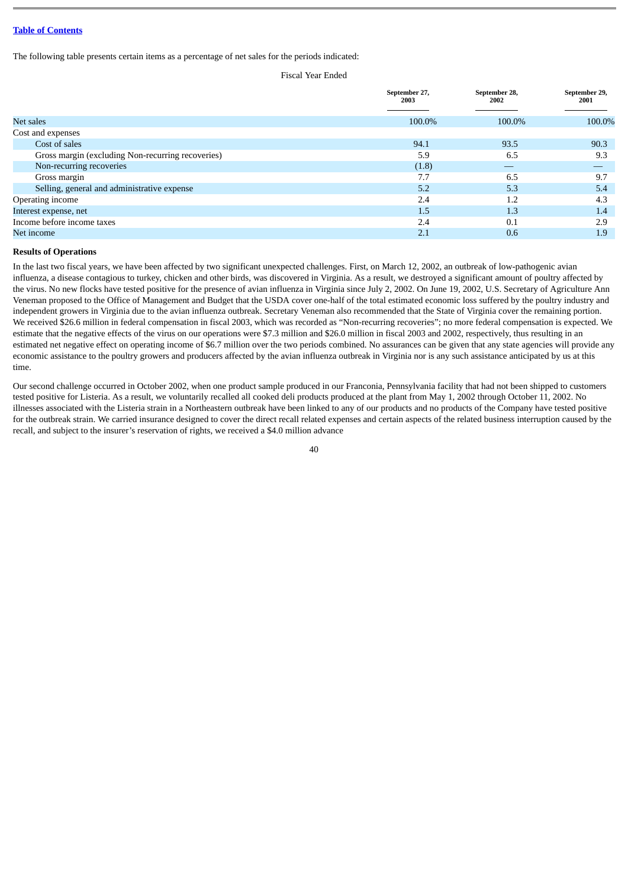The following table presents certain items as a percentage of net sales for the periods indicated:

| | Fiscal Year Ended | | |
|---|---|---|---|
| | September 27, 2003 | September 28, 2002 | September 29, 2001 |
| Net sales | 100.0% | 100.0% | 100.0% |
| Cost and expenses | | | |
| Cost of sales | 94.1 | 93.5 | 90.3 |
| Gross margin (excluding Non-recurring recoveries) | 5.9 | 6.5 | 9.3 |
| Non-recurring recoveries | (1.8) | — | — |
| Gross margin | 7.7 | 6.5 | 9.7 |
| Selling, general and administrative expense | 5.2 | 5.3 | 5.4 |
| Operating income | 2.4 | 1.2 | 4.3 |
| Interest expense, net | 1.5 | 1.3 | 1.4 |
| Income before income taxes | 2.4 | 0.1 | 2.9 |
| Net income | 2.1 | 0.6 | 1.9 |

**Results of Operations**

In the last two fiscal years, we have been affected by two significant unexpected challenges. First, on March 12, 2002, an outbreak of low-pathogenic avian influenza, a disease contagious to turkey, chicken and other birds, was discovered in Virginia. As a result, we destroyed a significant amount of poultry affected by the virus. No new flocks have tested positive for the presence of avian influenza in Virginia since July 2, 2002. On June 19, 2002, U.S. Secretary of Agriculture Ann Veneman proposed to the Office of Management and Budget that the USDA cover one-half of the total estimated economic loss suffered by the poultry industry and independent growers in Virginia due to the avian influenza outbreak. Secretary Veneman also recommended that the State of Virginia cover the remaining portion. We received $26.6 million in federal compensation in fiscal 2003, which was recorded as "Non-recurring recoveries"; no more federal compensation is expected. We estimate that the negative effects of the virus on our operations were $7.3 million and $26.0 million in fiscal 2003 and 2002, respectively, thus resulting in an estimated net negative effect on operating income of $6.7 million over the two periods combined. No assurances can be given that any state agencies will provide any economic assistance to the poultry growers and producers affected by the avian influenza outbreak in Virginia nor is any such assistance anticipated by us at this time.

Our second challenge occurred in October 2002, when one product sample produced in our Franconia, Pennsylvania facility that had not been shipped to customers tested positive for Listeria. As a result, we voluntarily recalled all cooked deli products produced at the plant from May 1, 2002 through October 11, 2002. No illnesses associated with the Listeria strain in a Northeastern outbreak have been linked to any of our products and no products of the Company have tested positive for the outbreak strain. We carried insurance designed to cover the direct recall related expenses and certain aspects of the related business interruption caused by the recall, and subject to the insurer's reservation of rights, we received a $4.0 million advance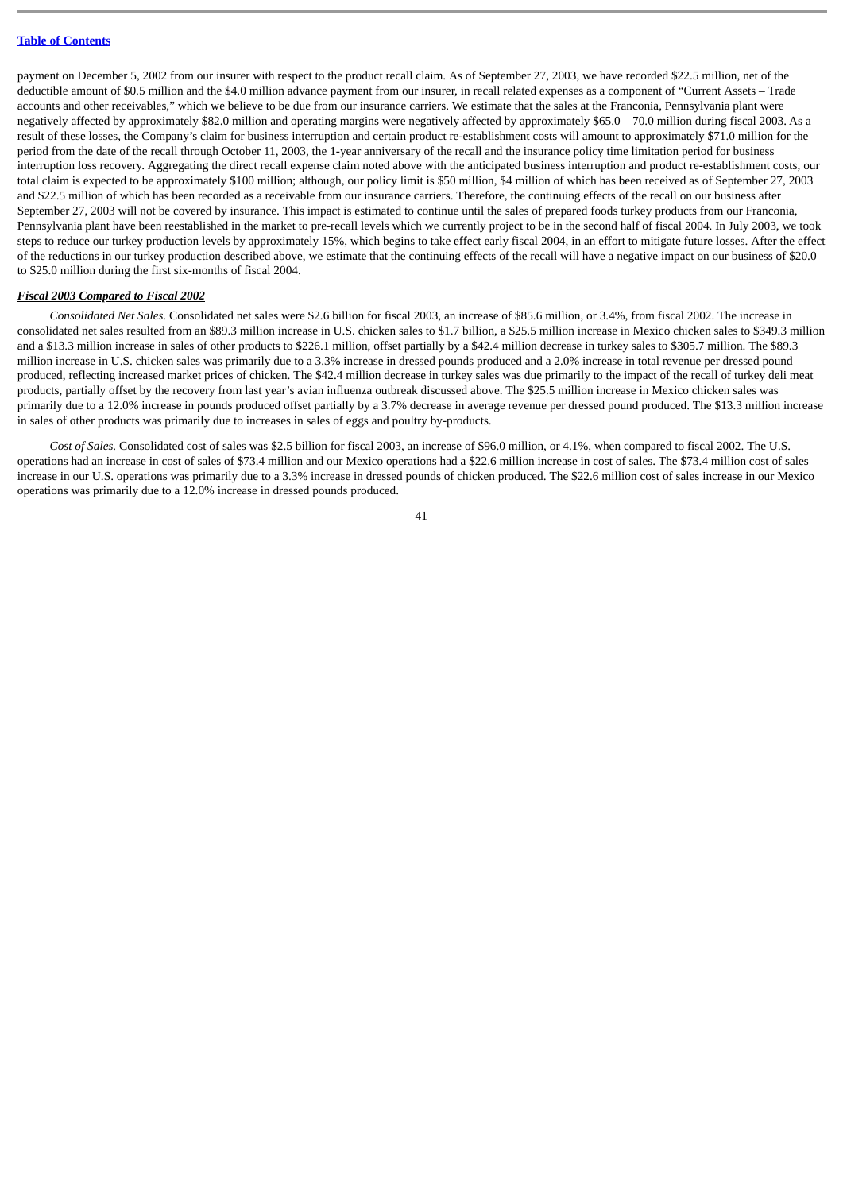payment on December 5, 2002 from our insurer with respect to the product recall claim. As of September 27, 2003, we have recorded $22.5 million, net of the deductible amount of $0.5 million and the $4.0 million advance payment from our insurer, in recall related expenses as a component of "Current Assets – Trade accounts and other receivables," which we believe to be due from our insurance carriers. We estimate that the sales at the Franconia, Pennsylvania plant were negatively affected by approximately $82.0 million and operating margins were negatively affected by approximately $65.0 – 70.0 million during fiscal 2003. As a result of these losses, the Company's claim for business interruption and certain product re-establishment costs will amount to approximately $71.0 million for the period from the date of the recall through October 11, 2003, the 1-year anniversary of the recall and the insurance policy time limitation period for business interruption loss recovery. Aggregating the direct recall expense claim noted above with the anticipated business interruption and product re-establishment costs, our total claim is expected to be approximately $100 million; although, our policy limit is $50 million, $4 million of which has been received as of September 27, 2003 and $22.5 million of which has been recorded as a receivable from our insurance carriers. Therefore, the continuing effects of the recall on our business after September 27, 2003 will not be covered by insurance. This impact is estimated to continue until the sales of prepared foods turkey products from our Franconia, Pennsylvania plant have been reestablished in the market to pre-recall levels which we currently project to be in the second half of fiscal 2004. In July 2003, we took steps to reduce our turkey production levels by approximately 15%, which begins to take effect early fiscal 2004, in an effort to mitigate future losses. After the effect of the reductions in our turkey production described above, we estimate that the continuing effects of the recall will have a negative impact on our business of $20.0 to $25.0 million during the first six-months of fiscal 2004.

***Fiscal 2003 Compared to Fiscal 2002***

*Consolidated Net Sales.* Consolidated net sales were $2.6 billion for fiscal 2003, an increase of $85.6 million, or 3.4%, from fiscal 2002. The increase in consolidated net sales resulted from an $89.3 million increase in U.S. chicken sales to $1.7 billion, a $25.5 million increase in Mexico chicken sales to $349.3 million and a $13.3 million increase in sales of other products to $226.1 million, offset partially by a $42.4 million decrease in turkey sales to $305.7 million. The $89.3 million increase in U.S. chicken sales was primarily due to a 3.3% increase in dressed pounds produced and a 2.0% increase in total revenue per dressed pound produced, reflecting increased market prices of chicken. The $42.4 million decrease in turkey sales was due primarily to the impact of the recall of turkey deli meat products, partially offset by the recovery from last year's avian influenza outbreak discussed above. The $25.5 million increase in Mexico chicken sales was primarily due to a 12.0% increase in pounds produced offset partially by a 3.7% decrease in average revenue per dressed pound produced. The $13.3 million increase in sales of other products was primarily due to increases in sales of eggs and poultry by-products.

*Cost of Sales.* Consolidated cost of sales was $2.5 billion for fiscal 2003, an increase of $96.0 million, or 4.1%, when compared to fiscal 2002. The U.S. operations had an increase in cost of sales of $73.4 million and our Mexico operations had a $22.6 million increase in cost of sales. The $73.4 million cost of sales increase in our U.S. operations was primarily due to a 3.3% increase in dressed pounds of chicken produced. The $22.6 million cost of sales increase in our Mexico operations was primarily due to a 12.0% increase in dressed pounds produced.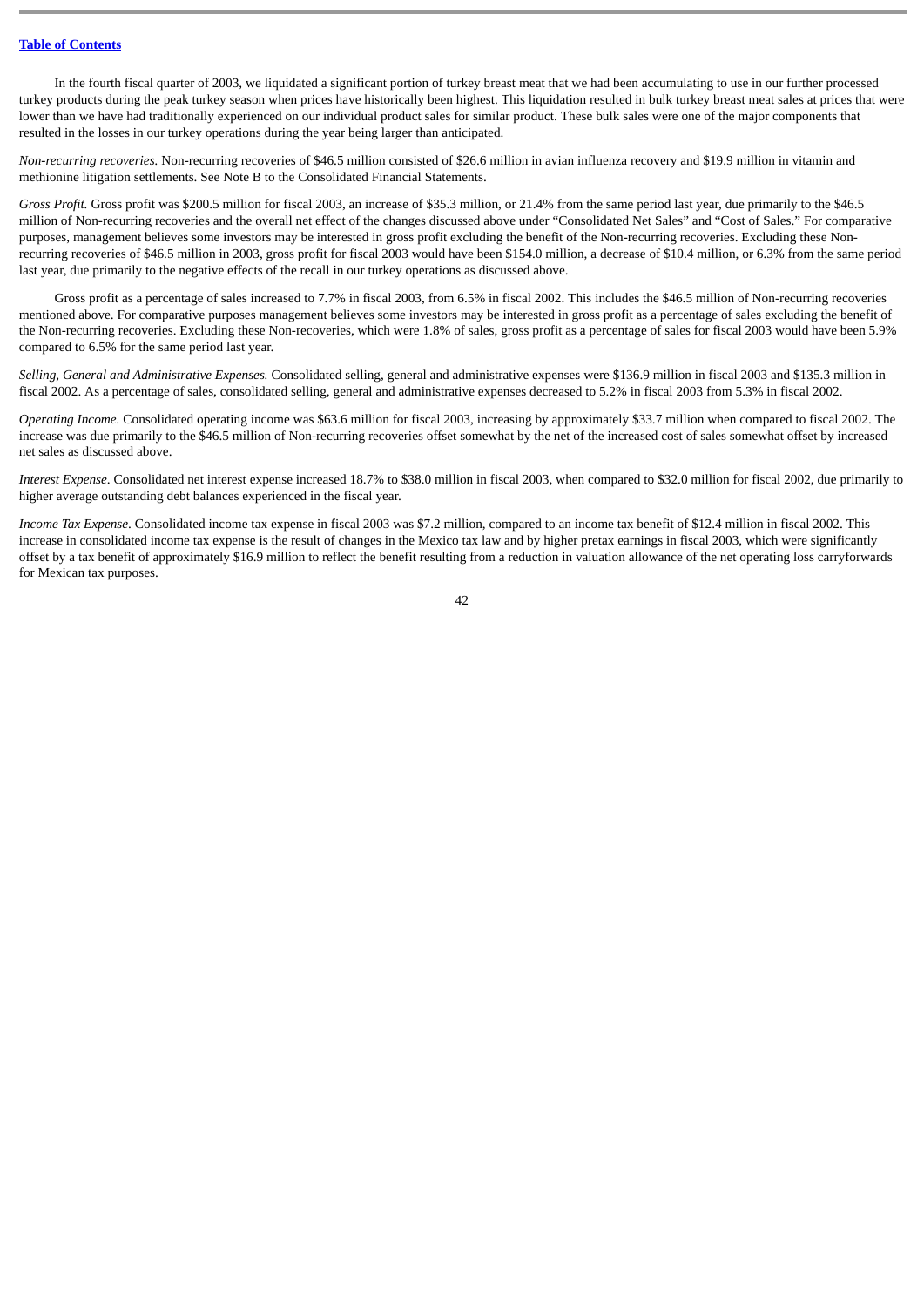In the fourth fiscal quarter of 2003, we liquidated a significant portion of turkey breast meat that we had been accumulating to use in our further processed turkey products during the peak turkey season when prices have historically been highest. This liquidation resulted in bulk turkey breast meat sales at prices that were lower than we have had traditionally experienced on our individual product sales for similar product. These bulk sales were one of the major components that resulted in the losses in our turkey operations during the year being larger than anticipated.

*Non-recurring recoveries.* Non-recurring recoveries of $46.5 million consisted of $26.6 million in avian influenza recovery and $19.9 million in vitamin and methionine litigation settlements. See Note B to the Consolidated Financial Statements.

*Gross Profit.* Gross profit was $200.5 million for fiscal 2003, an increase of $35.3 million, or 21.4% from the same period last year, due primarily to the $46.5 million of Non-recurring recoveries and the overall net effect of the changes discussed above under “Consolidated Net Sales” and “Cost of Sales.” For comparative purposes, management believes some investors may be interested in gross profit excluding the benefit of the Non-recurring recoveries. Excluding these Non-recurring recoveries of $46.5 million in 2003, gross profit for fiscal 2003 would have been $154.0 million, a decrease of $10.4 million, or 6.3% from the same period last year, due primarily to the negative effects of the recall in our turkey operations as discussed above.

Gross profit as a percentage of sales increased to 7.7% in fiscal 2003, from 6.5% in fiscal 2002. This includes the $46.5 million of Non-recurring recoveries mentioned above. For comparative purposes management believes some investors may be interested in gross profit as a percentage of sales excluding the benefit of the Non-recurring recoveries. Excluding these Non-recoveries, which were 1.8% of sales, gross profit as a percentage of sales for fiscal 2003 would have been 5.9% compared to 6.5% for the same period last year.

*Selling, General and Administrative Expenses.* Consolidated selling, general and administrative expenses were $136.9 million in fiscal 2003 and $135.3 million in fiscal 2002. As a percentage of sales, consolidated selling, general and administrative expenses decreased to 5.2% in fiscal 2003 from 5.3% in fiscal 2002.

*Operating Income.* Consolidated operating income was $63.6 million for fiscal 2003, increasing by approximately $33.7 million when compared to fiscal 2002. The increase was due primarily to the $46.5 million of Non-recurring recoveries offset somewhat by the net of the increased cost of sales somewhat offset by increased net sales as discussed above.

*Interest Expense*. Consolidated net interest expense increased 18.7% to $38.0 million in fiscal 2003, when compared to $32.0 million for fiscal 2002, due primarily to higher average outstanding debt balances experienced in the fiscal year.

*Income Tax Expense*. Consolidated income tax expense in fiscal 2003 was $7.2 million, compared to an income tax benefit of $12.4 million in fiscal 2002. This increase in consolidated income tax expense is the result of changes in the Mexico tax law and by higher pretax earnings in fiscal 2003, which were significantly offset by a tax benefit of approximately $16.9 million to reflect the benefit resulting from a reduction in valuation allowance of the net operating loss carryforwards for Mexican tax purposes.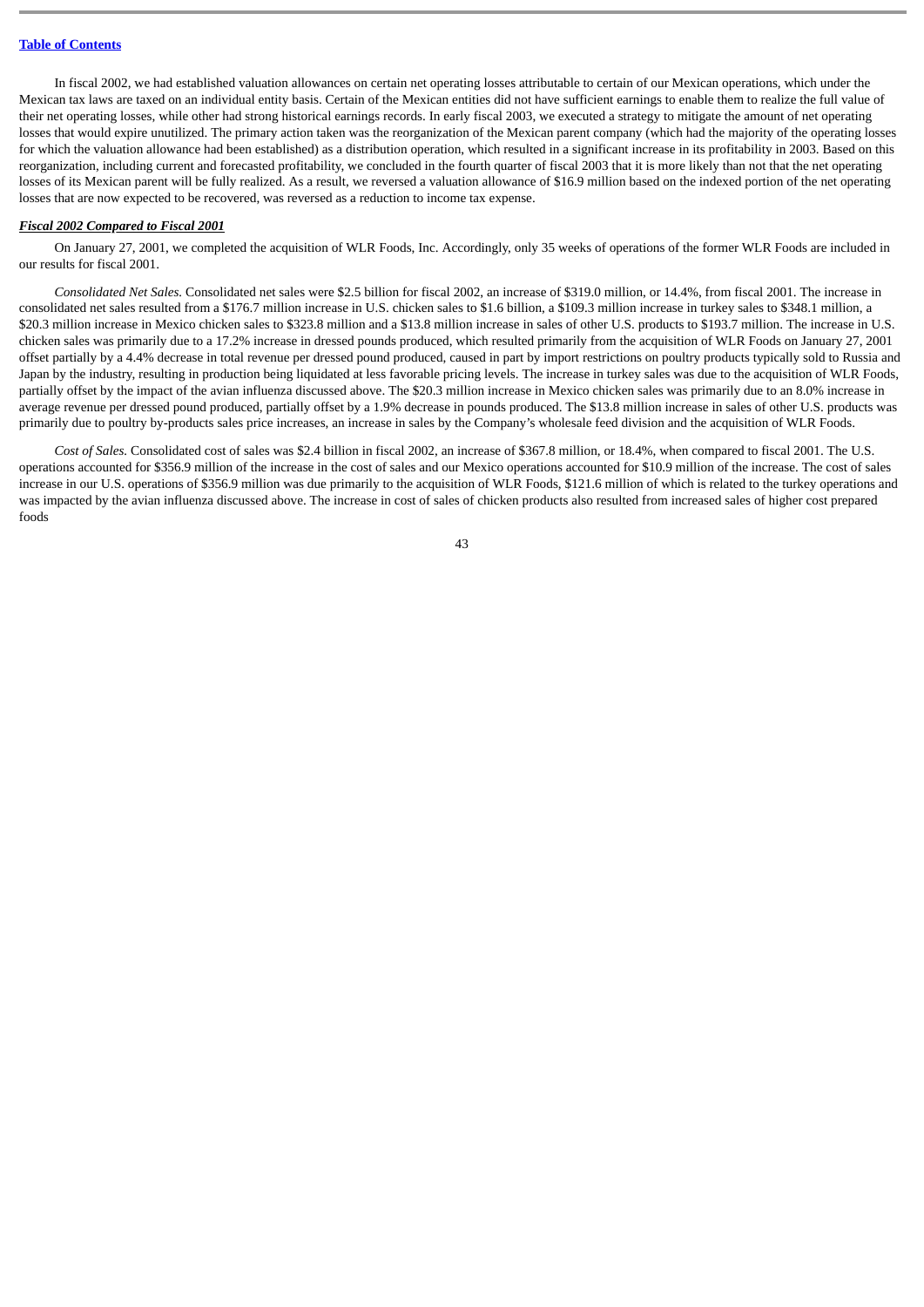In fiscal 2002, we had established valuation allowances on certain net operating losses attributable to certain of our Mexican operations, which under the Mexican tax laws are taxed on an individual entity basis. Certain of the Mexican entities did not have sufficient earnings to enable them to realize the full value of their net operating losses, while other had strong historical earnings records. In early fiscal 2003, we executed a strategy to mitigate the amount of net operating losses that would expire unutilized. The primary action taken was the reorganization of the Mexican parent company (which had the majority of the operating losses for which the valuation allowance had been established) as a distribution operation, which resulted in a significant increase in its profitability in 2003. Based on this reorganization, including current and forecasted profitability, we concluded in the fourth quarter of fiscal 2003 that it is more likely than not that the net operating losses of its Mexican parent will be fully realized. As a result, we reversed a valuation allowance of $16.9 million based on the indexed portion of the net operating losses that are now expected to be recovered, was reversed as a reduction to income tax expense.

***Fiscal 2002 Compared to Fiscal 2001***

On January 27, 2001, we completed the acquisition of WLR Foods, Inc. Accordingly, only 35 weeks of operations of the former WLR Foods are included in our results for fiscal 2001.

*Consolidated Net Sales.* Consolidated net sales were $2.5 billion for fiscal 2002, an increase of $319.0 million, or 14.4%, from fiscal 2001. The increase in consolidated net sales resulted from a $176.7 million increase in U.S. chicken sales to $1.6 billion, a $109.3 million increase in turkey sales to $348.1 million, a $20.3 million increase in Mexico chicken sales to $323.8 million and a $13.8 million increase in sales of other U.S. products to $193.7 million. The increase in U.S. chicken sales was primarily due to a 17.2% increase in dressed pounds produced, which resulted primarily from the acquisition of WLR Foods on January 27, 2001 offset partially by a 4.4% decrease in total revenue per dressed pound produced, caused in part by import restrictions on poultry products typically sold to Russia and Japan by the industry, resulting in production being liquidated at less favorable pricing levels. The increase in turkey sales was due to the acquisition of WLR Foods, partially offset by the impact of the avian influenza discussed above. The $20.3 million increase in Mexico chicken sales was primarily due to an 8.0% increase in average revenue per dressed pound produced, partially offset by a 1.9% decrease in pounds produced. The $13.8 million increase in sales of other U.S. products was primarily due to poultry by-products sales price increases, an increase in sales by the Company's wholesale feed division and the acquisition of WLR Foods.

*Cost of Sales.* Consolidated cost of sales was $2.4 billion in fiscal 2002, an increase of $367.8 million, or 18.4%, when compared to fiscal 2001. The U.S. operations accounted for $356.9 million of the increase in the cost of sales and our Mexico operations accounted for $10.9 million of the increase. The cost of sales increase in our U.S. operations of $356.9 million was due primarily to the acquisition of WLR Foods, $121.6 million of which is related to the turkey operations and was impacted by the avian influenza discussed above. The increase in cost of sales of chicken products also resulted from increased sales of higher cost prepared foods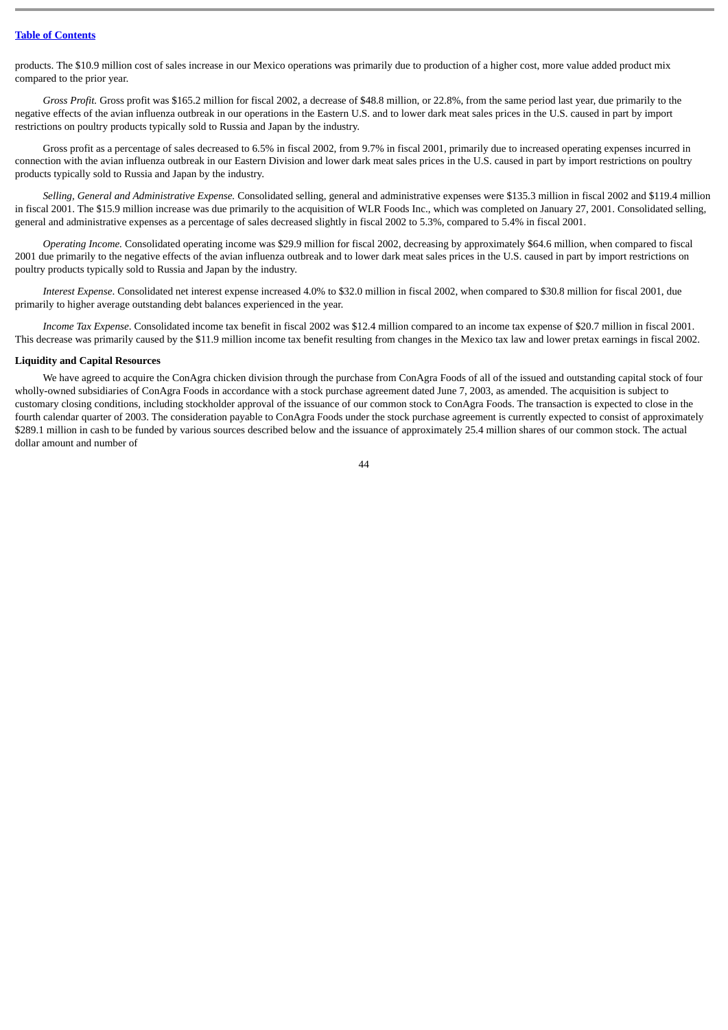products. The $10.9 million cost of sales increase in our Mexico operations was primarily due to production of a higher cost, more value added product mix compared to the prior year.

*Gross Profit.* Gross profit was $165.2 million for fiscal 2002, a decrease of $48.8 million, or 22.8%, from the same period last year, due primarily to the negative effects of the avian influenza outbreak in our operations in the Eastern U.S. and to lower dark meat sales prices in the U.S. caused in part by import restrictions on poultry products typically sold to Russia and Japan by the industry.

Gross profit as a percentage of sales decreased to 6.5% in fiscal 2002, from 9.7% in fiscal 2001, primarily due to increased operating expenses incurred in connection with the avian influenza outbreak in our Eastern Division and lower dark meat sales prices in the U.S. caused in part by import restrictions on poultry products typically sold to Russia and Japan by the industry.

*Selling, General and Administrative Expense.* Consolidated selling, general and administrative expenses were $135.3 million in fiscal 2002 and $119.4 million in fiscal 2001. The $15.9 million increase was due primarily to the acquisition of WLR Foods Inc., which was completed on January 27, 2001. Consolidated selling, general and administrative expenses as a percentage of sales decreased slightly in fiscal 2002 to 5.3%, compared to 5.4% in fiscal 2001.

*Operating Income.* Consolidated operating income was $29.9 million for fiscal 2002, decreasing by approximately $64.6 million, when compared to fiscal 2001 due primarily to the negative effects of the avian influenza outbreak and to lower dark meat sales prices in the U.S. caused in part by import restrictions on poultry products typically sold to Russia and Japan by the industry.

*Interest Expense*. Consolidated net interest expense increased 4.0% to $32.0 million in fiscal 2002, when compared to $30.8 million for fiscal 2001, due primarily to higher average outstanding debt balances experienced in the year.

*Income Tax Expense*. Consolidated income tax benefit in fiscal 2002 was $12.4 million compared to an income tax expense of $20.7 million in fiscal 2001. This decrease was primarily caused by the $11.9 million income tax benefit resulting from changes in the Mexico tax law and lower pretax earnings in fiscal 2002.

**Liquidity and Capital Resources**

We have agreed to acquire the ConAgra chicken division through the purchase from ConAgra Foods of all of the issued and outstanding capital stock of four wholly-owned subsidiaries of ConAgra Foods in accordance with a stock purchase agreement dated June 7, 2003, as amended. The acquisition is subject to customary closing conditions, including stockholder approval of the issuance of our common stock to ConAgra Foods. The transaction is expected to close in the fourth calendar quarter of 2003. The consideration payable to ConAgra Foods under the stock purchase agreement is currently expected to consist of approximately $289.1 million in cash to be funded by various sources described below and the issuance of approximately 25.4 million shares of our common stock. The actual dollar amount and number of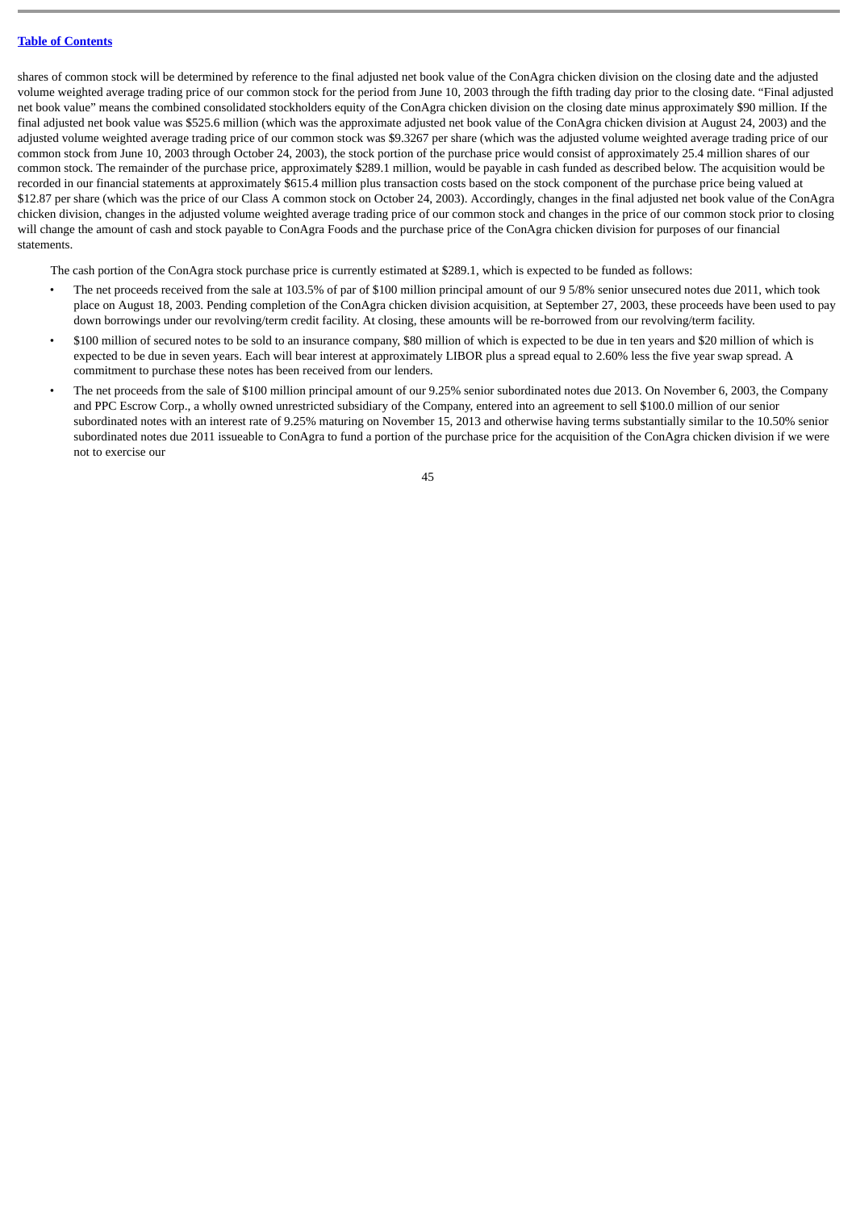shares of common stock will be determined by reference to the final adjusted net book value of the ConAgra chicken division on the closing date and the adjusted volume weighted average trading price of our common stock for the period from June 10, 2003 through the fifth trading day prior to the closing date. "Final adjusted net book value" means the combined consolidated stockholders equity of the ConAgra chicken division on the closing date minus approximately $90 million. If the final adjusted net book value was $525.6 million (which was the approximate adjusted net book value of the ConAgra chicken division at August 24, 2003) and the adjusted volume weighted average trading price of our common stock was $9.3267 per share (which was the adjusted volume weighted average trading price of our common stock from June 10, 2003 through October 24, 2003), the stock portion of the purchase price would consist of approximately 25.4 million shares of our common stock. The remainder of the purchase price, approximately $289.1 million, would be payable in cash funded as described below. The acquisition would be recorded in our financial statements at approximately $615.4 million plus transaction costs based on the stock component of the purchase price being valued at $12.87 per share (which was the price of our Class A common stock on October 24, 2003). Accordingly, changes in the final adjusted net book value of the ConAgra chicken division, changes in the adjusted volume weighted average trading price of our common stock and changes in the price of our common stock prior to closing will change the amount of cash and stock payable to ConAgra Foods and the purchase price of the ConAgra chicken division for purposes of our financial statements.

The cash portion of the ConAgra stock purchase price is currently estimated at $289.1, which is expected to be funded as follows:

- The net proceeds received from the sale at 103.5% of par of $100 million principal amount of our 9 5/8% senior unsecured notes due 2011, which took place on August 18, 2003. Pending completion of the ConAgra chicken division acquisition, at September 27, 2003, these proceeds have been used to pay down borrowings under our revolving/term credit facility. At closing, these amounts will be re-borrowed from our revolving/term facility.
- $100 million of secured notes to be sold to an insurance company, $80 million of which is expected to be due in ten years and $20 million of which is expected to be due in seven years. Each will bear interest at approximately LIBOR plus a spread equal to 2.60% less the five year swap spread. A commitment to purchase these notes has been received from our lenders.
- The net proceeds from the sale of $100 million principal amount of our 9.25% senior subordinated notes due 2013. On November 6, 2003, the Company and PPC Escrow Corp., a wholly owned unrestricted subsidiary of the Company, entered into an agreement to sell $100.0 million of our senior subordinated notes with an interest rate of 9.25% maturing on November 15, 2013 and otherwise having terms substantially similar to the 10.50% senior subordinated notes due 2011 issueable to ConAgra to fund a portion of the purchase price for the acquisition of the ConAgra chicken division if we were not to exercise our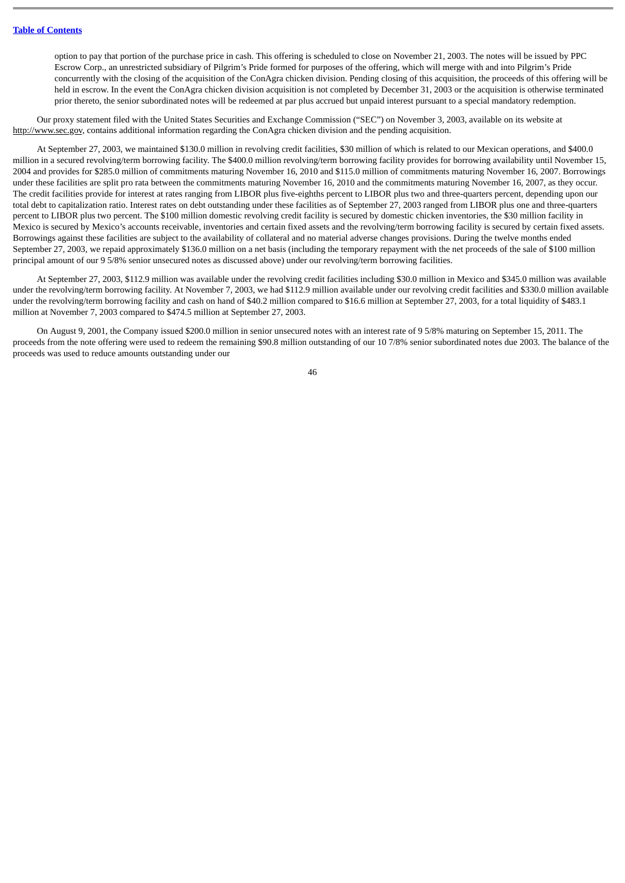option to pay that portion of the purchase price in cash. This offering is scheduled to close on November 21, 2003. The notes will be issued by PPC Escrow Corp., an unrestricted subsidiary of Pilgrim's Pride formed for purposes of the offering, which will merge with and into Pilgrim's Pride concurrently with the closing of the acquisition of the ConAgra chicken division. Pending closing of this acquisition, the proceeds of this offering will be held in escrow. In the event the ConAgra chicken division acquisition is not completed by December 31, 2003 or the acquisition is otherwise terminated prior thereto, the senior subordinated notes will be redeemed at par plus accrued but unpaid interest pursuant to a special mandatory redemption.

Our proxy statement filed with the United States Securities and Exchange Commission ("SEC") on November 3, 2003, available on its website at http://www.sec.gov, contains additional information regarding the ConAgra chicken division and the pending acquisition.

At September 27, 2003, we maintained $130.0 million in revolving credit facilities, $30 million of which is related to our Mexican operations, and $400.0 million in a secured revolving/term borrowing facility. The $400.0 million revolving/term borrowing facility provides for borrowing availability until November 15, 2004 and provides for $285.0 million of commitments maturing November 16, 2010 and $115.0 million of commitments maturing November 16, 2007. Borrowings under these facilities are split pro rata between the commitments maturing November 16, 2010 and the commitments maturing November 16, 2007, as they occur. The credit facilities provide for interest at rates ranging from LIBOR plus five-eighths percent to LIBOR plus two and three-quarters percent, depending upon our total debt to capitalization ratio. Interest rates on debt outstanding under these facilities as of September 27, 2003 ranged from LIBOR plus one and three-quarters percent to LIBOR plus two percent. The $100 million domestic revolving credit facility is secured by domestic chicken inventories, the $30 million facility in Mexico is secured by Mexico's accounts receivable, inventories and certain fixed assets and the revolving/term borrowing facility is secured by certain fixed assets. Borrowings against these facilities are subject to the availability of collateral and no material adverse changes provisions. During the twelve months ended September 27, 2003, we repaid approximately $136.0 million on a net basis (including the temporary repayment with the net proceeds of the sale of $100 million principal amount of our 9 5/8% senior unsecured notes as discussed above) under our revolving/term borrowing facilities.

At September 27, 2003, $112.9 million was available under the revolving credit facilities including $30.0 million in Mexico and $345.0 million was available under the revolving/term borrowing facility. At November 7, 2003, we had $112.9 million available under our revolving credit facilities and $330.0 million available under the revolving/term borrowing facility and cash on hand of $40.2 million compared to $16.6 million at September 27, 2003, for a total liquidity of $483.1 million at November 7, 2003 compared to $474.5 million at September 27, 2003.

On August 9, 2001, the Company issued $200.0 million in senior unsecured notes with an interest rate of 9 5/8% maturing on September 15, 2011. The proceeds from the note offering were used to redeem the remaining $90.8 million outstanding of our 10 7/8% senior subordinated notes due 2003. The balance of the proceeds was used to reduce amounts outstanding under our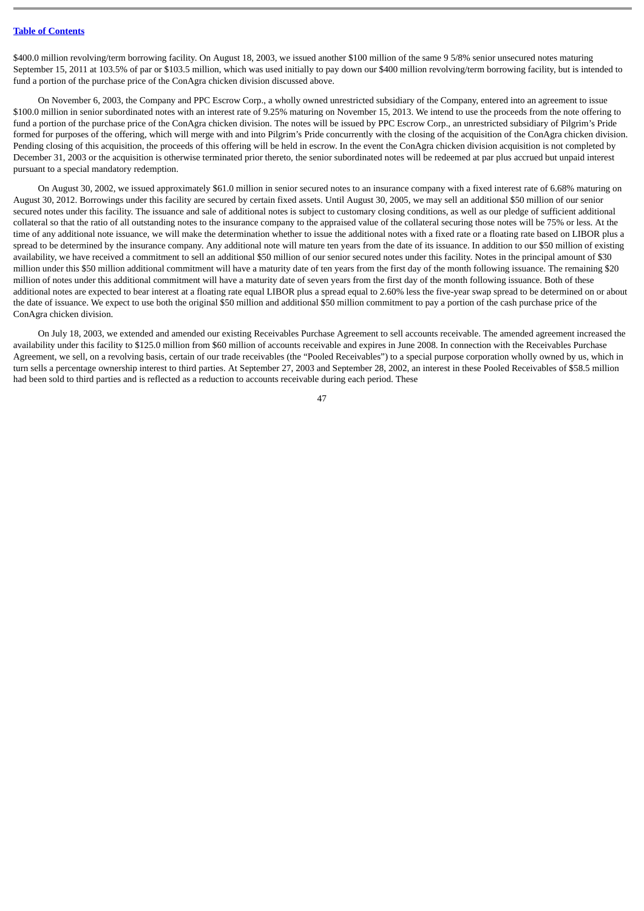$400.0 million revolving/term borrowing facility. On August 18, 2003, we issued another $100 million of the same 9 5/8% senior unsecured notes maturing September 15, 2011 at 103.5% of par or $103.5 million, which was used initially to pay down our $400 million revolving/term borrowing facility, but is intended to fund a portion of the purchase price of the ConAgra chicken division discussed above.

On November 6, 2003, the Company and PPC Escrow Corp., a wholly owned unrestricted subsidiary of the Company, entered into an agreement to issue $100.0 million in senior subordinated notes with an interest rate of 9.25% maturing on November 15, 2013. We intend to use the proceeds from the note offering to fund a portion of the purchase price of the ConAgra chicken division. The notes will be issued by PPC Escrow Corp., an unrestricted subsidiary of Pilgrim's Pride formed for purposes of the offering, which will merge with and into Pilgrim's Pride concurrently with the closing of the acquisition of the ConAgra chicken division. Pending closing of this acquisition, the proceeds of this offering will be held in escrow. In the event the ConAgra chicken division acquisition is not completed by December 31, 2003 or the acquisition is otherwise terminated prior thereto, the senior subordinated notes will be redeemed at par plus accrued but unpaid interest pursuant to a special mandatory redemption.

On August 30, 2002, we issued approximately $61.0 million in senior secured notes to an insurance company with a fixed interest rate of 6.68% maturing on August 30, 2012. Borrowings under this facility are secured by certain fixed assets. Until August 30, 2005, we may sell an additional $50 million of our senior secured notes under this facility. The issuance and sale of additional notes is subject to customary closing conditions, as well as our pledge of sufficient additional collateral so that the ratio of all outstanding notes to the insurance company to the appraised value of the collateral securing those notes will be 75% or less. At the time of any additional note issuance, we will make the determination whether to issue the additional notes with a fixed rate or a floating rate based on LIBOR plus a spread to be determined by the insurance company. Any additional note will mature ten years from the date of its issuance. In addition to our $50 million of existing availability, we have received a commitment to sell an additional $50 million of our senior secured notes under this facility. Notes in the principal amount of $30 million under this $50 million additional commitment will have a maturity date of ten years from the first day of the month following issuance. The remaining $20 million of notes under this additional commitment will have a maturity date of seven years from the first day of the month following issuance. Both of these additional notes are expected to bear interest at a floating rate equal LIBOR plus a spread equal to 2.60% less the five-year swap spread to be determined on or about the date of issuance. We expect to use both the original $50 million and additional $50 million commitment to pay a portion of the cash purchase price of the ConAgra chicken division.

On July 18, 2003, we extended and amended our existing Receivables Purchase Agreement to sell accounts receivable. The amended agreement increased the availability under this facility to $125.0 million from $60 million of accounts receivable and expires in June 2008. In connection with the Receivables Purchase Agreement, we sell, on a revolving basis, certain of our trade receivables (the "Pooled Receivables") to a special purpose corporation wholly owned by us, which in turn sells a percentage ownership interest to third parties. At September 27, 2003 and September 28, 2002, an interest in these Pooled Receivables of $58.5 million had been sold to third parties and is reflected as a reduction to accounts receivable during each period. These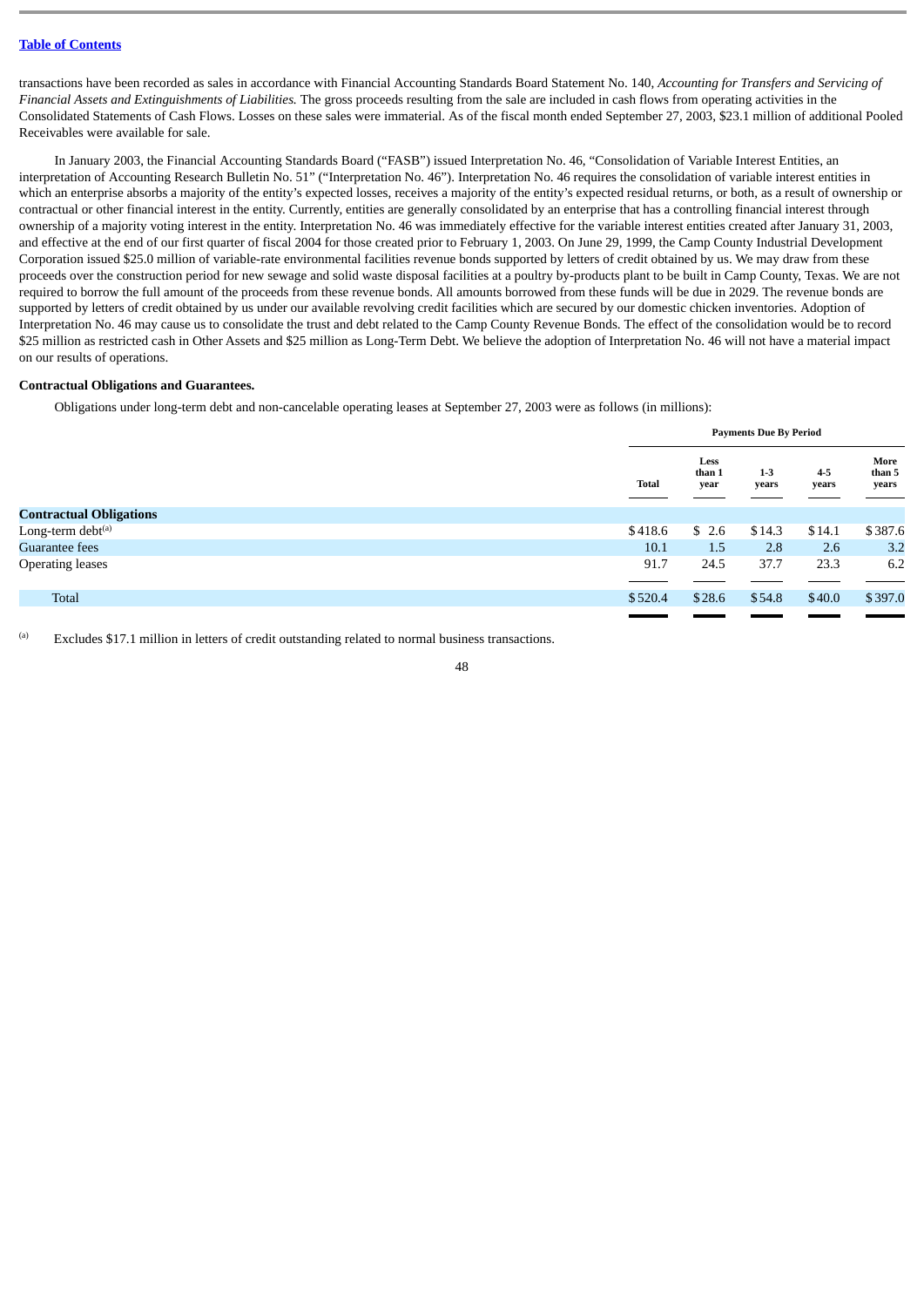transactions have been recorded as sales in accordance with Financial Accounting Standards Board Statement No. 140, *Accounting for Transfers and Servicing of Financial Assets and Extinguishments of Liabilities.* The gross proceeds resulting from the sale are included in cash flows from operating activities in the Consolidated Statements of Cash Flows. Losses on these sales were immaterial. As of the fiscal month ended September 27, 2003, $23.1 million of additional Pooled Receivables were available for sale.

In January 2003, the Financial Accounting Standards Board ("FASB") issued Interpretation No. 46, "Consolidation of Variable Interest Entities, an interpretation of Accounting Research Bulletin No. 51" ("Interpretation No. 46"). Interpretation No. 46 requires the consolidation of variable interest entities in which an enterprise absorbs a majority of the entity's expected losses, receives a majority of the entity's expected residual returns, or both, as a result of ownership or contractual or other financial interest in the entity. Currently, entities are generally consolidated by an enterprise that has a controlling financial interest through ownership of a majority voting interest in the entity. Interpretation No. 46 was immediately effective for the variable interest entities created after January 31, 2003, and effective at the end of our first quarter of fiscal 2004 for those created prior to February 1, 2003. On June 29, 1999, the Camp County Industrial Development Corporation issued $25.0 million of variable-rate environmental facilities revenue bonds supported by letters of credit obtained by us. We may draw from these proceeds over the construction period for new sewage and solid waste disposal facilities at a poultry by-products plant to be built in Camp County, Texas. We are not required to borrow the full amount of the proceeds from these revenue bonds. All amounts borrowed from these funds will be due in 2029. The revenue bonds are supported by letters of credit obtained by us under our available revolving credit facilities which are secured by our domestic chicken inventories. Adoption of Interpretation No. 46 may cause us to consolidate the trust and debt related to the Camp County Revenue Bonds. The effect of the consolidation would be to record $25 million as restricted cash in Other Assets and $25 million as Long-Term Debt. We believe the adoption of Interpretation No. 46 will not have a material impact on our results of operations.

**Contractual Obligations and Guarantees.**

Obligations under long-term debt and non-cancelable operating leases at September 27, 2003 were as follows (in millions):

| | Payments Due By Period | | | | |
|---|---|---|---|---|---|
| | Total | Less than 1 year | 1-3 years | 4-5 years | More than 5 years |
| **Contractual Obligations** | | | | | |
| Long-term debt[(a)] | $418.6 | $ 2.6 | $14.3 | $14.1 | $387.6 |
| Guarantee fees | 10.1 | 1.5 | 2.8 | 2.6 | 3.2 |
| Operating leases | 91.7 | 24.5 | 37.7 | 23.3 | 6.2 |
| Total | $520.4 | $28.6 | $54.8 | $40.0 | $397.0 |

(a) Excludes $17.1 million in letters of credit outstanding related to normal business transactions.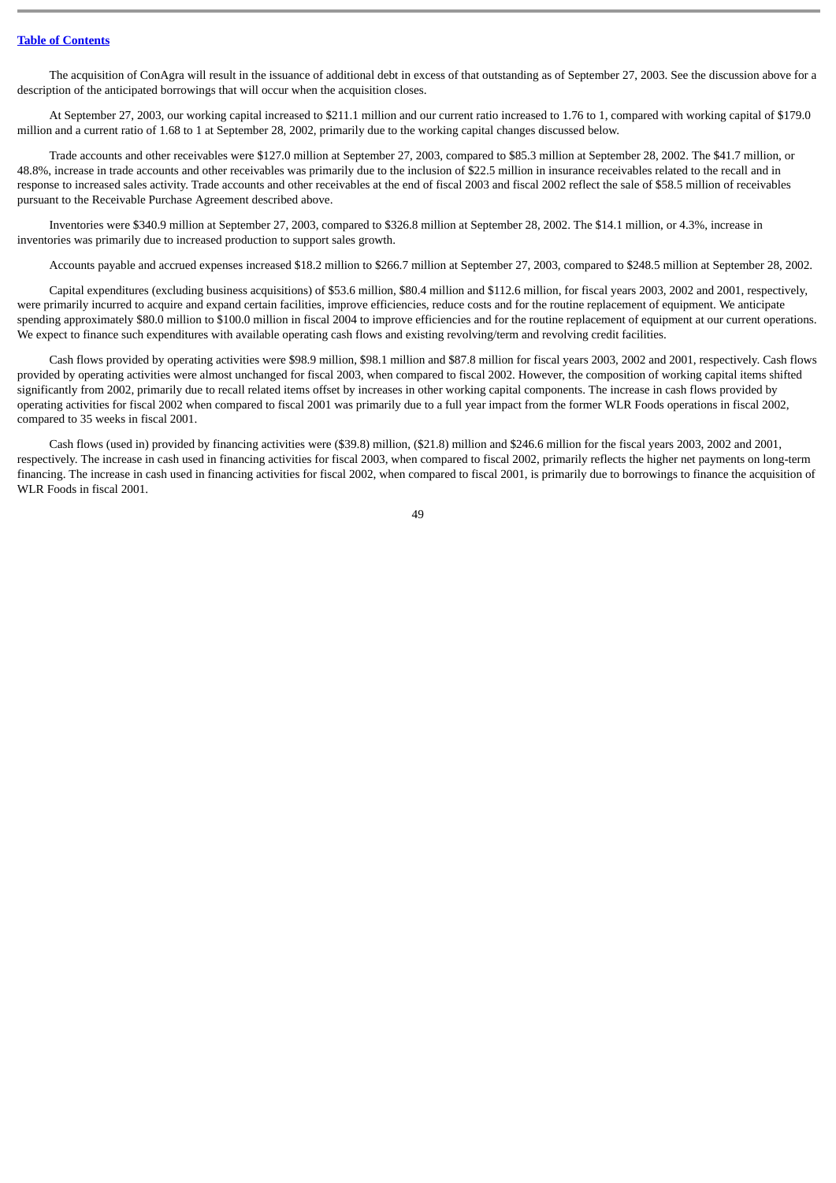The acquisition of ConAgra will result in the issuance of additional debt in excess of that outstanding as of September 27, 2003. See the discussion above for a description of the anticipated borrowings that will occur when the acquisition closes.

At September 27, 2003, our working capital increased to $211.1 million and our current ratio increased to 1.76 to 1, compared with working capital of $179.0 million and a current ratio of 1.68 to 1 at September 28, 2002, primarily due to the working capital changes discussed below.

Trade accounts and other receivables were $127.0 million at September 27, 2003, compared to $85.3 million at September 28, 2002. The $41.7 million, or 48.8%, increase in trade accounts and other receivables was primarily due to the inclusion of $22.5 million in insurance receivables related to the recall and in response to increased sales activity. Trade accounts and other receivables at the end of fiscal 2003 and fiscal 2002 reflect the sale of $58.5 million of receivables pursuant to the Receivable Purchase Agreement described above.

Inventories were $340.9 million at September 27, 2003, compared to $326.8 million at September 28, 2002. The $14.1 million, or 4.3%, increase in inventories was primarily due to increased production to support sales growth.

Accounts payable and accrued expenses increased $18.2 million to $266.7 million at September 27, 2003, compared to $248.5 million at September 28, 2002.

Capital expenditures (excluding business acquisitions) of $53.6 million, $80.4 million and $112.6 million, for fiscal years 2003, 2002 and 2001, respectively, were primarily incurred to acquire and expand certain facilities, improve efficiencies, reduce costs and for the routine replacement of equipment. We anticipate spending approximately $80.0 million to $100.0 million in fiscal 2004 to improve efficiencies and for the routine replacement of equipment at our current operations. We expect to finance such expenditures with available operating cash flows and existing revolving/term and revolving credit facilities.

Cash flows provided by operating activities were $98.9 million, $98.1 million and $87.8 million for fiscal years 2003, 2002 and 2001, respectively. Cash flows provided by operating activities were almost unchanged for fiscal 2003, when compared to fiscal 2002. However, the composition of working capital items shifted significantly from 2002, primarily due to recall related items offset by increases in other working capital components. The increase in cash flows provided by operating activities for fiscal 2002 when compared to fiscal 2001 was primarily due to a full year impact from the former WLR Foods operations in fiscal 2002, compared to 35 weeks in fiscal 2001.

Cash flows (used in) provided by financing activities were ($39.8) million, ($21.8) million and $246.6 million for the fiscal years 2003, 2002 and 2001, respectively. The increase in cash used in financing activities for fiscal 2003, when compared to fiscal 2002, primarily reflects the higher net payments on long-term financing. The increase in cash used in financing activities for fiscal 2002, when compared to fiscal 2001, is primarily due to borrowings to finance the acquisition of WLR Foods in fiscal 2001.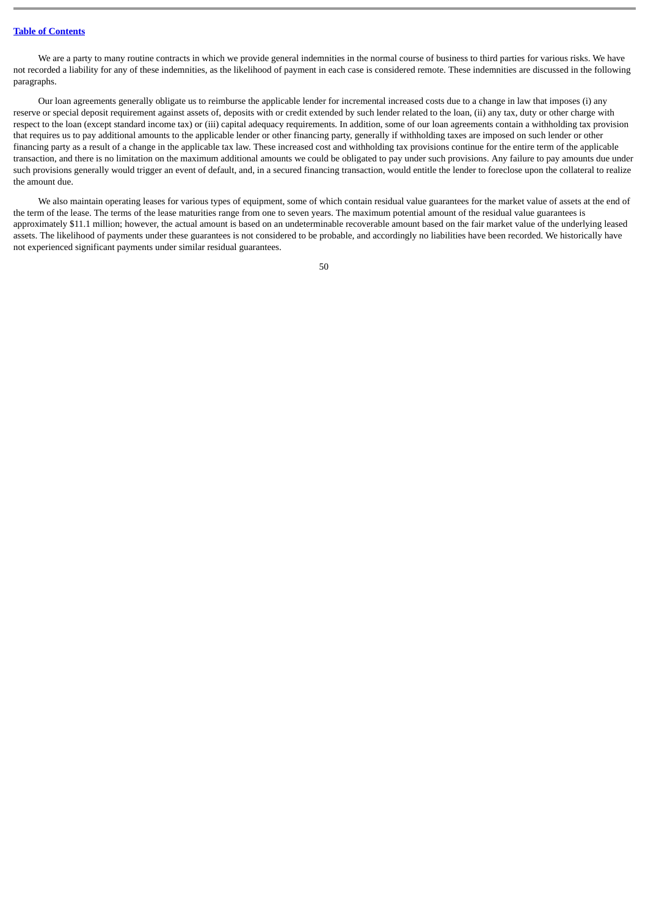We are a party to many routine contracts in which we provide general indemnities in the normal course of business to third parties for various risks. We have not recorded a liability for any of these indemnities, as the likelihood of payment in each case is considered remote. These indemnities are discussed in the following paragraphs.

Our loan agreements generally obligate us to reimburse the applicable lender for incremental increased costs due to a change in law that imposes (i) any reserve or special deposit requirement against assets of, deposits with or credit extended by such lender related to the loan, (ii) any tax, duty or other charge with respect to the loan (except standard income tax) or (iii) capital adequacy requirements. In addition, some of our loan agreements contain a withholding tax provision that requires us to pay additional amounts to the applicable lender or other financing party, generally if withholding taxes are imposed on such lender or other financing party as a result of a change in the applicable tax law. These increased cost and withholding tax provisions continue for the entire term of the applicable transaction, and there is no limitation on the maximum additional amounts we could be obligated to pay under such provisions. Any failure to pay amounts due under such provisions generally would trigger an event of default, and, in a secured financing transaction, would entitle the lender to foreclose upon the collateral to realize the amount due.

We also maintain operating leases for various types of equipment, some of which contain residual value guarantees for the market value of assets at the end of the term of the lease. The terms of the lease maturities range from one to seven years. The maximum potential amount of the residual value guarantees is approximately $11.1 million; however, the actual amount is based on an undeterminable recoverable amount based on the fair market value of the underlying leased assets. The likelihood of payments under these guarantees is not considered to be probable, and accordingly no liabilities have been recorded. We historically have not experienced significant payments under similar residual guarantees.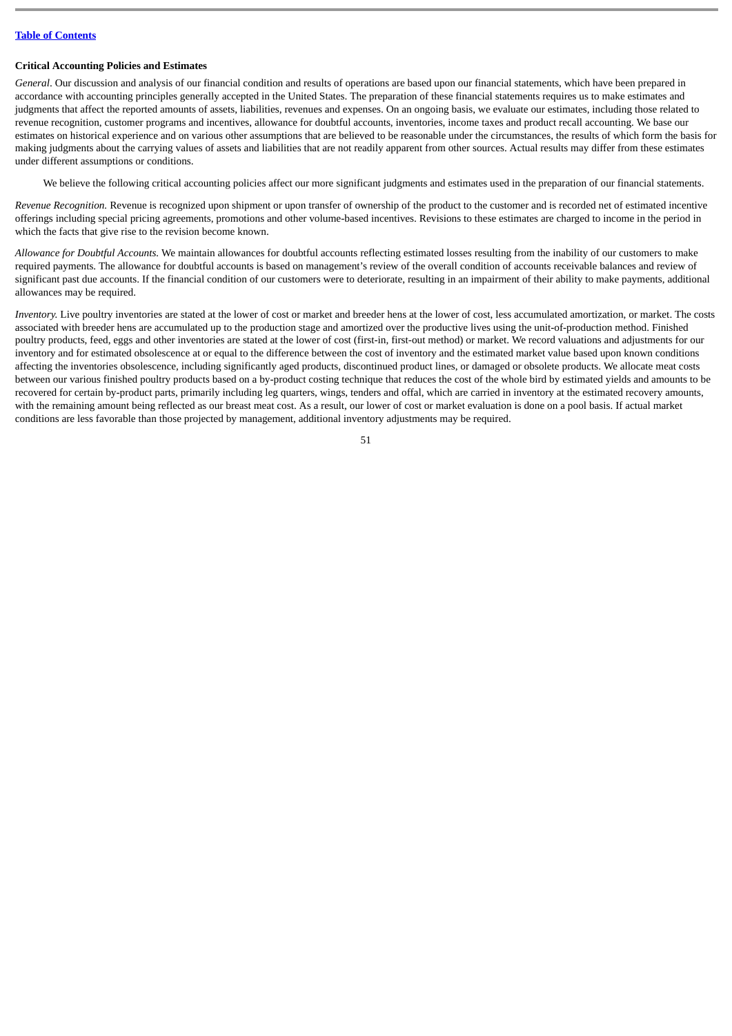**Critical Accounting Policies and Estimates**

*General.* Our discussion and analysis of our financial condition and results of operations are based upon our financial statements, which have been prepared in accordance with accounting principles generally accepted in the United States. The preparation of these financial statements requires us to make estimates and judgments that affect the reported amounts of assets, liabilities, revenues and expenses. On an ongoing basis, we evaluate our estimates, including those related to revenue recognition, customer programs and incentives, allowance for doubtful accounts, inventories, income taxes and product recall accounting. We base our estimates on historical experience and on various other assumptions that are believed to be reasonable under the circumstances, the results of which form the basis for making judgments about the carrying values of assets and liabilities that are not readily apparent from other sources. Actual results may differ from these estimates under different assumptions or conditions.

We believe the following critical accounting policies affect our more significant judgments and estimates used in the preparation of our financial statements.

*Revenue Recognition.* Revenue is recognized upon shipment or upon transfer of ownership of the product to the customer and is recorded net of estimated incentive offerings including special pricing agreements, promotions and other volume-based incentives. Revisions to these estimates are charged to income in the period in which the facts that give rise to the revision become known.

*Allowance for Doubtful Accounts.* We maintain allowances for doubtful accounts reflecting estimated losses resulting from the inability of our customers to make required payments. The allowance for doubtful accounts is based on management's review of the overall condition of accounts receivable balances and review of significant past due accounts. If the financial condition of our customers were to deteriorate, resulting in an impairment of their ability to make payments, additional allowances may be required.

*Inventory.* Live poultry inventories are stated at the lower of cost or market and breeder hens at the lower of cost, less accumulated amortization, or market. The costs associated with breeder hens are accumulated up to the production stage and amortized over the productive lives using the unit-of-production method. Finished poultry products, feed, eggs and other inventories are stated at the lower of cost (first-in, first-out method) or market. We record valuations and adjustments for our inventory and for estimated obsolescence at or equal to the difference between the cost of inventory and the estimated market value based upon known conditions affecting the inventories obsolescence, including significantly aged products, discontinued product lines, or damaged or obsolete products. We allocate meat costs between our various finished poultry products based on a by-product costing technique that reduces the cost of the whole bird by estimated yields and amounts to be recovered for certain by-product parts, primarily including leg quarters, wings, tenders and offal, which are carried in inventory at the estimated recovery amounts, with the remaining amount being reflected as our breast meat cost. As a result, our lower of cost or market evaluation is done on a pool basis. If actual market conditions are less favorable than those projected by management, additional inventory adjustments may be required.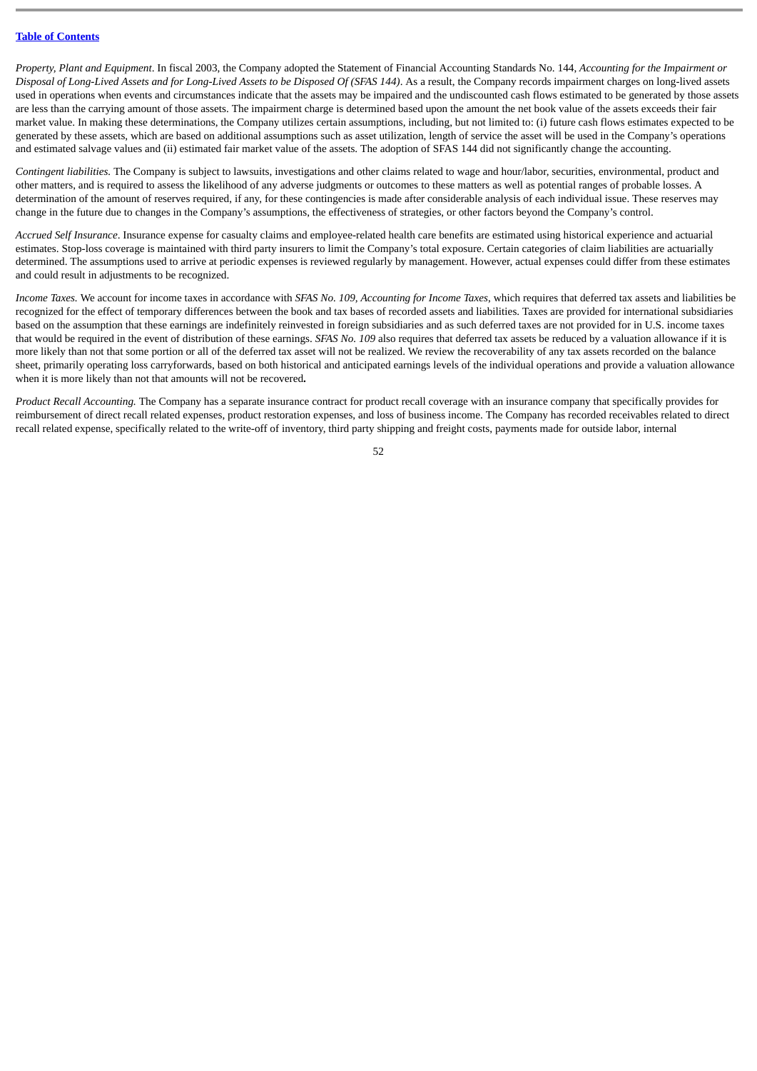*Property, Plant and Equipment*. In fiscal 2003, the Company adopted the Statement of Financial Accounting Standards No. 144, *Accounting for the Impairment or Disposal of Long-Lived Assets and for Long-Lived Assets to be Disposed Of (SFAS 144)*. As a result, the Company records impairment charges on long-lived assets used in operations when events and circumstances indicate that the assets may be impaired and the undiscounted cash flows estimated to be generated by those assets are less than the carrying amount of those assets. The impairment charge is determined based upon the amount the net book value of the assets exceeds their fair market value. In making these determinations, the Company utilizes certain assumptions, including, but not limited to: (i) future cash flows estimates expected to be generated by these assets, which are based on additional assumptions such as asset utilization, length of service the asset will be used in the Company's operations and estimated salvage values and (ii) estimated fair market value of the assets. The adoption of SFAS 144 did not significantly change the accounting.

*Contingent liabilities.* The Company is subject to lawsuits, investigations and other claims related to wage and hour/labor, securities, environmental, product and other matters, and is required to assess the likelihood of any adverse judgments or outcomes to these matters as well as potential ranges of probable losses. A determination of the amount of reserves required, if any, for these contingencies is made after considerable analysis of each individual issue. These reserves may change in the future due to changes in the Company's assumptions, the effectiveness of strategies, or other factors beyond the Company's control.

*Accrued Self Insurance*. Insurance expense for casualty claims and employee-related health care benefits are estimated using historical experience and actuarial estimates. Stop-loss coverage is maintained with third party insurers to limit the Company's total exposure. Certain categories of claim liabilities are actuarially determined. The assumptions used to arrive at periodic expenses is reviewed regularly by management. However, actual expenses could differ from these estimates and could result in adjustments to be recognized.

*Income Taxes.* We account for income taxes in accordance with *SFAS No. 109, Accounting for Income Taxes*, which requires that deferred tax assets and liabilities be recognized for the effect of temporary differences between the book and tax bases of recorded assets and liabilities. Taxes are provided for international subsidiaries based on the assumption that these earnings are indefinitely reinvested in foreign subsidiaries and as such deferred taxes are not provided for in U.S. income taxes that would be required in the event of distribution of these earnings. *SFAS No. 109* also requires that deferred tax assets be reduced by a valuation allowance if it is more likely than not that some portion or all of the deferred tax asset will not be realized. We review the recoverability of any tax assets recorded on the balance sheet, primarily operating loss carryforwards, based on both historical and anticipated earnings levels of the individual operations and provide a valuation allowance when it is more likely than not that amounts will not be recovered.

*Product Recall Accounting.* The Company has a separate insurance contract for product recall coverage with an insurance company that specifically provides for reimbursement of direct recall related expenses, product restoration expenses, and loss of business income. The Company has recorded receivables related to direct recall related expense, specifically related to the write-off of inventory, third party shipping and freight costs, payments made for outside labor, internal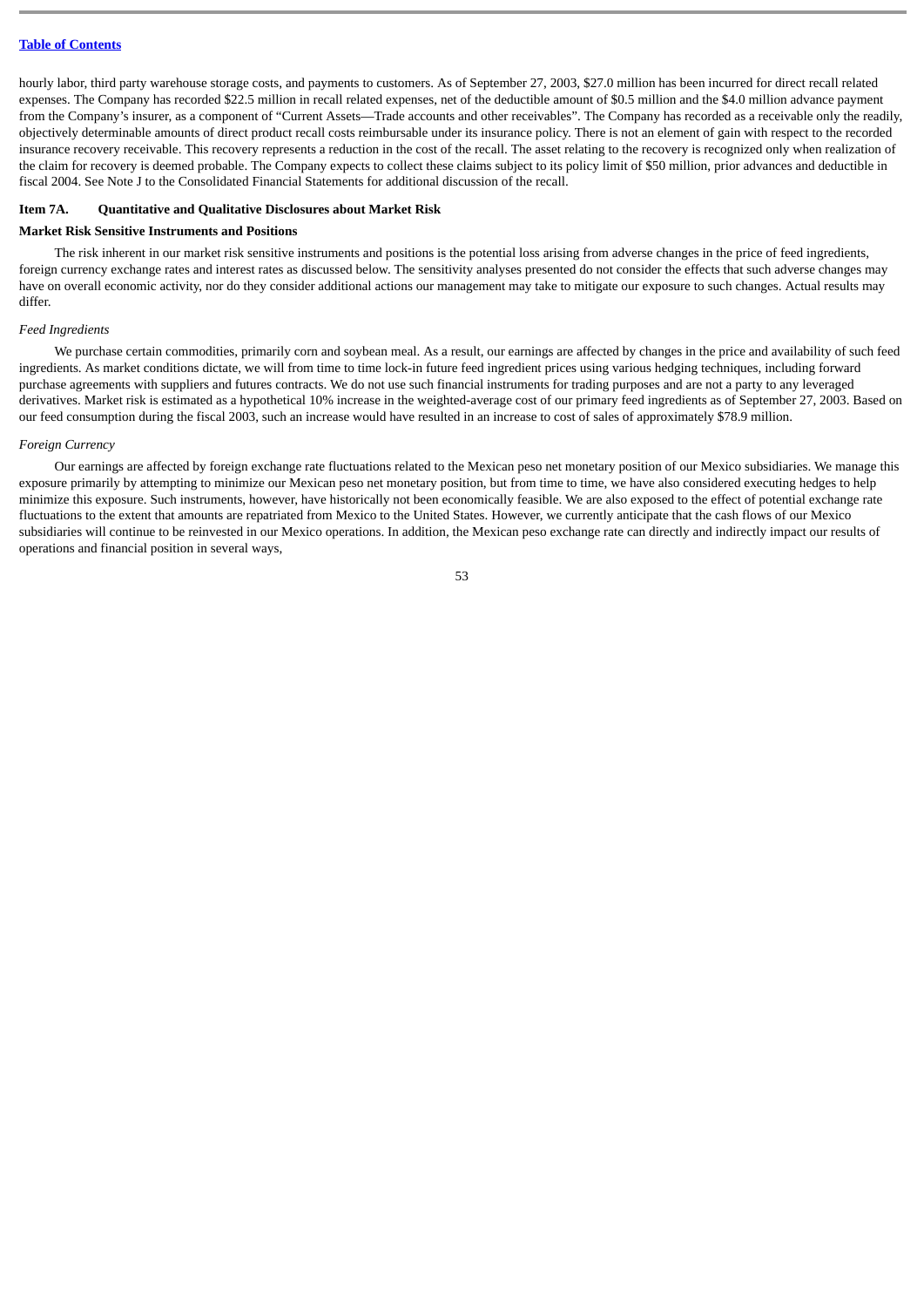hourly labor, third party warehouse storage costs, and payments to customers. As of September 27, 2003, $27.0 million has been incurred for direct recall related expenses. The Company has recorded $22.5 million in recall related expenses, net of the deductible amount of $0.5 million and the $4.0 million advance payment from the Company's insurer, as a component of "Current Assets—Trade accounts and other receivables". The Company has recorded as a receivable only the readily, objectively determinable amounts of direct product recall costs reimbursable under its insurance policy. There is not an element of gain with respect to the recorded insurance recovery receivable. This recovery represents a reduction in the cost of the recall. The asset relating to the recovery is recognized only when realization of the claim for recovery is deemed probable. The Company expects to collect these claims subject to its policy limit of $50 million, prior advances and deductible in fiscal 2004. See Note J to the Consolidated Financial Statements for additional discussion of the recall.

## Item 7A. Quantitative and Qualitative Disclosures about Market Risk

### Market Risk Sensitive Instruments and Positions

The risk inherent in our market risk sensitive instruments and positions is the potential loss arising from adverse changes in the price of feed ingredients, foreign currency exchange rates and interest rates as discussed below. The sensitivity analyses presented do not consider the effects that such adverse changes may have on overall economic activity, nor do they consider additional actions our management may take to mitigate our exposure to such changes. Actual results may differ.

*Feed Ingredients*

We purchase certain commodities, primarily corn and soybean meal. As a result, our earnings are affected by changes in the price and availability of such feed ingredients. As market conditions dictate, we will from time to time lock-in future feed ingredient prices using various hedging techniques, including forward purchase agreements with suppliers and futures contracts. We do not use such financial instruments for trading purposes and are not a party to any leveraged derivatives. Market risk is estimated as a hypothetical 10% increase in the weighted-average cost of our primary feed ingredients as of September 27, 2003. Based on our feed consumption during the fiscal 2003, such an increase would have resulted in an increase to cost of sales of approximately $78.9 million.

*Foreign Currency*

Our earnings are affected by foreign exchange rate fluctuations related to the Mexican peso net monetary position of our Mexico subsidiaries. We manage this exposure primarily by attempting to minimize our Mexican peso net monetary position, but from time to time, we have also considered executing hedges to help minimize this exposure. Such instruments, however, have historically not been economically feasible. We are also exposed to the effect of potential exchange rate fluctuations to the extent that amounts are repatriated from Mexico to the United States. However, we currently anticipate that the cash flows of our Mexico subsidiaries will continue to be reinvested in our Mexico operations. In addition, the Mexican peso exchange rate can directly and indirectly impact our results of operations and financial position in several ways,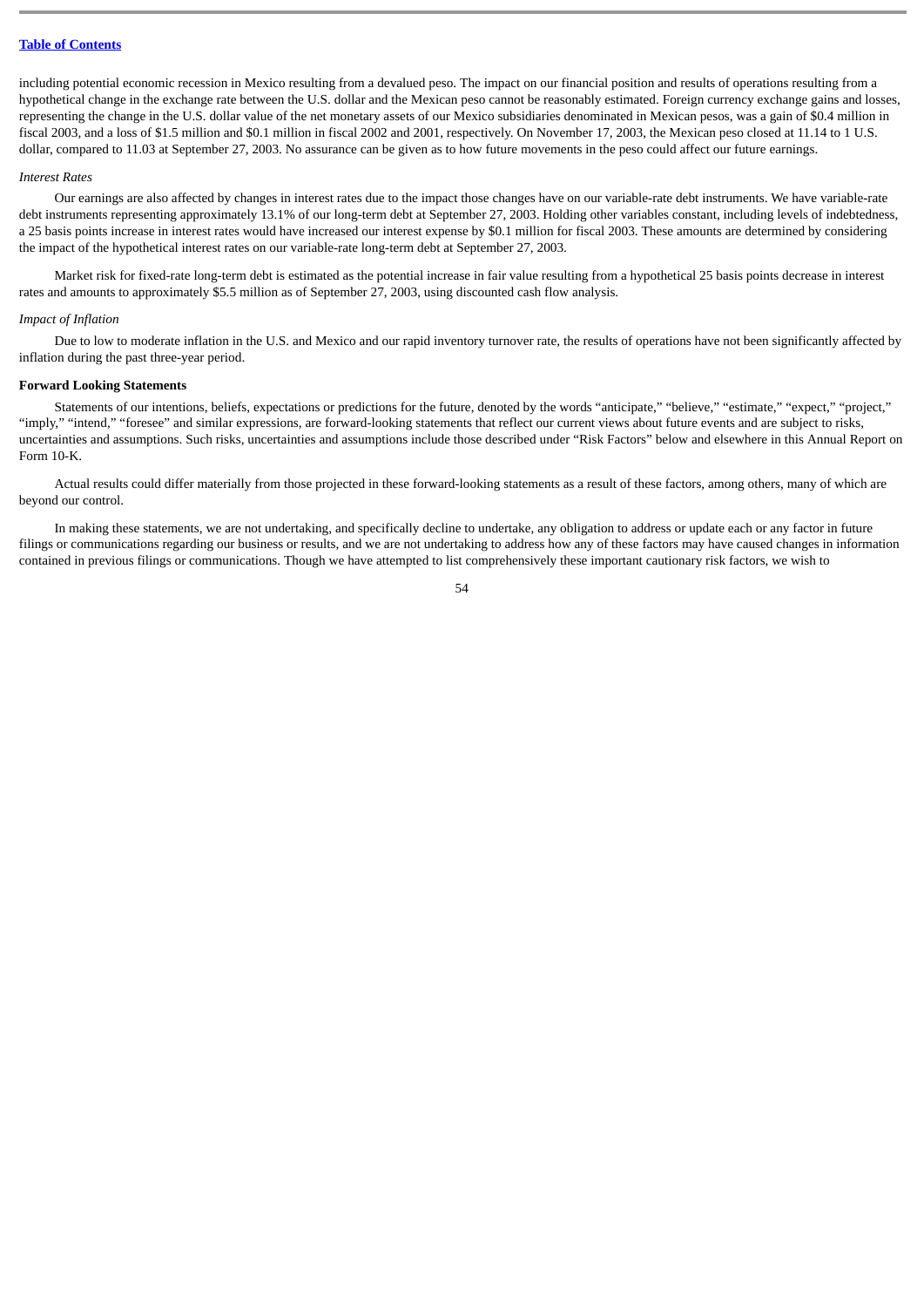including potential economic recession in Mexico resulting from a devalued peso. The impact on our financial position and results of operations resulting from a hypothetical change in the exchange rate between the U.S. dollar and the Mexican peso cannot be reasonably estimated. Foreign currency exchange gains and losses, representing the change in the U.S. dollar value of the net monetary assets of our Mexico subsidiaries denominated in Mexican pesos, was a gain of $0.4 million in fiscal 2003, and a loss of $1.5 million and $0.1 million in fiscal 2002 and 2001, respectively. On November 17, 2003, the Mexican peso closed at 11.14 to 1 U.S. dollar, compared to 11.03 at September 27, 2003. No assurance can be given as to how future movements in the peso could affect our future earnings.

*Interest Rates*

Our earnings are also affected by changes in interest rates due to the impact those changes have on our variable-rate debt instruments. We have variable-rate debt instruments representing approximately 13.1% of our long-term debt at September 27, 2003. Holding other variables constant, including levels of indebtedness, a 25 basis points increase in interest rates would have increased our interest expense by $0.1 million for fiscal 2003. These amounts are determined by considering the impact of the hypothetical interest rates on our variable-rate long-term debt at September 27, 2003.

Market risk for fixed-rate long-term debt is estimated as the potential increase in fair value resulting from a hypothetical 25 basis points decrease in interest rates and amounts to approximately $5.5 million as of September 27, 2003, using discounted cash flow analysis.

*Impact of Inflation*

Due to low to moderate inflation in the U.S. and Mexico and our rapid inventory turnover rate, the results of operations have not been significantly affected by inflation during the past three-year period.

**Forward Looking Statements**

Statements of our intentions, beliefs, expectations or predictions for the future, denoted by the words "anticipate," "believe," "estimate," "expect," "project," "imply," "intend," "foresee" and similar expressions, are forward-looking statements that reflect our current views about future events and are subject to risks, uncertainties and assumptions. Such risks, uncertainties and assumptions include those described under "Risk Factors" below and elsewhere in this Annual Report on Form 10-K.

Actual results could differ materially from those projected in these forward-looking statements as a result of these factors, among others, many of which are beyond our control.

In making these statements, we are not undertaking, and specifically decline to undertake, any obligation to address or update each or any factor in future filings or communications regarding our business or results, and we are not undertaking to address how any of these factors may have caused changes in information contained in previous filings or communications. Though we have attempted to list comprehensively these important cautionary risk factors, we wish to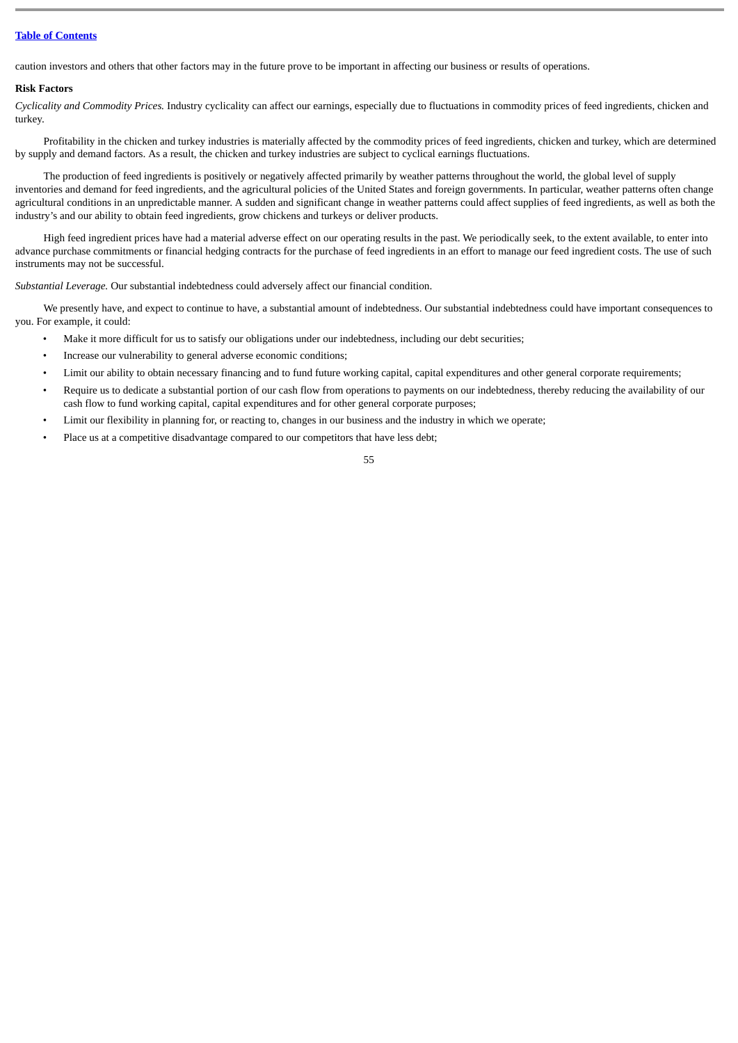caution investors and others that other factors may in the future prove to be important in affecting our business or results of operations.

**Risk Factors**

*Cyclicality and Commodity Prices.* Industry cyclicality can affect our earnings, especially due to fluctuations in commodity prices of feed ingredients, chicken and turkey.

Profitability in the chicken and turkey industries is materially affected by the commodity prices of feed ingredients, chicken and turkey, which are determined by supply and demand factors. As a result, the chicken and turkey industries are subject to cyclical earnings fluctuations.

The production of feed ingredients is positively or negatively affected primarily by weather patterns throughout the world, the global level of supply inventories and demand for feed ingredients, and the agricultural policies of the United States and foreign governments. In particular, weather patterns often change agricultural conditions in an unpredictable manner. A sudden and significant change in weather patterns could affect supplies of feed ingredients, as well as both the industry's and our ability to obtain feed ingredients, grow chickens and turkeys or deliver products.

High feed ingredient prices have had a material adverse effect on our operating results in the past. We periodically seek, to the extent available, to enter into advance purchase commitments or financial hedging contracts for the purchase of feed ingredients in an effort to manage our feed ingredient costs. The use of such instruments may not be successful.

*Substantial Leverage.* Our substantial indebtedness could adversely affect our financial condition.

We presently have, and expect to continue to have, a substantial amount of indebtedness. Our substantial indebtedness could have important consequences to you. For example, it could:

- Make it more difficult for us to satisfy our obligations under our indebtedness, including our debt securities;
- Increase our vulnerability to general adverse economic conditions;
- Limit our ability to obtain necessary financing and to fund future working capital, capital expenditures and other general corporate requirements;
- Require us to dedicate a substantial portion of our cash flow from operations to payments on our indebtedness, thereby reducing the availability of our cash flow to fund working capital, capital expenditures and for other general corporate purposes;
- Limit our flexibility in planning for, or reacting to, changes in our business and the industry in which we operate;
- Place us at a competitive disadvantage compared to our competitors that have less debt;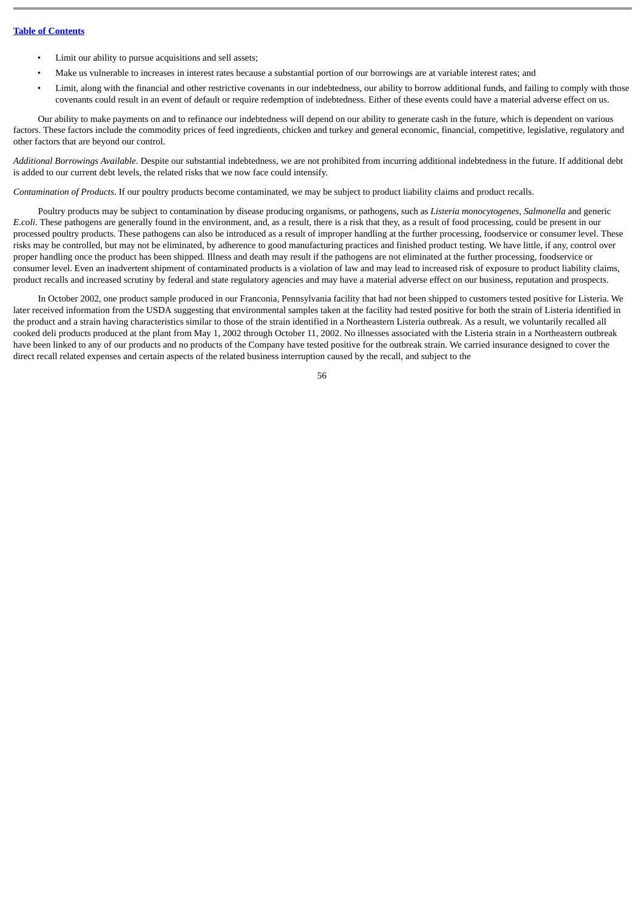- Limit our ability to pursue acquisitions and sell assets;
- Make us vulnerable to increases in interest rates because a substantial portion of our borrowings are at variable interest rates; and
- Limit, along with the financial and other restrictive covenants in our indebtedness, our ability to borrow additional funds, and failing to comply with those covenants could result in an event of default or require redemption of indebtedness. Either of these events could have a material adverse effect on us.

Our ability to make payments on and to refinance our indebtedness will depend on our ability to generate cash in the future, which is dependent on various factors. These factors include the commodity prices of feed ingredients, chicken and turkey and general economic, financial, competitive, legislative, regulatory and other factors that are beyond our control.

*Additional Borrowings Available*. Despite our substantial indebtedness, we are not prohibited from incurring additional indebtedness in the future. If additional debt is added to our current debt levels, the related risks that we now face could intensify.

*Contamination of Products*. If our poultry products become contaminated, we may be subject to product liability claims and product recalls.

Poultry products may be subject to contamination by disease producing organisms, or pathogens, such as *Listeria monocytogenes*, *Salmonella* and generic *E.coli*. These pathogens are generally found in the environment, and, as a result, there is a risk that they, as a result of food processing, could be present in our processed poultry products. These pathogens can also be introduced as a result of improper handling at the further processing, foodservice or consumer level. These risks may be controlled, but may not be eliminated, by adherence to good manufacturing practices and finished product testing. We have little, if any, control over proper handling once the product has been shipped. Illness and death may result if the pathogens are not eliminated at the further processing, foodservice or consumer level. Even an inadvertent shipment of contaminated products is a violation of law and may lead to increased risk of exposure to product liability claims, product recalls and increased scrutiny by federal and state regulatory agencies and may have a material adverse effect on our business, reputation and prospects.

In October 2002, one product sample produced in our Franconia, Pennsylvania facility that had not been shipped to customers tested positive for Listeria. We later received information from the USDA suggesting that environmental samples taken at the facility had tested positive for both the strain of Listeria identified in the product and a strain having characteristics similar to those of the strain identified in a Northeastern Listeria outbreak. As a result, we voluntarily recalled all cooked deli products produced at the plant from May 1, 2002 through October 11, 2002. No illnesses associated with the Listeria strain in a Northeastern outbreak have been linked to any of our products and no products of the Company have tested positive for the outbreak strain. We carried insurance designed to cover the direct recall related expenses and certain aspects of the related business interruption caused by the recall, and subject to the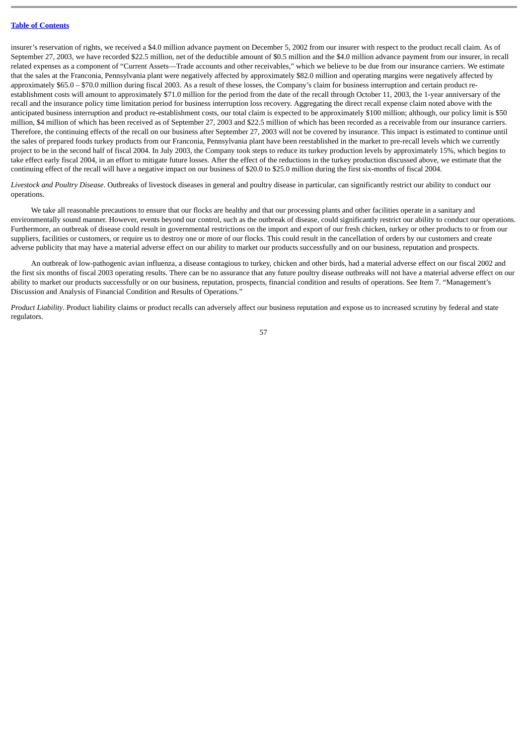insurer's reservation of rights, we received a $4.0 million advance payment on December 5, 2002 from our insurer with respect to the product recall claim. As of September 27, 2003, we have recorded $22.5 million, net of the deductible amount of $0.5 million and the $4.0 million advance payment from our insurer, in recall related expenses as a component of "Current Assets—Trade accounts and other receivables," which we believe to be due from our insurance carriers. We estimate that the sales at the Franconia, Pennsylvania plant were negatively affected by approximately $82.0 million and operating margins were negatively affected by approximately $65.0 – $70.0 million during fiscal 2003. As a result of these losses, the Company's claim for business interruption and certain product re-establishment costs will amount to approximately $71.0 million for the period from the date of the recall through October 11, 2003, the 1-year anniversary of the recall and the insurance policy time limitation period for business interruption loss recovery. Aggregating the direct recall expense claim noted above with the anticipated business interruption and product re-establishment costs, our total claim is expected to be approximately $100 million; although, our policy limit is $50 million, $4 million of which has been received as of September 27, 2003 and $22.5 million of which has been recorded as a receivable from our insurance carriers. Therefore, the continuing effects of the recall on our business after September 27, 2003 will not be covered by insurance. This impact is estimated to continue until the sales of prepared foods turkey products from our Franconia, Pennsylvania plant have been reestablished in the market to pre-recall levels which we currently project to be in the second half of fiscal 2004. In July 2003, the Company took steps to reduce its turkey production levels by approximately 15%, which begins to take effect early fiscal 2004, in an effort to mitigate future losses. After the effect of the reductions in the turkey production discussed above, we estimate that the continuing effect of the recall will have a negative impact on our business of $20.0 to $25.0 million during the first six-months of fiscal 2004.

*Livestock and Poultry Disease*. Outbreaks of livestock diseases in general and poultry disease in particular, can significantly restrict our ability to conduct our operations.

We take all reasonable precautions to ensure that our flocks are healthy and that our processing plants and other facilities operate in a sanitary and environmentally sound manner. However, events beyond our control, such as the outbreak of disease, could significantly restrict our ability to conduct our operations. Furthermore, an outbreak of disease could result in governmental restrictions on the import and export of our fresh chicken, turkey or other products to or from our suppliers, facilities or customers, or require us to destroy one or more of our flocks. This could result in the cancellation of orders by our customers and create adverse publicity that may have a material adverse effect on our ability to market our products successfully and on our business, reputation and prospects.

An outbreak of low-pathogenic avian influenza, a disease contagious to turkey, chicken and other birds, had a material adverse effect on our fiscal 2002 and the first six months of fiscal 2003 operating results. There can be no assurance that any future poultry disease outbreaks will not have a material adverse effect on our ability to market our products successfully or on our business, reputation, prospects, financial condition and results of operations. See Item 7. "Management's Discussion and Analysis of Financial Condition and Results of Operations."

*Product Liability*. Product liability claims or product recalls can adversely affect our business reputation and expose us to increased scrutiny by federal and state regulators.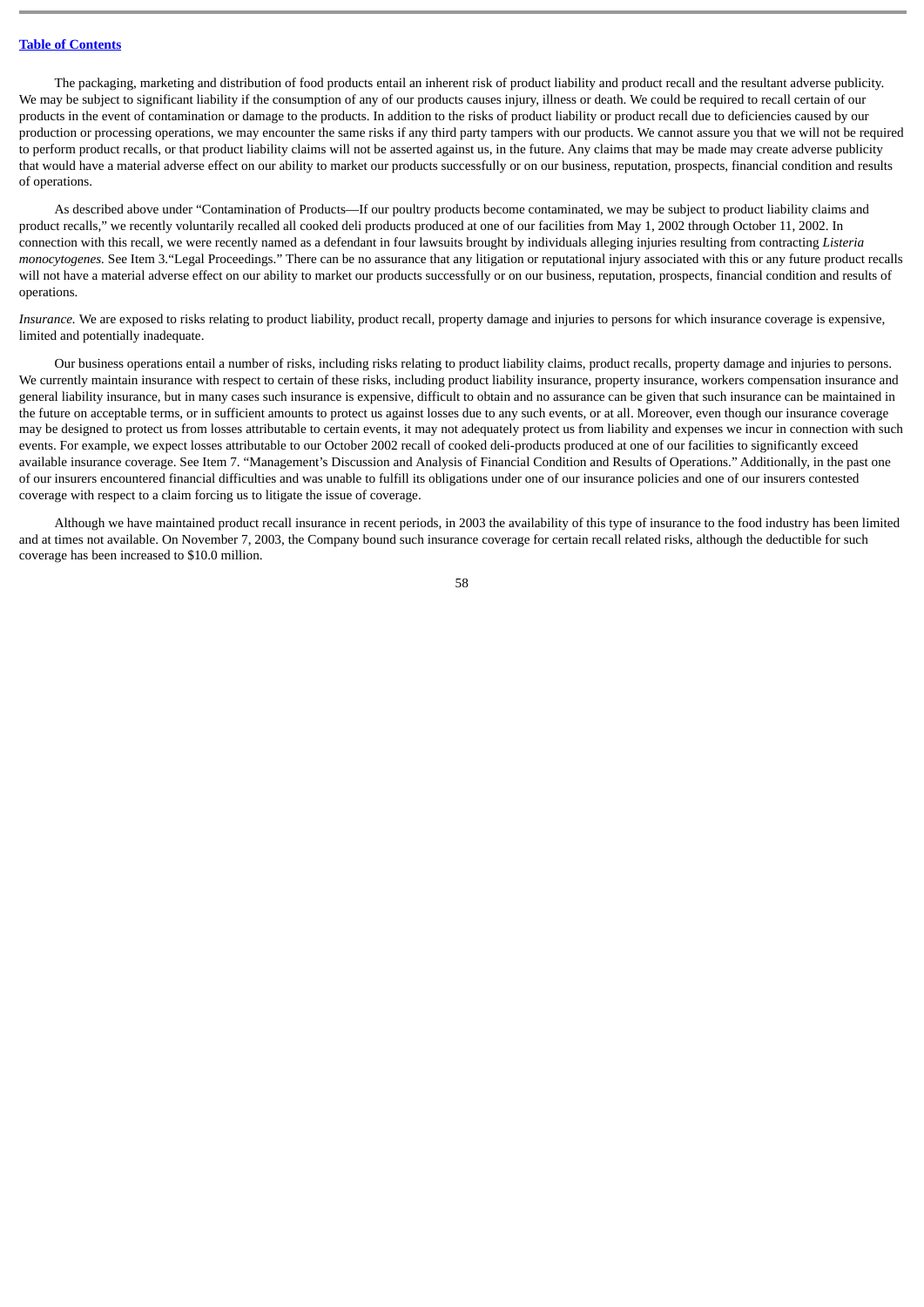The packaging, marketing and distribution of food products entail an inherent risk of product liability and product recall and the resultant adverse publicity. We may be subject to significant liability if the consumption of any of our products causes injury, illness or death. We could be required to recall certain of our products in the event of contamination or damage to the products. In addition to the risks of product liability or product recall due to deficiencies caused by our production or processing operations, we may encounter the same risks if any third party tampers with our products. We cannot assure you that we will not be required to perform product recalls, or that product liability claims will not be asserted against us, in the future. Any claims that may be made may create adverse publicity that would have a material adverse effect on our ability to market our products successfully or on our business, reputation, prospects, financial condition and results of operations.

As described above under "Contamination of Products—If our poultry products become contaminated, we may be subject to product liability claims and product recalls," we recently voluntarily recalled all cooked deli products produced at one of our facilities from May 1, 2002 through October 11, 2002. In connection with this recall, we were recently named as a defendant in four lawsuits brought by individuals alleging injuries resulting from contracting *Listeria monocytogenes.* See Item 3."Legal Proceedings." There can be no assurance that any litigation or reputational injury associated with this or any future product recalls will not have a material adverse effect on our ability to market our products successfully or on our business, reputation, prospects, financial condition and results of operations.

*Insurance.* We are exposed to risks relating to product liability, product recall, property damage and injuries to persons for which insurance coverage is expensive, limited and potentially inadequate.

Our business operations entail a number of risks, including risks relating to product liability claims, product recalls, property damage and injuries to persons. We currently maintain insurance with respect to certain of these risks, including product liability insurance, property insurance, workers compensation insurance and general liability insurance, but in many cases such insurance is expensive, difficult to obtain and no assurance can be given that such insurance can be maintained in the future on acceptable terms, or in sufficient amounts to protect us against losses due to any such events, or at all. Moreover, even though our insurance coverage may be designed to protect us from losses attributable to certain events, it may not adequately protect us from liability and expenses we incur in connection with such events. For example, we expect losses attributable to our October 2002 recall of cooked deli-products produced at one of our facilities to significantly exceed available insurance coverage. See Item 7. "Management's Discussion and Analysis of Financial Condition and Results of Operations." Additionally, in the past one of our insurers encountered financial difficulties and was unable to fulfill its obligations under one of our insurance policies and one of our insurers contested coverage with respect to a claim forcing us to litigate the issue of coverage.

Although we have maintained product recall insurance in recent periods, in 2003 the availability of this type of insurance to the food industry has been limited and at times not available. On November 7, 2003, the Company bound such insurance coverage for certain recall related risks, although the deductible for such coverage has been increased to $10.0 million.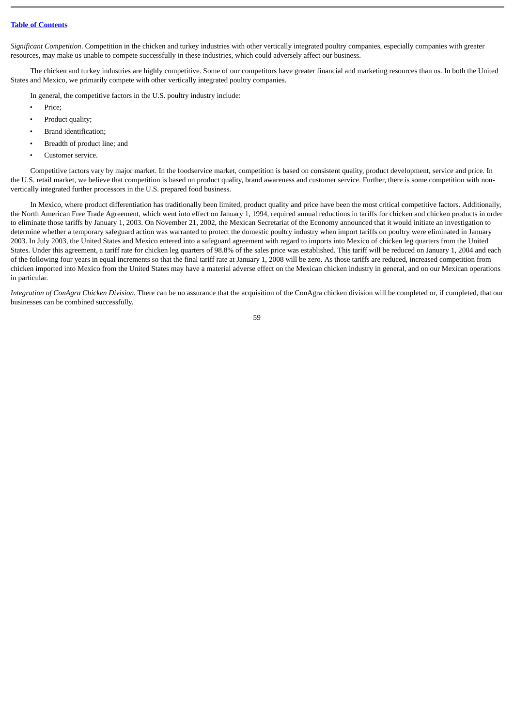*Significant Competition*. Competition in the chicken and turkey industries with other vertically integrated poultry companies, especially companies with greater resources, may make us unable to compete successfully in these industries, which could adversely affect our business.

The chicken and turkey industries are highly competitive. Some of our competitors have greater financial and marketing resources than us. In both the United States and Mexico, we primarily compete with other vertically integrated poultry companies.

In general, the competitive factors in the U.S. poultry industry include:

- Price;
- Product quality;
- Brand identification;
- Breadth of product line; and
- Customer service.

Competitive factors vary by major market. In the foodservice market, competition is based on consistent quality, product development, service and price. In the U.S. retail market, we believe that competition is based on product quality, brand awareness and customer service. Further, there is some competition with non-vertically integrated further processors in the U.S. prepared food business.

In Mexico, where product differentiation has traditionally been limited, product quality and price have been the most critical competitive factors. Additionally, the North American Free Trade Agreement, which went into effect on January 1, 1994, required annual reductions in tariffs for chicken and chicken products in order to eliminate those tariffs by January 1, 2003. On November 21, 2002, the Mexican Secretariat of the Economy announced that it would initiate an investigation to determine whether a temporary safeguard action was warranted to protect the domestic poultry industry when import tariffs on poultry were eliminated in January 2003. In July 2003, the United States and Mexico entered into a safeguard agreement with regard to imports into Mexico of chicken leg quarters from the United States. Under this agreement, a tariff rate for chicken leg quarters of 98.8% of the sales price was established. This tariff will be reduced on January 1, 2004 and each of the following four years in equal increments so that the final tariff rate at January 1, 2008 will be zero. As those tariffs are reduced, increased competition from chicken imported into Mexico from the United States may have a material adverse effect on the Mexican chicken industry in general, and on our Mexican operations in particular.

*Integration of ConAgra Chicken Division.* There can be no assurance that the acquisition of the ConAgra chicken division will be completed or, if completed, that our businesses can be combined successfully.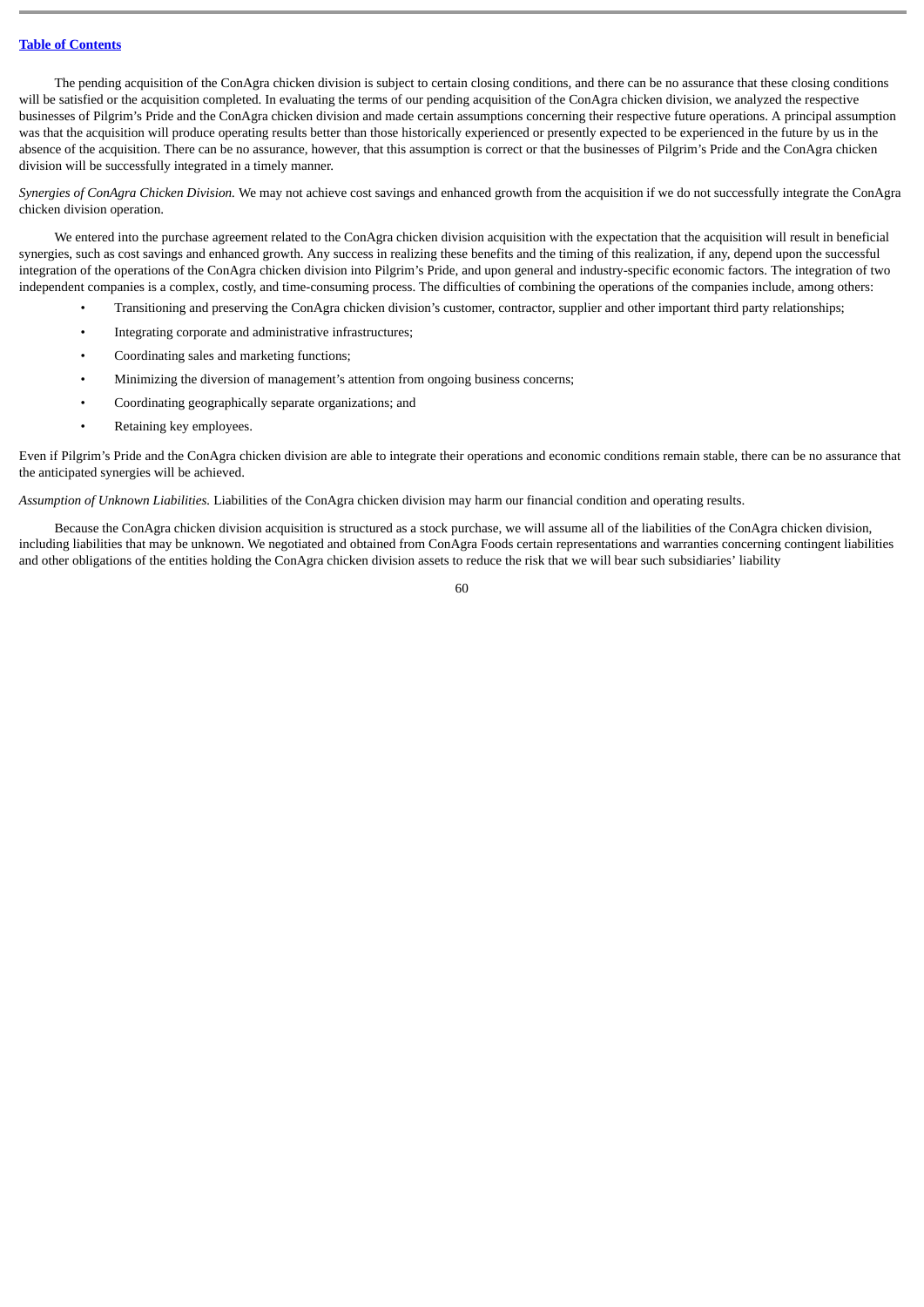The pending acquisition of the ConAgra chicken division is subject to certain closing conditions, and there can be no assurance that these closing conditions will be satisfied or the acquisition completed. In evaluating the terms of our pending acquisition of the ConAgra chicken division, we analyzed the respective businesses of Pilgrim's Pride and the ConAgra chicken division and made certain assumptions concerning their respective future operations. A principal assumption was that the acquisition will produce operating results better than those historically experienced or presently expected to be experienced in the future by us in the absence of the acquisition. There can be no assurance, however, that this assumption is correct or that the businesses of Pilgrim's Pride and the ConAgra chicken division will be successfully integrated in a timely manner.

*Synergies of ConAgra Chicken Division.* We may not achieve cost savings and enhanced growth from the acquisition if we do not successfully integrate the ConAgra chicken division operation.

We entered into the purchase agreement related to the ConAgra chicken division acquisition with the expectation that the acquisition will result in beneficial synergies, such as cost savings and enhanced growth. Any success in realizing these benefits and the timing of this realization, if any, depend upon the successful integration of the operations of the ConAgra chicken division into Pilgrim's Pride, and upon general and industry-specific economic factors. The integration of two independent companies is a complex, costly, and time-consuming process. The difficulties of combining the operations of the companies include, among others:

- Transitioning and preserving the ConAgra chicken division's customer, contractor, supplier and other important third party relationships;
- Integrating corporate and administrative infrastructures;
- Coordinating sales and marketing functions;
- Minimizing the diversion of management's attention from ongoing business concerns;
- Coordinating geographically separate organizations; and
- Retaining key employees.

Even if Pilgrim's Pride and the ConAgra chicken division are able to integrate their operations and economic conditions remain stable, there can be no assurance that the anticipated synergies will be achieved.

*Assumption of Unknown Liabilities.* Liabilities of the ConAgra chicken division may harm our financial condition and operating results.

Because the ConAgra chicken division acquisition is structured as a stock purchase, we will assume all of the liabilities of the ConAgra chicken division, including liabilities that may be unknown. We negotiated and obtained from ConAgra Foods certain representations and warranties concerning contingent liabilities and other obligations of the entities holding the ConAgra chicken division assets to reduce the risk that we will bear such subsidiaries' liability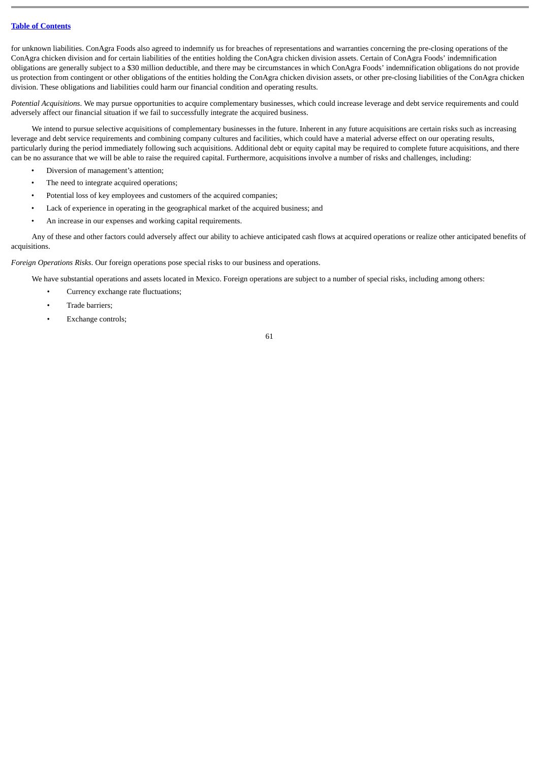for unknown liabilities. ConAgra Foods also agreed to indemnify us for breaches of representations and warranties concerning the pre-closing operations of the ConAgra chicken division and for certain liabilities of the entities holding the ConAgra chicken division assets. Certain of ConAgra Foods' indemnification obligations are generally subject to a $30 million deductible, and there may be circumstances in which ConAgra Foods' indemnification obligations do not provide us protection from contingent or other obligations of the entities holding the ConAgra chicken division assets, or other pre-closing liabilities of the ConAgra chicken division. These obligations and liabilities could harm our financial condition and operating results.

*Potential Acquisitions*. We may pursue opportunities to acquire complementary businesses, which could increase leverage and debt service requirements and could adversely affect our financial situation if we fail to successfully integrate the acquired business.

We intend to pursue selective acquisitions of complementary businesses in the future. Inherent in any future acquisitions are certain risks such as increasing leverage and debt service requirements and combining company cultures and facilities, which could have a material adverse effect on our operating results, particularly during the period immediately following such acquisitions. Additional debt or equity capital may be required to complete future acquisitions, and there can be no assurance that we will be able to raise the required capital. Furthermore, acquisitions involve a number of risks and challenges, including:

- Diversion of management's attention;
- The need to integrate acquired operations;
- Potential loss of key employees and customers of the acquired companies;
- Lack of experience in operating in the geographical market of the acquired business; and
- An increase in our expenses and working capital requirements.

Any of these and other factors could adversely affect our ability to achieve anticipated cash flows at acquired operations or realize other anticipated benefits of acquisitions.

*Foreign Operations Risks*. Our foreign operations pose special risks to our business and operations.

We have substantial operations and assets located in Mexico. Foreign operations are subject to a number of special risks, including among others:

- Currency exchange rate fluctuations;
- Trade barriers;
- Exchange controls;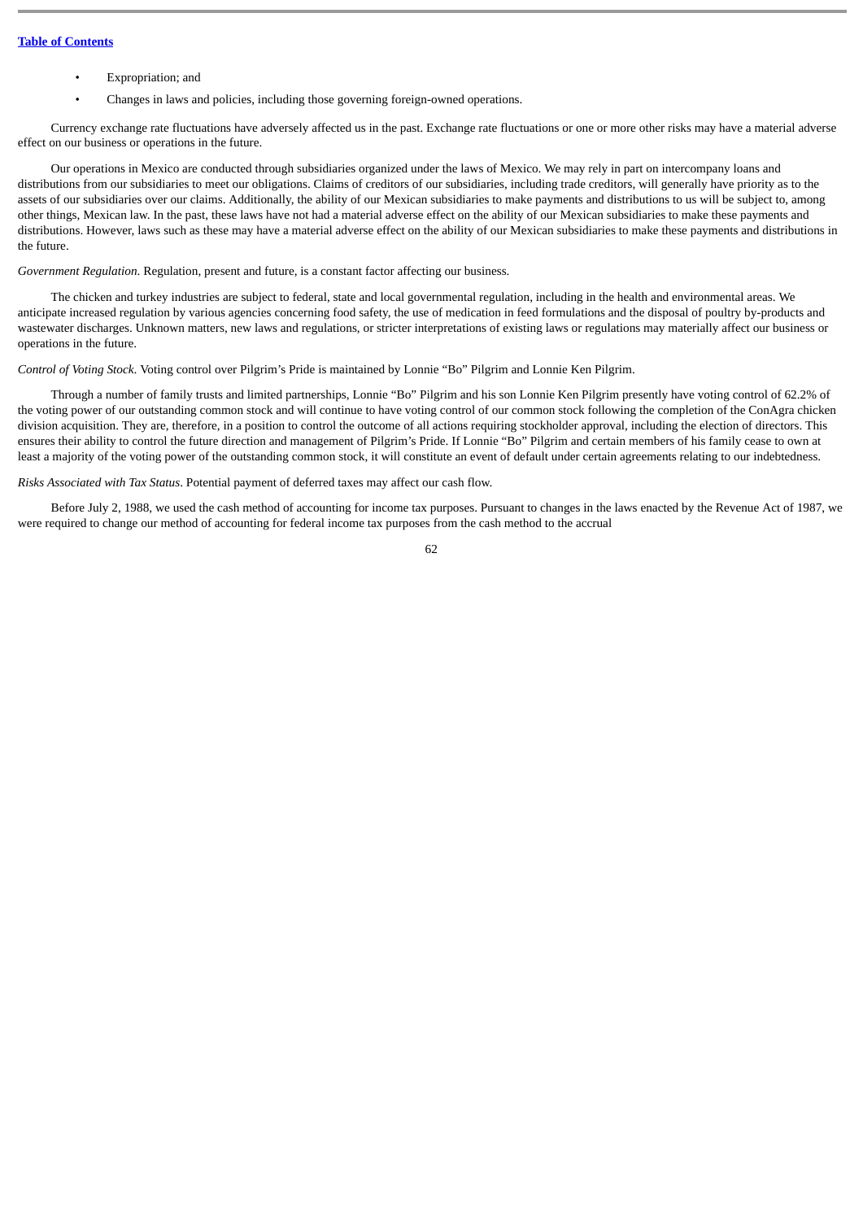- Expropriation; and
- Changes in laws and policies, including those governing foreign-owned operations.

Currency exchange rate fluctuations have adversely affected us in the past. Exchange rate fluctuations or one or more other risks may have a material adverse effect on our business or operations in the future.

Our operations in Mexico are conducted through subsidiaries organized under the laws of Mexico. We may rely in part on intercompany loans and distributions from our subsidiaries to meet our obligations. Claims of creditors of our subsidiaries, including trade creditors, will generally have priority as to the assets of our subsidiaries over our claims. Additionally, the ability of our Mexican subsidiaries to make payments and distributions to us will be subject to, among other things, Mexican law. In the past, these laws have not had a material adverse effect on the ability of our Mexican subsidiaries to make these payments and distributions. However, laws such as these may have a material adverse effect on the ability of our Mexican subsidiaries to make these payments and distributions in the future.

*Government Regulation*. Regulation, present and future, is a constant factor affecting our business.

The chicken and turkey industries are subject to federal, state and local governmental regulation, including in the health and environmental areas. We anticipate increased regulation by various agencies concerning food safety, the use of medication in feed formulations and the disposal of poultry by-products and wastewater discharges. Unknown matters, new laws and regulations, or stricter interpretations of existing laws or regulations may materially affect our business or operations in the future.

*Control of Voting Stock*. Voting control over Pilgrim's Pride is maintained by Lonnie "Bo" Pilgrim and Lonnie Ken Pilgrim.

Through a number of family trusts and limited partnerships, Lonnie "Bo" Pilgrim and his son Lonnie Ken Pilgrim presently have voting control of 62.2% of the voting power of our outstanding common stock and will continue to have voting control of our common stock following the completion of the ConAgra chicken division acquisition. They are, therefore, in a position to control the outcome of all actions requiring stockholder approval, including the election of directors. This ensures their ability to control the future direction and management of Pilgrim's Pride. If Lonnie "Bo" Pilgrim and certain members of his family cease to own at least a majority of the voting power of the outstanding common stock, it will constitute an event of default under certain agreements relating to our indebtedness.

*Risks Associated with Tax Status*. Potential payment of deferred taxes may affect our cash flow.

Before July 2, 1988, we used the cash method of accounting for income tax purposes. Pursuant to changes in the laws enacted by the Revenue Act of 1987, we were required to change our method of accounting for federal income tax purposes from the cash method to the accrual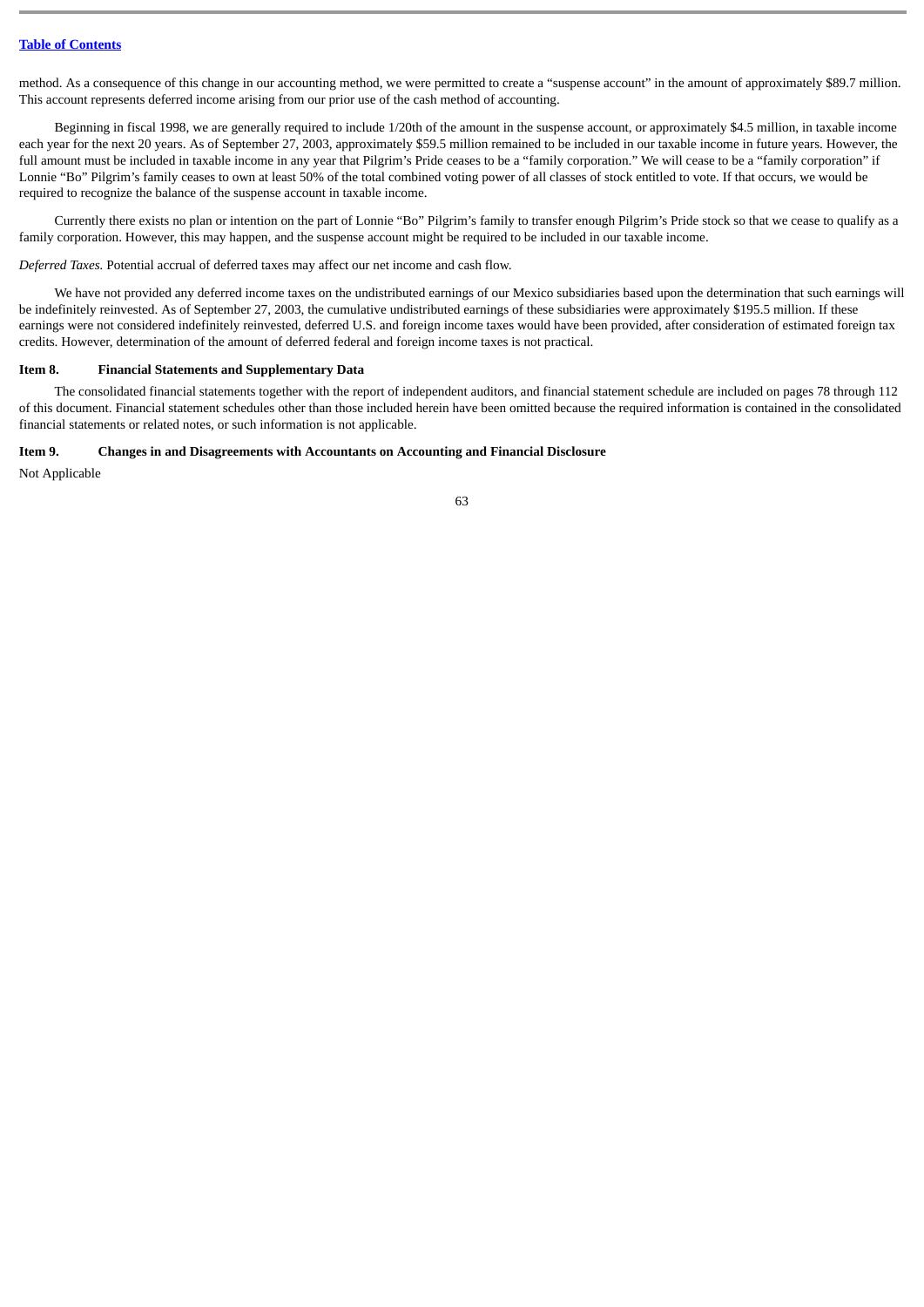method. As a consequence of this change in our accounting method, we were permitted to create a "suspense account" in the amount of approximately $89.7 million. This account represents deferred income arising from our prior use of the cash method of accounting.

Beginning in fiscal 1998, we are generally required to include 1/20th of the amount in the suspense account, or approximately $4.5 million, in taxable income each year for the next 20 years. As of September 27, 2003, approximately $59.5 million remained to be included in our taxable income in future years. However, the full amount must be included in taxable income in any year that Pilgrim's Pride ceases to be a "family corporation." We will cease to be a "family corporation" if Lonnie "Bo" Pilgrim's family ceases to own at least 50% of the total combined voting power of all classes of stock entitled to vote. If that occurs, we would be required to recognize the balance of the suspense account in taxable income.

Currently there exists no plan or intention on the part of Lonnie "Bo" Pilgrim's family to transfer enough Pilgrim's Pride stock so that we cease to qualify as a family corporation. However, this may happen, and the suspense account might be required to be included in our taxable income.

*Deferred Taxes.* Potential accrual of deferred taxes may affect our net income and cash flow.

We have not provided any deferred income taxes on the undistributed earnings of our Mexico subsidiaries based upon the determination that such earnings will be indefinitely reinvested. As of September 27, 2003, the cumulative undistributed earnings of these subsidiaries were approximately $195.5 million. If these earnings were not considered indefinitely reinvested, deferred U.S. and foreign income taxes would have been provided, after consideration of estimated foreign tax credits. However, determination of the amount of deferred federal and foreign income taxes is not practical.

## Item 8. Financial Statements and Supplementary Data

The consolidated financial statements together with the report of independent auditors, and financial statement schedule are included on pages 78 through 112 of this document. Financial statement schedules other than those included herein have been omitted because the required information is contained in the consolidated financial statements or related notes, or such information is not applicable.

## Item 9. Changes in and Disagreements with Accountants on Accounting and Financial Disclosure

Not Applicable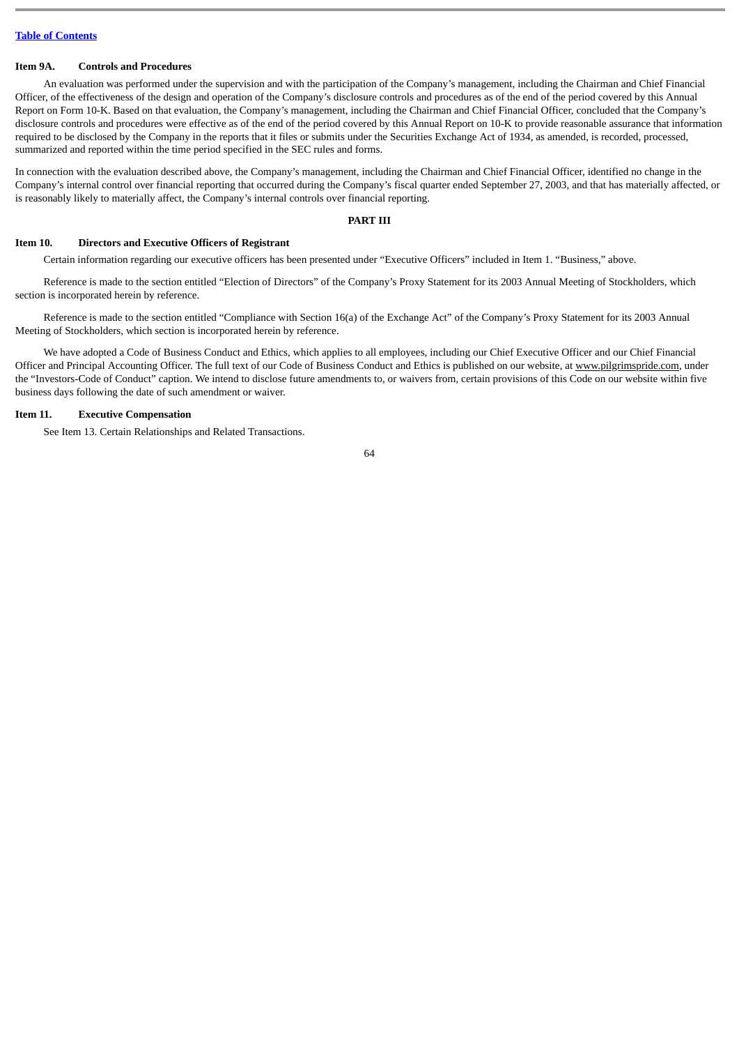## Item 9A. Controls and Procedures

An evaluation was performed under the supervision and with the participation of the Company's management, including the Chairman and Chief Financial Officer, of the effectiveness of the design and operation of the Company's disclosure controls and procedures as of the end of the period covered by this Annual Report on Form 10-K. Based on that evaluation, the Company's management, including the Chairman and Chief Financial Officer, concluded that the Company's disclosure controls and procedures were effective as of the end of the period covered by this Annual Report on 10-K to provide reasonable assurance that information required to be disclosed by the Company in the reports that it files or submits under the Securities Exchange Act of 1934, as amended, is recorded, processed, summarized and reported within the time period specified in the SEC rules and forms.

In connection with the evaluation described above, the Company's management, including the Chairman and Chief Financial Officer, identified no change in the Company's internal control over financial reporting that occurred during the Company's fiscal quarter ended September 27, 2003, and that has materially affected, or is reasonably likely to materially affect, the Company's internal controls over financial reporting.

# PART III

## Item 10. Directors and Executive Officers of Registrant

Certain information regarding our executive officers has been presented under "Executive Officers" included in Item 1. "Business," above.

Reference is made to the section entitled "Election of Directors" of the Company's Proxy Statement for its 2003 Annual Meeting of Stockholders, which section is incorporated herein by reference.

Reference is made to the section entitled "Compliance with Section 16(a) of the Exchange Act" of the Company's Proxy Statement for its 2003 Annual Meeting of Stockholders, which section is incorporated herein by reference.

We have adopted a Code of Business Conduct and Ethics, which applies to all employees, including our Chief Executive Officer and our Chief Financial Officer and Principal Accounting Officer. The full text of our Code of Business Conduct and Ethics is published on our website, at www.pilgrimspride.com, under the "Investors-Code of Conduct" caption. We intend to disclose future amendments to, or waivers from, certain provisions of this Code on our website within five business days following the date of such amendment or waiver.

## Item 11. Executive Compensation

See Item 13. Certain Relationships and Related Transactions.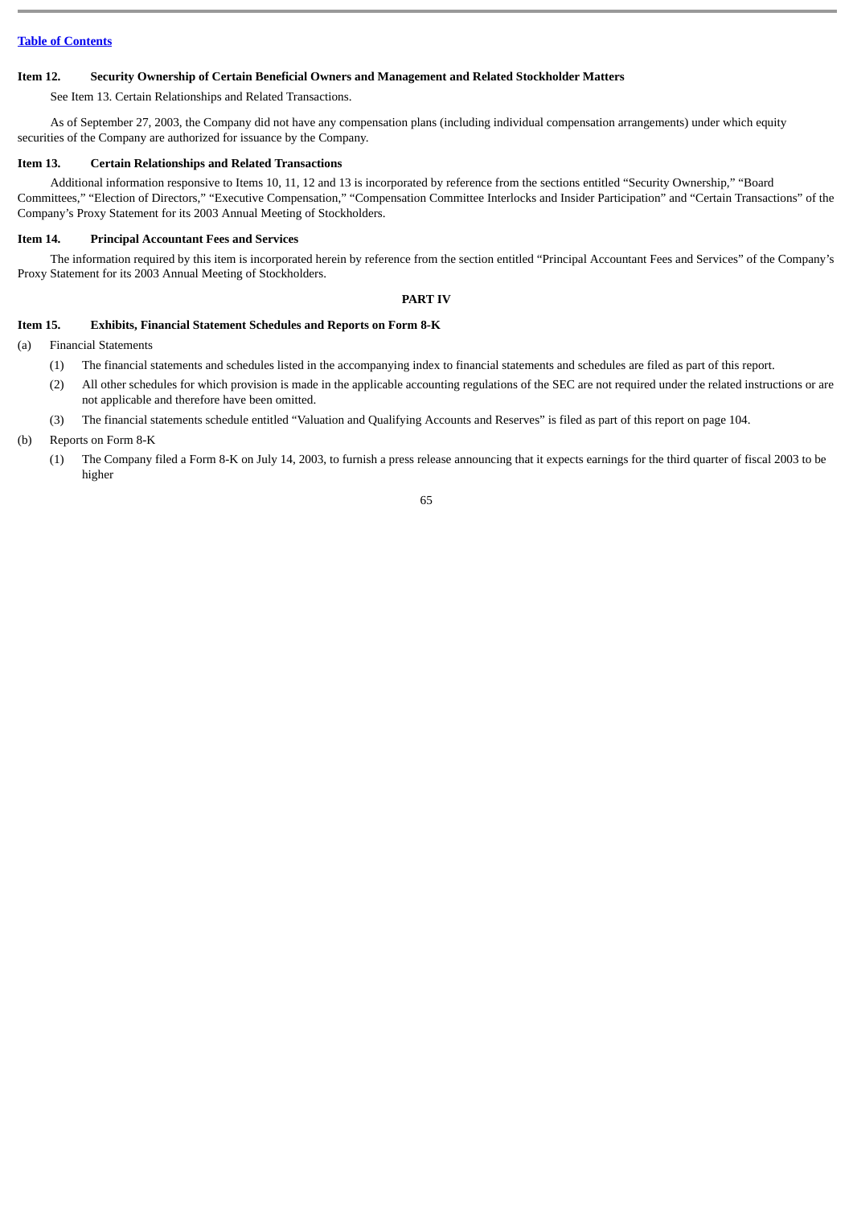### Item 12. Security Ownership of Certain Beneficial Owners and Management and Related Stockholder Matters

See Item 13. Certain Relationships and Related Transactions.

As of September 27, 2003, the Company did not have any compensation plans (including individual compensation arrangements) under which equity securities of the Company are authorized for issuance by the Company.

### Item 13. Certain Relationships and Related Transactions

Additional information responsive to Items 10, 11, 12 and 13 is incorporated by reference from the sections entitled "Security Ownership," "Board Committees," "Election of Directors," "Executive Compensation," "Compensation Committee Interlocks and Insider Participation" and "Certain Transactions" of the Company's Proxy Statement for its 2003 Annual Meeting of Stockholders.

### Item 14. Principal Accountant Fees and Services

The information required by this item is incorporated herein by reference from the section entitled "Principal Accountant Fees and Services" of the Company's Proxy Statement for its 2003 Annual Meeting of Stockholders.

## PART IV

### Item 15. Exhibits, Financial Statement Schedules and Reports on Form 8-K

(a) Financial Statements

(1) The financial statements and schedules listed in the accompanying index to financial statements and schedules are filed as part of this report.

(2) All other schedules for which provision is made in the applicable accounting regulations of the SEC are not required under the related instructions or are not applicable and therefore have been omitted.

(3) The financial statements schedule entitled "Valuation and Qualifying Accounts and Reserves" is filed as part of this report on page 104.

(b) Reports on Form 8-K

(1) The Company filed a Form 8-K on July 14, 2003, to furnish a press release announcing that it expects earnings for the third quarter of fiscal 2003 to be higher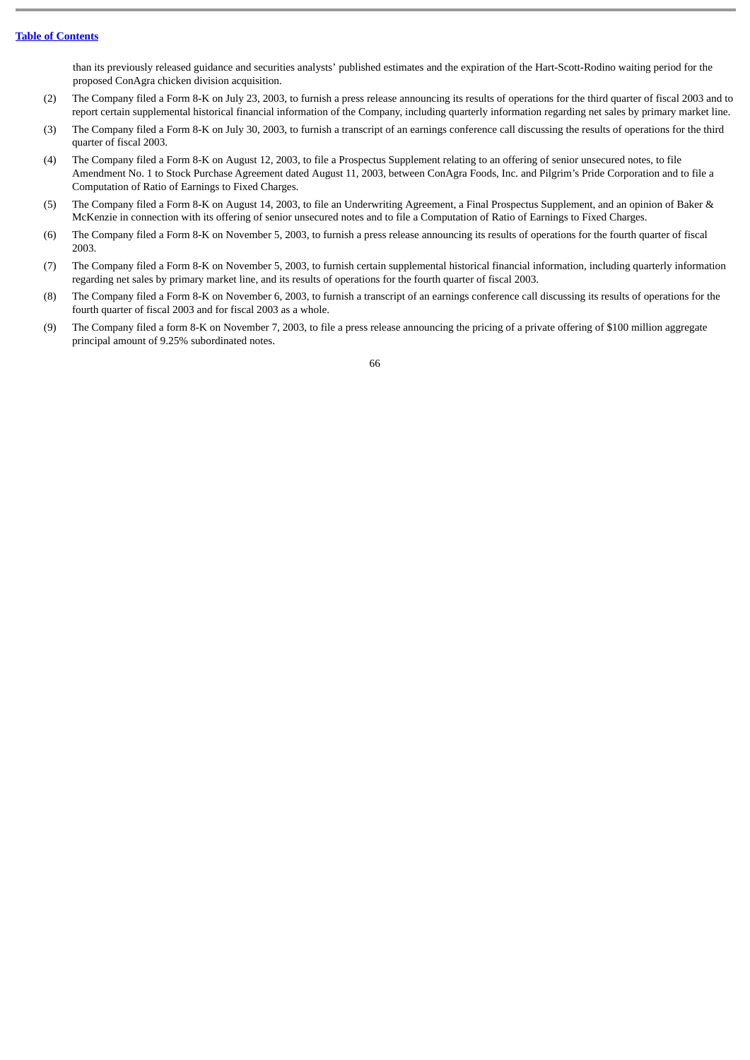than its previously released guidance and securities analysts' published estimates and the expiration of the Hart-Scott-Rodino waiting period for the proposed ConAgra chicken division acquisition.

(2) The Company filed a Form 8-K on July 23, 2003, to furnish a press release announcing its results of operations for the third quarter of fiscal 2003 and to report certain supplemental historical financial information of the Company, including quarterly information regarding net sales by primary market line.

(3) The Company filed a Form 8-K on July 30, 2003, to furnish a transcript of an earnings conference call discussing the results of operations for the third quarter of fiscal 2003.

(4) The Company filed a Form 8-K on August 12, 2003, to file a Prospectus Supplement relating to an offering of senior unsecured notes, to file Amendment No. 1 to Stock Purchase Agreement dated August 11, 2003, between ConAgra Foods, Inc. and Pilgrim's Pride Corporation and to file a Computation of Ratio of Earnings to Fixed Charges.

(5) The Company filed a Form 8-K on August 14, 2003, to file an Underwriting Agreement, a Final Prospectus Supplement, and an opinion of Baker & McKenzie in connection with its offering of senior unsecured notes and to file a Computation of Ratio of Earnings to Fixed Charges.

(6) The Company filed a Form 8-K on November 5, 2003, to furnish a press release announcing its results of operations for the fourth quarter of fiscal 2003.

(7) The Company filed a Form 8-K on November 5, 2003, to furnish certain supplemental historical financial information, including quarterly information regarding net sales by primary market line, and its results of operations for the fourth quarter of fiscal 2003.

(8) The Company filed a Form 8-K on November 6, 2003, to furnish a transcript of an earnings conference call discussing its results of operations for the fourth quarter of fiscal 2003 and for fiscal 2003 as a whole.

(9) The Company filed a form 8-K on November 7, 2003, to file a press release announcing the pricing of a private offering of $100 million aggregate principal amount of 9.25% subordinated notes.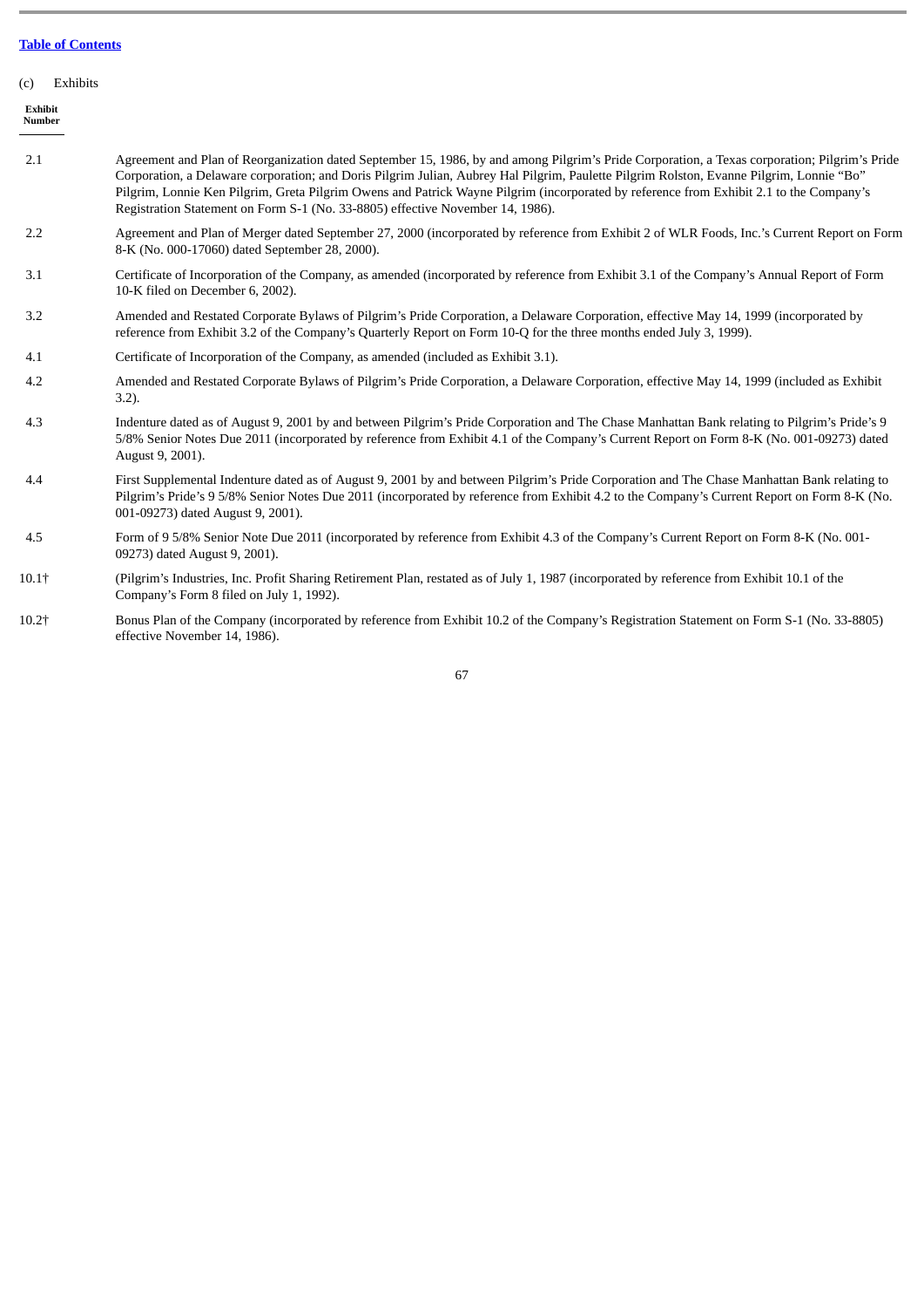[Table of Contents](#)

(c) Exhibits

| Exhibit Number | |
|---|---|
| 2.1 | Agreement and Plan of Reorganization dated September 15, 1986, by and among Pilgrim's Pride Corporation, a Texas corporation; Pilgrim's Pride Corporation, a Delaware corporation; and Doris Pilgrim Julian, Aubrey Hal Pilgrim, Paulette Pilgrim Rolston, Evanne Pilgrim, Lonnie "Bo" Pilgrim, Lonnie Ken Pilgrim, Greta Pilgrim Owens and Patrick Wayne Pilgrim (incorporated by reference from Exhibit 2.1 to the Company's Registration Statement on Form S-1 (No. 33-8805) effective November 14, 1986). |
| 2.2 | Agreement and Plan of Merger dated September 27, 2000 (incorporated by reference from Exhibit 2 of WLR Foods, Inc.'s Current Report on Form 8-K (No. 000-17060) dated September 28, 2000). |
| 3.1 | Certificate of Incorporation of the Company, as amended (incorporated by reference from Exhibit 3.1 of the Company's Annual Report of Form 10-K filed on December 6, 2002). |
| 3.2 | Amended and Restated Corporate Bylaws of Pilgrim's Pride Corporation, a Delaware Corporation, effective May 14, 1999 (incorporated by reference from Exhibit 3.2 of the Company's Quarterly Report on Form 10-Q for the three months ended July 3, 1999). |
| 4.1 | Certificate of Incorporation of the Company, as amended (included as Exhibit 3.1). |
| 4.2 | Amended and Restated Corporate Bylaws of Pilgrim's Pride Corporation, a Delaware Corporation, effective May 14, 1999 (included as Exhibit 3.2). |
| 4.3 | Indenture dated as of August 9, 2001 by and between Pilgrim's Pride Corporation and The Chase Manhattan Bank relating to Pilgrim's Pride's 9 5/8% Senior Notes Due 2011 (incorporated by reference from Exhibit 4.1 of the Company's Current Report on Form 8-K (No. 001-09273) dated August 9, 2001). |
| 4.4 | First Supplemental Indenture dated as of August 9, 2001 by and between Pilgrim's Pride Corporation and The Chase Manhattan Bank relating to Pilgrim's Pride's 9 5/8% Senior Notes Due 2011 (incorporated by reference from Exhibit 4.2 to the Company's Current Report on Form 8-K (No. 001-09273) dated August 9, 2001). |
| 4.5 | Form of 9 5/8% Senior Note Due 2011 (incorporated by reference from Exhibit 4.3 of the Company's Current Report on Form 8-K (No. 001-09273) dated August 9, 2001). |
| 10.1† | (Pilgrim's Industries, Inc. Profit Sharing Retirement Plan, restated as of July 1, 1987 (incorporated by reference from Exhibit 10.1 of the Company's Form 8 filed on July 1, 1992). |
| 10.2† | Bonus Plan of the Company (incorporated by reference from Exhibit 10.2 of the Company's Registration Statement on Form S-1 (No. 33-8805) effective November 14, 1986). |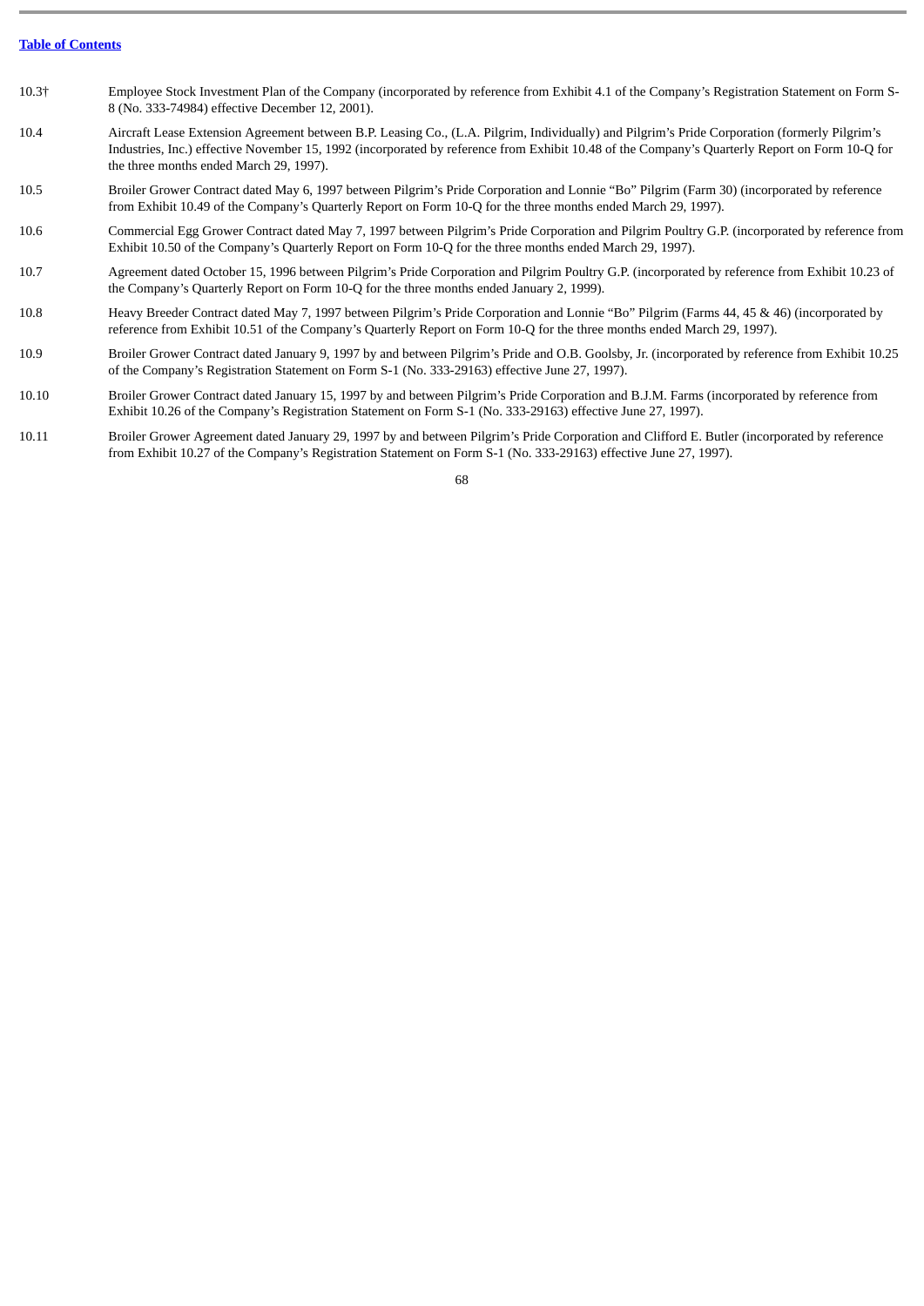| | |
|---|---|
| 10.3† | Employee Stock Investment Plan of the Company (incorporated by reference from Exhibit 4.1 of the Company’s Registration Statement on Form S-8 (No. 333-74984) effective December 12, 2001). |
| 10.4 | Aircraft Lease Extension Agreement between B.P. Leasing Co., (L.A. Pilgrim, Individually) and Pilgrim’s Pride Corporation (formerly Pilgrim’s Industries, Inc.) effective November 15, 1992 (incorporated by reference from Exhibit 10.48 of the Company’s Quarterly Report on Form 10-Q for the three months ended March 29, 1997). |
| 10.5 | Broiler Grower Contract dated May 6, 1997 between Pilgrim’s Pride Corporation and Lonnie “Bo” Pilgrim (Farm 30) (incorporated by reference from Exhibit 10.49 of the Company’s Quarterly Report on Form 10-Q for the three months ended March 29, 1997). |
| 10.6 | Commercial Egg Grower Contract dated May 7, 1997 between Pilgrim’s Pride Corporation and Pilgrim Poultry G.P. (incorporated by reference from Exhibit 10.50 of the Company’s Quarterly Report on Form 10-Q for the three months ended March 29, 1997). |
| 10.7 | Agreement dated October 15, 1996 between Pilgrim’s Pride Corporation and Pilgrim Poultry G.P. (incorporated by reference from Exhibit 10.23 of the Company’s Quarterly Report on Form 10-Q for the three months ended January 2, 1999). |
| 10.8 | Heavy Breeder Contract dated May 7, 1997 between Pilgrim’s Pride Corporation and Lonnie “Bo” Pilgrim (Farms 44, 45 & 46) (incorporated by reference from Exhibit 10.51 of the Company’s Quarterly Report on Form 10-Q for the three months ended March 29, 1997). |
| 10.9 | Broiler Grower Contract dated January 9, 1997 by and between Pilgrim’s Pride and O.B. Goolsby, Jr. (incorporated by reference from Exhibit 10.25 of the Company’s Registration Statement on Form S-1 (No. 333-29163) effective June 27, 1997). |
| 10.10 | Broiler Grower Contract dated January 15, 1997 by and between Pilgrim’s Pride Corporation and B.J.M. Farms (incorporated by reference from Exhibit 10.26 of the Company’s Registration Statement on Form S-1 (No. 333-29163) effective June 27, 1997). |
| 10.11 | Broiler Grower Agreement dated January 29, 1997 by and between Pilgrim’s Pride Corporation and Clifford E. Butler (incorporated by reference from Exhibit 10.27 of the Company’s Registration Statement on Form S-1 (No. 333-29163) effective June 27, 1997). |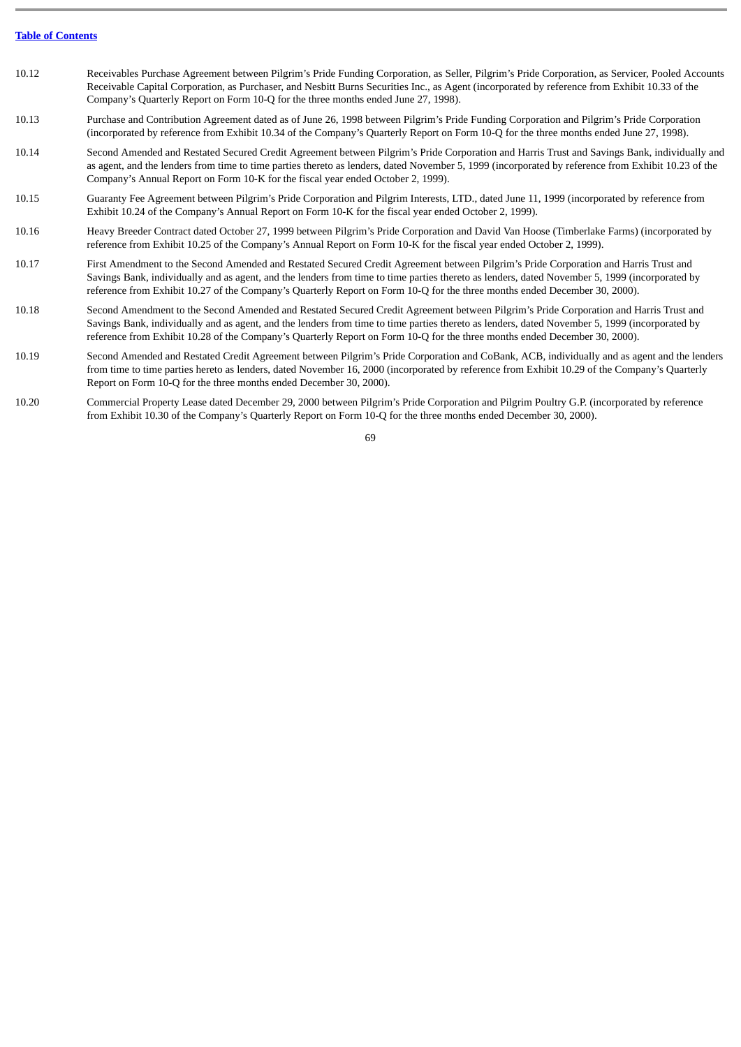[Table of Contents](#)

| | |
|---|---|
| 10.12 | Receivables Purchase Agreement between Pilgrim's Pride Funding Corporation, as Seller, Pilgrim's Pride Corporation, as Servicer, Pooled Accounts Receivable Capital Corporation, as Purchaser, and Nesbitt Burns Securities Inc., as Agent (incorporated by reference from Exhibit 10.33 of the Company's Quarterly Report on Form 10-Q for the three months ended June 27, 1998). |
| 10.13 | Purchase and Contribution Agreement dated as of June 26, 1998 between Pilgrim's Pride Funding Corporation and Pilgrim's Pride Corporation (incorporated by reference from Exhibit 10.34 of the Company's Quarterly Report on Form 10-Q for the three months ended June 27, 1998). |
| 10.14 | Second Amended and Restated Secured Credit Agreement between Pilgrim's Pride Corporation and Harris Trust and Savings Bank, individually and as agent, and the lenders from time to time parties thereto as lenders, dated November 5, 1999 (incorporated by reference from Exhibit 10.23 of the Company's Annual Report on Form 10-K for the fiscal year ended October 2, 1999). |
| 10.15 | Guaranty Fee Agreement between Pilgrim's Pride Corporation and Pilgrim Interests, LTD., dated June 11, 1999 (incorporated by reference from Exhibit 10.24 of the Company's Annual Report on Form 10-K for the fiscal year ended October 2, 1999). |
| 10.16 | Heavy Breeder Contract dated October 27, 1999 between Pilgrim's Pride Corporation and David Van Hoose (Timberlake Farms) (incorporated by reference from Exhibit 10.25 of the Company's Annual Report on Form 10-K for the fiscal year ended October 2, 1999). |
| 10.17 | First Amendment to the Second Amended and Restated Secured Credit Agreement between Pilgrim's Pride Corporation and Harris Trust and Savings Bank, individually and as agent, and the lenders from time to time parties thereto as lenders, dated November 5, 1999 (incorporated by reference from Exhibit 10.27 of the Company's Quarterly Report on Form 10-Q for the three months ended December 30, 2000). |
| 10.18 | Second Amendment to the Second Amended and Restated Secured Credit Agreement between Pilgrim's Pride Corporation and Harris Trust and Savings Bank, individually and as agent, and the lenders from time to time parties thereto as lenders, dated November 5, 1999 (incorporated by reference from Exhibit 10.28 of the Company's Quarterly Report on Form 10-Q for the three months ended December 30, 2000). |
| 10.19 | Second Amended and Restated Credit Agreement between Pilgrim's Pride Corporation and CoBank, ACB, individually and as agent and the lenders from time to time parties hereto as lenders, dated November 16, 2000 (incorporated by reference from Exhibit 10.29 of the Company's Quarterly Report on Form 10-Q for the three months ended December 30, 2000). |
| 10.20 | Commercial Property Lease dated December 29, 2000 between Pilgrim's Pride Corporation and Pilgrim Poultry G.P. (incorporated by reference from Exhibit 10.30 of the Company's Quarterly Report on Form 10-Q for the three months ended December 30, 2000). |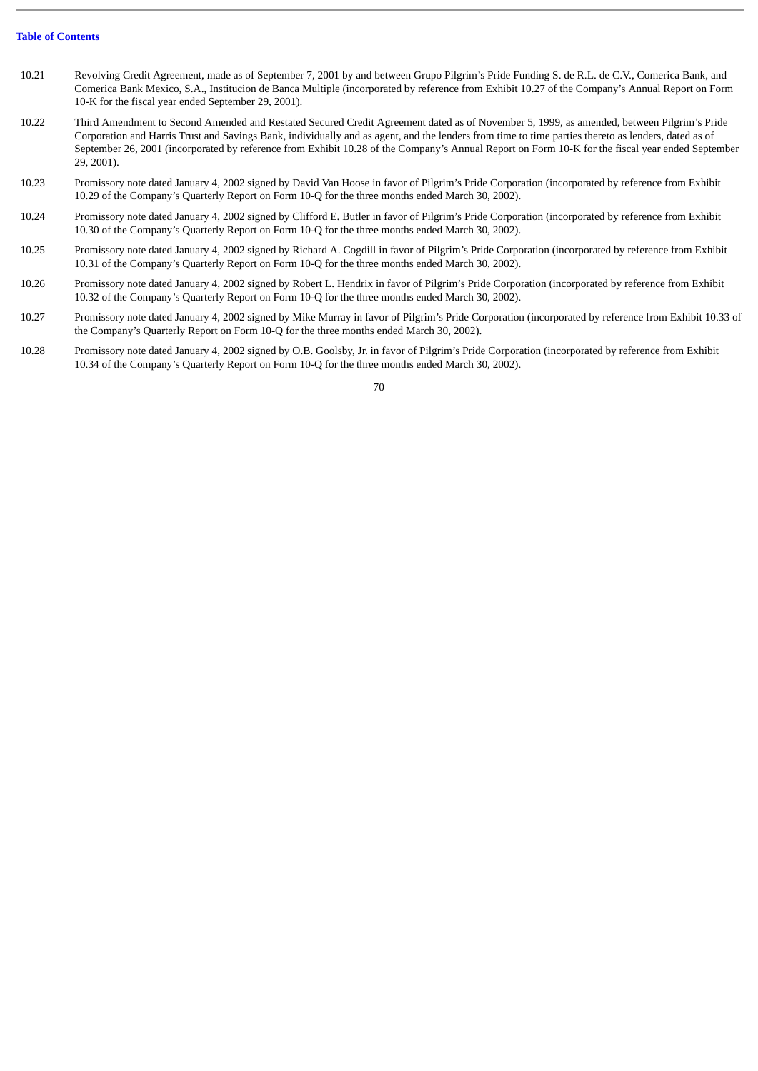[Table of Contents](#)

| | |
|---|---|
| 10.21 | Revolving Credit Agreement, made as of September 7, 2001 by and between Grupo Pilgrim's Pride Funding S. de R.L. de C.V., Comerica Bank, and Comerica Bank Mexico, S.A., Institucion de Banca Multiple (incorporated by reference from Exhibit 10.27 of the Company's Annual Report on Form 10-K for the fiscal year ended September 29, 2001). |
| 10.22 | Third Amendment to Second Amended and Restated Secured Credit Agreement dated as of November 5, 1999, as amended, between Pilgrim's Pride Corporation and Harris Trust and Savings Bank, individually and as agent, and the lenders from time to time parties thereto as lenders, dated as of September 26, 2001 (incorporated by reference from Exhibit 10.28 of the Company's Annual Report on Form 10-K for the fiscal year ended September 29, 2001). |
| 10.23 | Promissory note dated January 4, 2002 signed by David Van Hoose in favor of Pilgrim's Pride Corporation (incorporated by reference from Exhibit 10.29 of the Company's Quarterly Report on Form 10-Q for the three months ended March 30, 2002). |
| 10.24 | Promissory note dated January 4, 2002 signed by Clifford E. Butler in favor of Pilgrim's Pride Corporation (incorporated by reference from Exhibit 10.30 of the Company's Quarterly Report on Form 10-Q for the three months ended March 30, 2002). |
| 10.25 | Promissory note dated January 4, 2002 signed by Richard A. Cogdill in favor of Pilgrim's Pride Corporation (incorporated by reference from Exhibit 10.31 of the Company's Quarterly Report on Form 10-Q for the three months ended March 30, 2002). |
| 10.26 | Promissory note dated January 4, 2002 signed by Robert L. Hendrix in favor of Pilgrim's Pride Corporation (incorporated by reference from Exhibit 10.32 of the Company's Quarterly Report on Form 10-Q for the three months ended March 30, 2002). |
| 10.27 | Promissory note dated January 4, 2002 signed by Mike Murray in favor of Pilgrim's Pride Corporation (incorporated by reference from Exhibit 10.33 of the Company's Quarterly Report on Form 10-Q for the three months ended March 30, 2002). |
| 10.28 | Promissory note dated January 4, 2002 signed by O.B. Goolsby, Jr. in favor of Pilgrim's Pride Corporation (incorporated by reference from Exhibit 10.34 of the Company's Quarterly Report on Form 10-Q for the three months ended March 30, 2002). |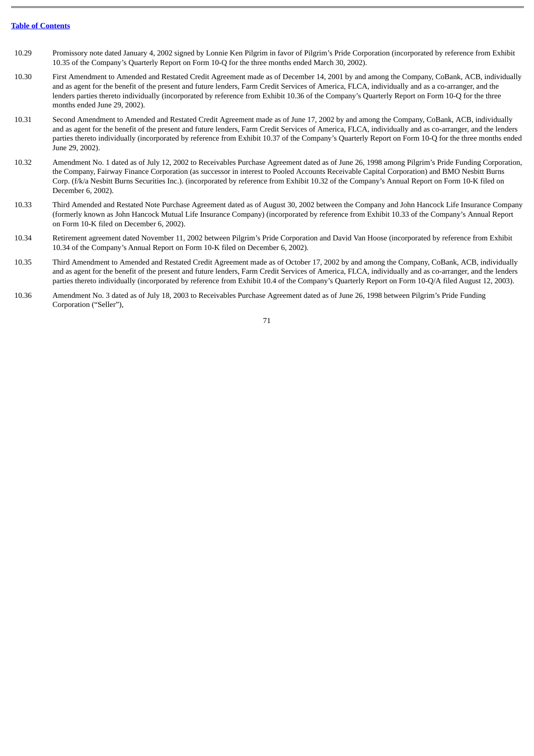| | |
|---|---|
| 10.29 | Promissory note dated January 4, 2002 signed by Lonnie Ken Pilgrim in favor of Pilgrim's Pride Corporation (incorporated by reference from Exhibit 10.35 of the Company's Quarterly Report on Form 10-Q for the three months ended March 30, 2002). |
| 10.30 | First Amendment to Amended and Restated Credit Agreement made as of December 14, 2001 by and among the Company, CoBank, ACB, individually and as agent for the benefit of the present and future lenders, Farm Credit Services of America, FLCA, individually and as a co-arranger, and the lenders parties thereto individually (incorporated by reference from Exhibit 10.36 of the Company's Quarterly Report on Form 10-Q for the three months ended June 29, 2002). |
| 10.31 | Second Amendment to Amended and Restated Credit Agreement made as of June 17, 2002 by and among the Company, CoBank, ACB, individually and as agent for the benefit of the present and future lenders, Farm Credit Services of America, FLCA, individually and as co-arranger, and the lenders parties thereto individually (incorporated by reference from Exhibit 10.37 of the Company's Quarterly Report on Form 10-Q for the three months ended June 29, 2002). |
| 10.32 | Amendment No. 1 dated as of July 12, 2002 to Receivables Purchase Agreement dated as of June 26, 1998 among Pilgrim's Pride Funding Corporation, the Company, Fairway Finance Corporation (as successor in interest to Pooled Accounts Receivable Capital Corporation) and BMO Nesbitt Burns Corp. (f/k/a Nesbitt Burns Securities Inc.). (incorporated by reference from Exhibit 10.32 of the Company's Annual Report on Form 10-K filed on December 6, 2002). |
| 10.33 | Third Amended and Restated Note Purchase Agreement dated as of August 30, 2002 between the Company and John Hancock Life Insurance Company (formerly known as John Hancock Mutual Life Insurance Company) (incorporated by reference from Exhibit 10.33 of the Company's Annual Report on Form 10-K filed on December 6, 2002). |
| 10.34 | Retirement agreement dated November 11, 2002 between Pilgrim's Pride Corporation and David Van Hoose (incorporated by reference from Exhibit 10.34 of the Company's Annual Report on Form 10-K filed on December 6, 2002). |
| 10.35 | Third Amendment to Amended and Restated Credit Agreement made as of October 17, 2002 by and among the Company, CoBank, ACB, individually and as agent for the benefit of the present and future lenders, Farm Credit Services of America, FLCA, individually and as co-arranger, and the lenders parties thereto individually (incorporated by reference from Exhibit 10.4 of the Company's Quarterly Report on Form 10-Q/A filed August 12, 2003). |
| 10.36 | Amendment No. 3 dated as of July 18, 2003 to Receivables Purchase Agreement dated as of June 26, 1998 between Pilgrim's Pride Funding Corporation ("Seller"), |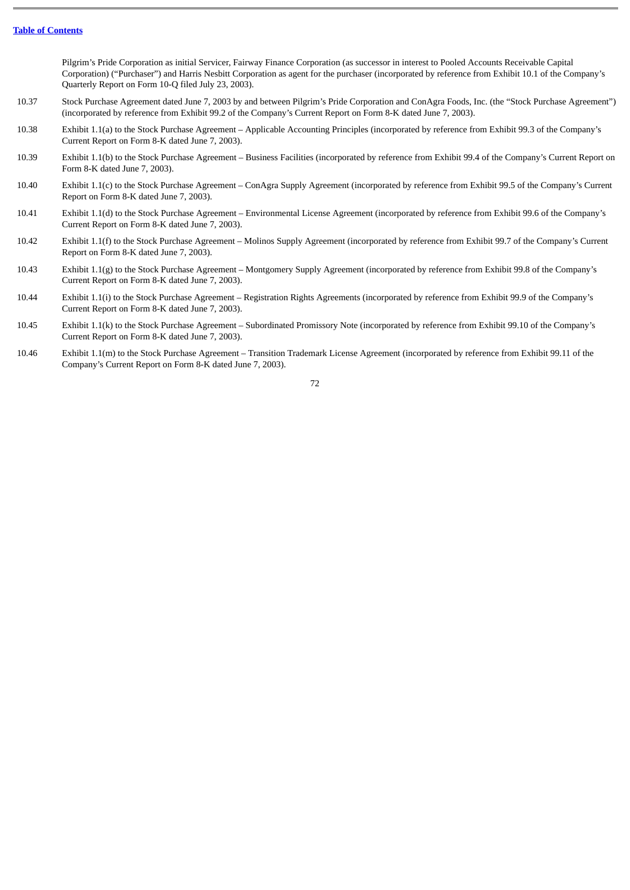| | |
|---|---|
| | Pilgrim's Pride Corporation as initial Servicer, Fairway Finance Corporation (as successor in interest to Pooled Accounts Receivable Capital Corporation) ("Purchaser") and Harris Nesbitt Corporation as agent for the purchaser (incorporated by reference from Exhibit 10.1 of the Company's Quarterly Report on Form 10-Q filed July 23, 2003). |
| 10.37 | Stock Purchase Agreement dated June 7, 2003 by and between Pilgrim's Pride Corporation and ConAgra Foods, Inc. (the "Stock Purchase Agreement") (incorporated by reference from Exhibit 99.2 of the Company's Current Report on Form 8-K dated June 7, 2003). |
| 10.38 | Exhibit 1.1(a) to the Stock Purchase Agreement – Applicable Accounting Principles (incorporated by reference from Exhibit 99.3 of the Company's Current Report on Form 8-K dated June 7, 2003). |
| 10.39 | Exhibit 1.1(b) to the Stock Purchase Agreement – Business Facilities (incorporated by reference from Exhibit 99.4 of the Company's Current Report on Form 8-K dated June 7, 2003). |
| 10.40 | Exhibit 1.1(c) to the Stock Purchase Agreement – ConAgra Supply Agreement (incorporated by reference from Exhibit 99.5 of the Company's Current Report on Form 8-K dated June 7, 2003). |
| 10.41 | Exhibit 1.1(d) to the Stock Purchase Agreement – Environmental License Agreement (incorporated by reference from Exhibit 99.6 of the Company's Current Report on Form 8-K dated June 7, 2003). |
| 10.42 | Exhibit 1.1(f) to the Stock Purchase Agreement – Molinos Supply Agreement (incorporated by reference from Exhibit 99.7 of the Company's Current Report on Form 8-K dated June 7, 2003). |
| 10.43 | Exhibit 1.1(g) to the Stock Purchase Agreement – Montgomery Supply Agreement (incorporated by reference from Exhibit 99.8 of the Company's Current Report on Form 8-K dated June 7, 2003). |
| 10.44 | Exhibit 1.1(i) to the Stock Purchase Agreement – Registration Rights Agreements (incorporated by reference from Exhibit 99.9 of the Company's Current Report on Form 8-K dated June 7, 2003). |
| 10.45 | Exhibit 1.1(k) to the Stock Purchase Agreement – Subordinated Promissory Note (incorporated by reference from Exhibit 99.10 of the Company's Current Report on Form 8-K dated June 7, 2003). |
| 10.46 | Exhibit 1.1(m) to the Stock Purchase Agreement – Transition Trademark License Agreement (incorporated by reference from Exhibit 99.11 of the Company's Current Report on Form 8-K dated June 7, 2003). |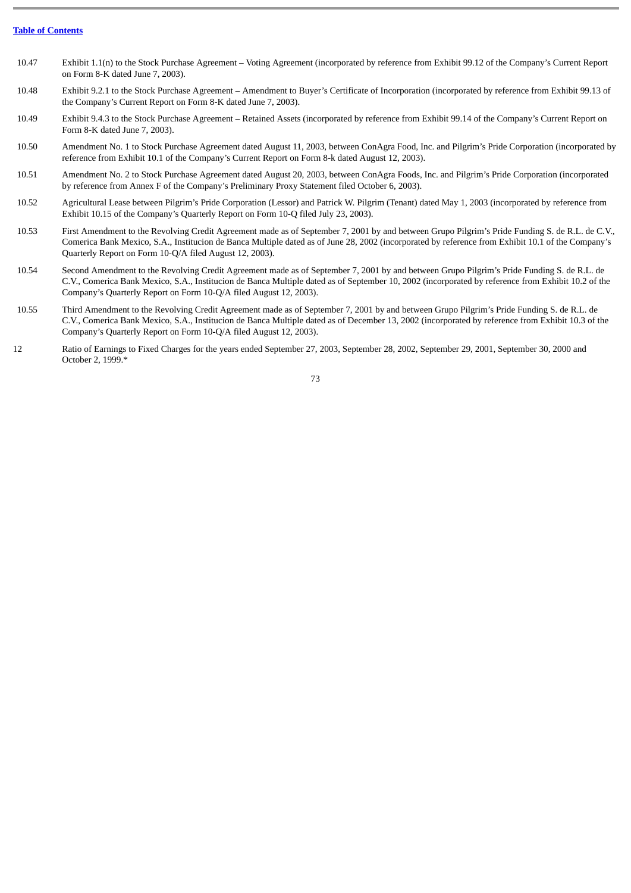**Table of Contents**

| | |
|---|---|
| 10.47 | Exhibit 1.1(n) to the Stock Purchase Agreement – Voting Agreement (incorporated by reference from Exhibit 99.12 of the Company's Current Report on Form 8-K dated June 7, 2003). |
| 10.48 | Exhibit 9.2.1 to the Stock Purchase Agreement – Amendment to Buyer's Certificate of Incorporation (incorporated by reference from Exhibit 99.13 of the Company's Current Report on Form 8-K dated June 7, 2003). |
| 10.49 | Exhibit 9.4.3 to the Stock Purchase Agreement – Retained Assets (incorporated by reference from Exhibit 99.14 of the Company's Current Report on Form 8-K dated June 7, 2003). |
| 10.50 | Amendment No. 1 to Stock Purchase Agreement dated August 11, 2003, between ConAgra Food, Inc. and Pilgrim's Pride Corporation (incorporated by reference from Exhibit 10.1 of the Company's Current Report on Form 8-k dated August 12, 2003). |
| 10.51 | Amendment No. 2 to Stock Purchase Agreement dated August 20, 2003, between ConAgra Foods, Inc. and Pilgrim's Pride Corporation (incorporated by reference from Annex F of the Company's Preliminary Proxy Statement filed October 6, 2003). |
| 10.52 | Agricultural Lease between Pilgrim's Pride Corporation (Lessor) and Patrick W. Pilgrim (Tenant) dated May 1, 2003 (incorporated by reference from Exhibit 10.15 of the Company's Quarterly Report on Form 10-Q filed July 23, 2003). |
| 10.53 | First Amendment to the Revolving Credit Agreement made as of September 7, 2001 by and between Grupo Pilgrim's Pride Funding S. de R.L. de C.V., Comerica Bank Mexico, S.A., Institucion de Banca Multiple dated as of June 28, 2002 (incorporated by reference from Exhibit 10.1 of the Company's Quarterly Report on Form 10-Q/A filed August 12, 2003). |
| 10.54 | Second Amendment to the Revolving Credit Agreement made as of September 7, 2001 by and between Grupo Pilgrim's Pride Funding S. de R.L. de C.V., Comerica Bank Mexico, S.A., Institucion de Banca Multiple dated as of September 10, 2002 (incorporated by reference from Exhibit 10.2 of the Company's Quarterly Report on Form 10-Q/A filed August 12, 2003). |
| 10.55 | Third Amendment to the Revolving Credit Agreement made as of September 7, 2001 by and between Grupo Pilgrim's Pride Funding S. de R.L. de C.V., Comerica Bank Mexico, S.A., Institucion de Banca Multiple dated as of December 13, 2002 (incorporated by reference from Exhibit 10.3 of the Company's Quarterly Report on Form 10-Q/A filed August 12, 2003). |
| 12 | Ratio of Earnings to Fixed Charges for the years ended September 27, 2003, September 28, 2002, September 29, 2001, September 30, 2000 and October 2, 1999.* |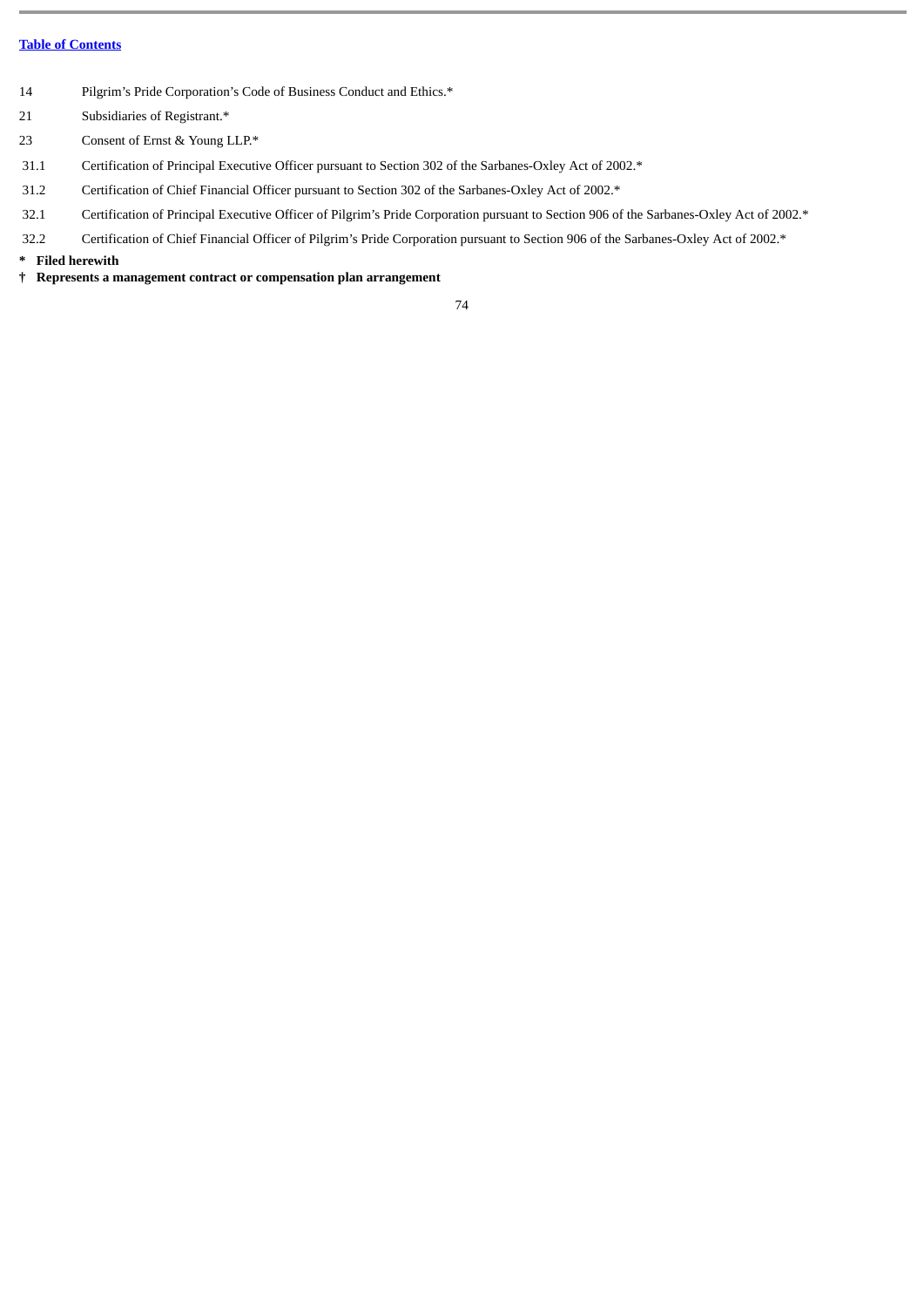[Table of Contents](#)

| | |
|---|---|
| 14 | Pilgrim's Pride Corporation's Code of Business Conduct and Ethics.* |
| 21 | Subsidiaries of Registrant.* |
| 23 | Consent of Ernst & Young LLP.* |
| 31.1 | Certification of Principal Executive Officer pursuant to Section 302 of the Sarbanes-Oxley Act of 2002.* |
| 31.2 | Certification of Chief Financial Officer pursuant to Section 302 of the Sarbanes-Oxley Act of 2002.* |
| 32.1 | Certification of Principal Executive Officer of Pilgrim's Pride Corporation pursuant to Section 906 of the Sarbanes-Oxley Act of 2002.* |
| 32.2 | Certification of Chief Financial Officer of Pilgrim's Pride Corporation pursuant to Section 906 of the Sarbanes-Oxley Act of 2002.* |

**\* Filed herewith**

**† Represents a management contract or compensation plan arrangement**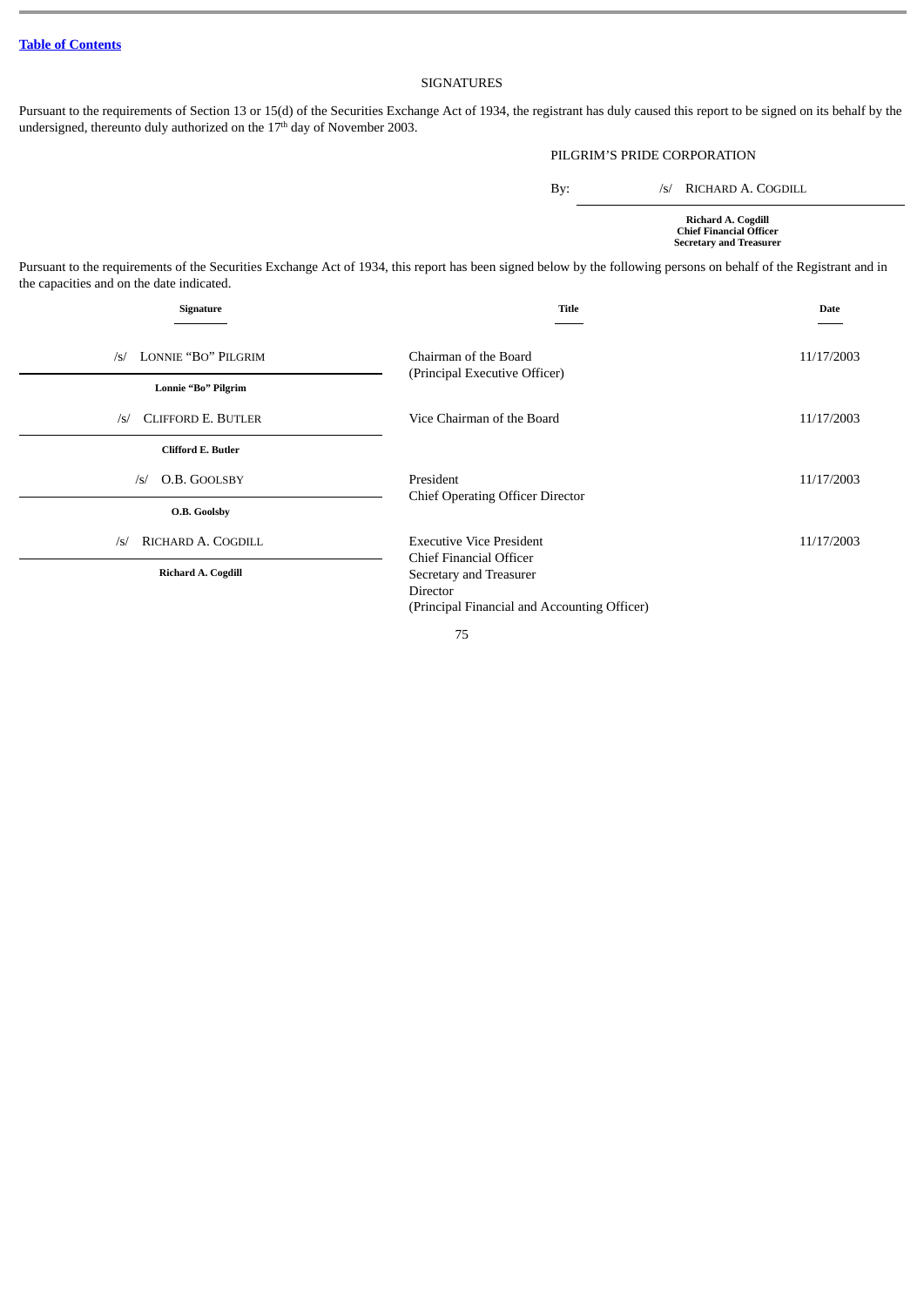[Table of Contents](#)

# SIGNATURES

Pursuant to the requirements of Section 13 or 15(d) of the Securities Exchange Act of 1934, the registrant has duly caused this report to be signed on its behalf by the undersigned, thereunto duly authorized on the 17th day of November 2003.

PILGRIM'S PRIDE CORPORATION

By: /s/ RICHARD A. COGDILL

**Richard A. Cogdill**
**Chief Financial Officer**
**Secretary and Treasurer**

Pursuant to the requirements of the Securities Exchange Act of 1934, this report has been signed below by the following persons on behalf of the Registrant and in the capacities and on the date indicated.

| Signature | Title | Date |
|---|---|---|
| /s/ LONNIE "BO" PILGRIM<br>**Lonnie "Bo" Pilgrim** | Chairman of the Board<br>(Principal Executive Officer) | 11/17/2003 |
| /s/ CLIFFORD E. BUTLER<br>**Clifford E. Butler** | Vice Chairman of the Board | 11/17/2003 |
| /s/ O.B. GOOLSBY<br>**O.B. Goolsby** | President<br>Chief Operating Officer Director | 11/17/2003 |
| /s/ RICHARD A. COGDILL<br>**Richard A. Cogdill** | Executive Vice President<br>Chief Financial Officer<br>Secretary and Treasurer<br>Director<br>(Principal Financial and Accounting Officer) | 11/17/2003 |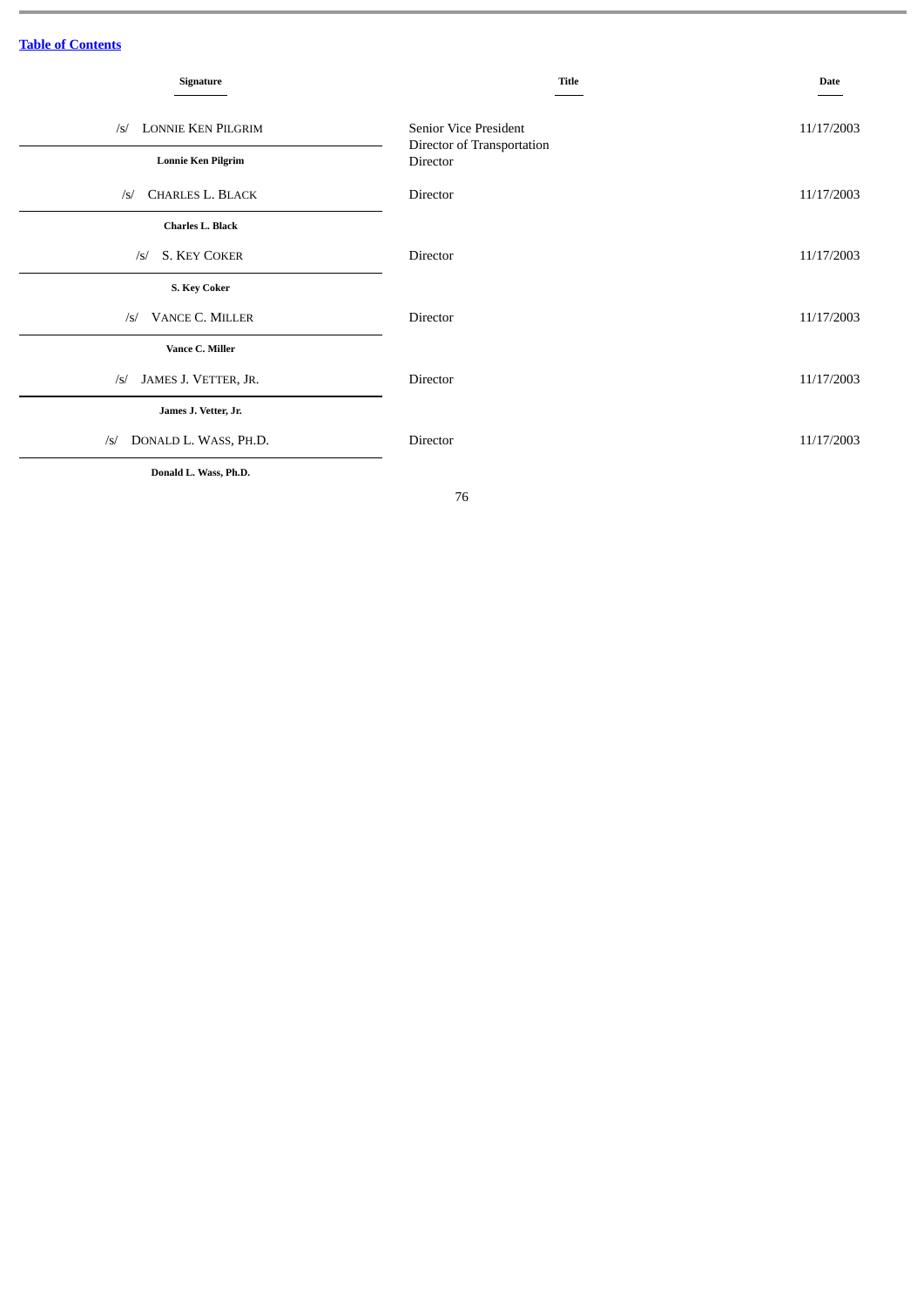[Table of Contents](#)

| Signature | Title | Date |
| --- | --- | --- |
| /s/ LONNIE KEN PILGRIM<br>**Lonnie Ken Pilgrim** | Senior Vice President<br>Director of Transportation<br>Director | 11/17/2003 |
| /s/ CHARLES L. BLACK<br>**Charles L. Black** | Director | 11/17/2003 |
| /s/ S. KEY COKER<br>**S. Key Coker** | Director | 11/17/2003 |
| /s/ VANCE C. MILLER<br>**Vance C. Miller** | Director | 11/17/2003 |
| /s/ JAMES J. VETTER, JR.<br>**James J. Vetter, Jr.** | Director | 11/17/2003 |
| /s/ DONALD L. WASS, PH.D.<br>**Donald L. Wass, Ph.D.** | Director | 11/17/2003 |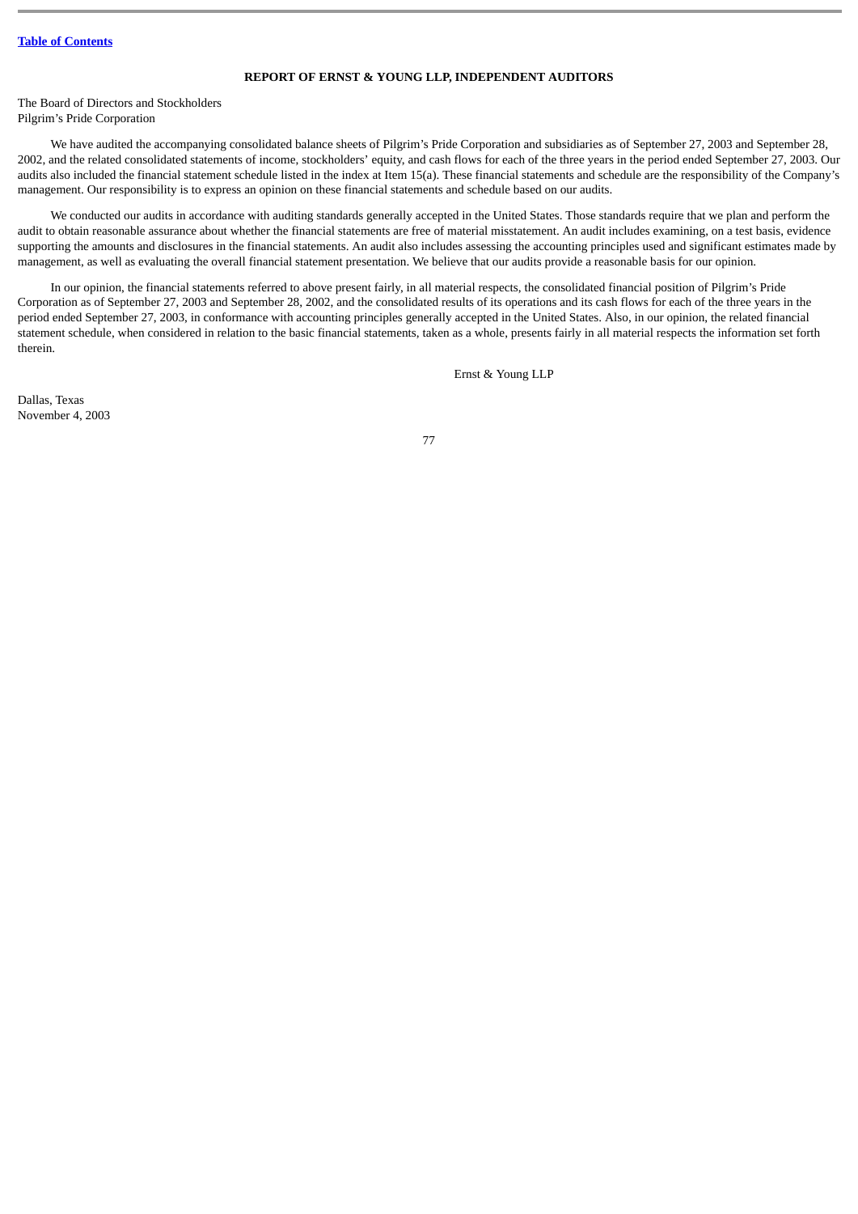[Table of Contents](#)

## REPORT OF ERNST & YOUNG LLP, INDEPENDENT AUDITORS

The Board of Directors and Stockholders
Pilgrim's Pride Corporation

We have audited the accompanying consolidated balance sheets of Pilgrim's Pride Corporation and subsidiaries as of September 27, 2003 and September 28, 2002, and the related consolidated statements of income, stockholders' equity, and cash flows for each of the three years in the period ended September 27, 2003. Our audits also included the financial statement schedule listed in the index at Item 15(a). These financial statements and schedule are the responsibility of the Company's management. Our responsibility is to express an opinion on these financial statements and schedule based on our audits.

We conducted our audits in accordance with auditing standards generally accepted in the United States. Those standards require that we plan and perform the audit to obtain reasonable assurance about whether the financial statements are free of material misstatement. An audit includes examining, on a test basis, evidence supporting the amounts and disclosures in the financial statements. An audit also includes assessing the accounting principles used and significant estimates made by management, as well as evaluating the overall financial statement presentation. We believe that our audits provide a reasonable basis for our opinion.

In our opinion, the financial statements referred to above present fairly, in all material respects, the consolidated financial position of Pilgrim's Pride Corporation as of September 27, 2003 and September 28, 2002, and the consolidated results of its operations and its cash flows for each of the three years in the period ended September 27, 2003, in conformance with accounting principles generally accepted in the United States. Also, in our opinion, the related financial statement schedule, when considered in relation to the basic financial statements, taken as a whole, presents fairly in all material respects the information set forth therein.

Ernst & Young LLP

Dallas, Texas
November 4, 2003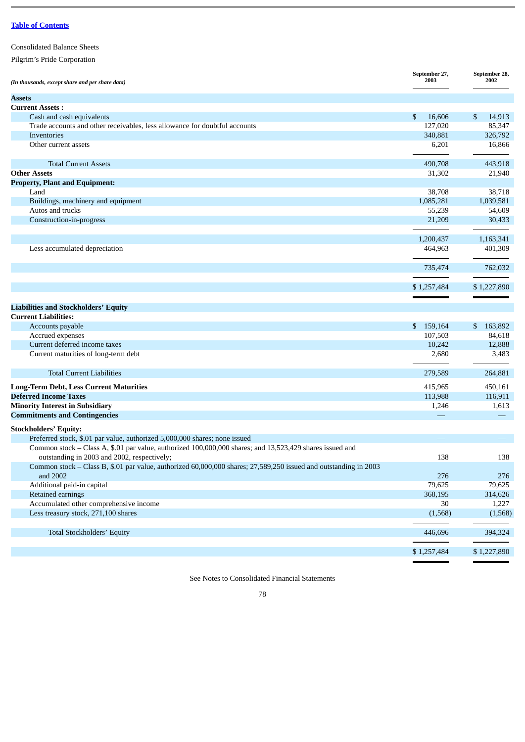[Table of Contents](#)

Consolidated Balance Sheets

Pilgrim's Pride Corporation

| *(In thousands, except share and per share data)* | September 27, 2003 | September 28, 2002 |
|---|---|---|
| **Assets** | | |
| **Current Assets :** | | |
| Cash and cash equivalents | $ 16,606 | $ 14,913 |
| Trade accounts and other receivables, less allowance for doubtful accounts | 127,020 | 85,347 |
| Inventories | 340,881 | 326,792 |
| Other current assets | 6,201 | 16,866 |
| Total Current Assets | 490,708 | 443,918 |
| **Other Assets** | 31,302 | 21,940 |
| **Property, Plant and Equipment:** | | |
| Land | 38,708 | 38,718 |
| Buildings, machinery and equipment | 1,085,281 | 1,039,581 |
| Autos and trucks | 55,239 | 54,609 |
| Construction-in-progress | 21,209 | 30,433 |
| | 1,200,437 | 1,163,341 |
| Less accumulated depreciation | 464,963 | 401,309 |
| | 735,474 | 762,032 |
| | $ 1,257,484 | $ 1,227,890 |
| **Liabilities and Stockholders' Equity** | | |
| **Current Liabilities:** | | |
| Accounts payable | $ 159,164 | $ 163,892 |
| Accrued expenses | 107,503 | 84,618 |
| Current deferred income taxes | 10,242 | 12,888 |
| Current maturities of long-term debt | 2,680 | 3,483 |
| Total Current Liabilities | 279,589 | 264,881 |
| **Long-Term Debt, Less Current Maturities** | 415,965 | 450,161 |
| **Deferred Income Taxes** | 113,988 | 116,911 |
| **Minority Interest in Subsidiary** | 1,246 | 1,613 |
| **Commitments and Contingencies** | — | — |
| **Stockholders' Equity:** | | |
| Preferred stock, $.01 par value, authorized 5,000,000 shares; none issued | — | — |
| Common stock – Class A, $.01 par value, authorized 100,000,000 shares; and 13,523,429 shares issued and outstanding in 2003 and 2002, respectively; | 138 | 138 |
| Common stock – Class B, $.01 par value, authorized 60,000,000 shares; 27,589,250 issued and outstanding in 2003 and 2002 | 276 | 276 |
| Additional paid-in capital | 79,625 | 79,625 |
| Retained earnings | 368,195 | 314,626 |
| Accumulated other comprehensive income | 30 | 1,227 |
| Less treasury stock, 271,100 shares | (1,568) | (1,568) |
| Total Stockholders' Equity | 446,696 | 394,324 |
| | $ 1,257,484 | $ 1,227,890 |

See Notes to Consolidated Financial Statements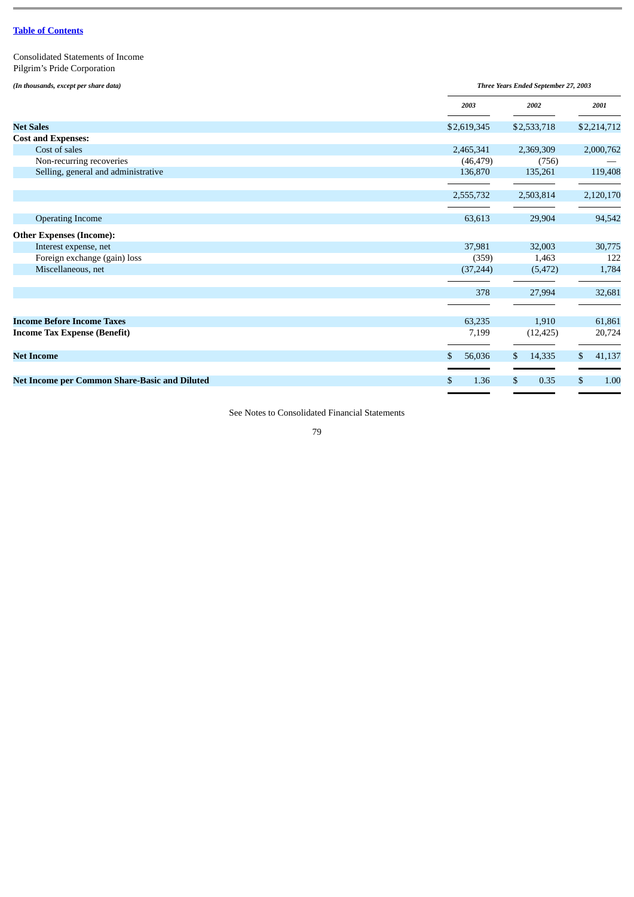Table of Contents

Consolidated Statements of Income
Pilgrim's Pride Corporation

| *(In thousands, except per share data)* | *Three Years Ended September 27, 2003* | | |
|---|---|---|---|
| | *2003* | *2002* | *2001* |
| **Net Sales** | $2,619,345 | $2,533,718 | $2,214,712 |
| **Cost and Expenses:** | | | |
| Cost of sales | 2,465,341 | 2,369,309 | 2,000,762 |
| Non-recurring recoveries | (46,479) | (756) | — |
| Selling, general and administrative | 136,870 | 135,261 | 119,408 |
| | 2,555,732 | 2,503,814 | 2,120,170 |
| Operating Income | 63,613 | 29,904 | 94,542 |
| **Other Expenses (Income):** | | | |
| Interest expense, net | 37,981 | 32,003 | 30,775 |
| Foreign exchange (gain) loss | (359) | 1,463 | 122 |
| Miscellaneous, net | (37,244) | (5,472) | 1,784 |
| | 378 | 27,994 | 32,681 |
| **Income Before Income Taxes** | 63,235 | 1,910 | 61,861 |
| **Income Tax Expense (Benefit)** | 7,199 | (12,425) | 20,724 |
| **Net Income** | $ 56,036 | $ 14,335 | $ 41,137 |
| **Net Income per Common Share-Basic and Diluted** | $ 1.36 | $ 0.35 | $ 1.00 |

See Notes to Consolidated Financial Statements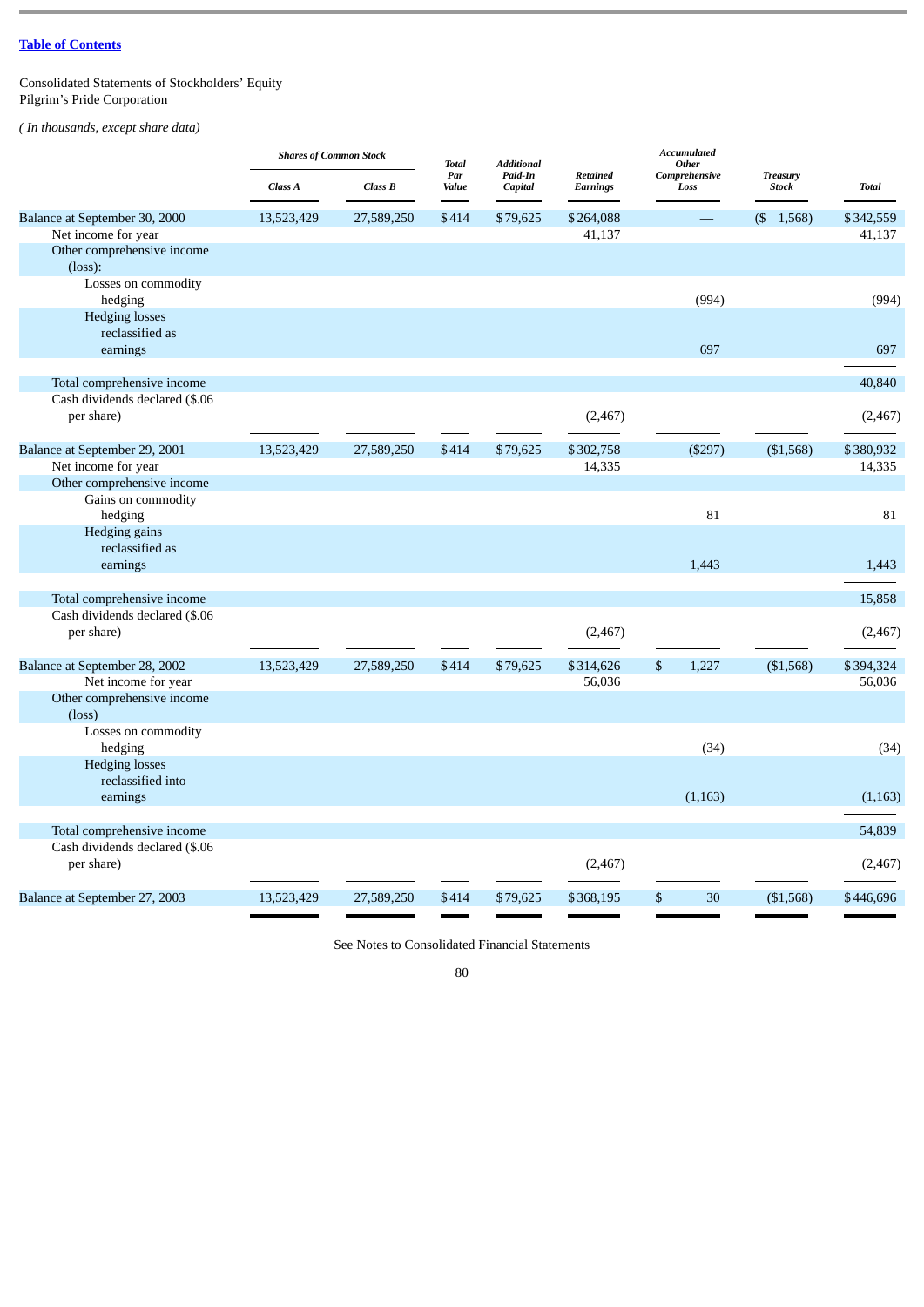[Table of Contents](#)

Consolidated Statements of Stockholders' Equity
Pilgrim's Pride Corporation

*( In thousands, except share data)*

| | *Shares of Common Stock* | | *Total Par Value* | *Additional Paid-In Capital* | *Retained Earnings* | *Accumulated Other Comprehensive Loss* | *Treasury Stock* | *Total* |
|---|---|---|---|---|---|---|---|---|
| | *Class A* | *Class B* | | | | | | |
| Balance at September 30, 2000 | 13,523,429 | 27,589,250 | $414 | $79,625 | $264,088 | — | ($ 1,568) | $342,559 |
| Net income for year | | | | | 41,137 | | | 41,137 |
| Other comprehensive income (loss): | | | | | | | | |
| Losses on commodity hedging | | | | | | (994) | | (994) |
| Hedging losses reclassified as earnings | | | | | | 697 | | 697 |
| Total comprehensive income | | | | | | | | 40,840 |
| Cash dividends declared ($.06 per share) | | | | | (2,467) | | | (2,467) |
| Balance at September 29, 2001 | 13,523,429 | 27,589,250 | $414 | $79,625 | $302,758 | ($297) | ($1,568) | $380,932 |
| Net income for year | | | | | 14,335 | | | 14,335 |
| Other comprehensive income | | | | | | | | |
| Gains on commodity hedging | | | | | | 81 | | 81 |
| Hedging gains reclassified as earnings | | | | | | 1,443 | | 1,443 |
| Total comprehensive income | | | | | | | | 15,858 |
| Cash dividends declared ($.06 per share) | | | | | (2,467) | | | (2,467) |
| Balance at September 28, 2002 | 13,523,429 | 27,589,250 | $414 | $79,625 | $314,626 | $ 1,227 | ($1,568) | $394,324 |
| Net income for year | | | | | 56,036 | | | 56,036 |
| Other comprehensive income (loss) | | | | | | | | |
| Losses on commodity hedging | | | | | | (34) | | (34) |
| Hedging losses reclassified into earnings | | | | | | (1,163) | | (1,163) |
| Total comprehensive income | | | | | | | | 54,839 |
| Cash dividends declared ($.06 per share) | | | | | (2,467) | | | (2,467) |
| Balance at September 27, 2003 | 13,523,429 | 27,589,250 | $414 | $79,625 | $368,195 | $ 30 | ($1,568) | $446,696 |

See Notes to Consolidated Financial Statements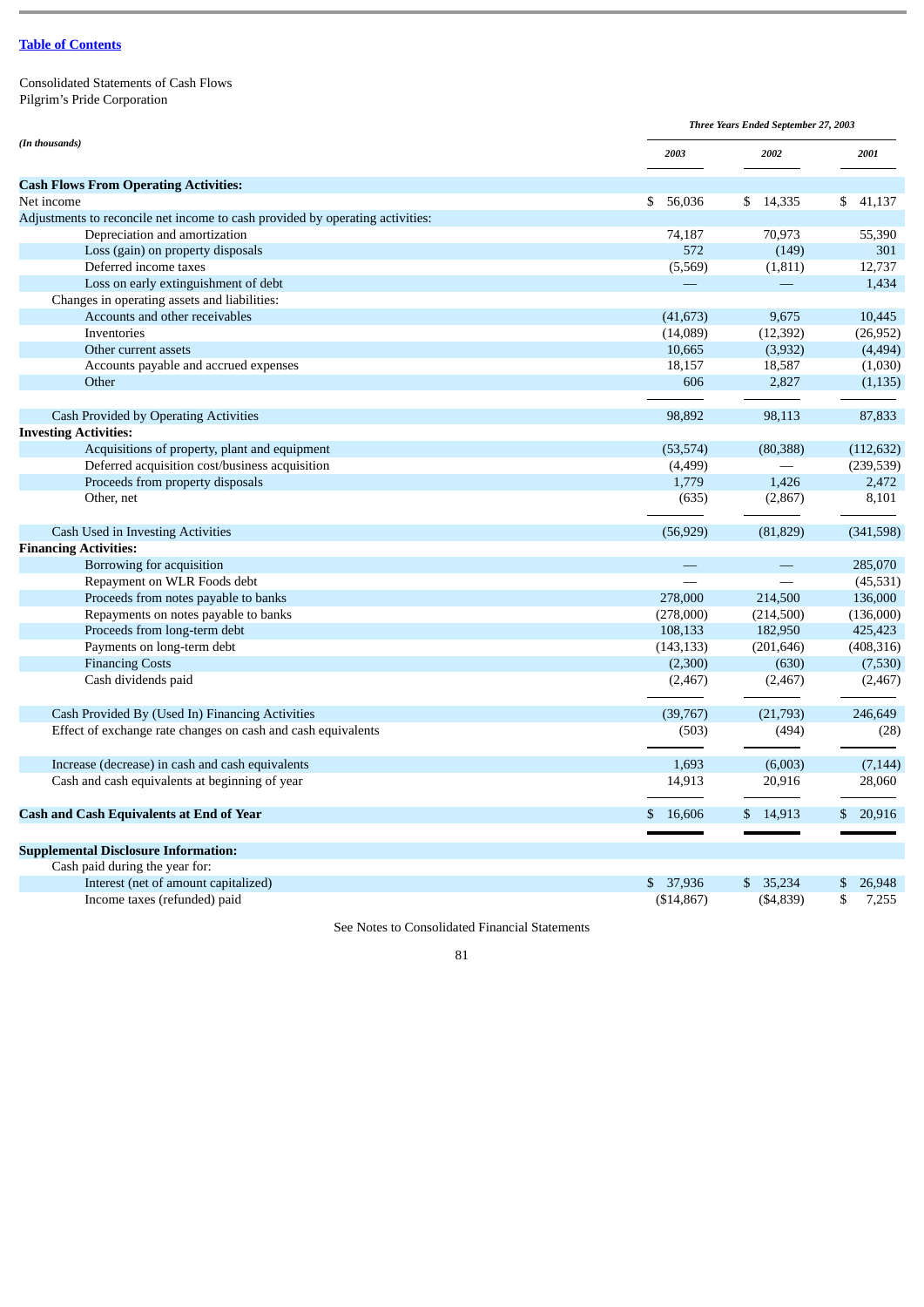[Table of Contents](#)

Consolidated Statements of Cash Flows
Pilgrim's Pride Corporation

| *(In thousands)* | *Three Years Ended September 27, 2003* | | |
|---|---|---|---|
| | *2003* | *2002* | *2001* |
| **Cash Flows From Operating Activities:** | | | |
| Net income | $ 56,036 | $ 14,335 | $ 41,137 |
| Adjustments to reconcile net income to cash provided by operating activities: | | | |
| Depreciation and amortization | 74,187 | 70,973 | 55,390 |
| Loss (gain) on property disposals | 572 | (149) | 301 |
| Deferred income taxes | (5,569) | (1,811) | 12,737 |
| Loss on early extinguishment of debt | — | — | 1,434 |
| Changes in operating assets and liabilities: | | | |
| Accounts and other receivables | (41,673) | 9,675 | 10,445 |
| Inventories | (14,089) | (12,392) | (26,952) |
| Other current assets | 10,665 | (3,932) | (4,494) |
| Accounts payable and accrued expenses | 18,157 | 18,587 | (1,030) |
| Other | 606 | 2,827 | (1,135) |
| Cash Provided by Operating Activities | 98,892 | 98,113 | 87,833 |
| **Investing Activities:** | | | |
| Acquisitions of property, plant and equipment | (53,574) | (80,388) | (112,632) |
| Deferred acquisition cost/business acquisition | (4,499) | — | (239,539) |
| Proceeds from property disposals | 1,779 | 1,426 | 2,472 |
| Other, net | (635) | (2,867) | 8,101 |
| Cash Used in Investing Activities | (56,929) | (81,829) | (341,598) |
| **Financing Activities:** | | | |
| Borrowing for acquisition | — | — | 285,070 |
| Repayment on WLR Foods debt | — | — | (45,531) |
| Proceeds from notes payable to banks | 278,000 | 214,500 | 136,000 |
| Repayments on notes payable to banks | (278,000) | (214,500) | (136,000) |
| Proceeds from long-term debt | 108,133 | 182,950 | 425,423 |
| Payments on long-term debt | (143,133) | (201,646) | (408,316) |
| Financing Costs | (2,300) | (630) | (7,530) |
| Cash dividends paid | (2,467) | (2,467) | (2,467) |
| Cash Provided By (Used In) Financing Activities | (39,767) | (21,793) | 246,649 |
| Effect of exchange rate changes on cash and cash equivalents | (503) | (494) | (28) |
| Increase (decrease) in cash and cash equivalents | 1,693 | (6,003) | (7,144) |
| Cash and cash equivalents at beginning of year | 14,913 | 20,916 | 28,060 |
| **Cash and Cash Equivalents at End of Year** | $ 16,606 | $ 14,913 | $ 20,916 |
| **Supplemental Disclosure Information:** | | | |
| Cash paid during the year for: | | | |
| Interest (net of amount capitalized) | $ 37,936 | $ 35,234 | $ 26,948 |
| Income taxes (refunded) paid | ($14,867) | ($4,839) | $ 7,255 |

See Notes to Consolidated Financial Statements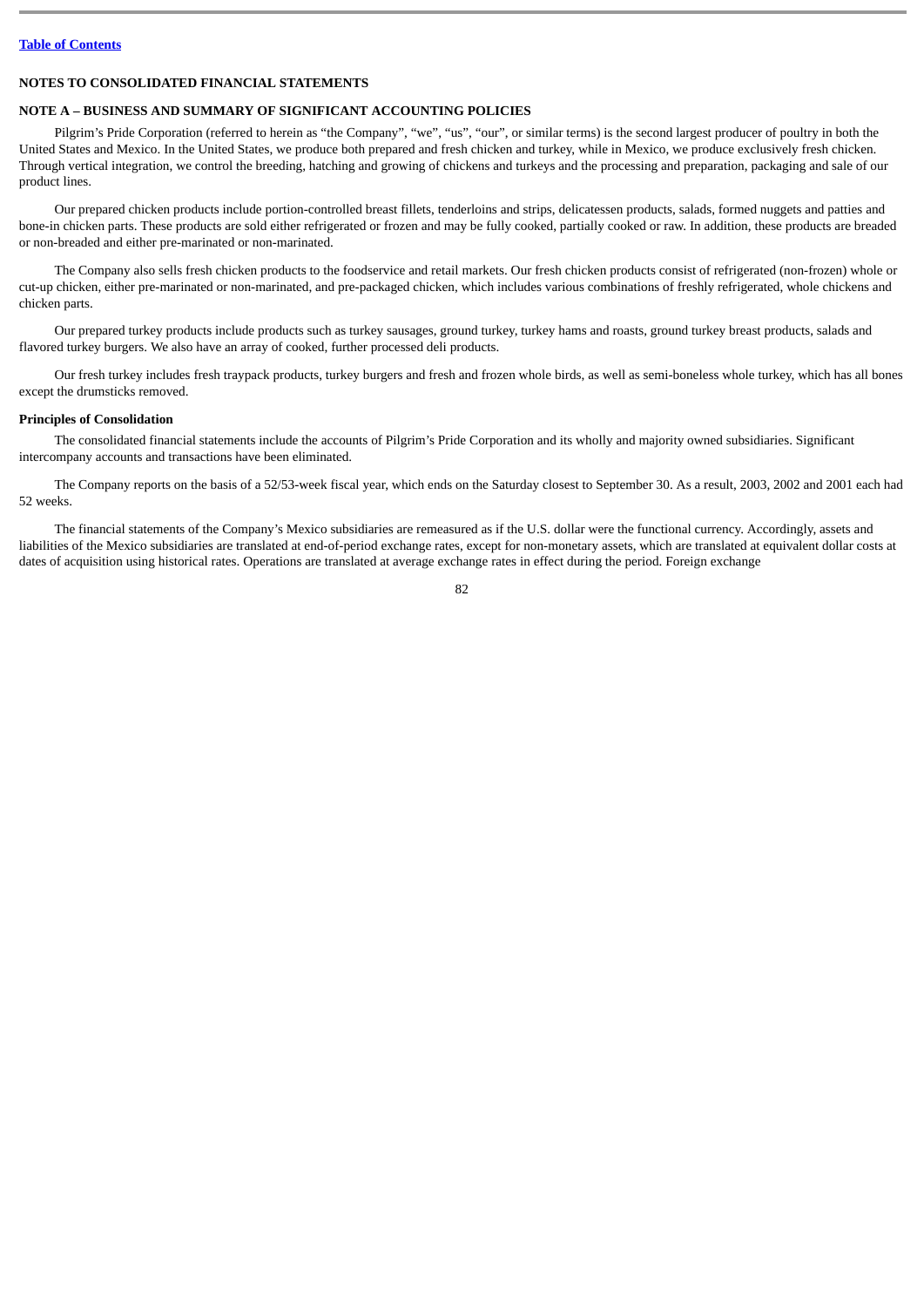## NOTES TO CONSOLIDATED FINANCIAL STATEMENTS

### NOTE A – BUSINESS AND SUMMARY OF SIGNIFICANT ACCOUNTING POLICIES

Pilgrim's Pride Corporation (referred to herein as "the Company", "we", "us", "our", or similar terms) is the second largest producer of poultry in both the United States and Mexico. In the United States, we produce both prepared and fresh chicken and turkey, while in Mexico, we produce exclusively fresh chicken. Through vertical integration, we control the breeding, hatching and growing of chickens and turkeys and the processing and preparation, packaging and sale of our product lines.

Our prepared chicken products include portion-controlled breast fillets, tenderloins and strips, delicatessen products, salads, formed nuggets and patties and bone-in chicken parts. These products are sold either refrigerated or frozen and may be fully cooked, partially cooked or raw. In addition, these products are breaded or non-breaded and either pre-marinated or non-marinated.

The Company also sells fresh chicken products to the foodservice and retail markets. Our fresh chicken products consist of refrigerated (non-frozen) whole or cut-up chicken, either pre-marinated or non-marinated, and pre-packaged chicken, which includes various combinations of freshly refrigerated, whole chickens and chicken parts.

Our prepared turkey products include products such as turkey sausages, ground turkey, turkey hams and roasts, ground turkey breast products, salads and flavored turkey burgers. We also have an array of cooked, further processed deli products.

Our fresh turkey includes fresh traypack products, turkey burgers and fresh and frozen whole birds, as well as semi-boneless whole turkey, which has all bones except the drumsticks removed.

**Principles of Consolidation**

The consolidated financial statements include the accounts of Pilgrim's Pride Corporation and its wholly and majority owned subsidiaries. Significant intercompany accounts and transactions have been eliminated.

The Company reports on the basis of a 52/53-week fiscal year, which ends on the Saturday closest to September 30. As a result, 2003, 2002 and 2001 each had 52 weeks.

The financial statements of the Company's Mexico subsidiaries are remeasured as if the U.S. dollar were the functional currency. Accordingly, assets and liabilities of the Mexico subsidiaries are translated at end-of-period exchange rates, except for non-monetary assets, which are translated at equivalent dollar costs at dates of acquisition using historical rates. Operations are translated at average exchange rates in effect during the period. Foreign exchange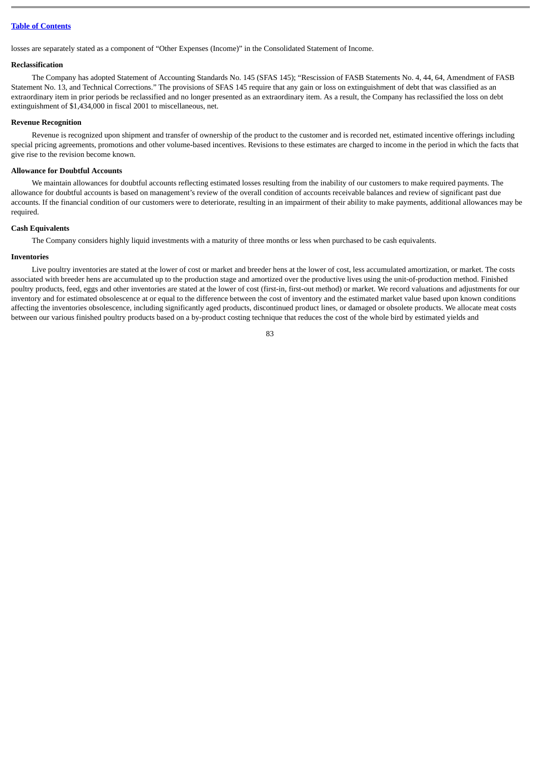losses are separately stated as a component of "Other Expenses (Income)" in the Consolidated Statement of Income.

**Reclassification**

The Company has adopted Statement of Accounting Standards No. 145 (SFAS 145); "Rescission of FASB Statements No. 4, 44, 64, Amendment of FASB Statement No. 13, and Technical Corrections." The provisions of SFAS 145 require that any gain or loss on extinguishment of debt that was classified as an extraordinary item in prior periods be reclassified and no longer presented as an extraordinary item. As a result, the Company has reclassified the loss on debt extinguishment of $1,434,000 in fiscal 2001 to miscellaneous, net.

**Revenue Recognition**

Revenue is recognized upon shipment and transfer of ownership of the product to the customer and is recorded net, estimated incentive offerings including special pricing agreements, promotions and other volume-based incentives. Revisions to these estimates are charged to income in the period in which the facts that give rise to the revision become known.

**Allowance for Doubtful Accounts**

We maintain allowances for doubtful accounts reflecting estimated losses resulting from the inability of our customers to make required payments. The allowance for doubtful accounts is based on management's review of the overall condition of accounts receivable balances and review of significant past due accounts. If the financial condition of our customers were to deteriorate, resulting in an impairment of their ability to make payments, additional allowances may be required.

**Cash Equivalents**

The Company considers highly liquid investments with a maturity of three months or less when purchased to be cash equivalents.

**Inventories**

Live poultry inventories are stated at the lower of cost or market and breeder hens at the lower of cost, less accumulated amortization, or market. The costs associated with breeder hens are accumulated up to the production stage and amortized over the productive lives using the unit-of-production method. Finished poultry products, feed, eggs and other inventories are stated at the lower of cost (first-in, first-out method) or market. We record valuations and adjustments for our inventory and for estimated obsolescence at or equal to the difference between the cost of inventory and the estimated market value based upon known conditions affecting the inventories obsolescence, including significantly aged products, discontinued product lines, or damaged or obsolete products. We allocate meat costs between our various finished poultry products based on a by-product costing technique that reduces the cost of the whole bird by estimated yields and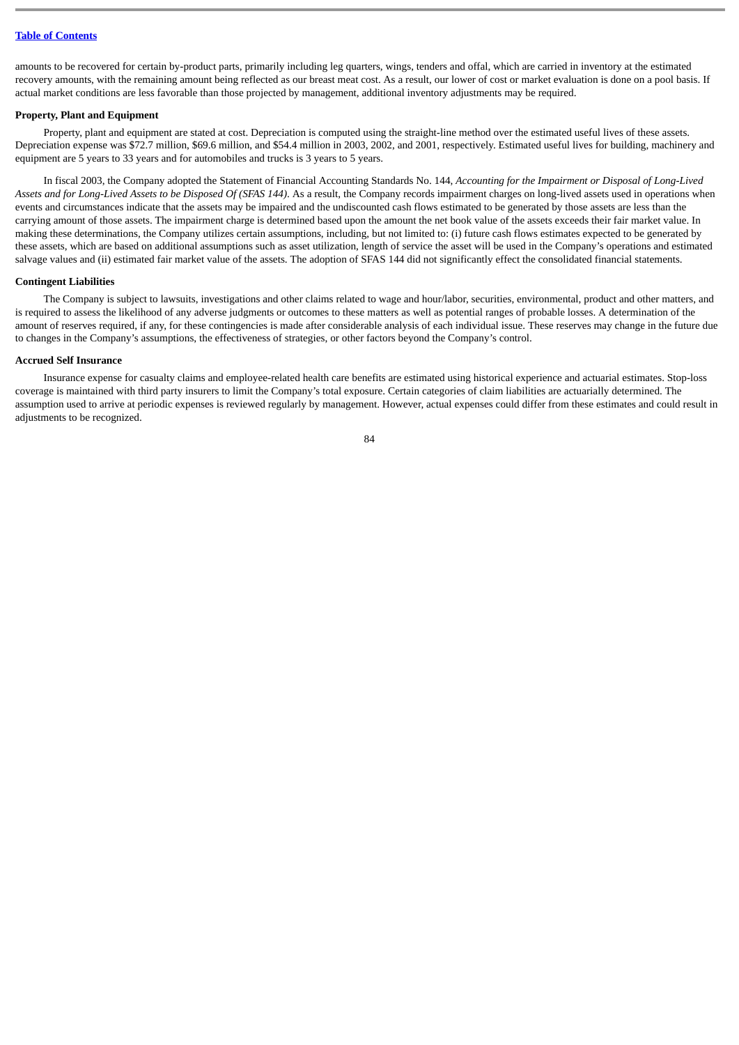amounts to be recovered for certain by-product parts, primarily including leg quarters, wings, tenders and offal, which are carried in inventory at the estimated recovery amounts, with the remaining amount being reflected as our breast meat cost. As a result, our lower of cost or market evaluation is done on a pool basis. If actual market conditions are less favorable than those projected by management, additional inventory adjustments may be required.

**Property, Plant and Equipment**

Property, plant and equipment are stated at cost. Depreciation is computed using the straight-line method over the estimated useful lives of these assets. Depreciation expense was $72.7 million, $69.6 million, and $54.4 million in 2003, 2002, and 2001, respectively. Estimated useful lives for building, machinery and equipment are 5 years to 33 years and for automobiles and trucks is 3 years to 5 years.

In fiscal 2003, the Company adopted the Statement of Financial Accounting Standards No. 144, *Accounting for the Impairment or Disposal of Long-Lived Assets and for Long-Lived Assets to be Disposed Of (SFAS 144)*. As a result, the Company records impairment charges on long-lived assets used in operations when events and circumstances indicate that the assets may be impaired and the undiscounted cash flows estimated to be generated by those assets are less than the carrying amount of those assets. The impairment charge is determined based upon the amount the net book value of the assets exceeds their fair market value. In making these determinations, the Company utilizes certain assumptions, including, but not limited to: (i) future cash flows estimates expected to be generated by these assets, which are based on additional assumptions such as asset utilization, length of service the asset will be used in the Company's operations and estimated salvage values and (ii) estimated fair market value of the assets. The adoption of SFAS 144 did not significantly effect the consolidated financial statements.

**Contingent Liabilities**

The Company is subject to lawsuits, investigations and other claims related to wage and hour/labor, securities, environmental, product and other matters, and is required to assess the likelihood of any adverse judgments or outcomes to these matters as well as potential ranges of probable losses. A determination of the amount of reserves required, if any, for these contingencies is made after considerable analysis of each individual issue. These reserves may change in the future due to changes in the Company's assumptions, the effectiveness of strategies, or other factors beyond the Company's control.

**Accrued Self Insurance**

Insurance expense for casualty claims and employee-related health care benefits are estimated using historical experience and actuarial estimates. Stop-loss coverage is maintained with third party insurers to limit the Company's total exposure. Certain categories of claim liabilities are actuarially determined. The assumption used to arrive at periodic expenses is reviewed regularly by management. However, actual expenses could differ from these estimates and could result in adjustments to be recognized.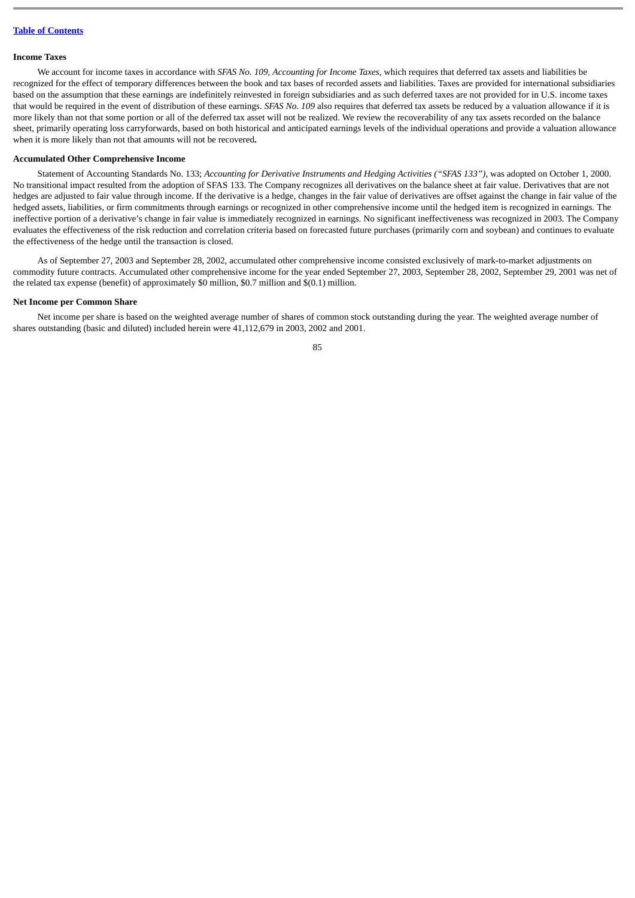[Table of Contents](#)

**Income Taxes**

We account for income taxes in accordance with *SFAS No. 109, Accounting for Income Taxes*, which requires that deferred tax assets and liabilities be recognized for the effect of temporary differences between the book and tax bases of recorded assets and liabilities. Taxes are provided for international subsidiaries based on the assumption that these earnings are indefinitely reinvested in foreign subsidiaries and as such deferred taxes are not provided for in U.S. income taxes that would be required in the event of distribution of these earnings. *SFAS No. 109* also requires that deferred tax assets be reduced by a valuation allowance if it is more likely than not that some portion or all of the deferred tax asset will not be realized. We review the recoverability of any tax assets recorded on the balance sheet, primarily operating loss carryforwards, based on both historical and anticipated earnings levels of the individual operations and provide a valuation allowance when it is more likely than not that amounts will not be recovered**.**

**Accumulated Other Comprehensive Income**

Statement of Accounting Standards No. 133; *Accounting for Derivative Instruments and Hedging Activities ("SFAS 133")*, was adopted on October 1, 2000. No transitional impact resulted from the adoption of SFAS 133. The Company recognizes all derivatives on the balance sheet at fair value. Derivatives that are not hedges are adjusted to fair value through income. If the derivative is a hedge, changes in the fair value of derivatives are offset against the change in fair value of the hedged assets, liabilities, or firm commitments through earnings or recognized in other comprehensive income until the hedged item is recognized in earnings. The ineffective portion of a derivative's change in fair value is immediately recognized in earnings. No significant ineffectiveness was recognized in 2003. The Company evaluates the effectiveness of the risk reduction and correlation criteria based on forecasted future purchases (primarily corn and soybean) and continues to evaluate the effectiveness of the hedge until the transaction is closed.

As of September 27, 2003 and September 28, 2002, accumulated other comprehensive income consisted exclusively of mark-to-market adjustments on commodity future contracts. Accumulated other comprehensive income for the year ended September 27, 2003, September 28, 2002, September 29, 2001 was net of the related tax expense (benefit) of approximately $0 million, $0.7 million and $(0.1) million.

**Net Income per Common Share**

Net income per share is based on the weighted average number of shares of common stock outstanding during the year. The weighted average number of shares outstanding (basic and diluted) included herein were 41,112,679 in 2003, 2002 and 2001.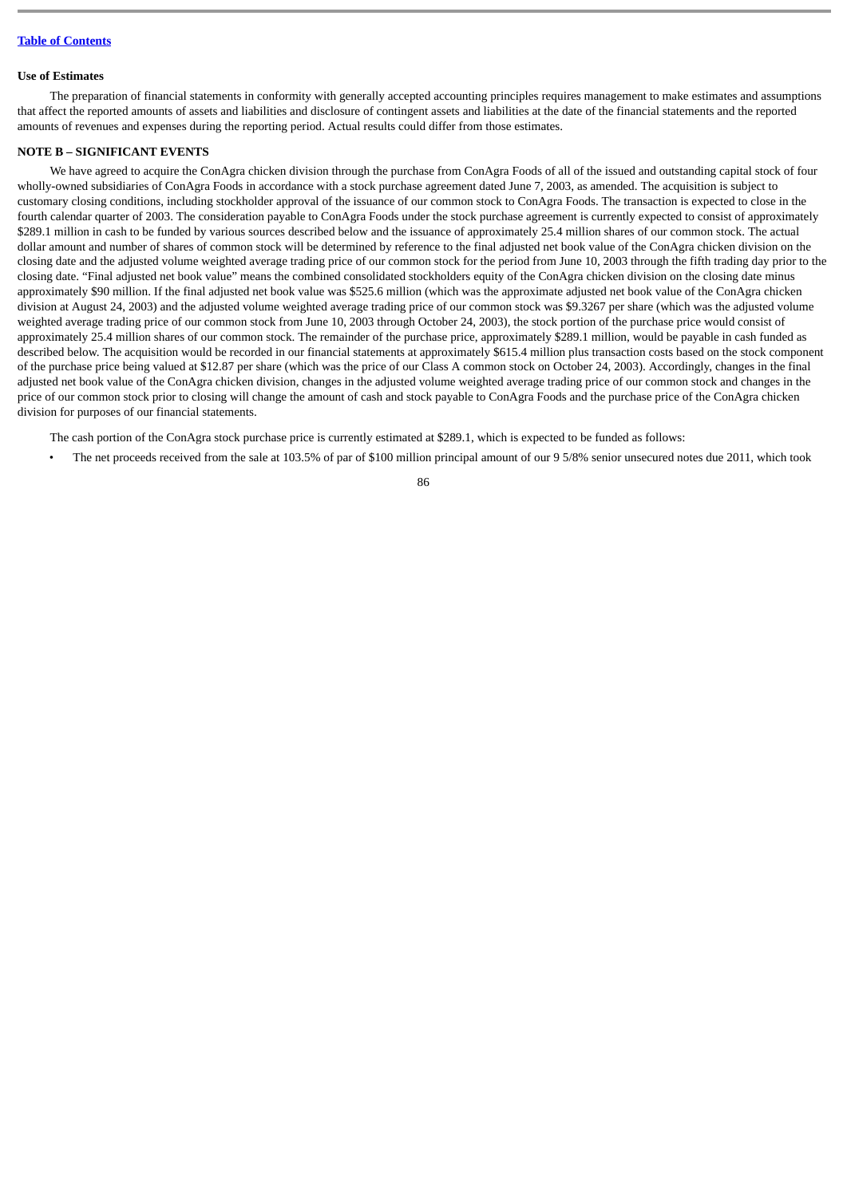### Use of Estimates

The preparation of financial statements in conformity with generally accepted accounting principles requires management to make estimates and assumptions that affect the reported amounts of assets and liabilities and disclosure of contingent assets and liabilities at the date of the financial statements and the reported amounts of revenues and expenses during the reporting period. Actual results could differ from those estimates.

### NOTE B – SIGNIFICANT EVENTS

We have agreed to acquire the ConAgra chicken division through the purchase from ConAgra Foods of all of the issued and outstanding capital stock of four wholly-owned subsidiaries of ConAgra Foods in accordance with a stock purchase agreement dated June 7, 2003, as amended. The acquisition is subject to customary closing conditions, including stockholder approval of the issuance of our common stock to ConAgra Foods. The transaction is expected to close in the fourth calendar quarter of 2003. The consideration payable to ConAgra Foods under the stock purchase agreement is currently expected to consist of approximately $289.1 million in cash to be funded by various sources described below and the issuance of approximately 25.4 million shares of our common stock. The actual dollar amount and number of shares of common stock will be determined by reference to the final adjusted net book value of the ConAgra chicken division on the closing date and the adjusted volume weighted average trading price of our common stock for the period from June 10, 2003 through the fifth trading day prior to the closing date. "Final adjusted net book value" means the combined consolidated stockholders equity of the ConAgra chicken division on the closing date minus approximately $90 million. If the final adjusted net book value was $525.6 million (which was the approximate adjusted net book value of the ConAgra chicken division at August 24, 2003) and the adjusted volume weighted average trading price of our common stock was $9.3267 per share (which was the adjusted volume weighted average trading price of our common stock from June 10, 2003 through October 24, 2003), the stock portion of the purchase price would consist of approximately 25.4 million shares of our common stock. The remainder of the purchase price, approximately $289.1 million, would be payable in cash funded as described below. The acquisition would be recorded in our financial statements at approximately $615.4 million plus transaction costs based on the stock component of the purchase price being valued at $12.87 per share (which was the price of our Class A common stock on October 24, 2003). Accordingly, changes in the final adjusted net book value of the ConAgra chicken division, changes in the adjusted volume weighted average trading price of our common stock and changes in the price of our common stock prior to closing will change the amount of cash and stock payable to ConAgra Foods and the purchase price of the ConAgra chicken division for purposes of our financial statements.

The cash portion of the ConAgra stock purchase price is currently estimated at $289.1, which is expected to be funded as follows:

- The net proceeds received from the sale at 103.5% of par of $100 million principal amount of our 9 5/8% senior unsecured notes due 2011, which took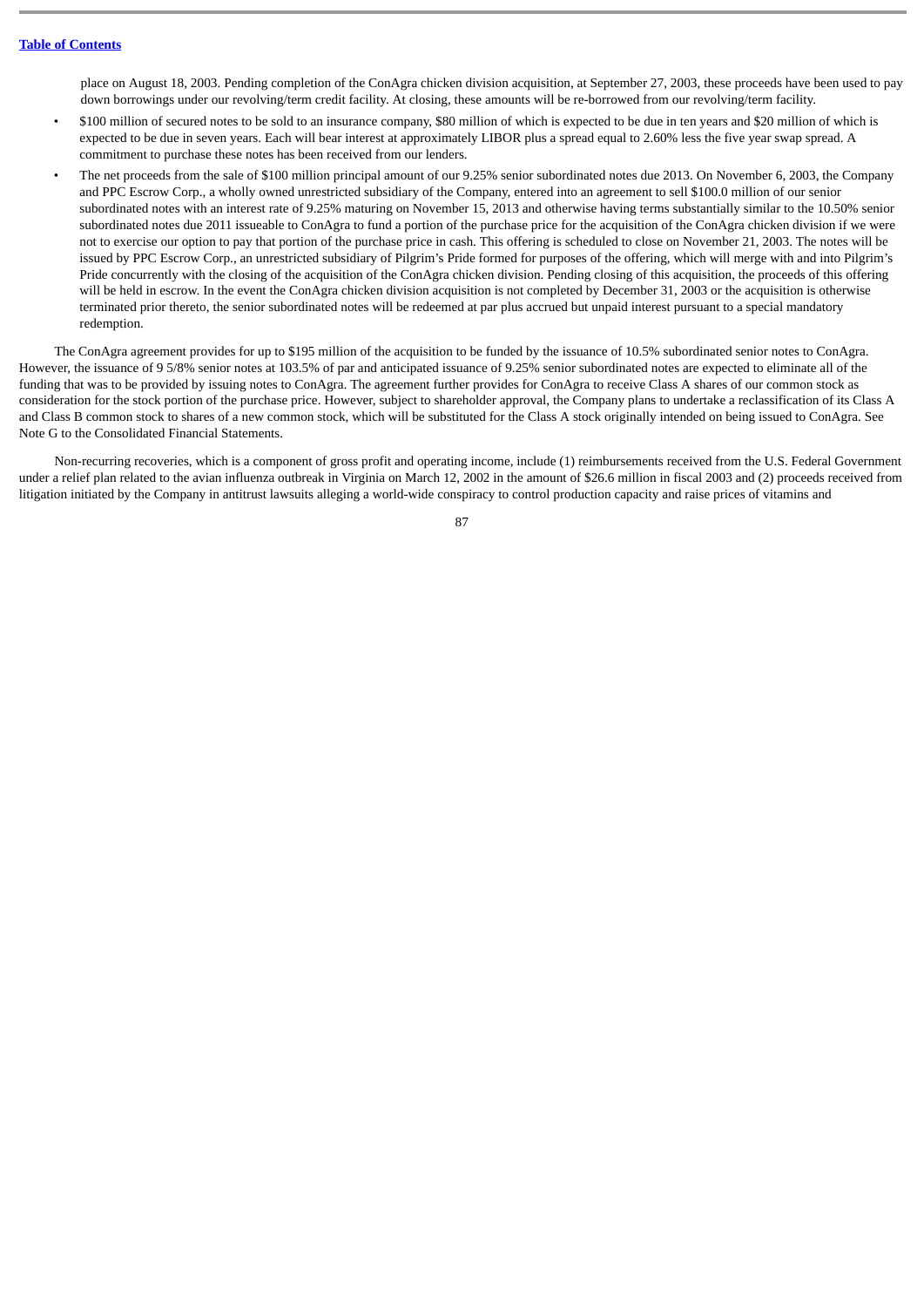place on August 18, 2003. Pending completion of the ConAgra chicken division acquisition, at September 27, 2003, these proceeds have been used to pay down borrowings under our revolving/term credit facility. At closing, these amounts will be re-borrowed from our revolving/term facility.

- $100 million of secured notes to be sold to an insurance company, $80 million of which is expected to be due in ten years and $20 million of which is expected to be due in seven years. Each will bear interest at approximately LIBOR plus a spread equal to 2.60% less the five year swap spread. A commitment to purchase these notes has been received from our lenders.
- The net proceeds from the sale of $100 million principal amount of our 9.25% senior subordinated notes due 2013. On November 6, 2003, the Company and PPC Escrow Corp., a wholly owned unrestricted subsidiary of the Company, entered into an agreement to sell $100.0 million of our senior subordinated notes with an interest rate of 9.25% maturing on November 15, 2013 and otherwise having terms substantially similar to the 10.50% senior subordinated notes due 2011 issueable to ConAgra to fund a portion of the purchase price for the acquisition of the ConAgra chicken division if we were not to exercise our option to pay that portion of the purchase price in cash. This offering is scheduled to close on November 21, 2003. The notes will be issued by PPC Escrow Corp., an unrestricted subsidiary of Pilgrim's Pride formed for purposes of the offering, which will merge with and into Pilgrim's Pride concurrently with the closing of the acquisition of the ConAgra chicken division. Pending closing of this acquisition, the proceeds of this offering will be held in escrow. In the event the ConAgra chicken division acquisition is not completed by December 31, 2003 or the acquisition is otherwise terminated prior thereto, the senior subordinated notes will be redeemed at par plus accrued but unpaid interest pursuant to a special mandatory redemption.

The ConAgra agreement provides for up to $195 million of the acquisition to be funded by the issuance of 10.5% subordinated senior notes to ConAgra. However, the issuance of 9 5/8% senior notes at 103.5% of par and anticipated issuance of 9.25% senior subordinated notes are expected to eliminate all of the funding that was to be provided by issuing notes to ConAgra. The agreement further provides for ConAgra to receive Class A shares of our common stock as consideration for the stock portion of the purchase price. However, subject to shareholder approval, the Company plans to undertake a reclassification of its Class A and Class B common stock to shares of a new common stock, which will be substituted for the Class A stock originally intended on being issued to ConAgra. See Note G to the Consolidated Financial Statements.

Non-recurring recoveries, which is a component of gross profit and operating income, include (1) reimbursements received from the U.S. Federal Government under a relief plan related to the avian influenza outbreak in Virginia on March 12, 2002 in the amount of $26.6 million in fiscal 2003 and (2) proceeds received from litigation initiated by the Company in antitrust lawsuits alleging a world-wide conspiracy to control production capacity and raise prices of vitamins and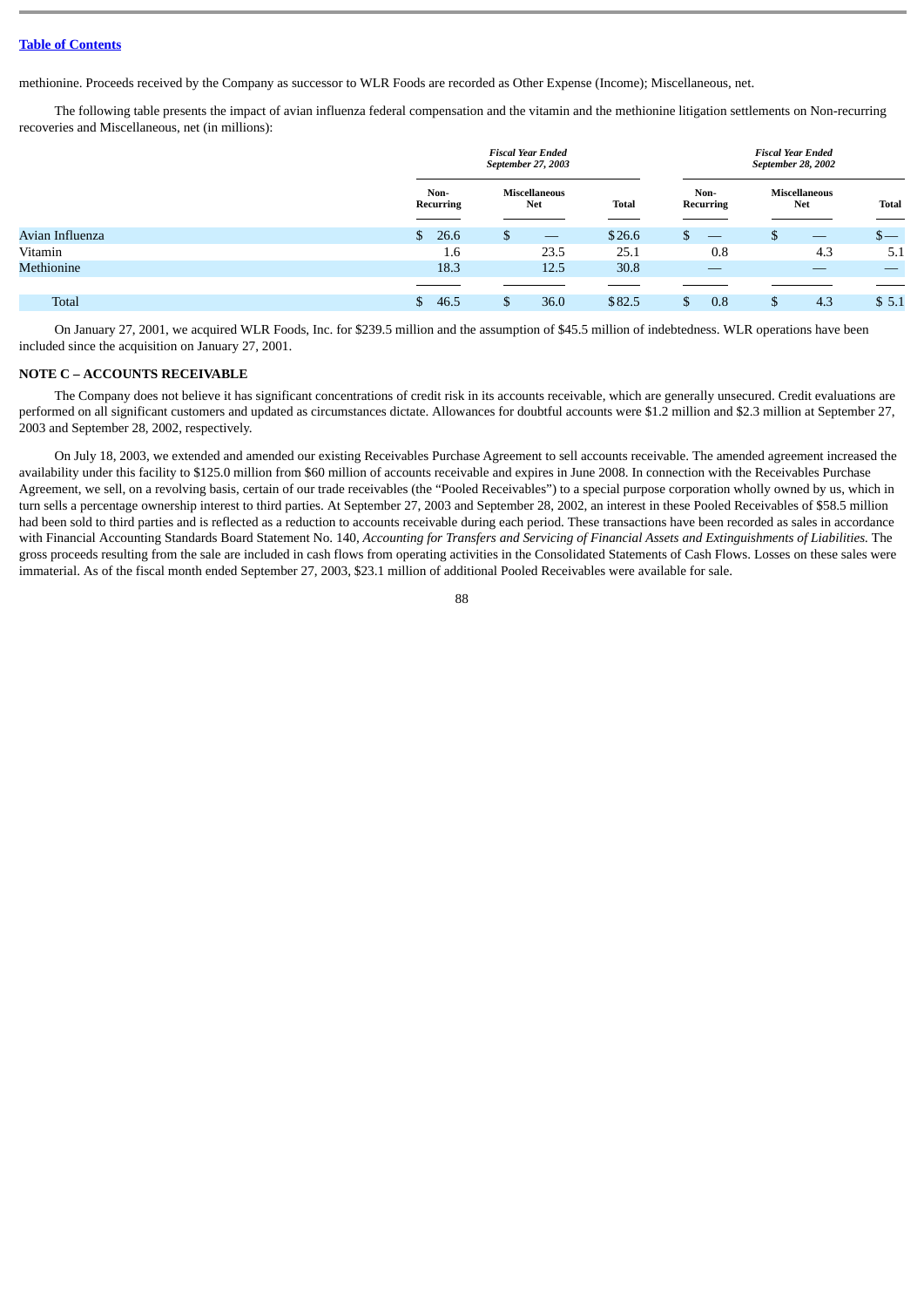methionine. Proceeds received by the Company as successor to WLR Foods are recorded as Other Expense (Income); Miscellaneous, net.

The following table presents the impact of avian influenza federal compensation and the vitamin and the methionine litigation settlements on Non-recurring recoveries and Miscellaneous, net (in millions):

| | *Fiscal Year Ended September 27, 2003* | | | *Fiscal Year Ended September 28, 2002* | | |
|---|---|---|---|---|---|---|
| | **Non-Recurring** | **Miscellaneous Net** | **Total** | **Non-Recurring** | **Miscellaneous Net** | **Total** |
| Avian Influenza | $ 26.6 | $ — | $26.6 | $ — | $ — | $— |
| Vitamin | 1.6 | 23.5 | 25.1 | 0.8 | 4.3 | 5.1 |
| Methionine | 18.3 | 12.5 | 30.8 | — | — | — |
| Total | $ 46.5 | $ 36.0 | $82.5 | $ 0.8 | $ 4.3 | $ 5.1 |

On January 27, 2001, we acquired WLR Foods, Inc. for $239.5 million and the assumption of $45.5 million of indebtedness. WLR operations have been included since the acquisition on January 27, 2001.

**NOTE C – ACCOUNTS RECEIVABLE**

The Company does not believe it has significant concentrations of credit risk in its accounts receivable, which are generally unsecured. Credit evaluations are performed on all significant customers and updated as circumstances dictate. Allowances for doubtful accounts were $1.2 million and $2.3 million at September 27, 2003 and September 28, 2002, respectively.

On July 18, 2003, we extended and amended our existing Receivables Purchase Agreement to sell accounts receivable. The amended agreement increased the availability under this facility to $125.0 million from $60 million of accounts receivable and expires in June 2008. In connection with the Receivables Purchase Agreement, we sell, on a revolving basis, certain of our trade receivables (the "Pooled Receivables") to a special purpose corporation wholly owned by us, which in turn sells a percentage ownership interest to third parties. At September 27, 2003 and September 28, 2002, an interest in these Pooled Receivables of $58.5 million had been sold to third parties and is reflected as a reduction to accounts receivable during each period. These transactions have been recorded as sales in accordance with Financial Accounting Standards Board Statement No. 140, *Accounting for Transfers and Servicing of Financial Assets and Extinguishments of Liabilities.* The gross proceeds resulting from the sale are included in cash flows from operating activities in the Consolidated Statements of Cash Flows. Losses on these sales were immaterial. As of the fiscal month ended September 27, 2003, $23.1 million of additional Pooled Receivables were available for sale.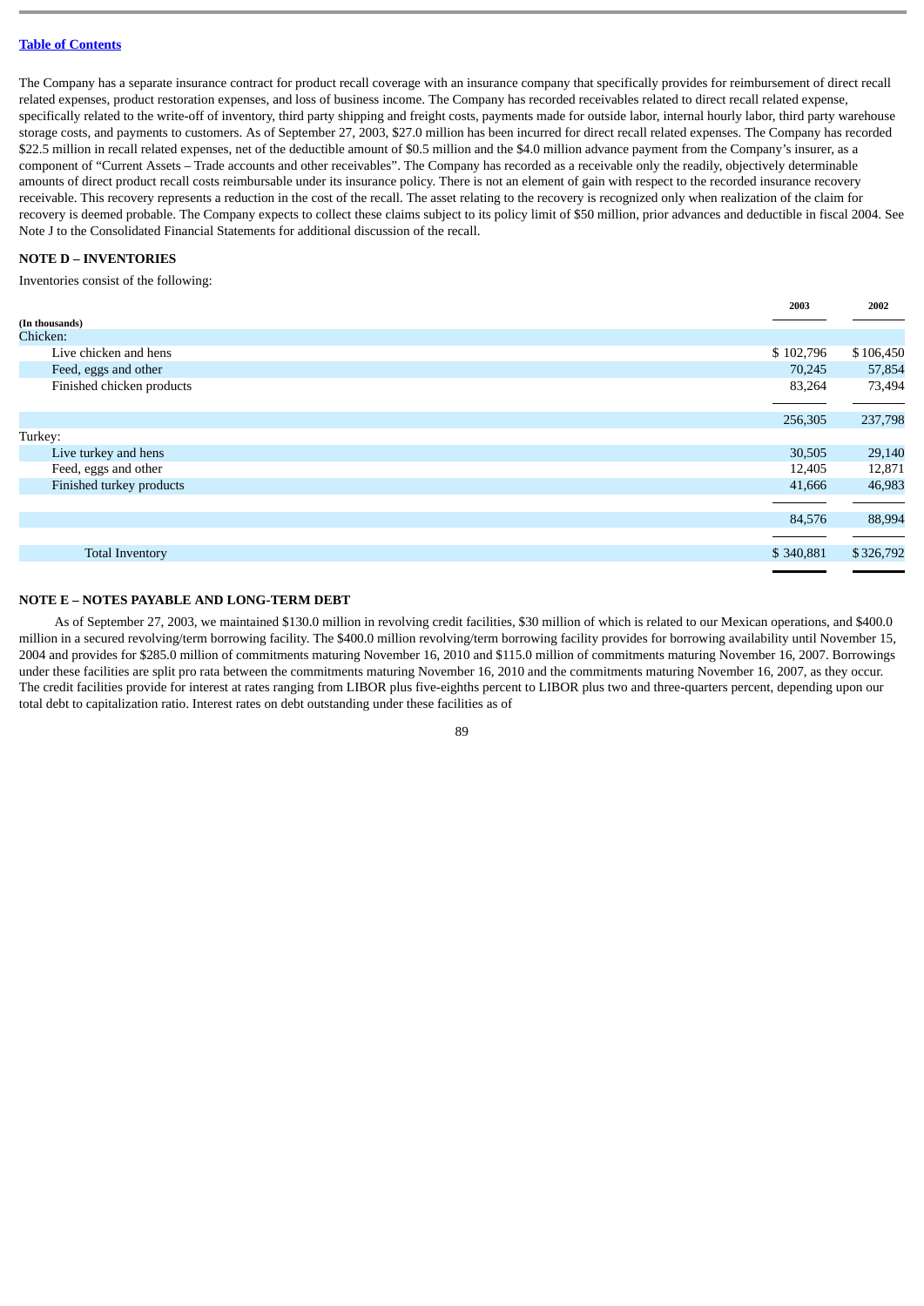The Company has a separate insurance contract for product recall coverage with an insurance company that specifically provides for reimbursement of direct recall related expenses, product restoration expenses, and loss of business income. The Company has recorded receivables related to direct recall related expense, specifically related to the write-off of inventory, third party shipping and freight costs, payments made for outside labor, internal hourly labor, third party warehouse storage costs, and payments to customers. As of September 27, 2003, $27.0 million has been incurred for direct recall related expenses. The Company has recorded $22.5 million in recall related expenses, net of the deductible amount of $0.5 million and the $4.0 million advance payment from the Company's insurer, as a component of "Current Assets – Trade accounts and other receivables". The Company has recorded as a receivable only the readily, objectively determinable amounts of direct product recall costs reimbursable under its insurance policy. There is not an element of gain with respect to the recorded insurance recovery receivable. This recovery represents a reduction in the cost of the recall. The asset relating to the recovery is recognized only when realization of the claim for recovery is deemed probable. The Company expects to collect these claims subject to its policy limit of $50 million, prior advances and deductible in fiscal 2004. See Note J to the Consolidated Financial Statements for additional discussion of the recall.

## NOTE D – INVENTORIES

Inventories consist of the following:

| (In thousands) | 2003 | 2002 |
|---|---|---|
| Chicken: | | |
| Live chicken and hens | $ 102,796 | $ 106,450 |
| Feed, eggs and other | 70,245 | 57,854 |
| Finished chicken products | 83,264 | 73,494 |
| | 256,305 | 237,798 |
| Turkey: | | |
| Live turkey and hens | 30,505 | 29,140 |
| Feed, eggs and other | 12,405 | 12,871 |
| Finished turkey products | 41,666 | 46,983 |
| | 84,576 | 88,994 |
| Total Inventory | $ 340,881 | $ 326,792 |

## NOTE E – NOTES PAYABLE AND LONG-TERM DEBT

As of September 27, 2003, we maintained $130.0 million in revolving credit facilities, $30 million of which is related to our Mexican operations, and $400.0 million in a secured revolving/term borrowing facility. The $400.0 million revolving/term borrowing facility provides for borrowing availability until November 15, 2004 and provides for $285.0 million of commitments maturing November 16, 2010 and $115.0 million of commitments maturing November 16, 2007. Borrowings under these facilities are split pro rata between the commitments maturing November 16, 2010 and the commitments maturing November 16, 2007, as they occur. The credit facilities provide for interest at rates ranging from LIBOR plus five-eighths percent to LIBOR plus two and three-quarters percent, depending upon our total debt to capitalization ratio. Interest rates on debt outstanding under these facilities as of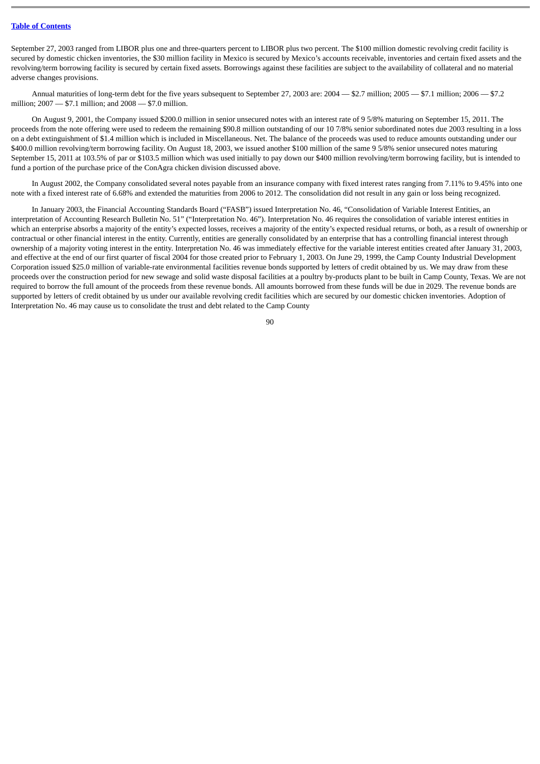September 27, 2003 ranged from LIBOR plus one and three-quarters percent to LIBOR plus two percent. The $100 million domestic revolving credit facility is secured by domestic chicken inventories, the $30 million facility in Mexico is secured by Mexico's accounts receivable, inventories and certain fixed assets and the revolving/term borrowing facility is secured by certain fixed assets. Borrowings against these facilities are subject to the availability of collateral and no material adverse changes provisions.

Annual maturities of long-term debt for the five years subsequent to September 27, 2003 are: 2004 — $2.7 million; 2005 — $7.1 million; 2006 — $7.2 million; 2007 — $7.1 million; and 2008 — $7.0 million.

On August 9, 2001, the Company issued $200.0 million in senior unsecured notes with an interest rate of 9 5/8% maturing on September 15, 2011. The proceeds from the note offering were used to redeem the remaining $90.8 million outstanding of our 10 7/8% senior subordinated notes due 2003 resulting in a loss on a debt extinguishment of $1.4 million which is included in Miscellaneous. Net. The balance of the proceeds was used to reduce amounts outstanding under our $400.0 million revolving/term borrowing facility. On August 18, 2003, we issued another $100 million of the same 9 5/8% senior unsecured notes maturing September 15, 2011 at 103.5% of par or $103.5 million which was used initially to pay down our $400 million revolving/term borrowing facility, but is intended to fund a portion of the purchase price of the ConAgra chicken division discussed above.

In August 2002, the Company consolidated several notes payable from an insurance company with fixed interest rates ranging from 7.11% to 9.45% into one note with a fixed interest rate of 6.68% and extended the maturities from 2006 to 2012. The consolidation did not result in any gain or loss being recognized.

In January 2003, the Financial Accounting Standards Board ("FASB") issued Interpretation No. 46, "Consolidation of Variable Interest Entities, an interpretation of Accounting Research Bulletin No. 51" ("Interpretation No. 46"). Interpretation No. 46 requires the consolidation of variable interest entities in which an enterprise absorbs a majority of the entity's expected losses, receives a majority of the entity's expected residual returns, or both, as a result of ownership or contractual or other financial interest in the entity. Currently, entities are generally consolidated by an enterprise that has a controlling financial interest through ownership of a majority voting interest in the entity. Interpretation No. 46 was immediately effective for the variable interest entities created after January 31, 2003, and effective at the end of our first quarter of fiscal 2004 for those created prior to February 1, 2003. On June 29, 1999, the Camp County Industrial Development Corporation issued $25.0 million of variable-rate environmental facilities revenue bonds supported by letters of credit obtained by us. We may draw from these proceeds over the construction period for new sewage and solid waste disposal facilities at a poultry by-products plant to be built in Camp County, Texas. We are not required to borrow the full amount of the proceeds from these revenue bonds. All amounts borrowed from these funds will be due in 2029. The revenue bonds are supported by letters of credit obtained by us under our available revolving credit facilities which are secured by our domestic chicken inventories. Adoption of Interpretation No. 46 may cause us to consolidate the trust and debt related to the Camp County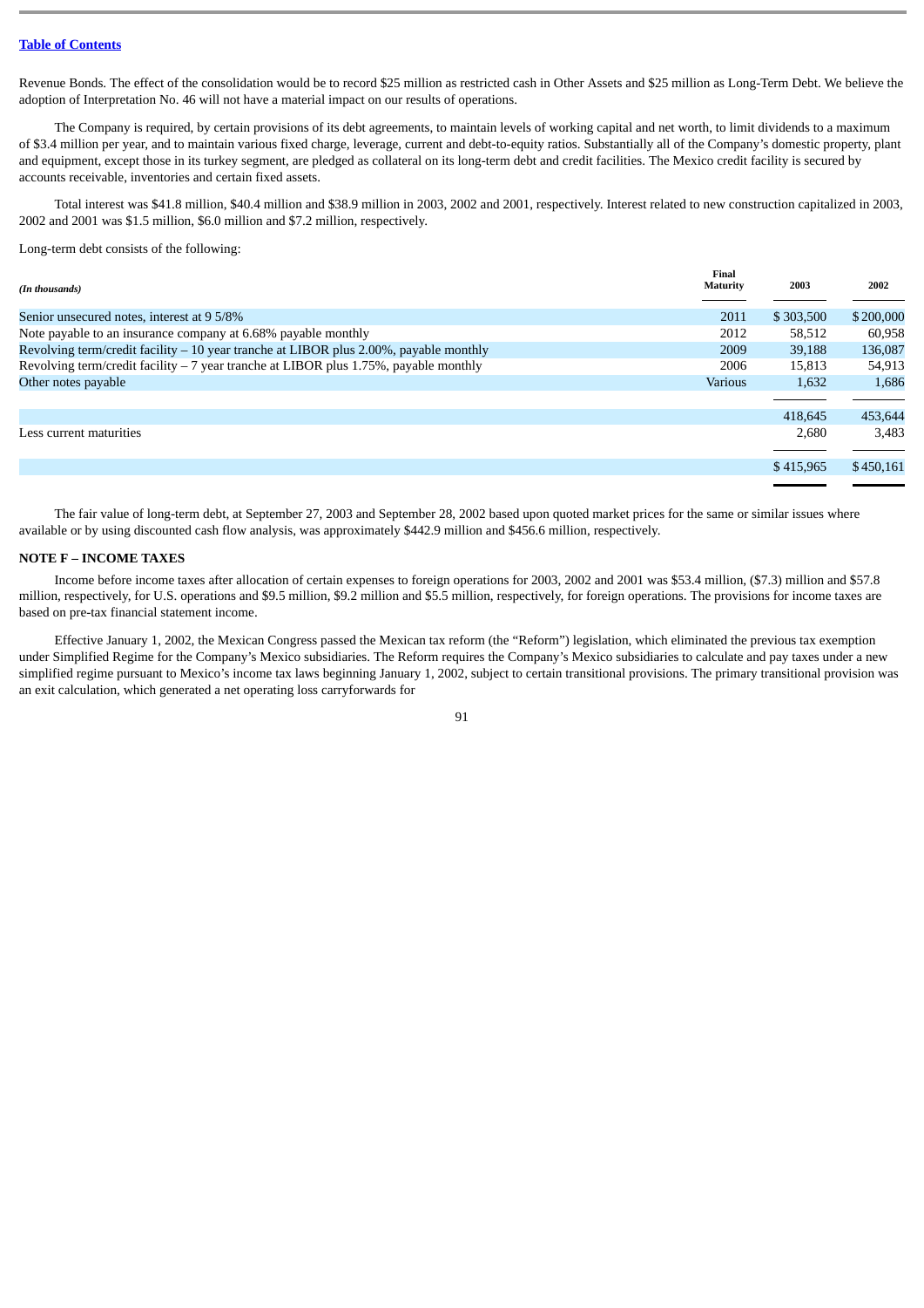[Table of Contents](#)

Revenue Bonds. The effect of the consolidation would be to record $25 million as restricted cash in Other Assets and $25 million as Long-Term Debt. We believe the adoption of Interpretation No. 46 will not have a material impact on our results of operations.

The Company is required, by certain provisions of its debt agreements, to maintain levels of working capital and net worth, to limit dividends to a maximum of $3.4 million per year, and to maintain various fixed charge, leverage, current and debt-to-equity ratios. Substantially all of the Company's domestic property, plant and equipment, except those in its turkey segment, are pledged as collateral on its long-term debt and credit facilities. The Mexico credit facility is secured by accounts receivable, inventories and certain fixed assets.

Total interest was $41.8 million, $40.4 million and $38.9 million in 2003, 2002 and 2001, respectively. Interest related to new construction capitalized in 2003, 2002 and 2001 was $1.5 million, $6.0 million and $7.2 million, respectively.

Long-term debt consists of the following:

| *(In thousands)* | Final Maturity | 2003 | 2002 |
|---|---|---|---|
| Senior unsecured notes, interest at 9 5/8% | 2011 | $ 303,500 | $ 200,000 |
| Note payable to an insurance company at 6.68% payable monthly | 2012 | 58,512 | 60,958 |
| Revolving term/credit facility – 10 year tranche at LIBOR plus 2.00%, payable monthly | 2009 | 39,188 | 136,087 |
| Revolving term/credit facility – 7 year tranche at LIBOR plus 1.75%, payable monthly | 2006 | 15,813 | 54,913 |
| Other notes payable | Various | 1,632 | 1,686 |
| | | 418,645 | 453,644 |
| Less current maturities | | 2,680 | 3,483 |
| | | $ 415,965 | $ 450,161 |

The fair value of long-term debt, at September 27, 2003 and September 28, 2002 based upon quoted market prices for the same or similar issues where available or by using discounted cash flow analysis, was approximately $442.9 million and $456.6 million, respectively.

**NOTE F – INCOME TAXES**

Income before income taxes after allocation of certain expenses to foreign operations for 2003, 2002 and 2001 was $53.4 million, ($7.3) million and $57.8 million, respectively, for U.S. operations and $9.5 million, $9.2 million and $5.5 million, respectively, for foreign operations. The provisions for income taxes are based on pre-tax financial statement income.

Effective January 1, 2002, the Mexican Congress passed the Mexican tax reform (the "Reform") legislation, which eliminated the previous tax exemption under Simplified Regime for the Company's Mexico subsidiaries. The Reform requires the Company's Mexico subsidiaries to calculate and pay taxes under a new simplified regime pursuant to Mexico's income tax laws beginning January 1, 2002, subject to certain transitional provisions. The primary transitional provision was an exit calculation, which generated a net operating loss carryforwards for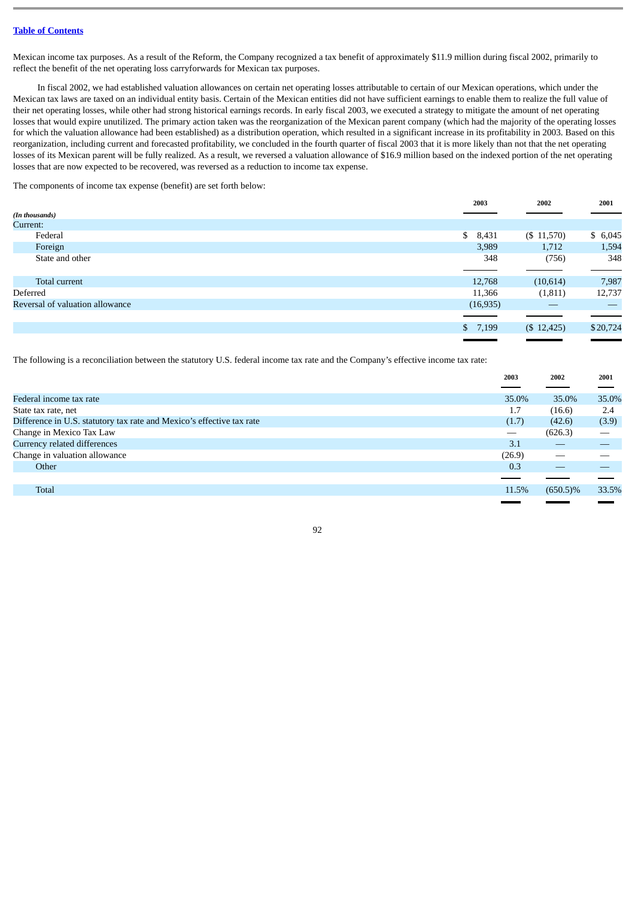[Table of Contents](#)

Mexican income tax purposes. As a result of the Reform, the Company recognized a tax benefit of approximately $11.9 million during fiscal 2002, primarily to reflect the benefit of the net operating loss carryforwards for Mexican tax purposes.

In fiscal 2002, we had established valuation allowances on certain net operating losses attributable to certain of our Mexican operations, which under the Mexican tax laws are taxed on an individual entity basis. Certain of the Mexican entities did not have sufficient earnings to enable them to realize the full value of their net operating losses, while other had strong historical earnings records. In early fiscal 2003, we executed a strategy to mitigate the amount of net operating losses that would expire unutilized. The primary action taken was the reorganization of the Mexican parent company (which had the majority of the operating losses for which the valuation allowance had been established) as a distribution operation, which resulted in a significant increase in its profitability in 2003. Based on this reorganization, including current and forecasted profitability, we concluded in the fourth quarter of fiscal 2003 that it is more likely than not that the net operating losses of its Mexican parent will be fully realized. As a result, we reversed a valuation allowance of $16.9 million based on the indexed portion of the net operating losses that are now expected to be recovered, was reversed as a reduction to income tax expense.

The components of income tax expense (benefit) are set forth below:

| *(In thousands)* | 2003 | 2002 | 2001 |
|---|---|---|---|
| Current: | | | |
| Federal | $ 8,431 | ($ 11,570) | $ 6,045 |
| Foreign | 3,989 | 1,712 | 1,594 |
| State and other | 348 | (756) | 348 |
| Total current | 12,768 | (10,614) | 7,987 |
| Deferred | 11,366 | (1,811) | 12,737 |
| Reversal of valuation allowance | (16,935) | — | — |
| | $ 7,199 | ($ 12,425) | $20,724 |

The following is a reconciliation between the statutory U.S. federal income tax rate and the Company's effective income tax rate:

| | 2003 | 2002 | 2001 |
|---|---|---|---|
| Federal income tax rate | 35.0% | 35.0% | 35.0% |
| State tax rate, net | 1.7 | (16.6) | 2.4 |
| Difference in U.S. statutory tax rate and Mexico's effective tax rate | (1.7) | (42.6) | (3.9) |
| Change in Mexico Tax Law | — | (626.3) | — |
| Currency related differences | 3.1 | — | — |
| Change in valuation allowance | (26.9) | — | — |
| Other | 0.3 | — | — |
| Total | 11.5% | (650.5)% | 33.5% |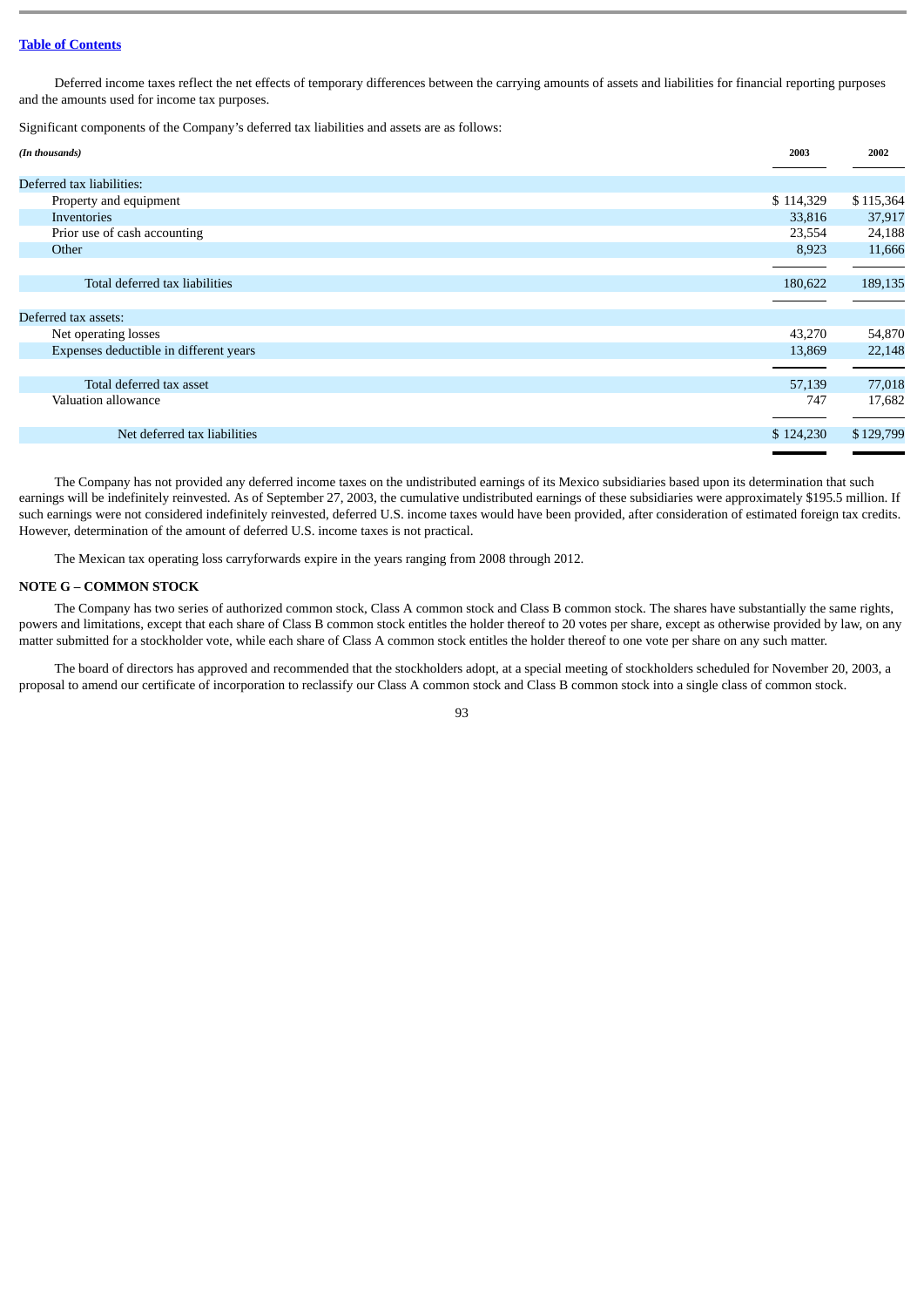[Table of Contents](#)

Deferred income taxes reflect the net effects of temporary differences between the carrying amounts of assets and liabilities for financial reporting purposes and the amounts used for income tax purposes.

Significant components of the Company's deferred tax liabilities and assets are as follows:

| *(In thousands)* | 2003 | 2002 |
|---|---|---|
| Deferred tax liabilities: | | |
| Property and equipment | $ 114,329 | $ 115,364 |
| Inventories | 33,816 | 37,917 |
| Prior use of cash accounting | 23,554 | 24,188 |
| Other | 8,923 | 11,666 |
| Total deferred tax liabilities | 180,622 | 189,135 |
| Deferred tax assets: | | |
| Net operating losses | 43,270 | 54,870 |
| Expenses deductible in different years | 13,869 | 22,148 |
| Total deferred tax asset | 57,139 | 77,018 |
| Valuation allowance | 747 | 17,682 |
| Net deferred tax liabilities | $ 124,230 | $ 129,799 |

The Company has not provided any deferred income taxes on the undistributed earnings of its Mexico subsidiaries based upon its determination that such earnings will be indefinitely reinvested. As of September 27, 2003, the cumulative undistributed earnings of these subsidiaries were approximately $195.5 million. If such earnings were not considered indefinitely reinvested, deferred U.S. income taxes would have been provided, after consideration of estimated foreign tax credits. However, determination of the amount of deferred U.S. income taxes is not practical.

The Mexican tax operating loss carryforwards expire in the years ranging from 2008 through 2012.

## NOTE G – COMMON STOCK

The Company has two series of authorized common stock, Class A common stock and Class B common stock. The shares have substantially the same rights, powers and limitations, except that each share of Class B common stock entitles the holder thereof to 20 votes per share, except as otherwise provided by law, on any matter submitted for a stockholder vote, while each share of Class A common stock entitles the holder thereof to one vote per share on any such matter.

The board of directors has approved and recommended that the stockholders adopt, at a special meeting of stockholders scheduled for November 20, 2003, a proposal to amend our certificate of incorporation to reclassify our Class A common stock and Class B common stock into a single class of common stock.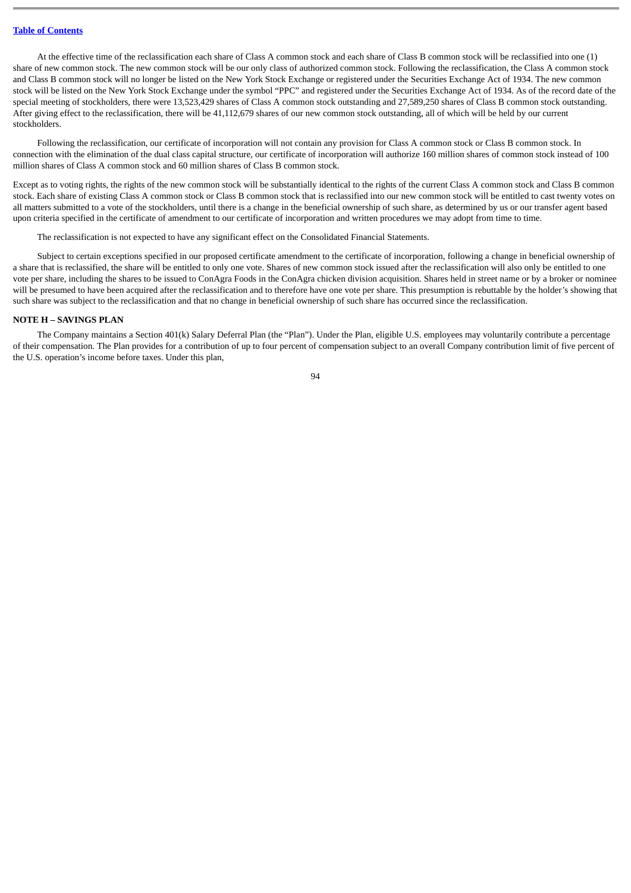At the effective time of the reclassification each share of Class A common stock and each share of Class B common stock will be reclassified into one (1) share of new common stock. The new common stock will be our only class of authorized common stock. Following the reclassification, the Class A common stock and Class B common stock will no longer be listed on the New York Stock Exchange or registered under the Securities Exchange Act of 1934. The new common stock will be listed on the New York Stock Exchange under the symbol "PPC" and registered under the Securities Exchange Act of 1934. As of the record date of the special meeting of stockholders, there were 13,523,429 shares of Class A common stock outstanding and 27,589,250 shares of Class B common stock outstanding. After giving effect to the reclassification, there will be 41,112,679 shares of our new common stock outstanding, all of which will be held by our current stockholders.

Following the reclassification, our certificate of incorporation will not contain any provision for Class A common stock or Class B common stock. In connection with the elimination of the dual class capital structure, our certificate of incorporation will authorize 160 million shares of common stock instead of 100 million shares of Class A common stock and 60 million shares of Class B common stock.

Except as to voting rights, the rights of the new common stock will be substantially identical to the rights of the current Class A common stock and Class B common stock. Each share of existing Class A common stock or Class B common stock that is reclassified into our new common stock will be entitled to cast twenty votes on all matters submitted to a vote of the stockholders, until there is a change in the beneficial ownership of such share, as determined by us or our transfer agent based upon criteria specified in the certificate of amendment to our certificate of incorporation and written procedures we may adopt from time to time.

The reclassification is not expected to have any significant effect on the Consolidated Financial Statements.

Subject to certain exceptions specified in our proposed certificate amendment to the certificate of incorporation, following a change in beneficial ownership of a share that is reclassified, the share will be entitled to only one vote. Shares of new common stock issued after the reclassification will also only be entitled to one vote per share, including the shares to be issued to ConAgra Foods in the ConAgra chicken division acquisition. Shares held in street name or by a broker or nominee will be presumed to have been acquired after the reclassification and to therefore have one vote per share. This presumption is rebuttable by the holder's showing that such share was subject to the reclassification and that no change in beneficial ownership of such share has occurred since the reclassification.

**NOTE H – SAVINGS PLAN**

The Company maintains a Section 401(k) Salary Deferral Plan (the "Plan"). Under the Plan, eligible U.S. employees may voluntarily contribute a percentage of their compensation. The Plan provides for a contribution of up to four percent of compensation subject to an overall Company contribution limit of five percent of the U.S. operation's income before taxes. Under this plan,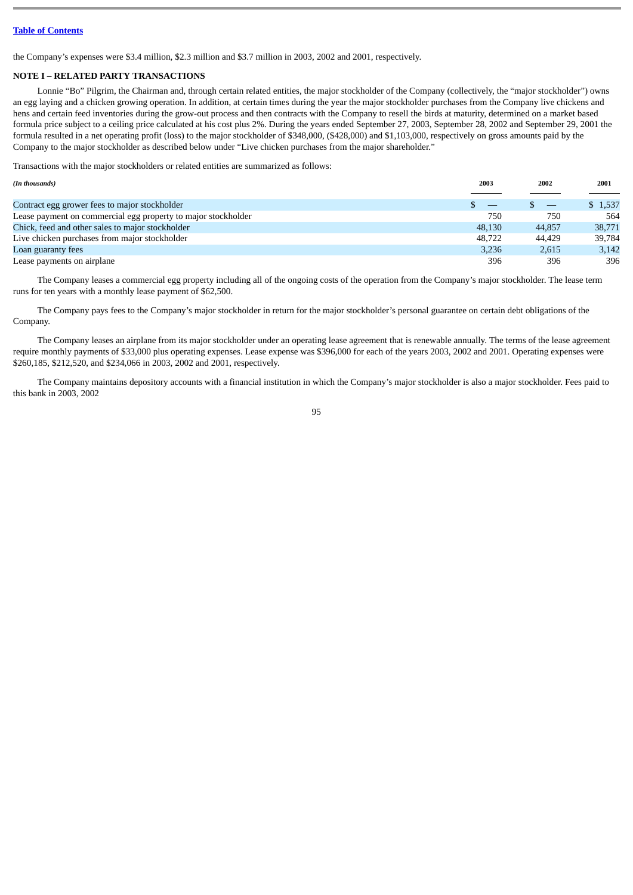the Company's expenses were $3.4 million, $2.3 million and $3.7 million in 2003, 2002 and 2001, respectively.

**NOTE I – RELATED PARTY TRANSACTIONS**

Lonnie "Bo" Pilgrim, the Chairman and, through certain related entities, the major stockholder of the Company (collectively, the "major stockholder") owns an egg laying and a chicken growing operation. In addition, at certain times during the year the major stockholder purchases from the Company live chickens and hens and certain feed inventories during the grow-out process and then contracts with the Company to resell the birds at maturity, determined on a market based formula price subject to a ceiling price calculated at his cost plus 2%. During the years ended September 27, 2003, September 28, 2002 and September 29, 2001 the formula resulted in a net operating profit (loss) to the major stockholder of $348,000, ($428,000) and $1,103,000, respectively on gross amounts paid by the Company to the major stockholder as described below under "Live chicken purchases from the major shareholder."

Transactions with the major stockholders or related entities are summarized as follows:

| *(In thousands)* | 2003 | 2002 | 2001 |
|---|---|---|---|
| Contract egg grower fees to major stockholder | $ — | $ — | $ 1,537 |
| Lease payment on commercial egg property to major stockholder | 750 | 750 | 564 |
| Chick, feed and other sales to major stockholder | 48,130 | 44,857 | 38,771 |
| Live chicken purchases from major stockholder | 48,722 | 44,429 | 39,784 |
| Loan guaranty fees | 3,236 | 2,615 | 3,142 |
| Lease payments on airplane | 396 | 396 | 396 |

The Company leases a commercial egg property including all of the ongoing costs of the operation from the Company's major stockholder. The lease term runs for ten years with a monthly lease payment of $62,500.

The Company pays fees to the Company's major stockholder in return for the major stockholder's personal guarantee on certain debt obligations of the Company.

The Company leases an airplane from its major stockholder under an operating lease agreement that is renewable annually. The terms of the lease agreement require monthly payments of $33,000 plus operating expenses. Lease expense was $396,000 for each of the years 2003, 2002 and 2001. Operating expenses were $260,185, $212,520, and $234,066 in 2003, 2002 and 2001, respectively.

The Company maintains depository accounts with a financial institution in which the Company's major stockholder is also a major stockholder. Fees paid to this bank in 2003, 2002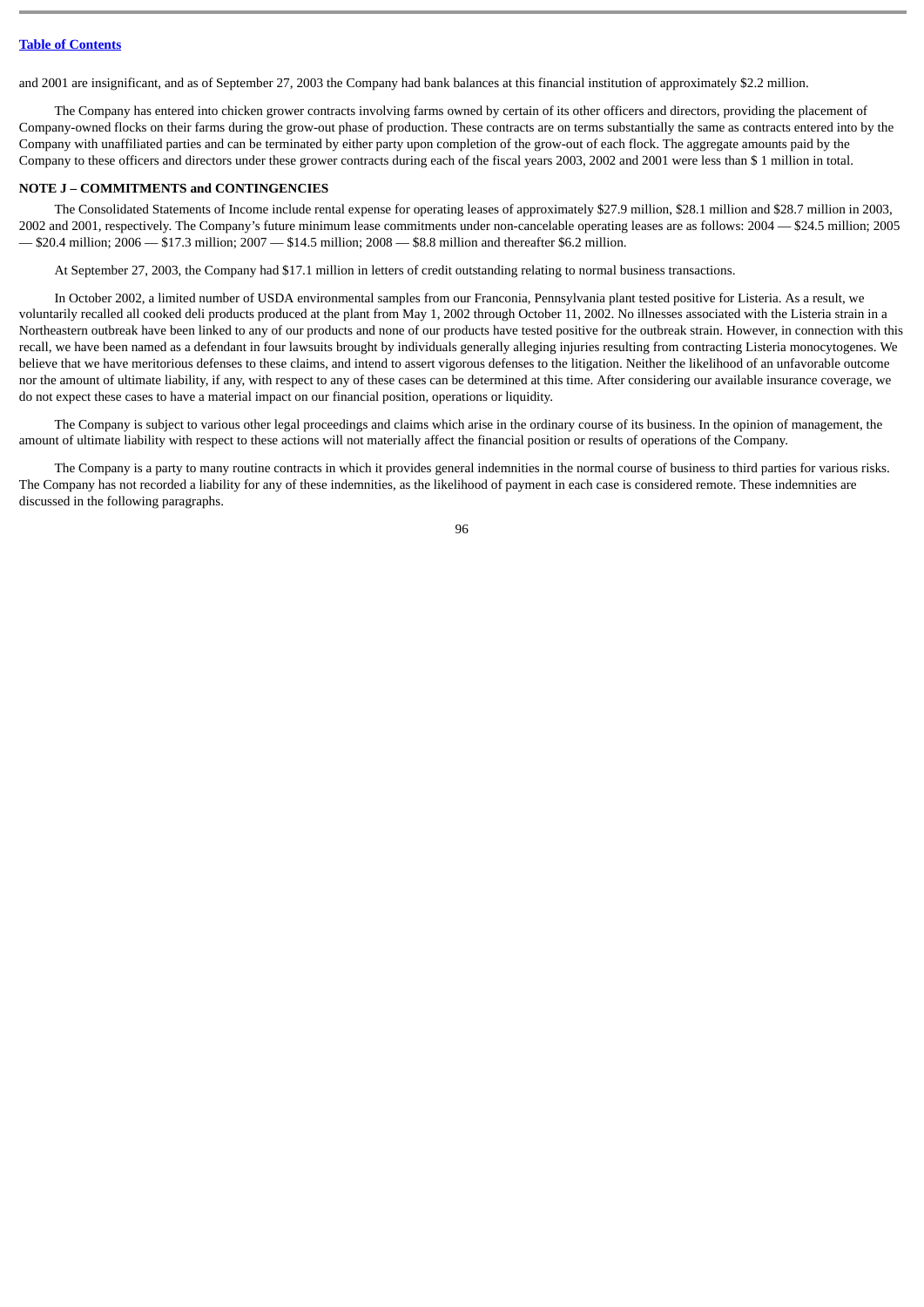and 2001 are insignificant, and as of September 27, 2003 the Company had bank balances at this financial institution of approximately $2.2 million.

The Company has entered into chicken grower contracts involving farms owned by certain of its other officers and directors, providing the placement of Company-owned flocks on their farms during the grow-out phase of production. These contracts are on terms substantially the same as contracts entered into by the Company with unaffiliated parties and can be terminated by either party upon completion of the grow-out of each flock. The aggregate amounts paid by the Company to these officers and directors under these grower contracts during each of the fiscal years 2003, 2002 and 2001 were less than $ 1 million in total.

**NOTE J – COMMITMENTS and CONTINGENCIES**

The Consolidated Statements of Income include rental expense for operating leases of approximately $27.9 million, $28.1 million and $28.7 million in 2003, 2002 and 2001, respectively. The Company's future minimum lease commitments under non-cancelable operating leases are as follows: 2004 — $24.5 million; 2005 — $20.4 million; 2006 — $17.3 million; 2007 — $14.5 million; 2008 — $8.8 million and thereafter $6.2 million.

At September 27, 2003, the Company had $17.1 million in letters of credit outstanding relating to normal business transactions.

In October 2002, a limited number of USDA environmental samples from our Franconia, Pennsylvania plant tested positive for Listeria. As a result, we voluntarily recalled all cooked deli products produced at the plant from May 1, 2002 through October 11, 2002. No illnesses associated with the Listeria strain in a Northeastern outbreak have been linked to any of our products and none of our products have tested positive for the outbreak strain. However, in connection with this recall, we have been named as a defendant in four lawsuits brought by individuals generally alleging injuries resulting from contracting Listeria monocytogenes. We believe that we have meritorious defenses to these claims, and intend to assert vigorous defenses to the litigation. Neither the likelihood of an unfavorable outcome nor the amount of ultimate liability, if any, with respect to any of these cases can be determined at this time. After considering our available insurance coverage, we do not expect these cases to have a material impact on our financial position, operations or liquidity.

The Company is subject to various other legal proceedings and claims which arise in the ordinary course of its business. In the opinion of management, the amount of ultimate liability with respect to these actions will not materially affect the financial position or results of operations of the Company.

The Company is a party to many routine contracts in which it provides general indemnities in the normal course of business to third parties for various risks. The Company has not recorded a liability for any of these indemnities, as the likelihood of payment in each case is considered remote. These indemnities are discussed in the following paragraphs.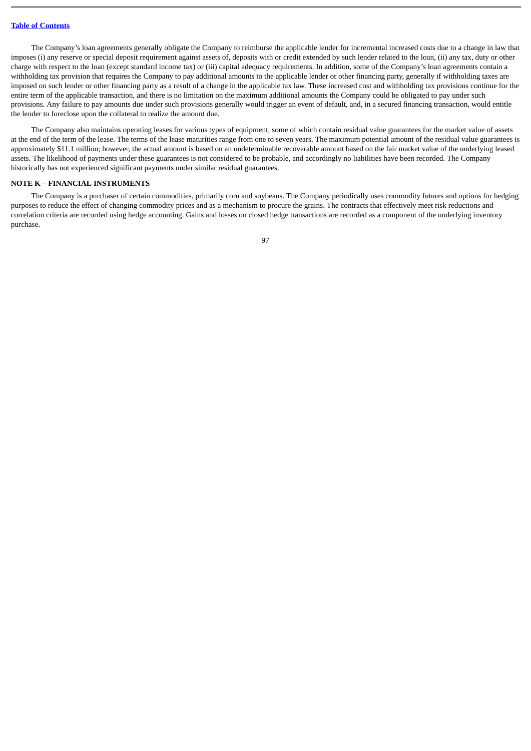The Company's loan agreements generally obligate the Company to reimburse the applicable lender for incremental increased costs due to a change in law that imposes (i) any reserve or special deposit requirement against assets of, deposits with or credit extended by such lender related to the loan, (ii) any tax, duty or other charge with respect to the loan (except standard income tax) or (iii) capital adequacy requirements. In addition, some of the Company's loan agreements contain a withholding tax provision that requires the Company to pay additional amounts to the applicable lender or other financing party, generally if withholding taxes are imposed on such lender or other financing party as a result of a change in the applicable tax law. These increased cost and withholding tax provisions continue for the entire term of the applicable transaction, and there is no limitation on the maximum additional amounts the Company could be obligated to pay under such provisions. Any failure to pay amounts due under such provisions generally would trigger an event of default, and, in a secured financing transaction, would entitle the lender to foreclose upon the collateral to realize the amount due.

The Company also maintains operating leases for various types of equipment, some of which contain residual value guarantees for the market value of assets at the end of the term of the lease. The terms of the lease maturities range from one to seven years. The maximum potential amount of the residual value guarantees is approximately $11.1 million; however, the actual amount is based on an undeterminable recoverable amount based on the fair market value of the underlying leased assets. The likelihood of payments under these guarantees is not considered to be probable, and accordingly no liabilities have been recorded. The Company historically has not experienced significant payments under similar residual guarantees.

**NOTE K – FINANCIAL INSTRUMENTS**

The Company is a purchaser of certain commodities, primarily corn and soybeans. The Company periodically uses commodity futures and options for hedging purposes to reduce the effect of changing commodity prices and as a mechanism to procure the grains. The contracts that effectively meet risk reductions and correlation criteria are recorded using hedge accounting. Gains and losses on closed hedge transactions are recorded as a component of the underlying inventory purchase.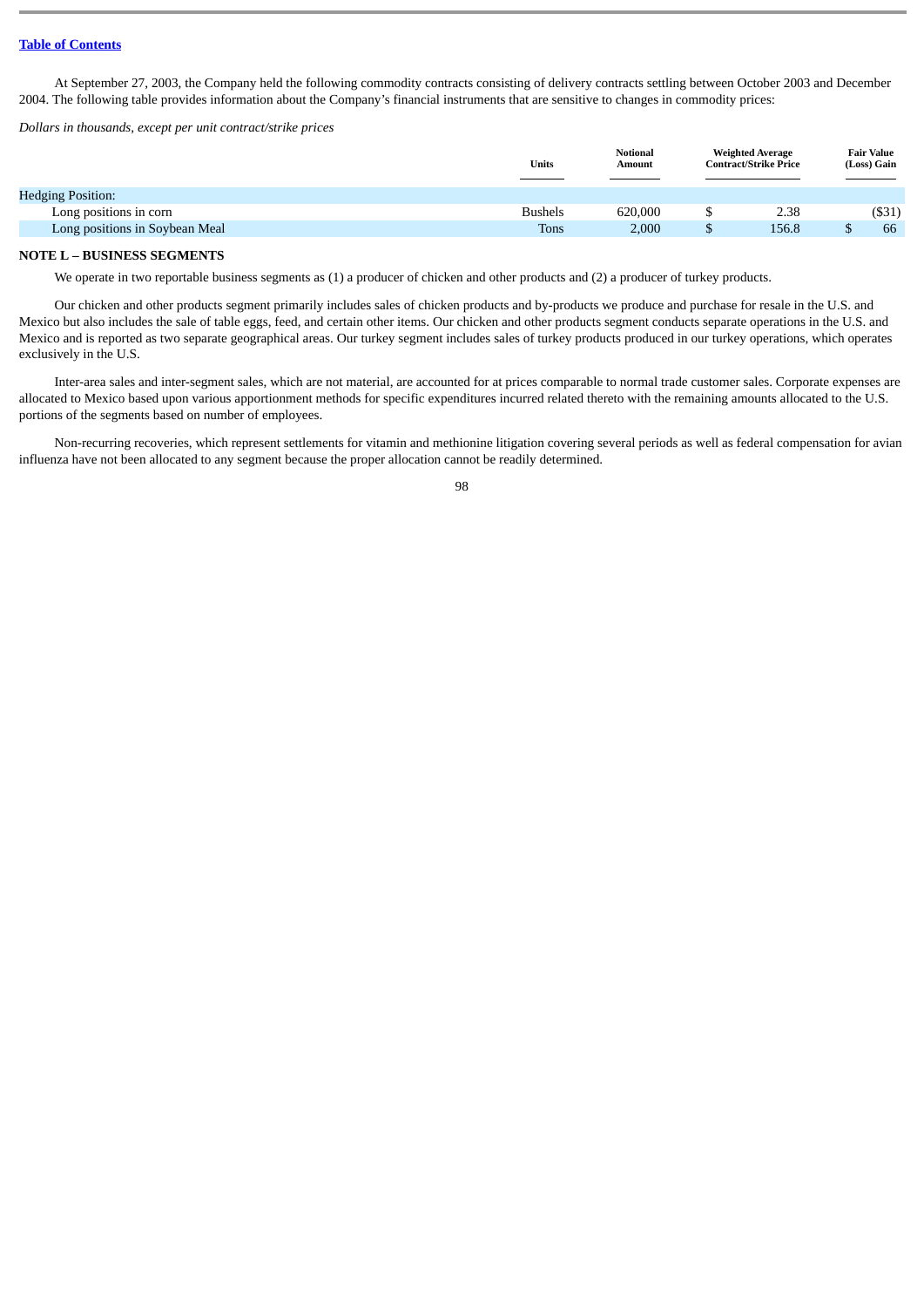[Table of Contents](#)

At September 27, 2003, the Company held the following commodity contracts consisting of delivery contracts settling between October 2003 and December 2004. The following table provides information about the Company's financial instruments that are sensitive to changes in commodity prices:

*Dollars in thousands, except per unit contract/strike prices*

| | Units | Notional Amount | Weighted Average Contract/Strike Price | Fair Value (Loss) Gain |
|---|---|---|---|---|
| Hedging Position: | | | | |
| Long positions in corn | Bushels | 620,000 | $ 2.38 | ($31) |
| Long positions in Soybean Meal | Tons | 2,000 | $ 156.8 | $ 66 |

**NOTE L – BUSINESS SEGMENTS**

We operate in two reportable business segments as (1) a producer of chicken and other products and (2) a producer of turkey products.

Our chicken and other products segment primarily includes sales of chicken products and by-products we produce and purchase for resale in the U.S. and Mexico but also includes the sale of table eggs, feed, and certain other items. Our chicken and other products segment conducts separate operations in the U.S. and Mexico and is reported as two separate geographical areas. Our turkey segment includes sales of turkey products produced in our turkey operations, which operates exclusively in the U.S.

Inter-area sales and inter-segment sales, which are not material, are accounted for at prices comparable to normal trade customer sales. Corporate expenses are allocated to Mexico based upon various apportionment methods for specific expenditures incurred related thereto with the remaining amounts allocated to the U.S. portions of the segments based on number of employees.

Non-recurring recoveries, which represent settlements for vitamin and methionine litigation covering several periods as well as federal compensation for avian influenza have not been allocated to any segment because the proper allocation cannot be readily determined.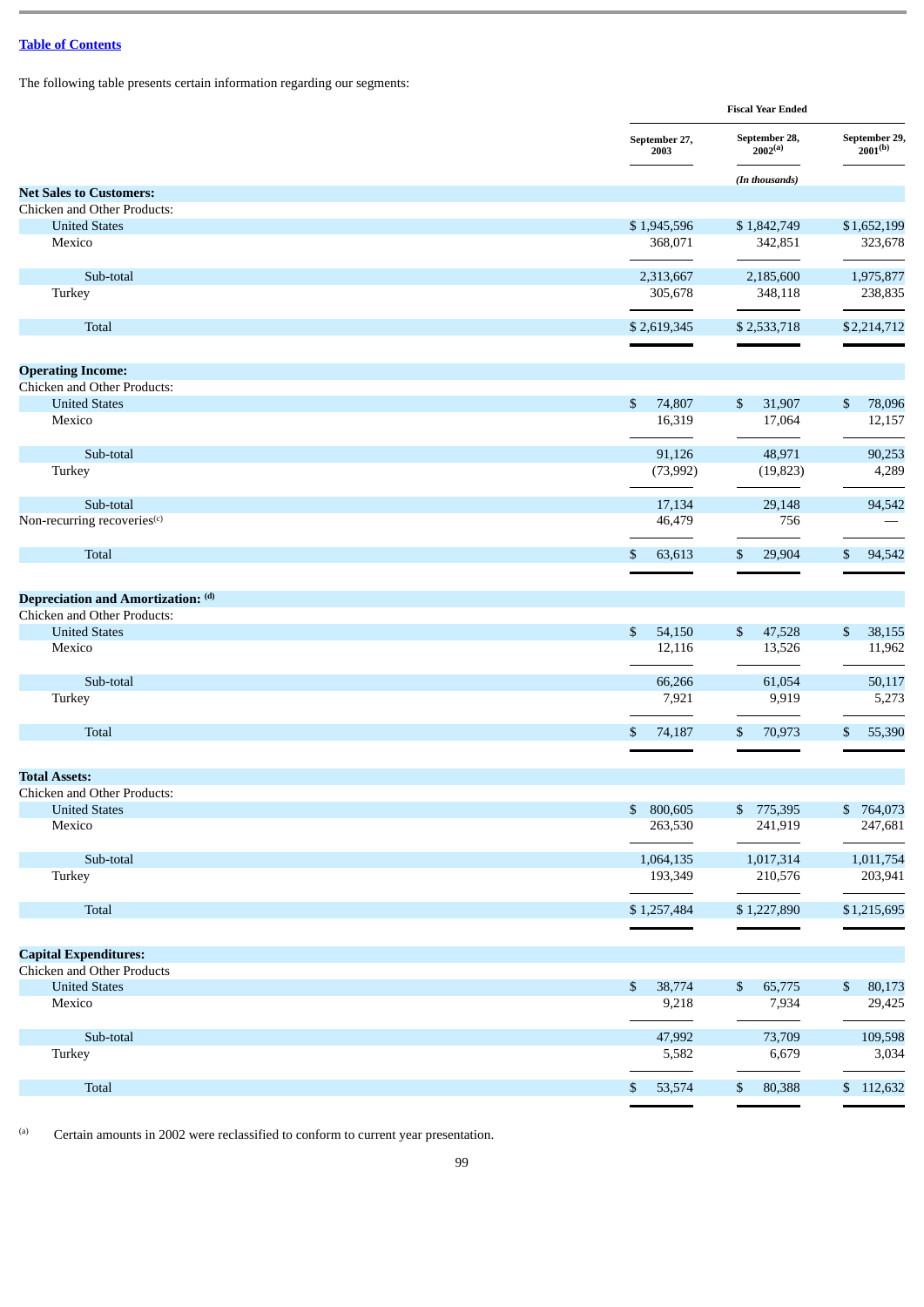The following table presents certain information regarding our segments:

| | Fiscal Year Ended | | |
|---|---|---|---|
| | September 27, 2003 | September 28, 2002[(a)] | September 29, 2001[(b)] |
| | | *(In thousands)* | |
| **Net Sales to Customers:** | | | |
| Chicken and Other Products: | | | |
| United States | $ 1,945,596 | $ 1,842,749 | $ 1,652,199 |
| Mexico | 368,071 | 342,851 | 323,678 |
| Sub-total | 2,313,667 | 2,185,600 | 1,975,877 |
| Turkey | 305,678 | 348,118 | 238,835 |
| Total | $ 2,619,345 | $ 2,533,718 | $ 2,214,712 |
| **Operating Income:** | | | |
| Chicken and Other Products: | | | |
| United States | $ 74,807 | $ 31,907 | $ 78,096 |
| Mexico | 16,319 | 17,064 | 12,157 |
| Sub-total | 91,126 | 48,971 | 90,253 |
| Turkey | (73,992) | (19,823) | 4,289 |
| Sub-total | 17,134 | 29,148 | 94,542 |
| Non-recurring recoveries[(c)] | 46,479 | 756 | — |
| Total | $ 63,613 | $ 29,904 | $ 94,542 |
| **Depreciation and Amortization:** [(d)] | | | |
| Chicken and Other Products: | | | |
| United States | $ 54,150 | $ 47,528 | $ 38,155 |
| Mexico | 12,116 | 13,526 | 11,962 |
| Sub-total | 66,266 | 61,054 | 50,117 |
| Turkey | 7,921 | 9,919 | 5,273 |
| Total | $ 74,187 | $ 70,973 | $ 55,390 |
| **Total Assets:** | | | |
| Chicken and Other Products: | | | |
| United States | $ 800,605 | $ 775,395 | $ 764,073 |
| Mexico | 263,530 | 241,919 | 247,681 |
| Sub-total | 1,064,135 | 1,017,314 | 1,011,754 |
| Turkey | 193,349 | 210,576 | 203,941 |
| Total | $ 1,257,484 | $ 1,227,890 | $ 1,215,695 |
| **Capital Expenditures:** | | | |
| Chicken and Other Products | | | |
| United States | $ 38,774 | $ 65,775 | $ 80,173 |
| Mexico | 9,218 | 7,934 | 29,425 |
| Sub-total | 47,992 | 73,709 | 109,598 |
| Turkey | 5,582 | 6,679 | 3,034 |
| Total | $ 53,574 | $ 80,388 | $ 112,632 |

(a) Certain amounts in 2002 were reclassified to conform to current year presentation.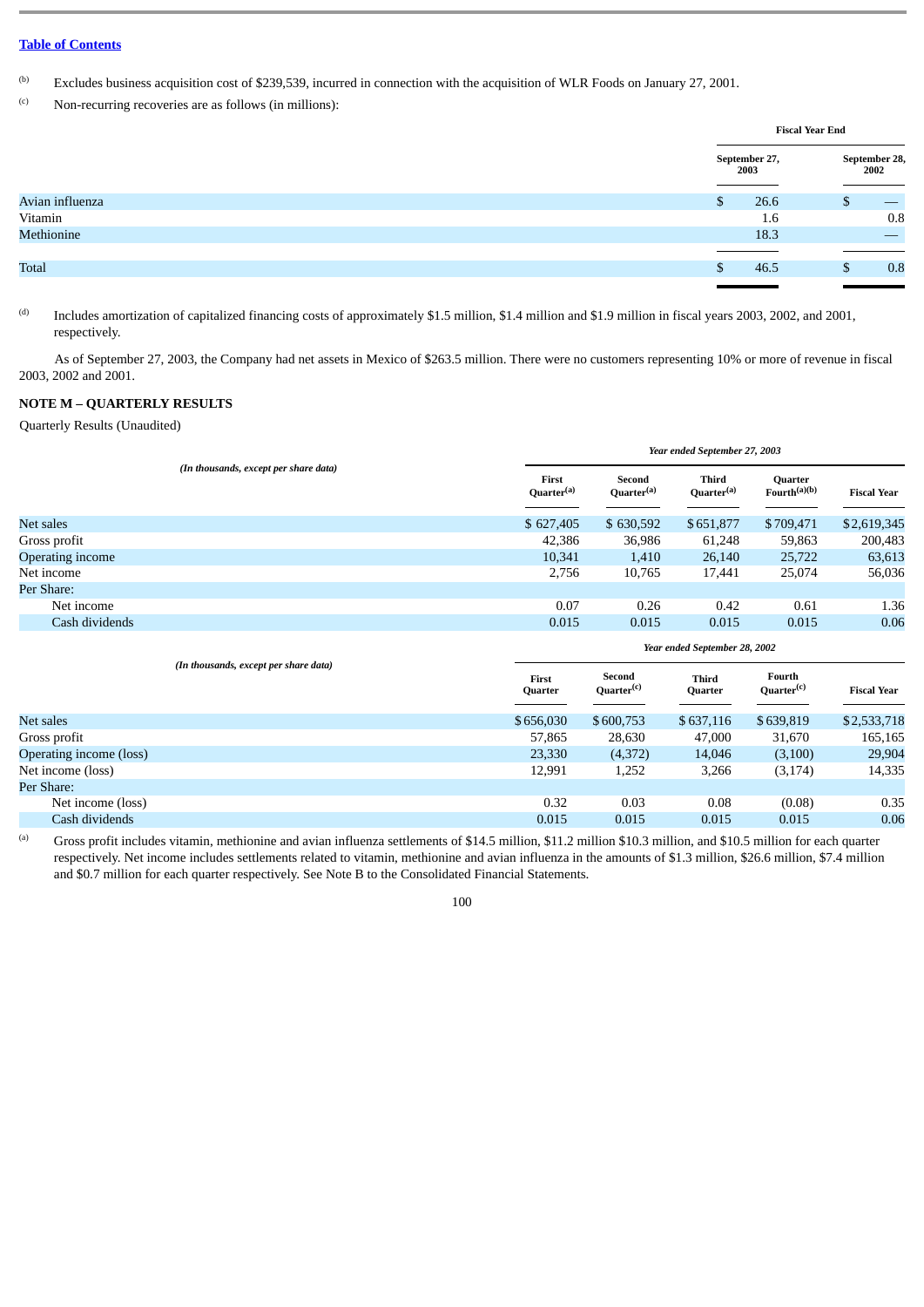[Table of Contents](#)

(b) Excludes business acquisition cost of $239,539, incurred in connection with the acquisition of WLR Foods on January 27, 2001.

(c) Non-recurring recoveries are as follows (in millions):

| | Fiscal Year End | |
|---|---|---|
| | September 27, 2003 | September 28, 2002 |
| Avian influenza | $ 26.6 | $ — |
| Vitamin | 1.6 | 0.8 |
| Methionine | 18.3 | — |
| Total | $ 46.5 | $ 0.8 |

(d) Includes amortization of capitalized financing costs of approximately $1.5 million, $1.4 million and $1.9 million in fiscal years 2003, 2002, and 2001, respectively.

As of September 27, 2003, the Company had net assets in Mexico of $263.5 million. There were no customers representing 10% or more of revenue in fiscal 2003, 2002 and 2001.

**NOTE M – QUARTERLY RESULTS**

Quarterly Results (Unaudited)

| *(In thousands, except per share data)* | *Year ended September 27, 2003* | | | | |
|---|---|---|---|---|---|
| | First Quarter[a] | Second Quarter[a] | Third Quarter[a] | Quarter Fourth[a][b] | Fiscal Year |
| Net sales | $ 627,405 | $ 630,592 | $ 651,877 | $ 709,471 | $ 2,619,345 |
| Gross profit | 42,386 | 36,986 | 61,248 | 59,863 | 200,483 |
| Operating income | 10,341 | 1,410 | 26,140 | 25,722 | 63,613 |
| Net income | 2,756 | 10,765 | 17,441 | 25,074 | 56,036 |
| Per Share: | | | | | |
| Net income | 0.07 | 0.26 | 0.42 | 0.61 | 1.36 |
| Cash dividends | 0.015 | 0.015 | 0.015 | 0.015 | 0.06 |

| *(In thousands, except per share data)* | *Year ended September 28, 2002* | | | | |
|---|---|---|---|---|---|
| | First Quarter | Second Quarter[c] | Third Quarter | Fourth Quarter[c] | Fiscal Year |
| Net sales | $ 656,030 | $ 600,753 | $ 637,116 | $ 639,819 | $ 2,533,718 |
| Gross profit | 57,865 | 28,630 | 47,000 | 31,670 | 165,165 |
| Operating income (loss) | 23,330 | (4,372) | 14,046 | (3,100) | 29,904 |
| Net income (loss) | 12,991 | 1,252 | 3,266 | (3,174) | 14,335 |
| Per Share: | | | | | |
| Net income (loss) | 0.32 | 0.03 | 0.08 | (0.08) | 0.35 |
| Cash dividends | 0.015 | 0.015 | 0.015 | 0.015 | 0.06 |

(a) Gross profit includes vitamin, methionine and avian influenza settlements of $14.5 million, $11.2 million $10.3 million, and $10.5 million for each quarter respectively. Net income includes settlements related to vitamin, methionine and avian influenza in the amounts of $1.3 million, $26.6 million, $7.4 million and $0.7 million for each quarter respectively. See Note B to the Consolidated Financial Statements.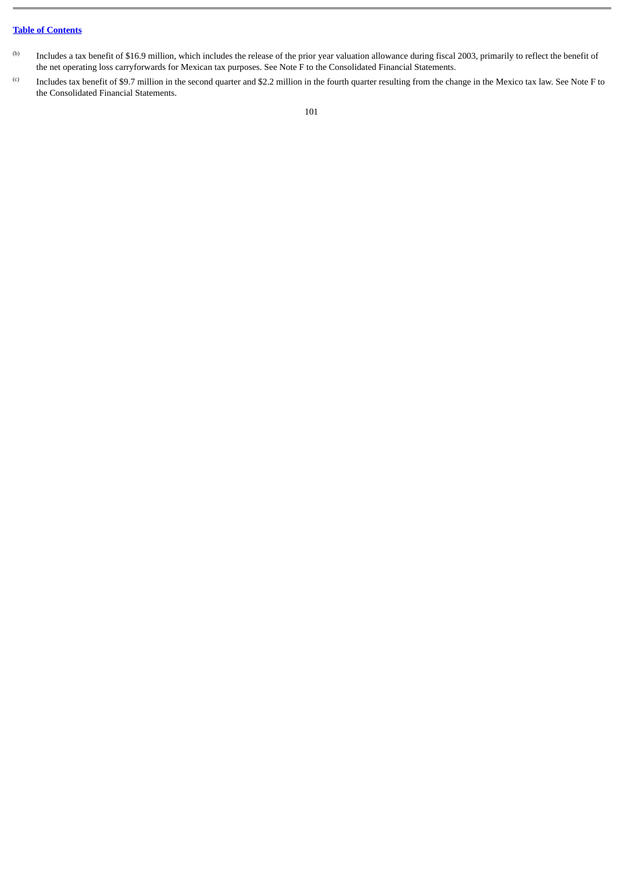(b) Includes a tax benefit of $16.9 million, which includes the release of the prior year valuation allowance during fiscal 2003, primarily to reflect the benefit of the net operating loss carryforwards for Mexican tax purposes. See Note F to the Consolidated Financial Statements.

(c) Includes tax benefit of $9.7 million in the second quarter and $2.2 million in the fourth quarter resulting from the change in the Mexico tax law. See Note F to the Consolidated Financial Statements.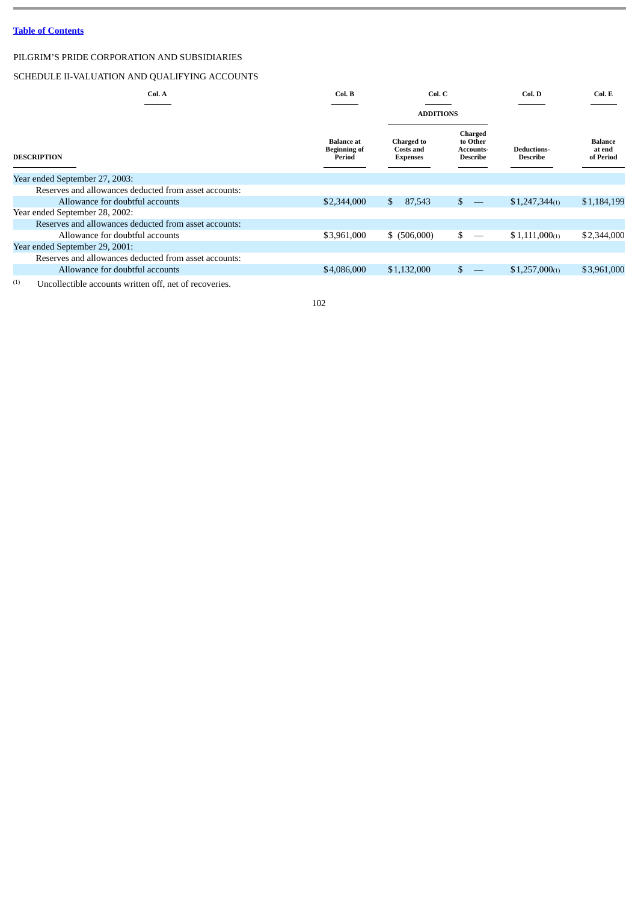Table of Contents

PILGRIM'S PRIDE CORPORATION AND SUBSIDIARIES

SCHEDULE II-VALUATION AND QUALIFYING ACCOUNTS

| Col. A | Col. B | Col. C | | Col. D | Col. E |
|---|---|---|---|---|---|
| | | ADDITIONS | | | |
| DESCRIPTION | Balance at Beginning of Period | Charged to Costs and Expenses | Charged to Other Accounts-Describe | Deductions-Describe | Balance at end of Period |
| Year ended September 27, 2003: | | | | | |
| Reserves and allowances deducted from asset accounts: | | | | | |
| Allowance for doubtful accounts | $2,344,000 | $ 87,543 | $ — | $1,247,344(1) | $1,184,199 |
| Year ended September 28, 2002: | | | | | |
| Reserves and allowances deducted from asset accounts: | | | | | |
| Allowance for doubtful accounts | $3,961,000 | $ (506,000) | $ — | $1,111,000(1) | $2,344,000 |
| Year ended September 29, 2001: | | | | | |
| Reserves and allowances deducted from asset accounts: | | | | | |
| Allowance for doubtful accounts | $4,086,000 | $1,132,000 | $ — | $1,257,000(1) | $3,961,000 |

(1) Uncollectible accounts written off, net of recoveries.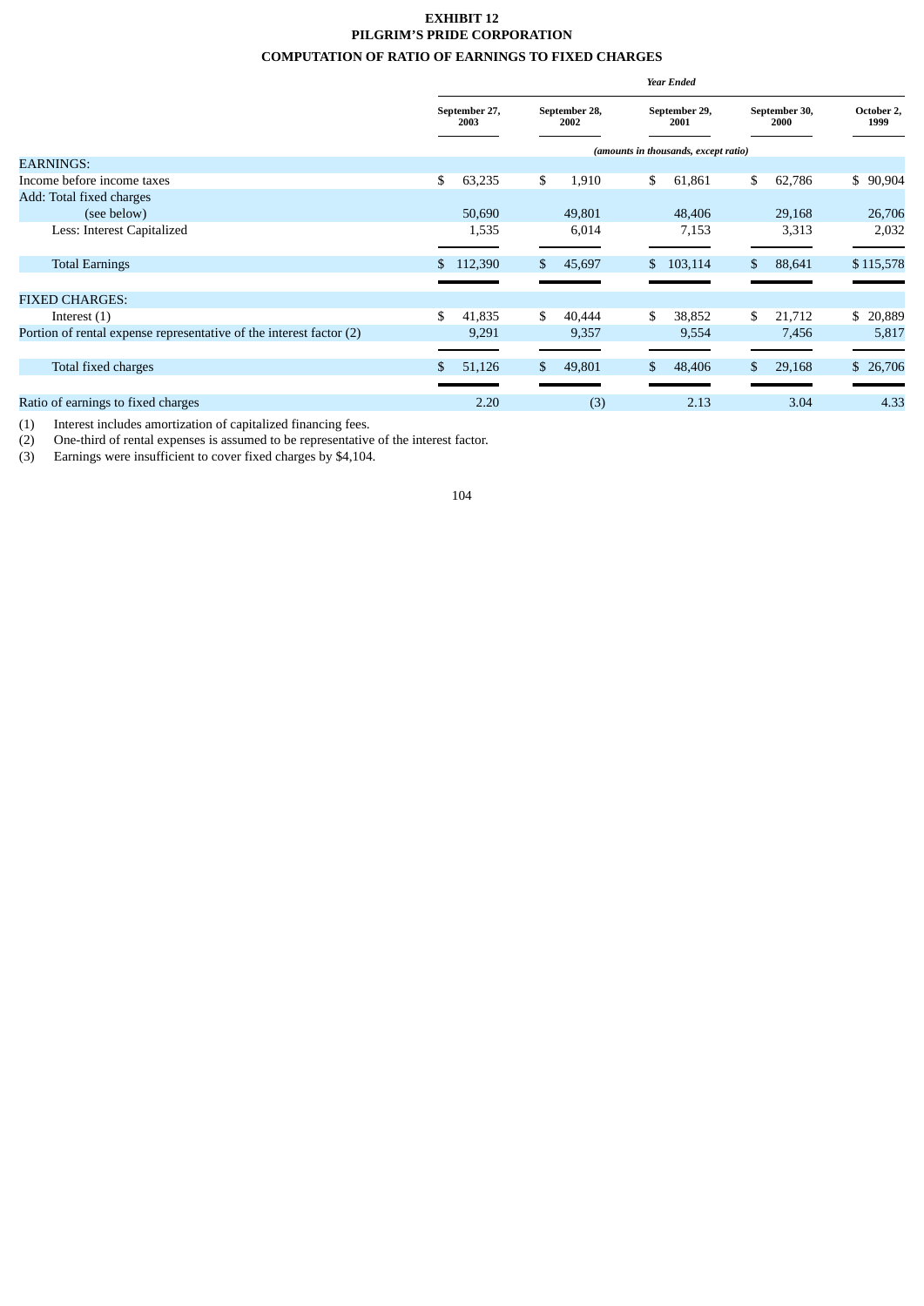**EXHIBIT 12**
**PILGRIM'S PRIDE CORPORATION**

**COMPUTATION OF RATIO OF EARNINGS TO FIXED CHARGES**

| | *Year Ended* | | | | |
|---|---|---|---|---|---|
| | **September 27, 2003** | **September 28, 2002** | **September 29, 2001** | **September 30, 2000** | **October 2, 1999** |
| | *(amounts in thousands, except ratio)* | | | | |
| EARNINGS: | | | | | |
| Income before income taxes | $ 63,235 | $ 1,910 | $ 61,861 | $ 62,786 | $ 90,904 |
| Add: Total fixed charges (see below) | 50,690 | 49,801 | 48,406 | 29,168 | 26,706 |
| Less: Interest Capitalized | 1,535 | 6,014 | 7,153 | 3,313 | 2,032 |
| Total Earnings | $ 112,390 | $ 45,697 | $ 103,114 | $ 88,641 | $ 115,578 |
| FIXED CHARGES: | | | | | |
| Interest (1) | $ 41,835 | $ 40,444 | $ 38,852 | $ 21,712 | $ 20,889 |
| Portion of rental expense representative of the interest factor (2) | 9,291 | 9,357 | 9,554 | 7,456 | 5,817 |
| Total fixed charges | $ 51,126 | $ 49,801 | $ 48,406 | $ 29,168 | $ 26,706 |
| Ratio of earnings to fixed charges | 2.20 | (3) | 2.13 | 3.04 | 4.33 |

(1) Interest includes amortization of capitalized financing fees.
(2) One-third of rental expenses is assumed to be representative of the interest factor.
(3) Earnings were insufficient to cover fixed charges by $4,104.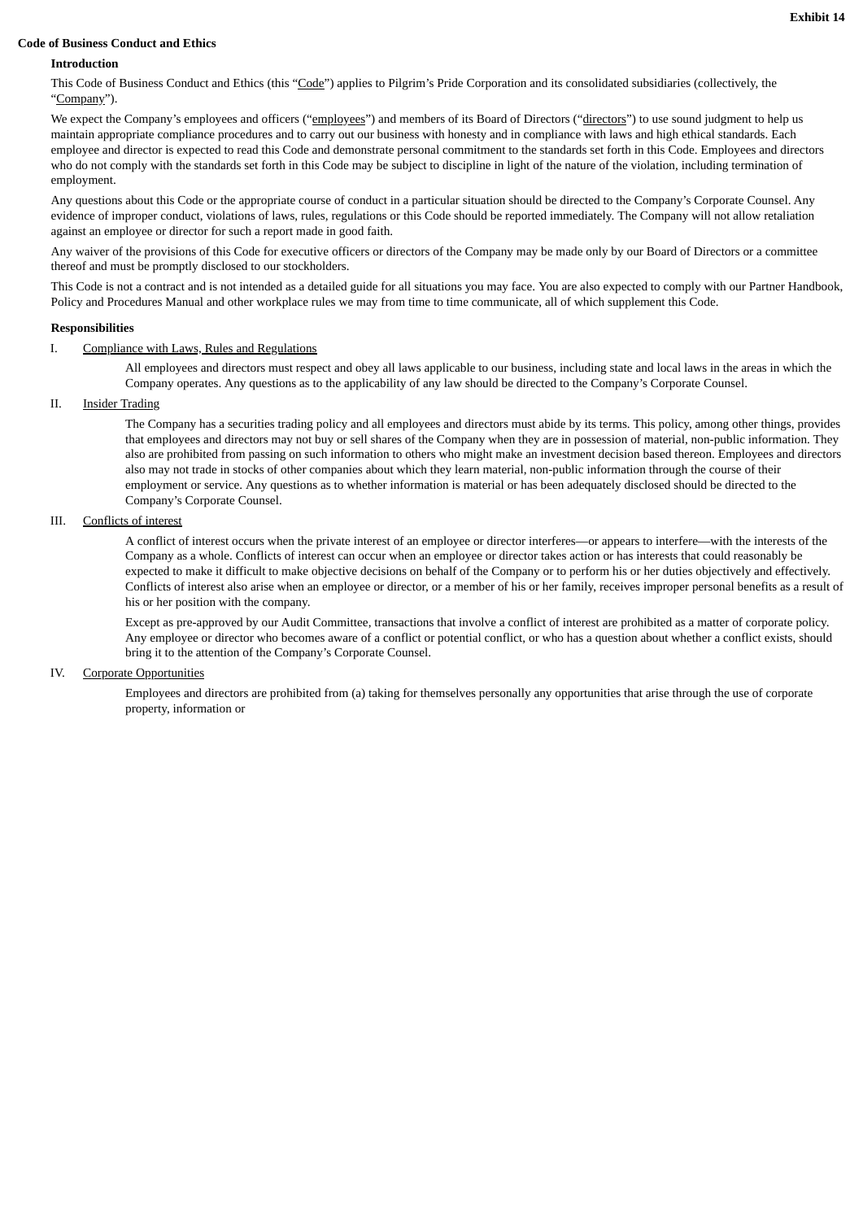**Exhibit 14**

# Code of Business Conduct and Ethics

## Introduction

This Code of Business Conduct and Ethics (this "Code") applies to Pilgrim's Pride Corporation and its consolidated subsidiaries (collectively, the "Company").

We expect the Company's employees and officers ("employees") and members of its Board of Directors ("directors") to use sound judgment to help us maintain appropriate compliance procedures and to carry out our business with honesty and in compliance with laws and high ethical standards. Each employee and director is expected to read this Code and demonstrate personal commitment to the standards set forth in this Code. Employees and directors who do not comply with the standards set forth in this Code may be subject to discipline in light of the nature of the violation, including termination of employment.

Any questions about this Code or the appropriate course of conduct in a particular situation should be directed to the Company's Corporate Counsel. Any evidence of improper conduct, violations of laws, rules, regulations or this Code should be reported immediately. The Company will not allow retaliation against an employee or director for such a report made in good faith.

Any waiver of the provisions of this Code for executive officers or directors of the Company may be made only by our Board of Directors or a committee thereof and must be promptly disclosed to our stockholders.

This Code is not a contract and is not intended as a detailed guide for all situations you may face. You are also expected to comply with our Partner Handbook, Policy and Procedures Manual and other workplace rules we may from time to time communicate, all of which supplement this Code.

## Responsibilities

I. Compliance with Laws, Rules and Regulations

All employees and directors must respect and obey all laws applicable to our business, including state and local laws in the areas in which the Company operates. Any questions as to the applicability of any law should be directed to the Company's Corporate Counsel.

II. Insider Trading

The Company has a securities trading policy and all employees and directors must abide by its terms. This policy, among other things, provides that employees and directors may not buy or sell shares of the Company when they are in possession of material, non-public information. They also are prohibited from passing on such information to others who might make an investment decision based thereon. Employees and directors also may not trade in stocks of other companies about which they learn material, non-public information through the course of their employment or service. Any questions as to whether information is material or has been adequately disclosed should be directed to the Company's Corporate Counsel.

III. Conflicts of interest

A conflict of interest occurs when the private interest of an employee or director interferes—or appears to interfere—with the interests of the Company as a whole. Conflicts of interest can occur when an employee or director takes action or has interests that could reasonably be expected to make it difficult to make objective decisions on behalf of the Company or to perform his or her duties objectively and effectively. Conflicts of interest also arise when an employee or director, or a member of his or her family, receives improper personal benefits as a result of his or her position with the company.

Except as pre-approved by our Audit Committee, transactions that involve a conflict of interest are prohibited as a matter of corporate policy. Any employee or director who becomes aware of a conflict or potential conflict, or who has a question about whether a conflict exists, should bring it to the attention of the Company's Corporate Counsel.

IV. Corporate Opportunities

Employees and directors are prohibited from (a) taking for themselves personally any opportunities that arise through the use of corporate property, information or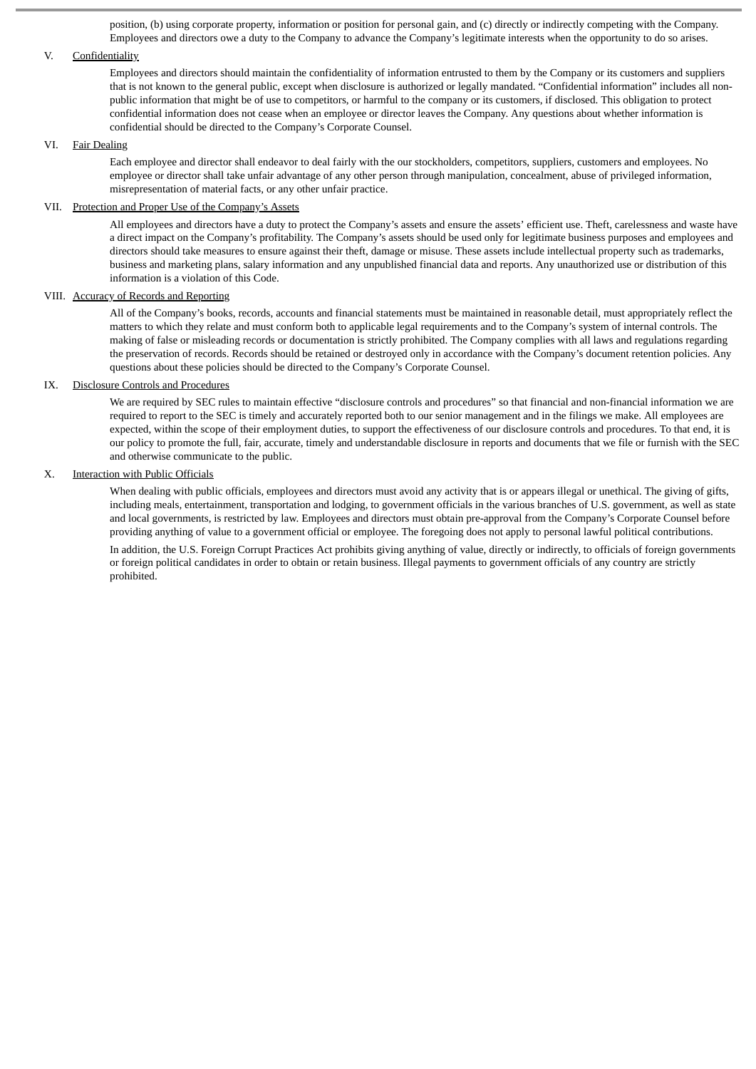position, (b) using corporate property, information or position for personal gain, and (c) directly or indirectly competing with the Company. Employees and directors owe a duty to the Company to advance the Company's legitimate interests when the opportunity to do so arises.

## V. Confidentiality

Employees and directors should maintain the confidentiality of information entrusted to them by the Company or its customers and suppliers that is not known to the general public, except when disclosure is authorized or legally mandated. "Confidential information" includes all non-public information that might be of use to competitors, or harmful to the company or its customers, if disclosed. This obligation to protect confidential information does not cease when an employee or director leaves the Company. Any questions about whether information is confidential should be directed to the Company's Corporate Counsel.

## VI. Fair Dealing

Each employee and director shall endeavor to deal fairly with the our stockholders, competitors, suppliers, customers and employees. No employee or director shall take unfair advantage of any other person through manipulation, concealment, abuse of privileged information, misrepresentation of material facts, or any other unfair practice.

## VII. Protection and Proper Use of the Company's Assets

All employees and directors have a duty to protect the Company's assets and ensure the assets' efficient use. Theft, carelessness and waste have a direct impact on the Company's profitability. The Company's assets should be used only for legitimate business purposes and employees and directors should take measures to ensure against their theft, damage or misuse. These assets include intellectual property such as trademarks, business and marketing plans, salary information and any unpublished financial data and reports. Any unauthorized use or distribution of this information is a violation of this Code.

## VIII. Accuracy of Records and Reporting

All of the Company's books, records, accounts and financial statements must be maintained in reasonable detail, must appropriately reflect the matters to which they relate and must conform both to applicable legal requirements and to the Company's system of internal controls. The making of false or misleading records or documentation is strictly prohibited. The Company complies with all laws and regulations regarding the preservation of records. Records should be retained or destroyed only in accordance with the Company's document retention policies. Any questions about these policies should be directed to the Company's Corporate Counsel.

## IX. Disclosure Controls and Procedures

We are required by SEC rules to maintain effective "disclosure controls and procedures" so that financial and non-financial information we are required to report to the SEC is timely and accurately reported both to our senior management and in the filings we make. All employees are expected, within the scope of their employment duties, to support the effectiveness of our disclosure controls and procedures. To that end, it is our policy to promote the full, fair, accurate, timely and understandable disclosure in reports and documents that we file or furnish with the SEC and otherwise communicate to the public.

## X. Interaction with Public Officials

When dealing with public officials, employees and directors must avoid any activity that is or appears illegal or unethical. The giving of gifts, including meals, entertainment, transportation and lodging, to government officials in the various branches of U.S. government, as well as state and local governments, is restricted by law. Employees and directors must obtain pre-approval from the Company's Corporate Counsel before providing anything of value to a government official or employee. The foregoing does not apply to personal lawful political contributions.

In addition, the U.S. Foreign Corrupt Practices Act prohibits giving anything of value, directly or indirectly, to officials of foreign governments or foreign political candidates in order to obtain or retain business. Illegal payments to government officials of any country are strictly prohibited.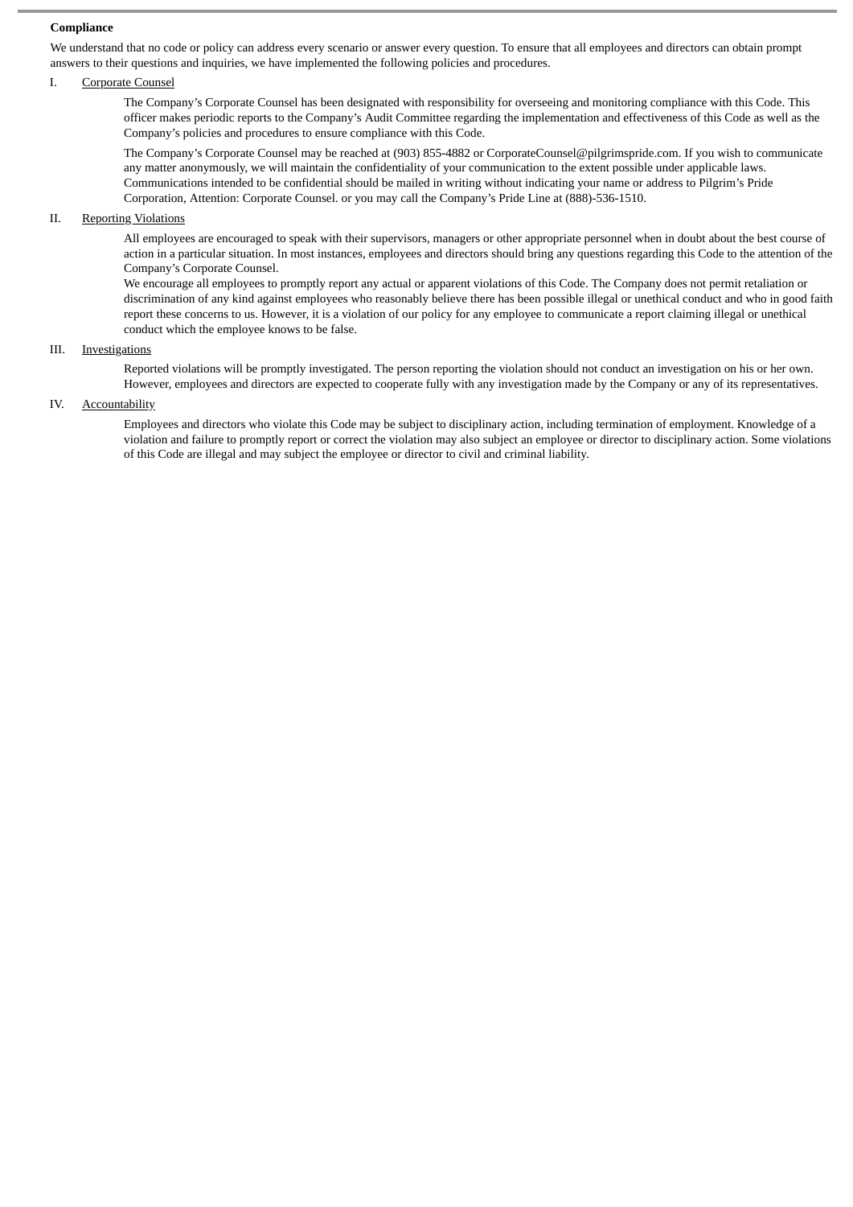**Compliance**

We understand that no code or policy can address every scenario or answer every question. To ensure that all employees and directors can obtain prompt answers to their questions and inquiries, we have implemented the following policies and procedures.

I. Corporate Counsel

The Company's Corporate Counsel has been designated with responsibility for overseeing and monitoring compliance with this Code. This officer makes periodic reports to the Company's Audit Committee regarding the implementation and effectiveness of this Code as well as the Company's policies and procedures to ensure compliance with this Code.

The Company's Corporate Counsel may be reached at (903) 855-4882 or CorporateCounsel@pilgrimspride.com. If you wish to communicate any matter anonymously, we will maintain the confidentiality of your communication to the extent possible under applicable laws. Communications intended to be confidential should be mailed in writing without indicating your name or address to Pilgrim's Pride Corporation, Attention: Corporate Counsel. or you may call the Company's Pride Line at (888)-536-1510.

II. Reporting Violations

All employees are encouraged to speak with their supervisors, managers or other appropriate personnel when in doubt about the best course of action in a particular situation. In most instances, employees and directors should bring any questions regarding this Code to the attention of the Company's Corporate Counsel.

We encourage all employees to promptly report any actual or apparent violations of this Code. The Company does not permit retaliation or discrimination of any kind against employees who reasonably believe there has been possible illegal or unethical conduct and who in good faith report these concerns to us. However, it is a violation of our policy for any employee to communicate a report claiming illegal or unethical conduct which the employee knows to be false.

III. Investigations

Reported violations will be promptly investigated. The person reporting the violation should not conduct an investigation on his or her own. However, employees and directors are expected to cooperate fully with any investigation made by the Company or any of its representatives.

IV. Accountability

Employees and directors who violate this Code may be subject to disciplinary action, including termination of employment. Knowledge of a violation and failure to promptly report or correct the violation may also subject an employee or director to disciplinary action. Some violations of this Code are illegal and may subject the employee or director to civil and criminal liability.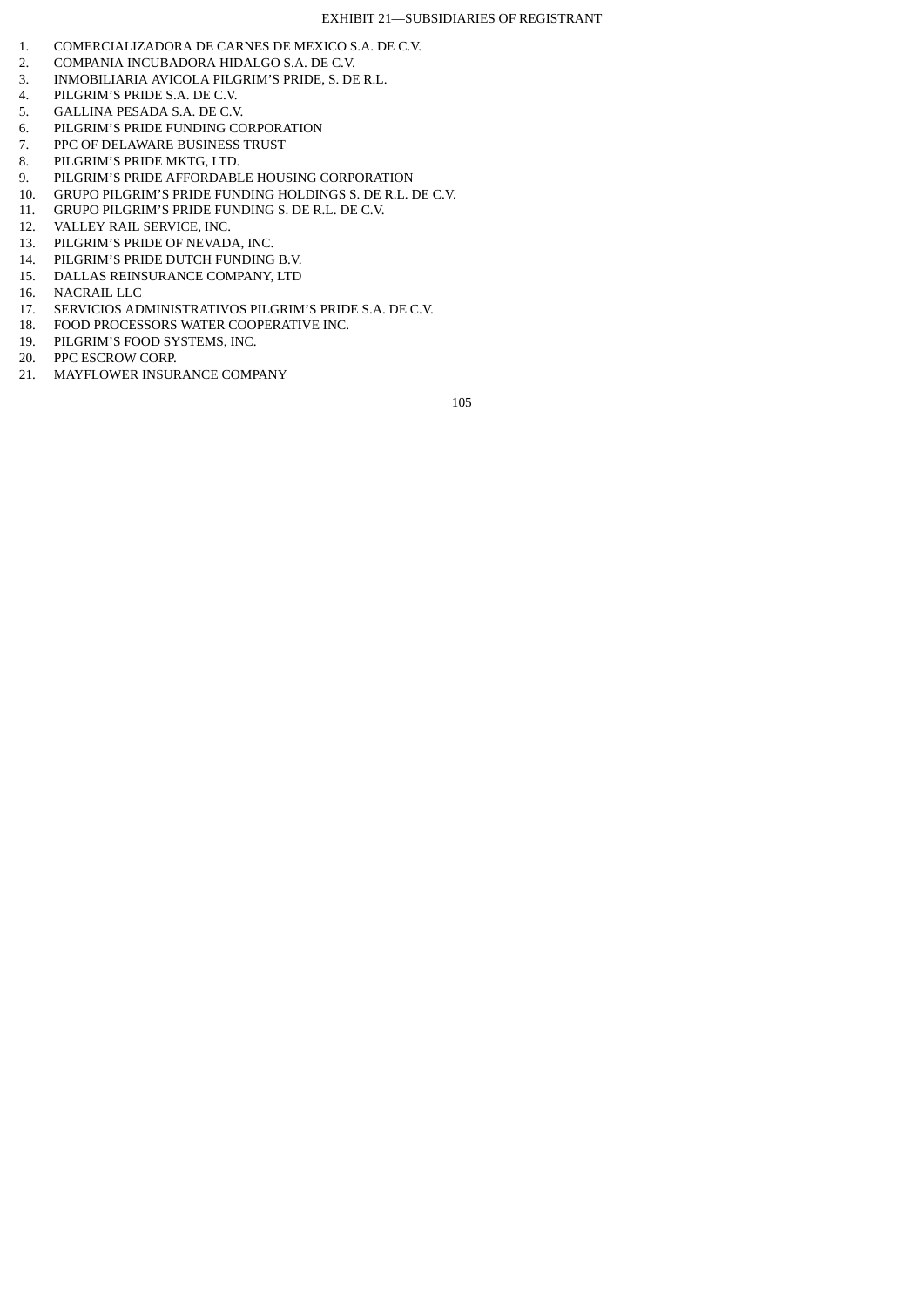# EXHIBIT 21—SUBSIDIARIES OF REGISTRANT

1. COMERCIALIZADORA DE CARNES DE MEXICO S.A. DE C.V.
2. COMPANIA INCUBADORA HIDALGO S.A. DE C.V.
3. INMOBILIARIA AVICOLA PILGRIM'S PRIDE, S. DE R.L.
4. PILGRIM'S PRIDE S.A. DE C.V.
5. GALLINA PESADA S.A. DE C.V.
6. PILGRIM'S PRIDE FUNDING CORPORATION
7. PPC OF DELAWARE BUSINESS TRUST
8. PILGRIM'S PRIDE MKTG, LTD.
9. PILGRIM'S PRIDE AFFORDABLE HOUSING CORPORATION
10. GRUPO PILGRIM'S PRIDE FUNDING HOLDINGS S. DE R.L. DE C.V.
11. GRUPO PILGRIM'S PRIDE FUNDING S. DE R.L. DE C.V.
12. VALLEY RAIL SERVICE, INC.
13. PILGRIM'S PRIDE OF NEVADA, INC.
14. PILGRIM'S PRIDE DUTCH FUNDING B.V.
15. DALLAS REINSURANCE COMPANY, LTD
16. NACRAIL LLC
17. SERVICIOS ADMINISTRATIVOS PILGRIM'S PRIDE S.A. DE C.V.
18. FOOD PROCESSORS WATER COOPERATIVE INC.
19. PILGRIM'S FOOD SYSTEMS, INC.
20. PPC ESCROW CORP.
21. MAYFLOWER INSURANCE COMPANY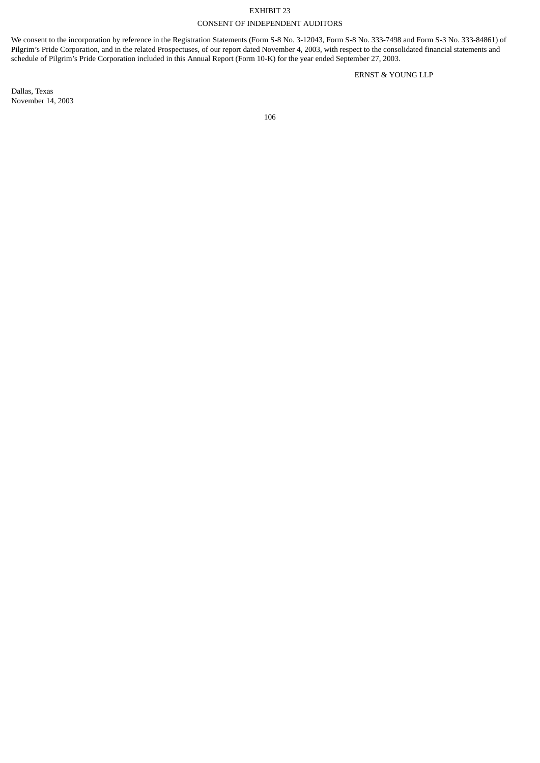# EXHIBIT 23

## CONSENT OF INDEPENDENT AUDITORS

We consent to the incorporation by reference in the Registration Statements (Form S-8 No. 3-12043, Form S-8 No. 333-7498 and Form S-3 No. 333-84861) of Pilgrim's Pride Corporation, and in the related Prospectuses, of our report dated November 4, 2003, with respect to the consolidated financial statements and schedule of Pilgrim's Pride Corporation included in this Annual Report (Form 10-K) for the year ended September 27, 2003.

ERNST & YOUNG LLP

Dallas, Texas
November 14, 2003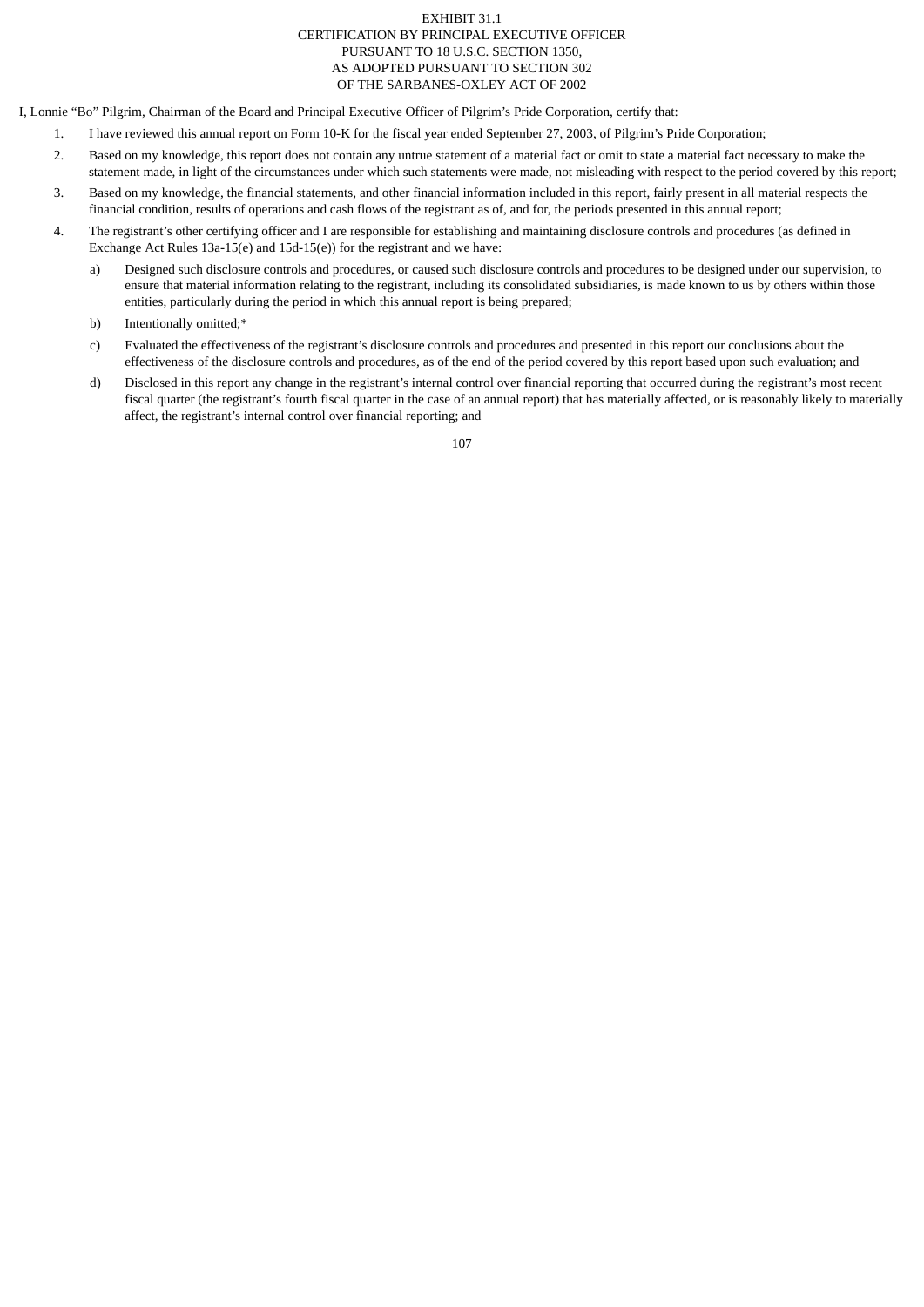EXHIBIT 31.1
CERTIFICATION BY PRINCIPAL EXECUTIVE OFFICER
PURSUANT TO 18 U.S.C. SECTION 1350,
AS ADOPTED PURSUANT TO SECTION 302
OF THE SARBANES-OXLEY ACT OF 2002

I, Lonnie "Bo" Pilgrim, Chairman of the Board and Principal Executive Officer of Pilgrim's Pride Corporation, certify that:

1. I have reviewed this annual report on Form 10-K for the fiscal year ended September 27, 2003, of Pilgrim's Pride Corporation;

2. Based on my knowledge, this report does not contain any untrue statement of a material fact or omit to state a material fact necessary to make the statement made, in light of the circumstances under which such statements were made, not misleading with respect to the period covered by this report;

3. Based on my knowledge, the financial statements, and other financial information included in this report, fairly present in all material respects the financial condition, results of operations and cash flows of the registrant as of, and for, the periods presented in this annual report;

4. The registrant's other certifying officer and I are responsible for establishing and maintaining disclosure controls and procedures (as defined in Exchange Act Rules 13a-15(e) and 15d-15(e)) for the registrant and we have:

   a) Designed such disclosure controls and procedures, or caused such disclosure controls and procedures to be designed under our supervision, to ensure that material information relating to the registrant, including its consolidated subsidiaries, is made known to us by others within those entities, particularly during the period in which this annual report is being prepared;

   b) Intentionally omitted;*

   c) Evaluated the effectiveness of the registrant's disclosure controls and procedures and presented in this report our conclusions about the effectiveness of the disclosure controls and procedures, as of the end of the period covered by this report based upon such evaluation; and

   d) Disclosed in this report any change in the registrant's internal control over financial reporting that occurred during the registrant's most recent fiscal quarter (the registrant's fourth fiscal quarter in the case of an annual report) that has materially affected, or is reasonably likely to materially affect, the registrant's internal control over financial reporting; and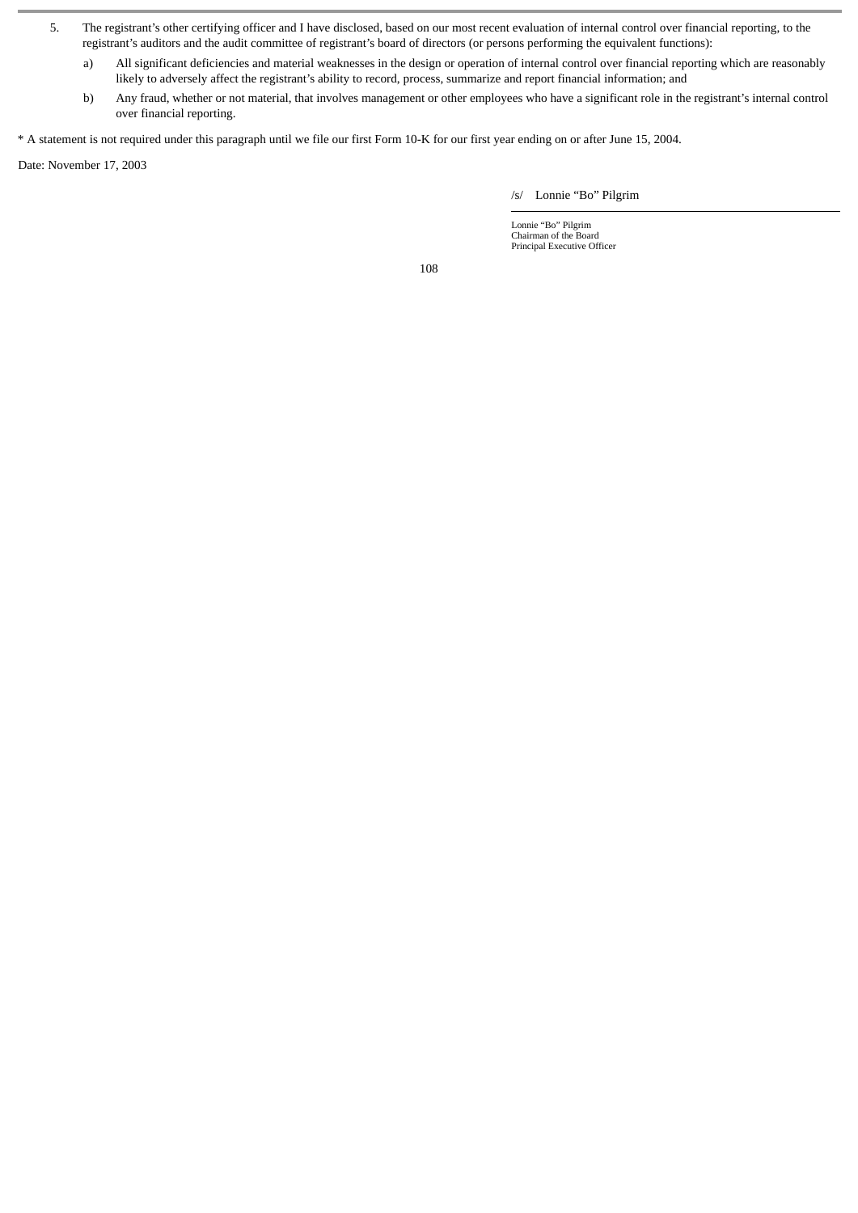5. The registrant's other certifying officer and I have disclosed, based on our most recent evaluation of internal control over financial reporting, to the registrant's auditors and the audit committee of registrant's board of directors (or persons performing the equivalent functions):

   a) All significant deficiencies and material weaknesses in the design or operation of internal control over financial reporting which are reasonably likely to adversely affect the registrant's ability to record, process, summarize and report financial information; and

   b) Any fraud, whether or not material, that involves management or other employees who have a significant role in the registrant's internal control over financial reporting.

* A statement is not required under this paragraph until we file our first Form 10-K for our first year ending on or after June 15, 2004.

Date: November 17, 2003

/s/ Lonnie "Bo" Pilgrim

Lonnie "Bo" Pilgrim
Chairman of the Board
Principal Executive Officer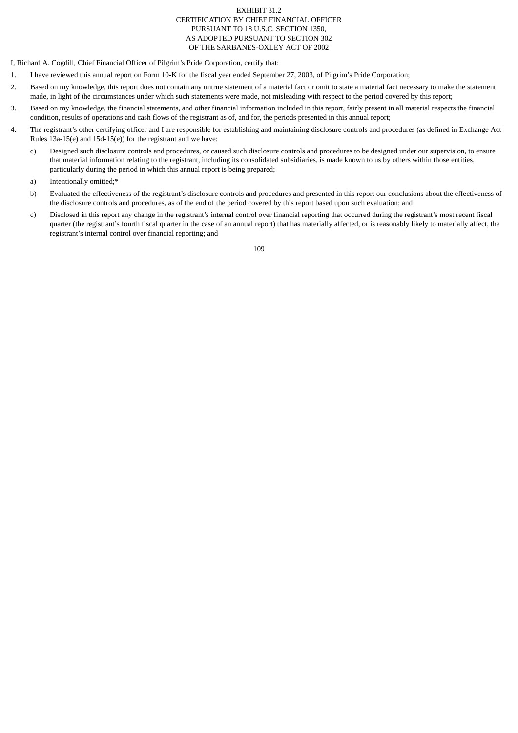EXHIBIT 31.2
CERTIFICATION BY CHIEF FINANCIAL OFFICER
PURSUANT TO 18 U.S.C. SECTION 1350,
AS ADOPTED PURSUANT TO SECTION 302
OF THE SARBANES-OXLEY ACT OF 2002

I, Richard A. Cogdill, Chief Financial Officer of Pilgrim's Pride Corporation, certify that:

1. I have reviewed this annual report on Form 10-K for the fiscal year ended September 27, 2003, of Pilgrim's Pride Corporation;
2. Based on my knowledge, this report does not contain any untrue statement of a material fact or omit to state a material fact necessary to make the statement made, in light of the circumstances under which such statements were made, not misleading with respect to the period covered by this report;
3. Based on my knowledge, the financial statements, and other financial information included in this report, fairly present in all material respects the financial condition, results of operations and cash flows of the registrant as of, and for, the periods presented in this annual report;
4. The registrant's other certifying officer and I are responsible for establishing and maintaining disclosure controls and procedures (as defined in Exchange Act Rules 13a-15(e) and 15d-15(e)) for the registrant and we have:
   - c) Designed such disclosure controls and procedures, or caused such disclosure controls and procedures to be designed under our supervision, to ensure that material information relating to the registrant, including its consolidated subsidiaries, is made known to us by others within those entities, particularly during the period in which this annual report is being prepared;
   - a) Intentionally omitted;*
   - b) Evaluated the effectiveness of the registrant's disclosure controls and procedures and presented in this report our conclusions about the effectiveness of the disclosure controls and procedures, as of the end of the period covered by this report based upon such evaluation; and
   - c) Disclosed in this report any change in the registrant's internal control over financial reporting that occurred during the registrant's most recent fiscal quarter (the registrant's fourth fiscal quarter in the case of an annual report) that has materially affected, or is reasonably likely to materially affect, the registrant's internal control over financial reporting; and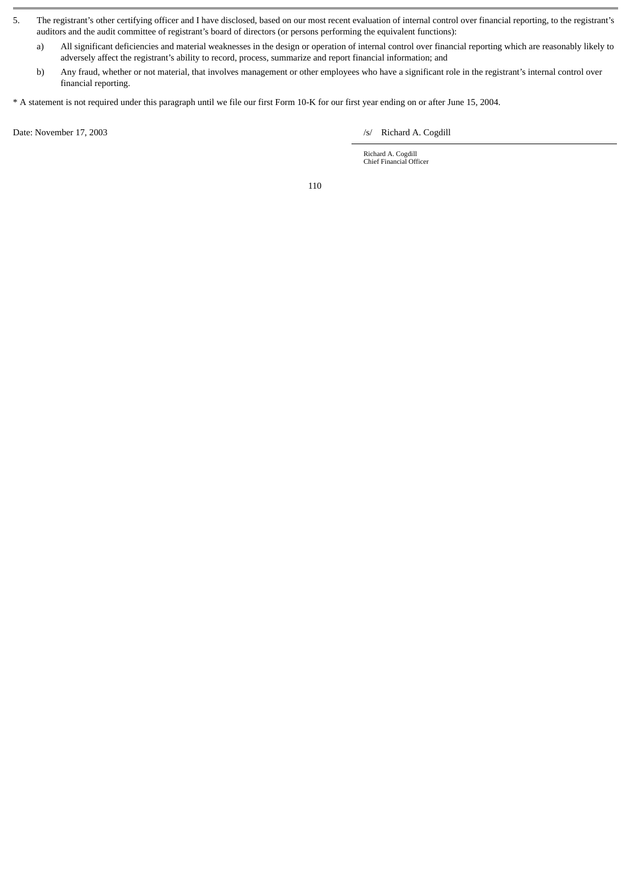5. The registrant's other certifying officer and I have disclosed, based on our most recent evaluation of internal control over financial reporting, to the registrant's auditors and the audit committee of registrant's board of directors (or persons performing the equivalent functions):

   a) All significant deficiencies and material weaknesses in the design or operation of internal control over financial reporting which are reasonably likely to adversely affect the registrant's ability to record, process, summarize and report financial information; and

   b) Any fraud, whether or not material, that involves management or other employees who have a significant role in the registrant's internal control over financial reporting.

* A statement is not required under this paragraph until we file our first Form 10-K for our first year ending on or after June 15, 2004.

Date: November 17, 2003

/s/ Richard A. Cogdill

Richard A. Cogdill
Chief Financial Officer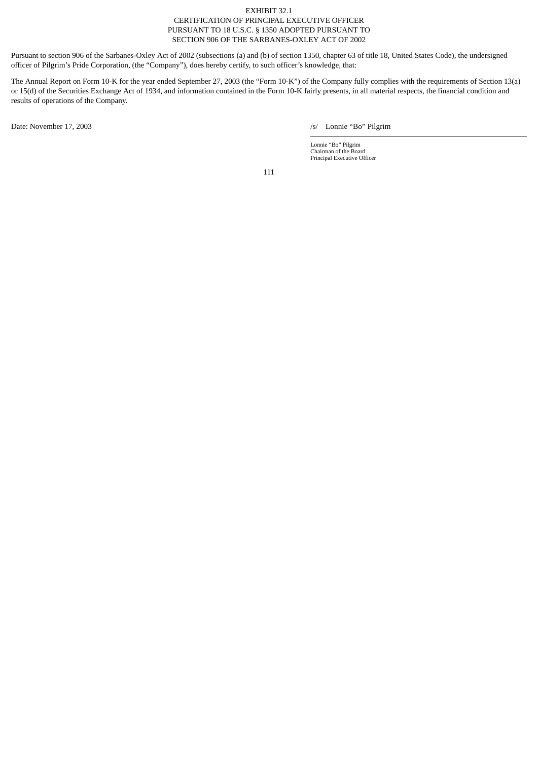# EXHIBIT 32.1
## CERTIFICATION OF PRINCIPAL EXECUTIVE OFFICER PURSUANT TO 18 U.S.C. § 1350 ADOPTED PURSUANT TO SECTION 906 OF THE SARBANES-OXLEY ACT OF 2002

Pursuant to section 906 of the Sarbanes-Oxley Act of 2002 (subsections (a) and (b) of section 1350, chapter 63 of title 18, United States Code), the undersigned officer of Pilgrim's Pride Corporation, (the "Company"), does hereby certify, to such officer's knowledge, that:

The Annual Report on Form 10-K for the year ended September 27, 2003 (the "Form 10-K") of the Company fully complies with the requirements of Section 13(a) or 15(d) of the Securities Exchange Act of 1934, and information contained in the Form 10-K fairly presents, in all material respects, the financial condition and results of operations of the Company.

Date: November 17, 2003

/s/ Lonnie "Bo" Pilgrim

Lonnie "Bo" Pilgrim
Chairman of the Board
Principal Executive Officer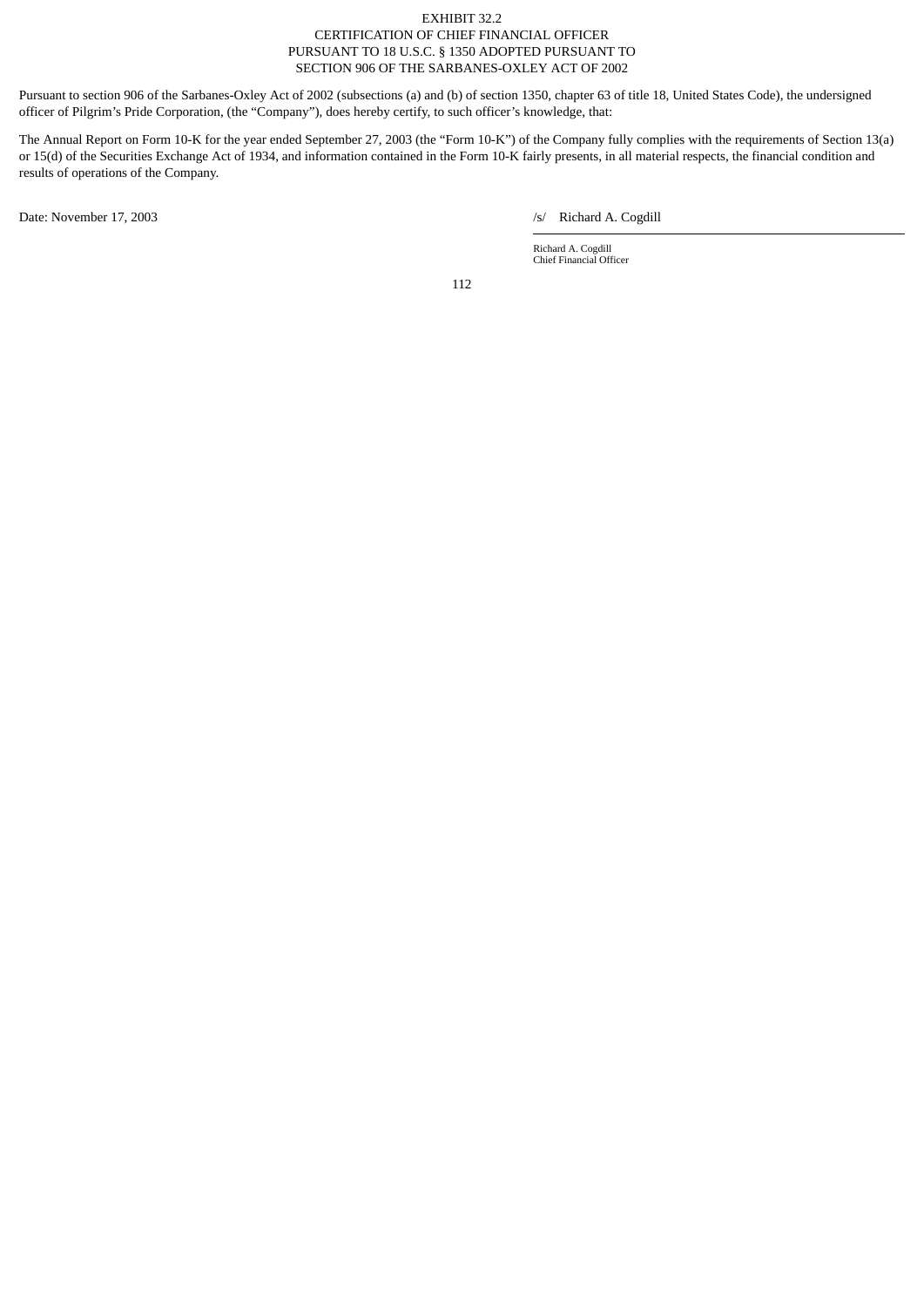EXHIBIT 32.2
CERTIFICATION OF CHIEF FINANCIAL OFFICER
PURSUANT TO 18 U.S.C. § 1350 ADOPTED PURSUANT TO
SECTION 906 OF THE SARBANES-OXLEY ACT OF 2002

Pursuant to section 906 of the Sarbanes-Oxley Act of 2002 (subsections (a) and (b) of section 1350, chapter 63 of title 18, United States Code), the undersigned officer of Pilgrim's Pride Corporation, (the "Company"), does hereby certify, to such officer's knowledge, that:

The Annual Report on Form 10-K for the year ended September 27, 2003 (the "Form 10-K") of the Company fully complies with the requirements of Section 13(a) or 15(d) of the Securities Exchange Act of 1934, and information contained in the Form 10-K fairly presents, in all material respects, the financial condition and results of operations of the Company.

Date: November 17, 2003

/s/ Richard A. Cogdill

Richard A. Cogdill
Chief Financial Officer